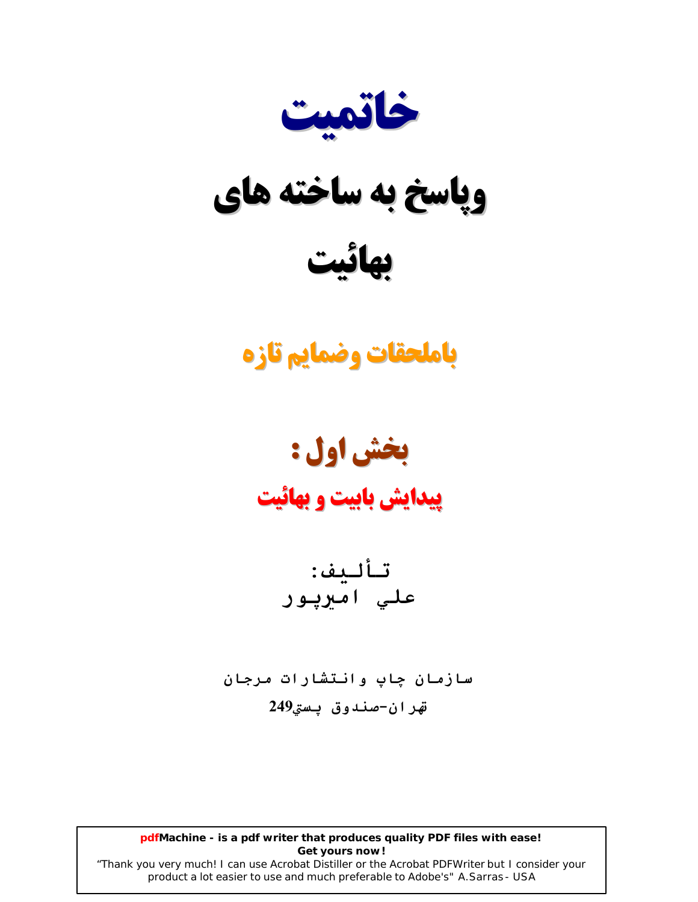# خاتمیت

# وپاسخ به ساخته های

# بهائیت

## باملحقات وضمایم تازه

## بخش اول :

## پیدایش بابیت و بهائیت

تـألـیف:

علـي امـیرپـور

سـازمـان چاپ و انـتشارات مـرجـان

تهـران-صنـدوق پـستي249

**pdfMachine - is a pdf writer that produces quality PDF files with ease!**
**Get yours now!**
"Thank you very much! I can use Acrobat Distiller or the Acrobat PDFWriter but I consider your product a lot easier to use and much preferable to Adobe's" A.Sarras - USA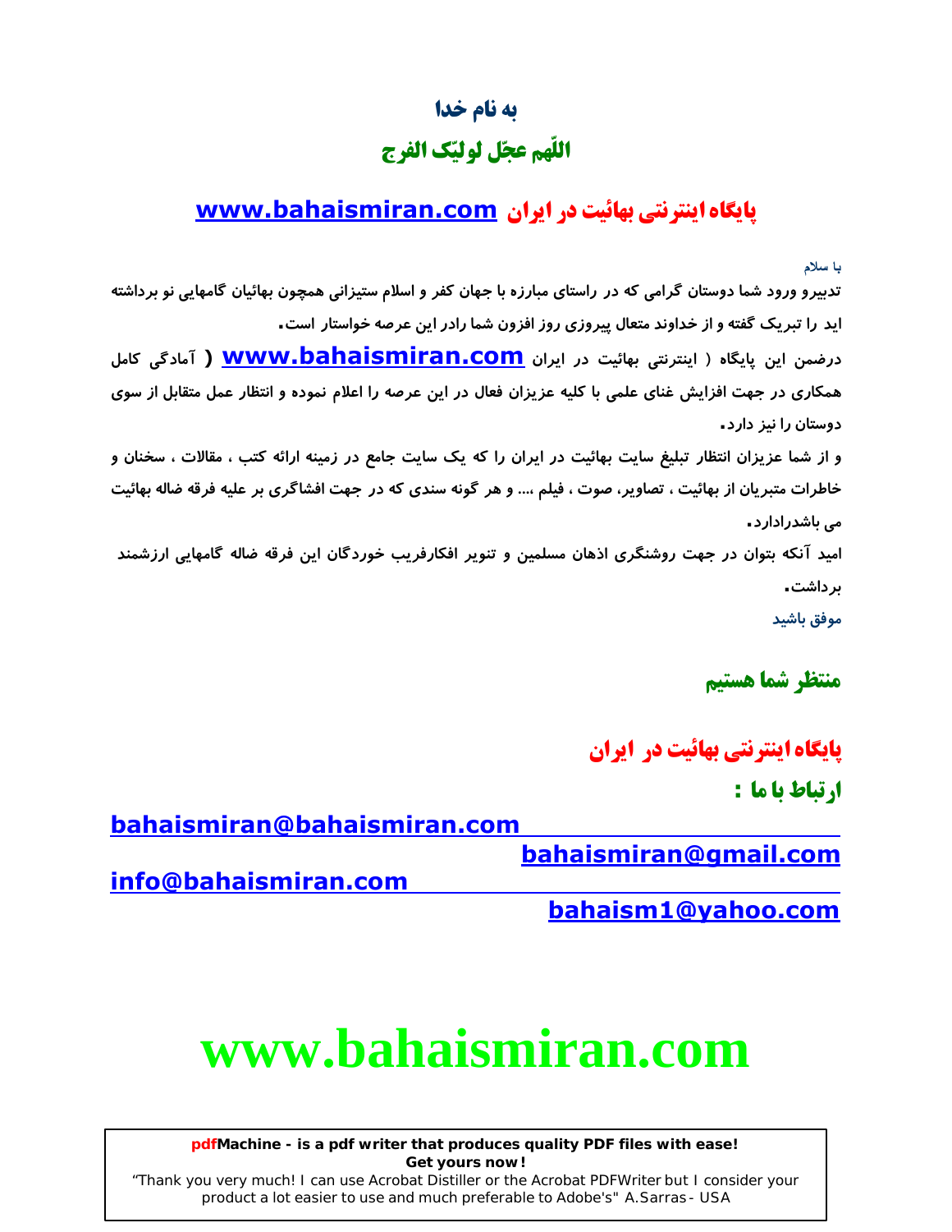# به نام خدا

## اللّهم عجّل لولیّک الفرج

## پایگاه اینترنتی بهائیت در ایران www.bahaismiran.com

با سلام

تدبیرو ورود شما دوستان گرامی که در راستای مبارزه با جهان کفر و اسلام ستیزانی همچون بهائیان گامهایی نو برداشته اید را تبریک گفته و از خداوند متعال پیروزی روز افزون شما رادر این عرصه خواستار است.

درضمن این پایگاه ( اینترنتی بهائیت در ایران www.bahaismiran.com ) آمادگی کامل همکاری در جهت افزایش غنای علمی با کلیه عزیزان فعال در این عرصه را اعلام نموده و انتظار عمل متقابل از سوی دوستان را نیز دارد.

و از شما عزیزان انتظار تبلیغ سایت بهائیت در ایران را که یک سایت جامع در زمینه ارائه کتب ، مقالات ، سخنان و خاطرات متبریان از بهائیت ، تصاویر، صوت ، فیلم ،... و هر گونه سندی که در جهت افشاگری بر علیه فرقه ضاله بهائیت می باشدرادارد.

امید آنکه بتوان در جهت روشنگری اذهان مسلمین و تنویر افکارفریب خوردگان این فرقه ضاله گامهایی ارزشمند برداشت.

موفق باشید

## منتظر شما هستیم

## پایگاه اینترنتی بهائیت در ایران

## ارتباط با ما :

bahaismiran@bahaismiran.com

bahaismiran@gmail.com

info@bahaismiran.com

bahaism1@yahoo.com

# www.bahaismiran.com

pdfMachine - is a pdf writer that produces quality PDF files with ease!
Get yours now!
"Thank you very much! I can use Acrobat Distiller or the Acrobat PDFWriter but I consider your product a lot easier to use and much preferable to Adobe's" A.Sarras - USA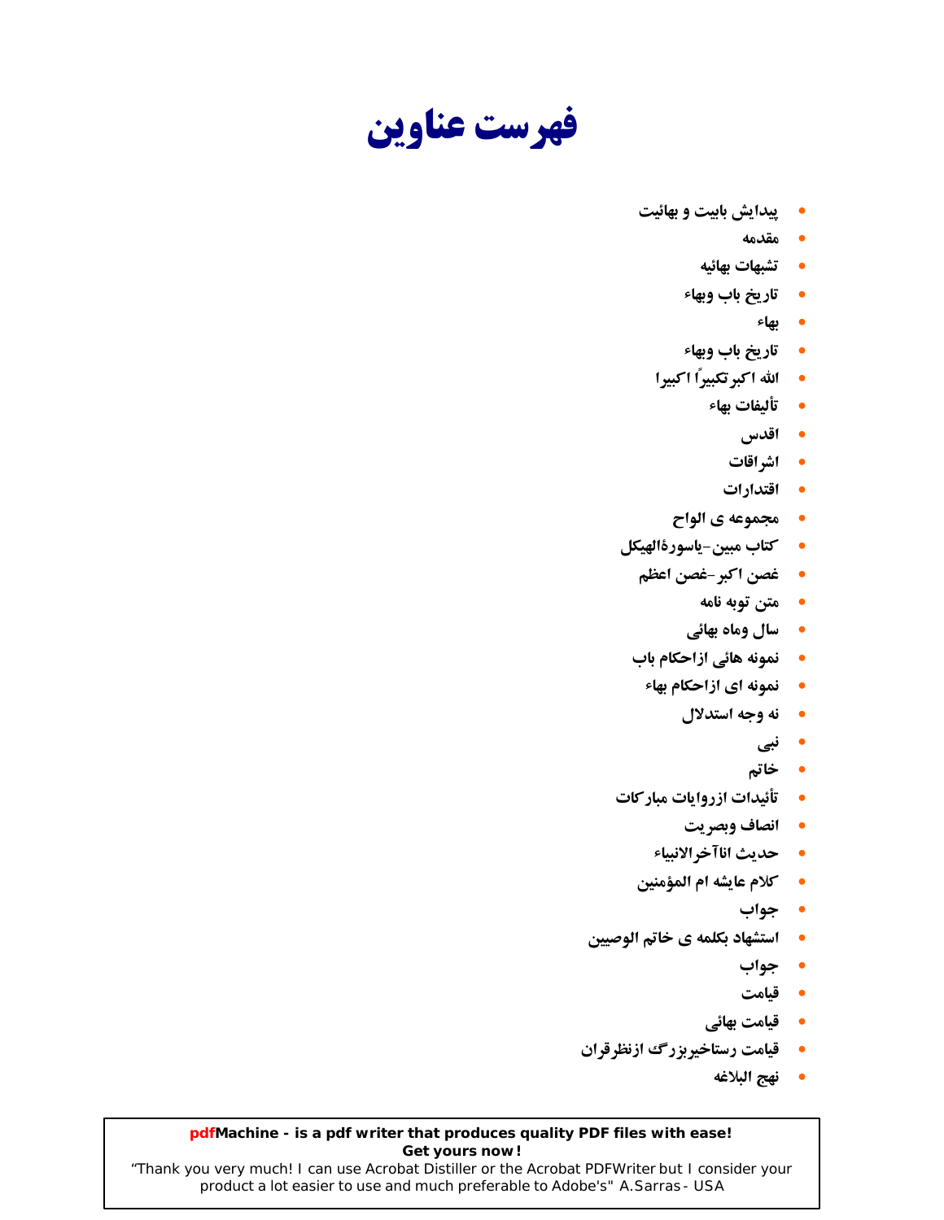# فهرست عناوین

- پیدایش بابیت و بهائیت
- مقدمه
- تشبهات بهائیه
- تاریخ باب وبهاء
- بهاء
- تاریخ باب وبهاء
- الله اکبرتکبیراً اکبیرا
- تألیفات بهاء
- اقدس
- اشراقات
- اقتدارات
- مجموعه ی الواح
- کتاب مبین-یاسورةالهیکل
- غصن اکبر-غصن اعظم
- متن توبه نامه
- سال وماه بهائی
- نمونه هائی ازاحکام باب
- نمونه ای ازاحکام بهاء
- نه وجه استدلال
- نبی
- خاتم
- تأئیدات ازروایات مبارکات
- انصاف وبصریت
- حدیث اناآخرالانبیاء
- کلام عایشه ام المؤمنین
- جواب
- استشهاد بکلمه ی خاتم الوصیین
- جواب
- قیامت
- قیامت بهائی
- قیامت رستاخیربزرگ ازنظرقران
- نهج البلاغه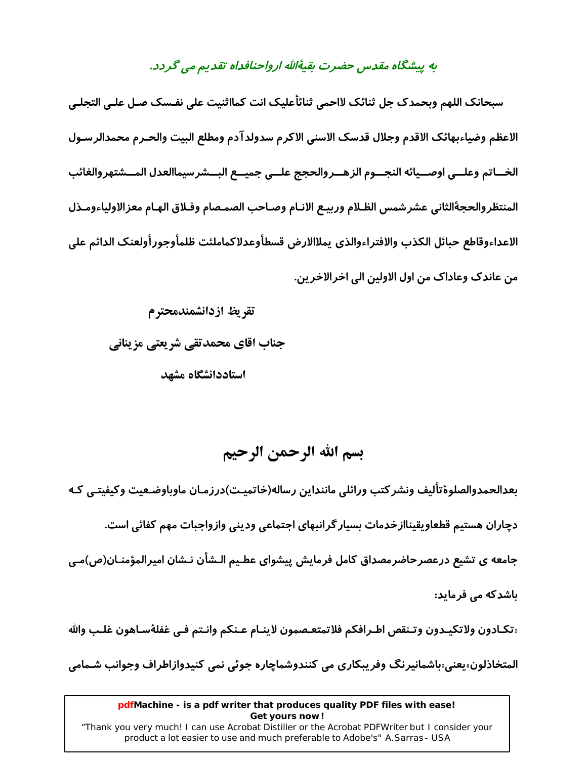*به پیشگاه مقدس حضرت بقیةالله ارواحنافداه تقدیم می گردد.*

**سبحانک اللهم وبحمدک جل ثنائک لااحمی ثنائأعلیک انت کمااثنیت علی نفسک صل علی التجلی الاعظم وضیاءبهائک الاقدم وجلال قدسک الاسنی الاکرم سدولدآدم ومطلع البیت والحرم محمدالرسول الخاتم وعلی اوصیائه النجوم الزهروالحجج علی جمیع البشرسیماالعدل المشتهروالغائب المنتظروالحجةالثانی عشرشمس الظلام وربیع الانام وصاحب الصمصام وفلاق الهام معزالاولیاءومذل الاعداءوقاطع حبائل الکذب والافتراءوالذی یملاالارض قسطأوعدلاکماملئت ظلمأوجورأولعنک الدائم علی من عاندک وعاداک من اول الاولین الی اخرالاخرین.**

**تقریظ ازدانشمندمحترم**

**جناب اقای محمدتقی شریعتی مزینانی**

**استاددانشگاه مشهد**

## بسم الله الرحمن الرحیم

**بعدالحمدوالصلوةتألیف ونشرکتب ورائلی مانندلین رساله(خاتمیت)درزمان ماوباوضعیت وکیفیتی که دچاران هستیم قطعاویقینااازخدمات بسیارگرانبهای اجتماعی ودینی وازواجبات مهم کفائی است.**

**جامعه ی تشیع درعصرحاضرمصداق کامل فرمایش پیشوای عطیم الشأن نشان امیرالمؤمنان(ص)می باشدکه می فرماید:**

**«تکادون ولاتکیدون وتنقص اطرافکم فلاتمتعصمون لاینام عنکم وانتم فی غفلةساهون غلب والله المتخاذلون»یعنی«باشمانیرنگ وفریبکاری می کنندوشماچاره جوئی نمی کنیدوازاطراف وجوانب شمامی**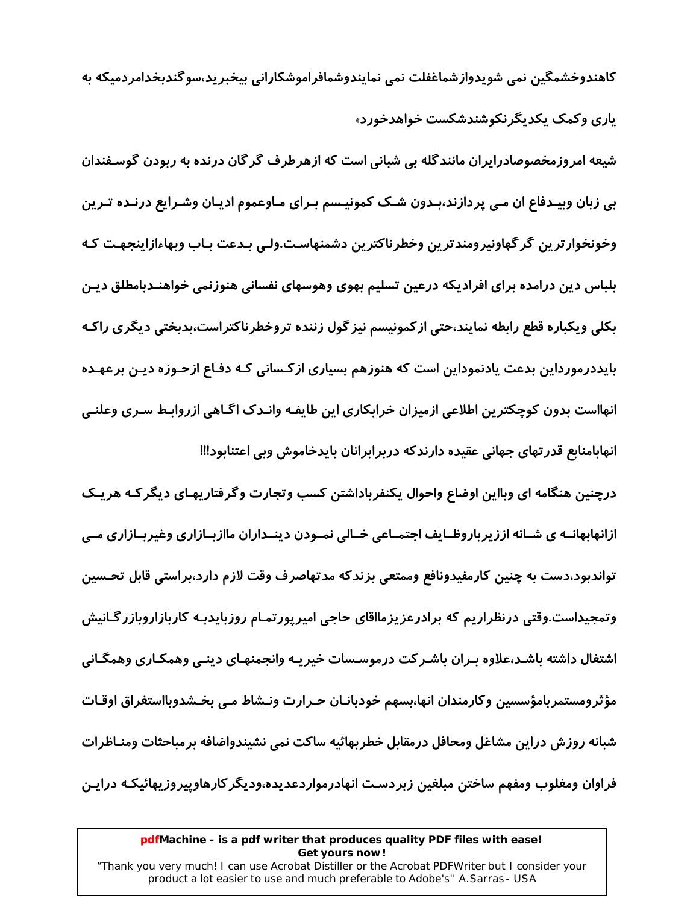کاهندوخشمگین نمی شویدوازشماغفلت نمی نمایندوشمافراموشکارانی بیخبرید،سوگندبخدامردمیکه به یاری وکمک یکدیگرنکوشندشکست خواهدخورد»

شیعه امروزمخصوصادرایران مانندگله بی شبانی است که ازهرطرف گرگان درنده به ربودن گوسفندان بی زبان وبیدفاع ان می پردازند،بدون شک کمونیسم برای ماوعموم ادیان وشرایع درنده ترین وخونخوارترین گرگهاونیرومندترین وخطرناکترین دشمنهاست.ولی بدعت باب وبهاءازاینجهت که بلباس دین درامده برای افرادیکه درعین تسلیم بهوی وهوسهای نفسانی هنوزنمی خواهندبامطلق دین بکلی ویکباره قطع رابطه نمایند،حتی ازکمونیسم نیزگول زننده تروخطرناکتراست،بدبختی دیگری راکه بایددرمورداین بدعت یادنموداین است که هنوزهم بسیاری ازکسانی که دفاع ازحوزه دین برعهده انهااست بدون کوچکترین اطلاعی ازمیزان خرابکاری این طایفه واندک اگاهی ازروابط سری وعلنی انهابامنابع قدرتهای جهانی عقیده دارندکه دربرابرانان بایدخاموش وبی اعتنابود!!!

درچنین هنگامه ای وبااین اوضاع واحوال یکنفرباداشتن کسب وتجارت وگرفتاریهای دیگرکه هریک ازانهابهانه ی شانه اززیرباروظایف اجتماعی خالی نمودن دینداران ماازبازاری وغیربازاری می تواندبود،دست به چنین کارمفیدونافع وممتعی بزندکه مدتهاصرف وقت لازم دارد،براستی قابل تحسین وتمجیداست.وقتی درنظراریم که برادرعزیزمااقای حاجی امیرپورتمام روزبایدبه کاربازاروبازرگانیش اشتغال داشته باشد،علاوه بران باشرکت درموسسات خیریه وانجمنهای دینی وهمکاری وهمگانی مؤثرومستمربامؤسسین وکارمندان انها،بسهم خودبانان حرارت ونشاط می بخشدوبااستغراق اوقات شبانه روزش دراین مشاغل ومحافل درمقابل خطربهائیه ساکت نمی نشیندواضافه برمباحثات ومناظرات فراوان ومغلوب ومفهم ساختن مبلغین زبردست انهادرمواردعدیده،ودیگرکارهاوپیروزیهائیکه دراین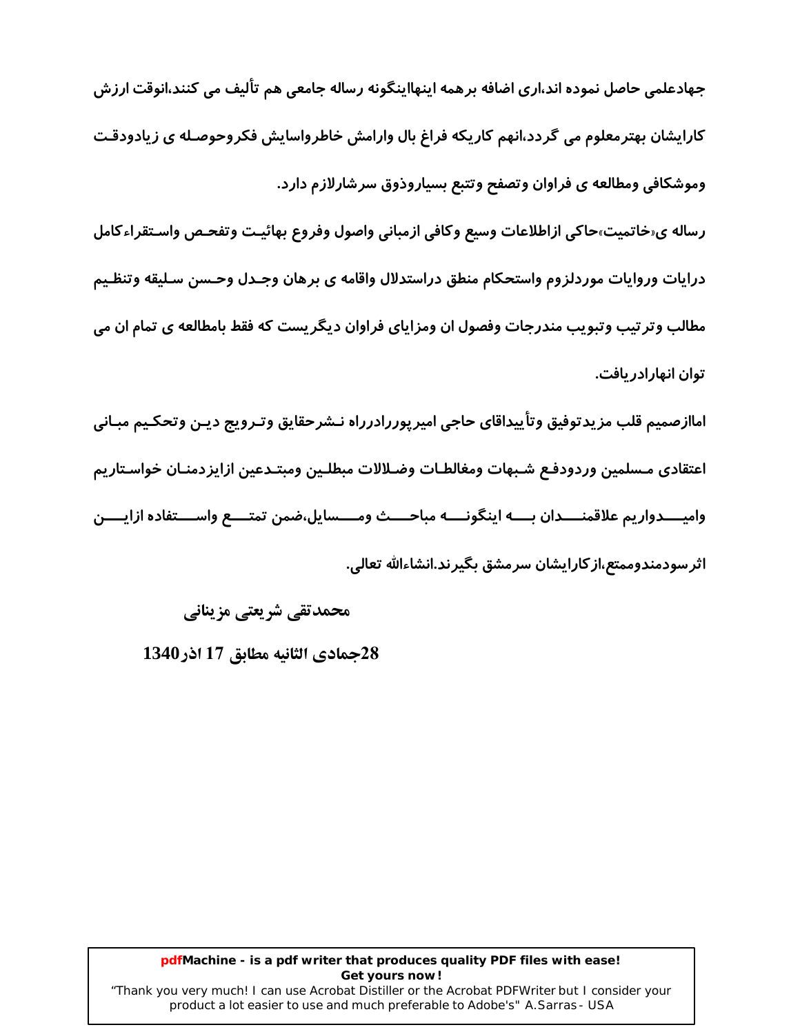جهادعلمی حاصل نموده اند،اری اضافه برهمه اینهااینگونه رساله جامعی هم تألیف می کنند،انوقت ارزش کارایشان بهترمعلوم می گردد،انهم کاریکه فراغ بال وارامش خاطرواسایش فکروحوصله ی زیادودقت وموشکافی ومطالعه ی فراوان وتصفح وتتبع بسیاروذوق سرشارلازم دارد.

رساله ی«خاتمیت»حاکی ازاطلاعات وسیع وکافی ازمبانی واصول وفروع بهائیت وتفحص واستقراء کامل درایات وروایات موردلزوم واستحکام منطق دراستدلال واقامه ی برهان وجدل وحسن سلیقه وتنظیم مطالب وترتیب وتبویب مندرجات وفصول ان ومزایای فراوان دیگریست که فقط بامطالعه ی تمام ان می توان انهارادریافت.

اماازصمیم قلب مزیدتوفیق وتأییداقای حاجی امیرپوررادرراه نشرحقایق وترویج دین وتحکیم مبانی اعتقادی مسلمین وردودفع شبهات ومغالطات وضلالات مبطلین ومبتدعین ازایزدمنان خواستاریم وامیدواریم علاقمندان به اینگونه مباحث ومسایل،ضمن تمتع واستفاده ازاین اثرسودمندوممتع،ازکارایشان سرمشق بگیرند.انشاءالله تعالی.

**محمدتقی شریعتی مزینانی**

**28جمادی الثانیه مطابق 17 اذر1340**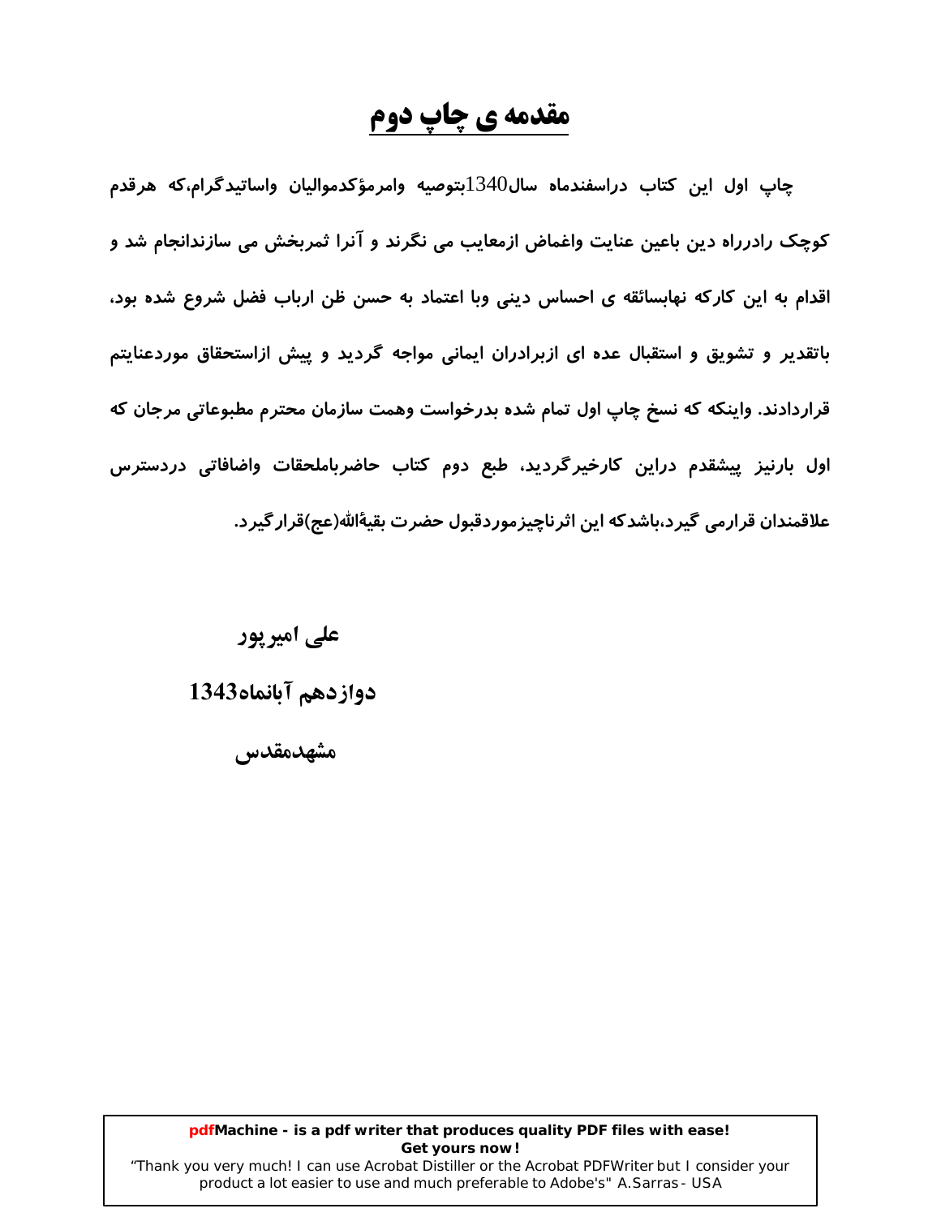# مقدمه ی چاپ دوم

چاپ اول این کتاب دراسفندماه سال1340بتوصیه وامرمؤکدموالیان واساتیدگرام،که هرقدم کوچک رادرراه دین باعین عنایت واغماض ازمعایب می نگرند و آنرا ثمربخش می سازندانجام شد و اقدام به این کارکه نهابسائقه ی احساس دینی وبا اعتماد به حسن ظن ارباب فضل شروع شده بود، باتقدیر و تشویق و استقبال عده ای ازبرادران ایمانی مواجه گردید و پیش ازاستحقاق موردعنایتم قراردادند. واینکه که نسخ چاپ اول تمام شده بدرخواست وهمت سازمان محترم مطبوعاتی مرجان که اول بارنیز پیشقدم دراین کارخیرگردید، طبع دوم کتاب حاضرباملحقات واضافاتی دردسترس علاقمندان قرارمی گیرد،باشدکه این اثرناچیزموردقبول حضرت بقیةالله(عج)قرارگیرد.

علی امیرپور

دوازدهم آبانماه1343

مشهدمقدس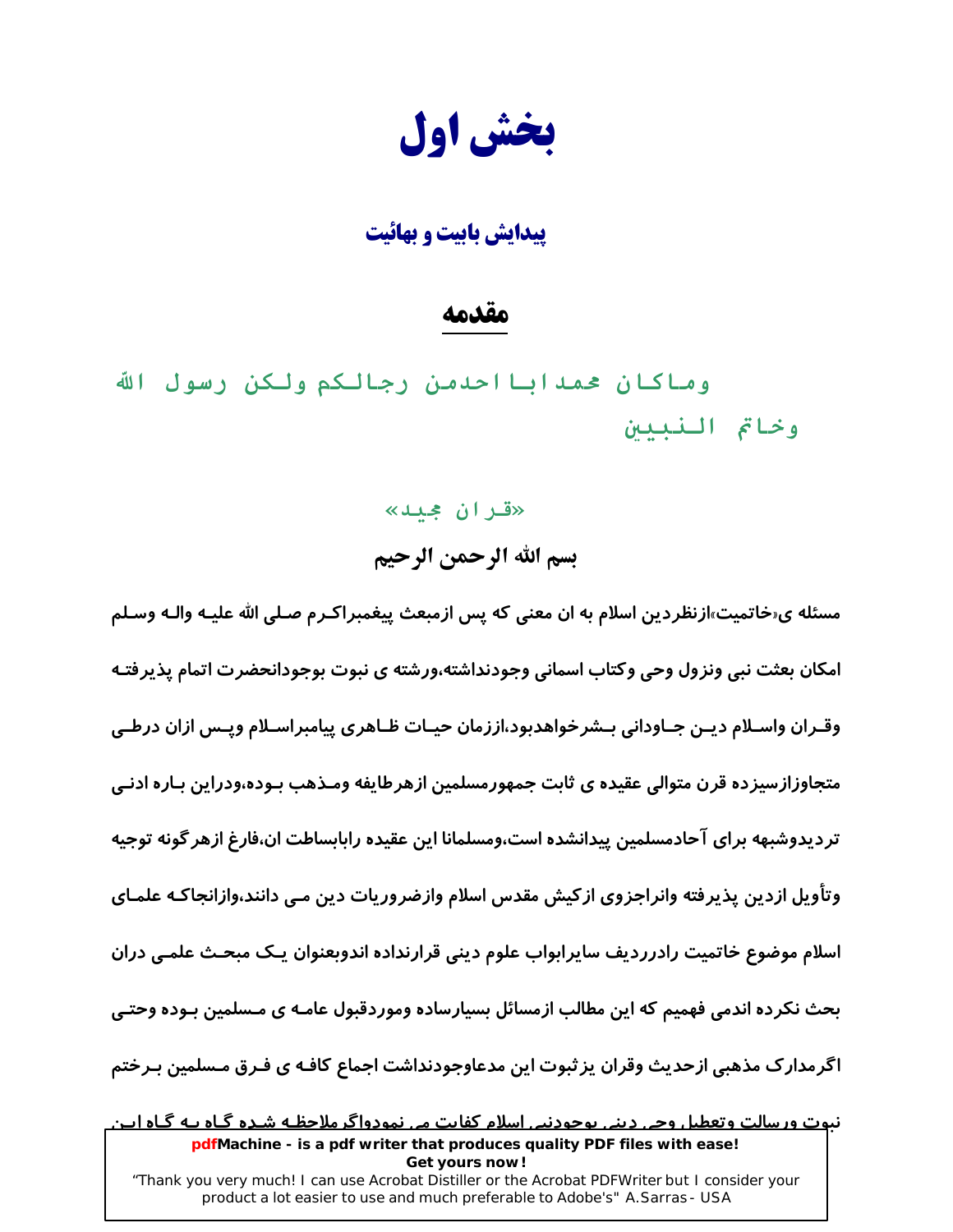# بخش اول

## پیدایش بابیت و بهائیت

### مقدمه

وماکان محمد ابا احدمن رجالکم ولکن رسول الله وخاتم النبیین

«قران مجید»

**بسم الله الرحمن الرحیم**

**مسئله ی«خاتمیت»ازنظردین اسلام به ان معنی که پس ازمبعث پیغمبراکرم صلی الله علیه واله وسلم امکان بعثت نبی ونزول وحی وکتاب اسمانی وجودنداشته،ورشته ی نبوت بوجودانحضرت اتمام پذیرفته وقران واسلام دین جاودانی بشرخواهدبود،اززمان حیات ظاهری پیامبراسلام وپس ازان درطی متجاوزازسیزده قرن متوالی عقیده ی ثابت جمهورمسلمین ازهرطایفه ومذهب بوده،ودراین باره ادنی تردیدوشبهه برای آحادمسلمین پیدانشده است،ومسلمانا این عقیده راباساطت ان،فارغ ازهرگونه توجیه وتأویل ازدین پذیرفته وانراجزوی ازکیش مقدس اسلام وازضروریات دین می دانند،وازانجاکه علمای اسلام موضوع خاتمیت رادرردیف سایرابواب علوم دینی قرارنداده اندوبعنوان یک مبحث علمی دران بحث نکرده اندمی فهمیم که این مطالب ازمسائل بسیارساده وموردقبول عامه ی مسلمین بوده وحتی اگرمدارک مذهبی ازحدیث وقران یزثبوت این مدعاوجودنداشت اجماع کافه ی فرق مسلمین برختم نبوت ورسالت وتعطیل وحی دینی بوجودنبی اسلام کفایت می نمودواگرملاحظه شده گاه به گاه این**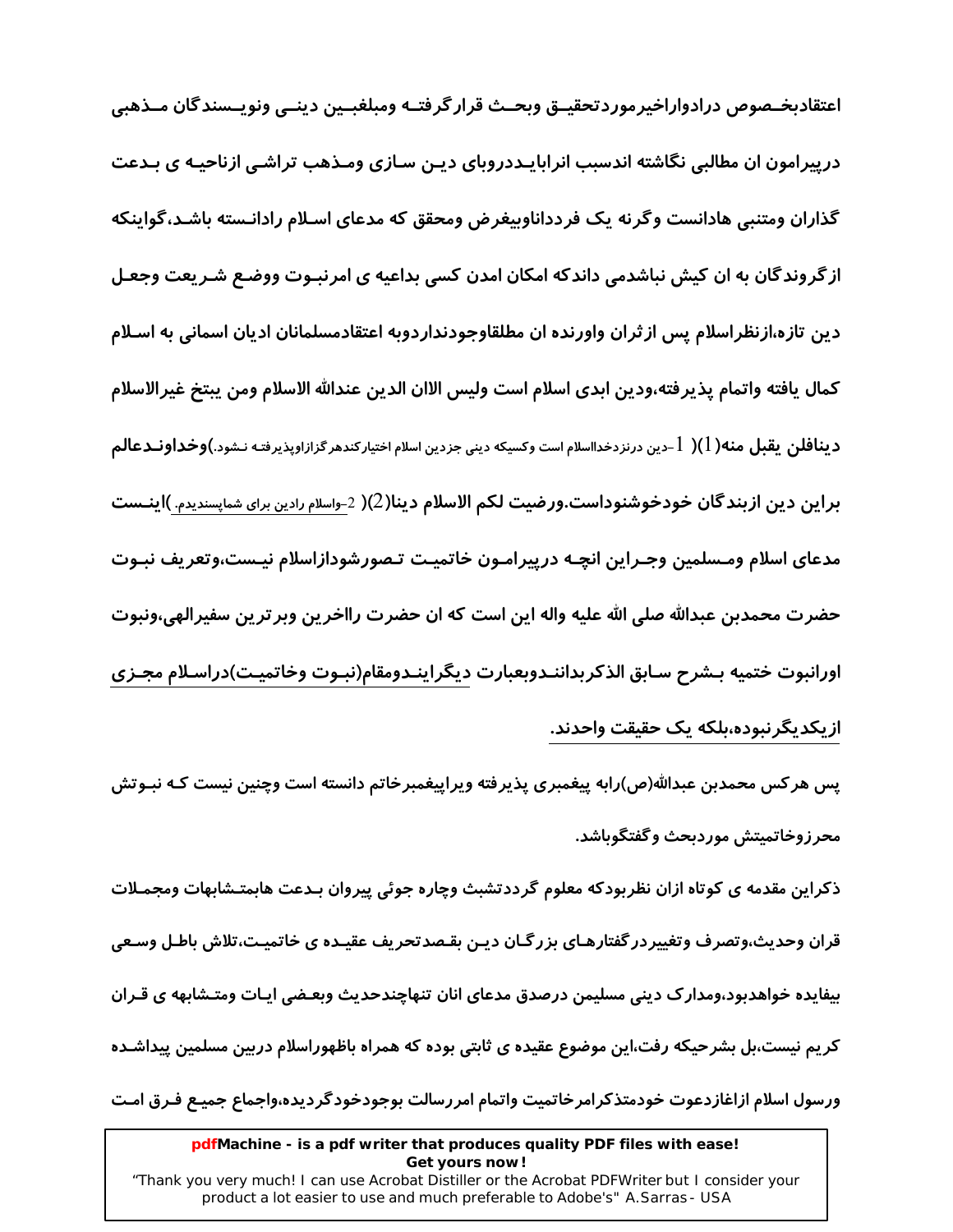اعتقادبخـصوص درادواراخیرموردتحقیـق وبحـث قرارگرفتـه ومبلغیـن دینـی ونویـسندگان مـذهبی درپیرامون ان مطالبی نگاشته اندسبب انرابایـددروبای دیـن سـازی ومـذهب تراشـی ازناحیـه ی بـدعت گذاران ومتنبی هادانست وگرنه یک فرددانااوبیغرض ومحقق که مدعای اسـلام رادانـسته باشـد،گواینکه ازگروندگان به ان کیش نباشدمی داندکه امکان امدن کسی بداعیه ی امرنبـوت ووضـع شـریعت وجعـل دین تازه،ازنظراسلام پس ازثران واورنده ان مطلقاوجودنداردوبه اعتقادمسلمانان ادیان اسمانی به اسـلام کمال یافته واتمام پذیرفته،ودین ابدی اسلام است ولیس الاان الدین عندالله الاسلام ومن یبتخ غیرالاسلام دینافلن یقبل منه(1)( 1-دین درنزدخدااسلام است وکسیکه دینی جزدین اسلام اختیارکندهرگزازاوپذیرفتـه نـشود.)وخداونـدعالم براین دین ازبندگان خودخوشنوداست.ورضیت لکم الاسلام دینا(2)( 2-واسلام رادین برای شماپسندیدم.)اینـست مدعای اسلام ومـسلمین وجـراین انچـه درپیرامـون خاتمیـت تـصورشودازاسلام نیـست،وتعریف نبـوت حضرت محمدبن عبدالله صلی الله علیه واله این است که ان حضرت رااخرین وبرترین سفیرالهی،ونبوت اورانبوت ختمیه بـشرح سـابق الذکربداننـدوبعبارت دیگراینـدومقام(نبـوت وخاتمیـت)دراسـلام مجـزی ازیکدیگرنبوده،بلکه یک حقیقت واحدند.

پس هرکس محمدبن عبدالله(ص)رابه پیغمبری پذیرفته ویراپیغمبرخاتم دانسته است وچنین نیست کـه نبـوتش محرزوخاتمیتش موردبحث وگفتگوباشد.

ذکراین مقدمه ی کوتاه ازان نظربودکه معلوم گرددتشبث وچاره جوئی پیروان بـدعت هابمتـشابهات ومجمـلات قران وحدیث،وتصرف وتغییردرگفتارهـای بزرگـان دیـن بقـصدتحریف عقیـده ی خاتمیـت،تلاش باطـل وسـعی بیفایده خواهدبود،ومدارک دینی مسلیمن درصدق مدعای انان تنهاچندحدیث وبعـضی ایـات ومتـشابهه ی قـران کریم نیست،بل بشرحیکه رفت،این موضوع عقیده ی ثابتی بوده که همراه باظهوراسلام دربین مسلمین پیداشـده ورسول اسلام ازاغازدعوت خودمتذکرامرخاتمیت واتمام امررسالت بوجودخودگردیده،واجماع جمیـع فـرق امـت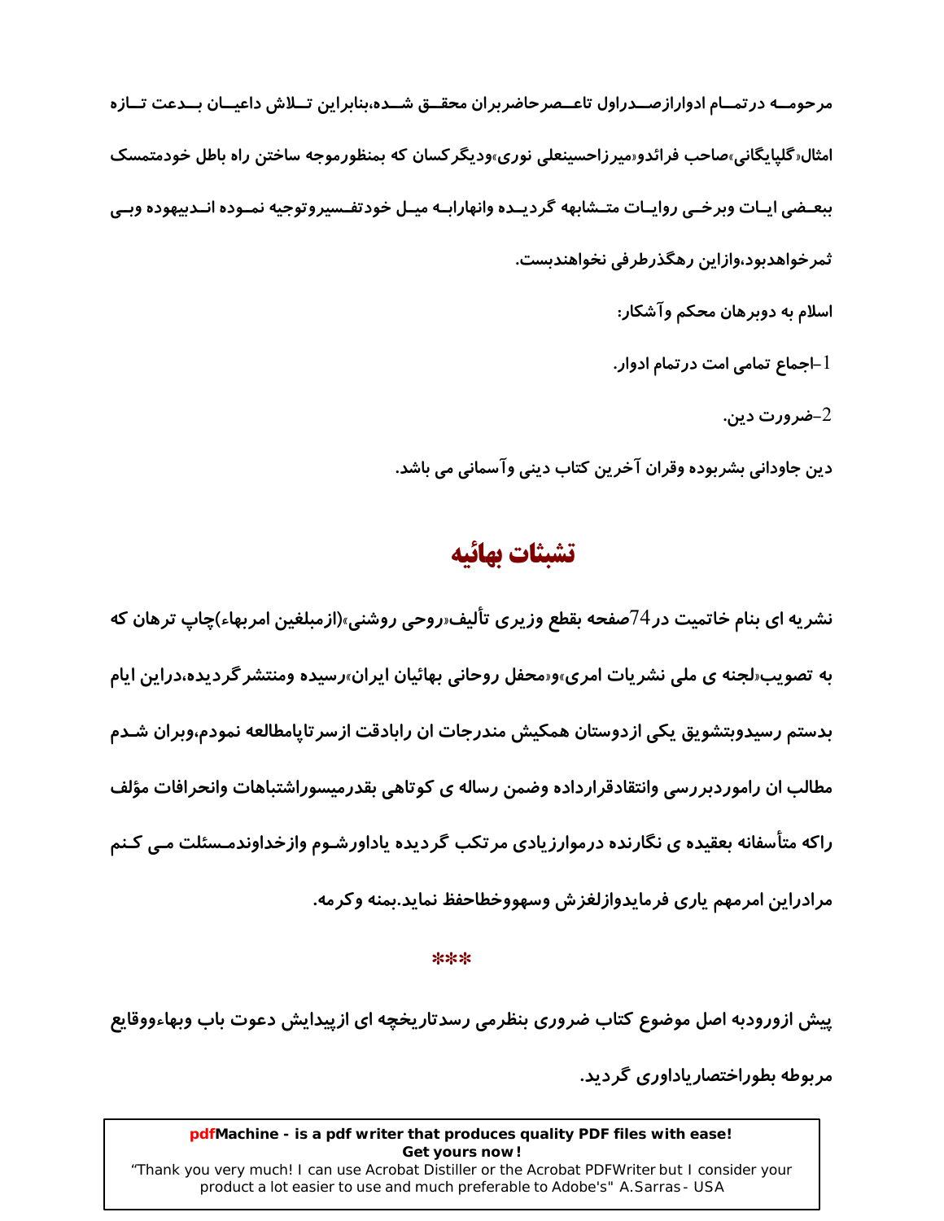مرحومــه درتمــام ادوارازصــدراول تاعــصرحاضربران محقــق شــده،بنابراین تــلاش داعیــان بــدعت تــازه امثال«گلپایگانی»صاحب فرائدو«میرزاحسینعلی نوری»ودیگرکسان که بمنظورموجه ساختن راه باطل خودمتمسک ببعـضی ایـات وبرخــی روایـات متـشابهه گردیـده وانهارابـه میـل خودتفـسیروتوجیه نمـوده انـدبیهوده وبـی ثمرخواهدبود،وازاین رهگذرطرفی نخواهندبست.

اسلام به دوبرهان محکم وآشکار:

1-اجماع تمامی امت درتمام ادوار.

2-ضرورت دین.

دین جاودانی بشربوده وقران آخرین کتاب دینی وآسمانی می باشد.

## تشبثات بهائیه

نشریه ای بنام خاتمیت در74صفحه بقطع وزیری تألیف«روحی روشنی»(ازمبلغین امربهاء)چاپ ترهان که به تصویب«لجنه ی ملی نشریات امری»و«محفل روحانی بهائیان ایران»رسیده ومنتشرگردیده،دراین ایام بدستم رسیدوبتشویق یکی ازدوستان همکیش مندرجات ان رابادقت ازسرتاپامطالعه نمودم،وبران شـدم مطالب ان راموردبررسی وانتقادقرارداده وضمن رساله ی کوتاهی بقدرمیسوراشتباهات وانحرافات مؤلف راکه متأسفانه بعقیده ی نگارنده درموارزیادی مرتکب گردیده یاداورشـوم وازخداوندمـسئلت مـی کـنم مرادراین امرمهم یاری فرمایدوازلغزش وسهووخطاحفظ نماید.بمنه وکرمه.

***

پیش ازورودبه اصل موضوع کتاب ضروری بنظرمی رسدتاریخچه ای ازپیدایش دعوت باب وبهاءووقایع مربوطه بطوراختصاریاداوری گردید.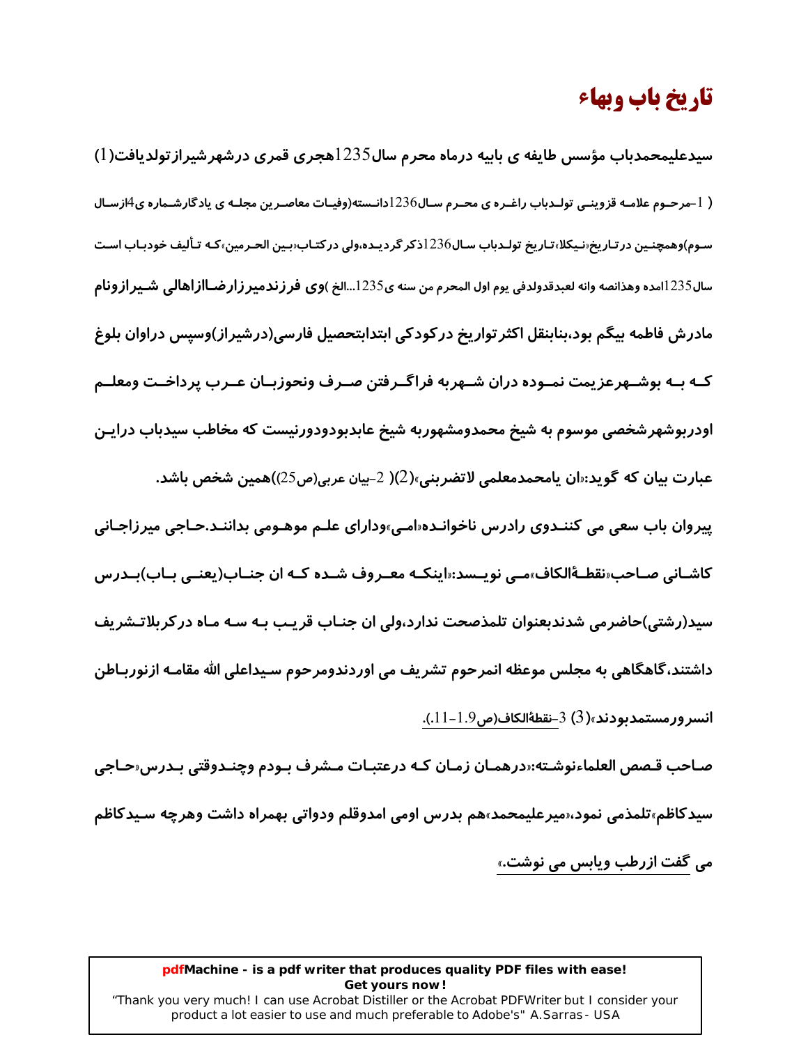# تاریخ باب وبهاء

**سیدعلیمحمدباب مؤسس طایفه ی بابیه درماه محرم سال1235هجری قمری درشهرشیرازتولدیافت(1)** ( 1-مرحـوم علامـه قزوینـی تولـدباب راغـره ی محـرم سـال1236دانـسته(وفیـات معاصـرین مجلـه ی یادگارشـماره ی4ازسـال سـوم)وهمچنـین درتـاریخ«نـیکلا»تـاریخ تولـدباب سـال1236ذکرگردیـده،ولی درکتـاب«بـین الحـرمین»کـه تـألیف خودبـاب اسـت سال1235امده وهذانصه وانه لعبدقدولدفی یوم اول المحرم من سنه ی1235...الخ )**وی فرزندمیرزارضاازاهالی شـیرازونام مادرش فاطمه بیگم بود،بنابنقل اکثرتواریخ درکودکی ابتدابتحصیل فارسی(درشیراز)وسپس دراوان بلوغ کـه بـه بوشـهرعزیمت نمـوده دران شـهربه فراگـرفتن صـرف ونحوزبـان عـرب پرداخـت ومعلـم اودربوشهرشخصی موسوم به شیخ محمدومشهوربه شیخ عابدبودودورنیست که مخاطب سیدباب درایـن عبارت بیان که گوید:«ان یامحمدمعلمی لاتضربنی»(2)**( 2-بیان عربی(ص25))**همین شخص باشد.**

**پیروان باب سعی می کننـدوی رادرس ناخوانـده«امـی»ودارای علـم موهـومی بداننـد.حـاجی میرزاجـانی کاشـانی صـاحب«نقطـةالکاف»مـی نویـسد:«اینکـه معـروف شـده کـه ان جنـاب(یعنـی بـاب)بـدرس سید(رشتی)حاضرمی شدندبعنوان تلمذصحت ندارد،ولی ان جنـاب قریـب بـه سـه مـاه درکربلاتـشریف داشتند،گاهگاهی به مجلس موعظه انمرحوم تشریف می اوردندومرحوم سـیداعلی الله مقامـه ازنوربـاطن انسرورمستمدبودند»(3)** 3-نقطةالکاف(ص9.1-11.).

**صـاحب قـصص العلماءنوشـته:«درهمـان زمـان کـه درعتبـات مـشرف بـودم وچنـدوقتی بـدرس«حـاجی سیدکاظم»تلمذمی نمود،«میرعلیمحمد»هم بدرس اومی امدوقلم ودواتی بهمراه داشت وهرچه سـیدکاظم می گفت ازرطب ویابس می نوشت.»**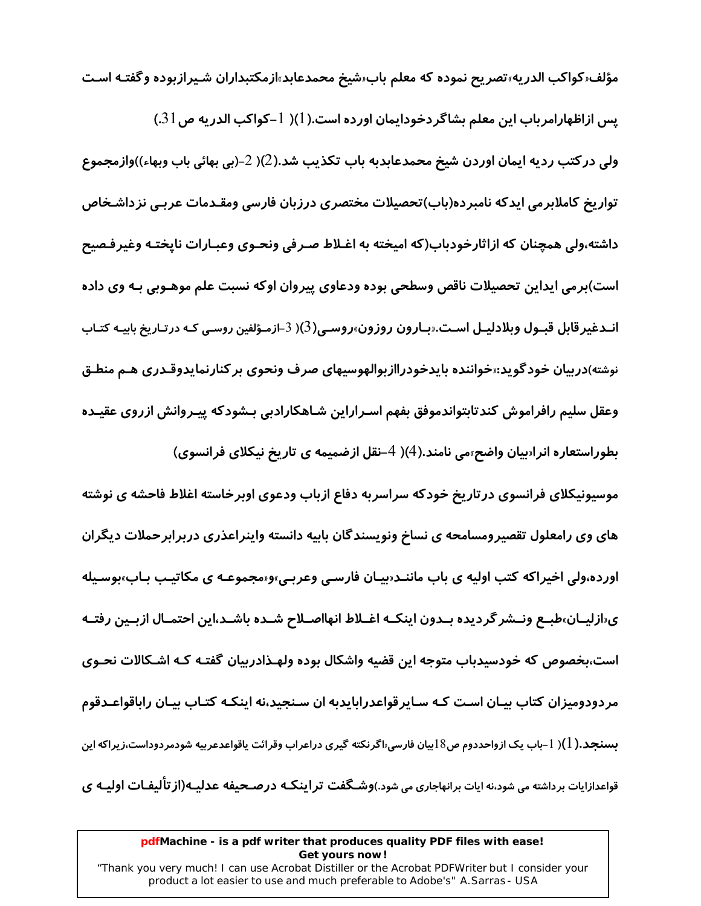مؤلف«کواکب الدریه»تصریح نموده که معلم باب«شیخ محمدعابد»ازمکتبداران شیرازبوده وگفته است پس ازاظهارامرباب این معلم بشاگردخودایمان اورده است.(1)( 1-کواکب الدریه ص31.)

ولی درکتب ردیه ایمان اوردن شیخ محمدعابدبه باب تکذیب شد.(2)( 2-(بی بهائی باب وبهاء))وازمجموع تواریخ کاملابرمی ایدکه نامبرده(باب)تحصیلات مختصری درزبان فارسی ومقدمات عربی نزداشخاص داشته،ولی همچنان که ازاثارخودباب(که امیخته به اغلاط صرفی ونحوی وعبارات ناپخته وغیرفصیح است)برمی ایداین تحصیلات ناقص وسطحی بوده ودعاوی پیروان اوکه نسبت علم موهوبی به وی داده اندغیرقابل قبول وبلادلیل است.«بارون روزون»روسی(3)( 3-ازمؤلفین روسی که درتاریخ بابیه کتاب نوشته)دربیان خودگوید:«خواننده بایدخودراازبوالهوسیهای صرف ونحوی برکنارنمایدوقدری هم منطق وعقل سلیم رافراموش کندتابتواندموفق بفهم اسراراین شاهکارادبی بشودکه پیروانش ازروی عقیده بطوراستعاره انرا«بیان واضح»می نامند.(4)( 4-نقل ازضمیمه ی تاریخ نیکلای فرانسوی)

موسیونیکلای فرانسوی درتاریخ خودکه سراسربه دفاع ازباب ودعوی اوبرخاسته اغلاط فاحشه ی نوشته های وی رامعلول تقصیرومسامحه ی نساخ ونویسندگان بابیه دانسته واینراعذری دربرابرحملات دیگران اورده،ولی اخیراکه کتب اولیه ی باب مانند«بیان فارسی وعربی»و«مجموعه ی مکاتیب باب»بوسیله ی«ازلیان»طبع ونشرگردیده بدون اینکه اغلاط انهااصلاح شده باشد،این احتمال ازبین رفته است،بخصوص که خودسیدباب متوجه این قضیه واشکال بوده ولهذادربیان گفته که اشکالات نحوی مردودومیزان کتاب بیان است که سایرقواعدرابایدبه ان سنجید،نه اینکه کتاب بیان راباقواعدقوم بسنجد.(1)( 1-باب یک ازواحددوم ص18بیان فارسی«اگرنکته گیری دراعراب وقرائت یاقواعدعربیه شودمردوداست،زیراکه این قواعدازایات برداشته می شود،نه ایات برانهاجاری می شود.)وشگفت تراینکه درصحیفه عدلیه(ازتألیفات اولیه ی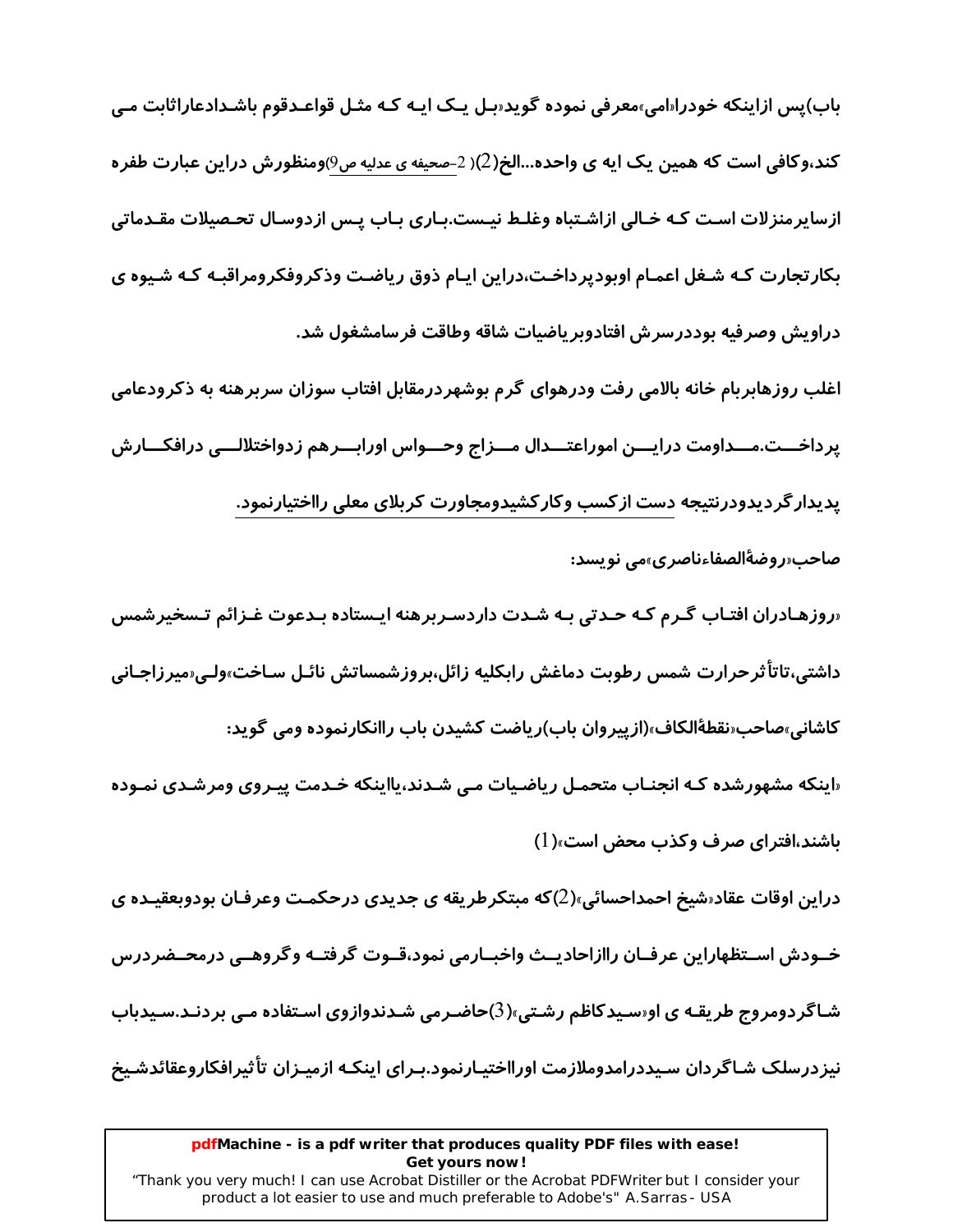باب)پس ازاینکه خودرا«امی»معرفی نموده گوید«بل یک ایه که مثل قواعدقوم باشدادعاراثابت می کند،وکافی است که همین یک ایه ی واحده...الخ(2)( 2-صحیفه ی عدلیه ص9)ومنظورش دراین عبارت طفره ازسایرمنزلات است که خالی ازاشتباه وغلط نیست.باری باب پس ازدوسال تحصیلات مقدماتی بکارتجارت که شغل اعمام اوبودپرداخت،دراین ایام ذوق ریاضت وذکروفکرومراقبه که شیوه ی دراویش وصرفیه بوددرسرش افتادوبریاضیات شاقه وطاقت فرسامشغول شد.

اغلب روزهابربام خانه بالامی رفت ودرهوای گرم بوشهردرمقابل افتاب سوزان سربرهنه به ذکرودعامی پرداخت.مداومت دراین اموراعتدال مزاج وحواس اورابرهم زدواختلالی درافکارش پدیدارگردیدودرنتیجه دست ازکسب وکارکشیدومجاورت کربلای معلی رااختیارنمود.

صاحب«روضةالصفاءناصری»می نویسد:

«روزهادران افتاب گرم که حدتی به شدت داردسربرهنه ایستاده بدعوت غزائم تسخیرشمس داشتی،تاتأثرحرارت شمس رطوبت دماغش رابکلیه زائل،بروزشمساتش نائل ساخت»ولی«میرزاجانی کاشانی»صاحب«نقطةالکاف»(ازپیروان باب)ریاضت کشیدن باب راانکارنموده ومی گوید:

«اینکه مشهورشده که انجناب متحمل ریاضیات می شدند،یااینکه خدمت پیروی ومرشدی نموده باشند،افترای صرف وکذب محض است»(1)

دراین اوقات عقاد«شیخ احمداحسائی»(2)که مبتکرطریقه ی جدیدی درحکمت وعرفان بودوبعقیده ی خودش استظهاراین عرفان راازاحادیث واخبارمی نمود،قوت گرفته وگروهی درمحضردرس شاگردومروج طریقه ی او«سیدکاظم رشتی»(3)حاضرمی شدندوازوی استفاده می بردند.سیدباب نیزدرسلک شاگردان سیددرامدوملازمت اورااختیارنمود.برای اینکه ازمیزان تأثیرافکاروعقائدشیخ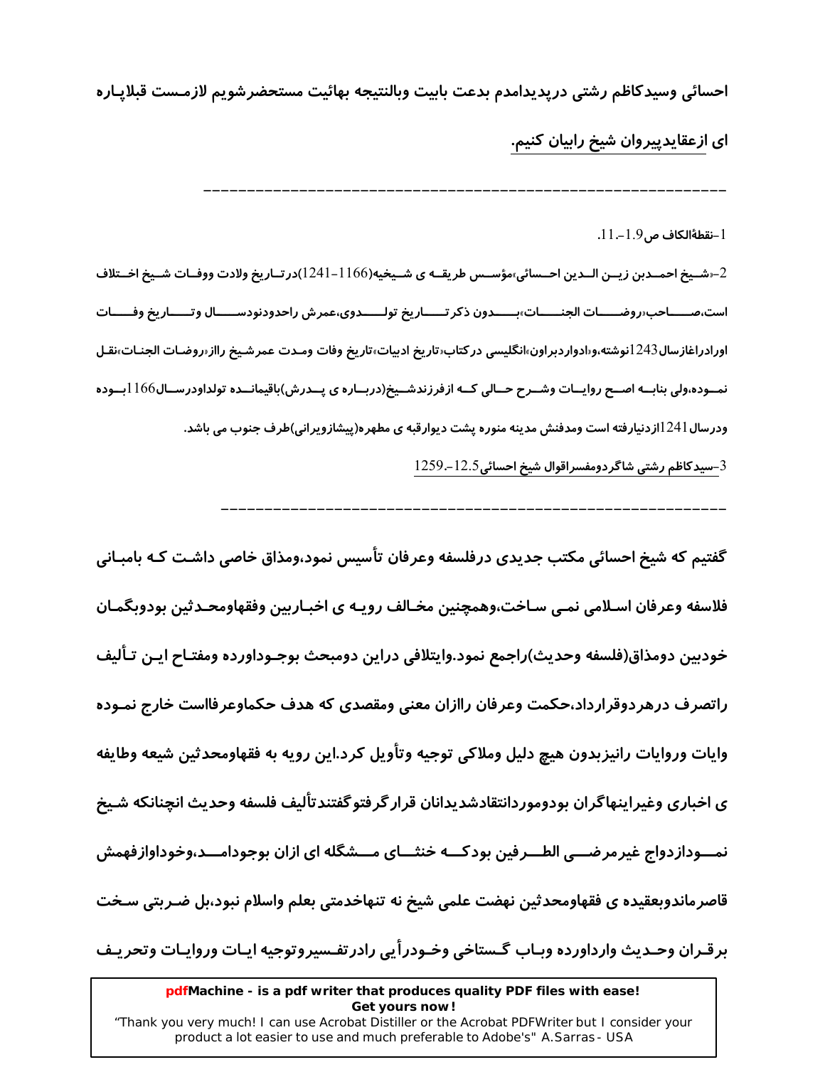احسائی وسیدکاظم رشتی درپدیدامدم بدعت بابیت وبالنتیجه بهائیت مستحضرشویم لازمست قبلاپاره ای ازعقایدپیروان شیخ رابیان کنیم.

---

1-نقطةالکاف ص1.9-.11.

2-«شیخ احمدبن زین الدین احسائی»مؤسس طریقه ی شیخیه(1166-1241)درتاریخ ولادت ووفات شیخ اختلاف است،صاحب«روضات الجنات»بدون ذکرتاریخ تولدوی،عمرش راحدودنودسال وتاریخ وفات اورادراغازسال1243نوشته،و«ادواردبراون»انگلیسی درکتاب«تاریخ ادبیات»تاریخ وفات ومدت عمرشیخ راازروضات الجنات»نقل نموده،ولی بنابه اصح روایات وشرح حالی که ازفرزندشیخ(درباره ی پدرش)باقیمانده تولداودرسال1166بوده ودرسال1241ازدنیارفته است ومدفنش مدینه منوره پشت دیوارقبه ی مطهره(پیشازویرانی)طرف جنوب می باشد.

3-سیدکاظم رشتی شاگردومفسراقوال شیخ احسائی12.5-.1259.

---

گفتیم که شیخ احسائی مکتب جدیدی درفلسفه وعرفان تأسیس نمود،ومذاق خاصی داشت که بامبانی فلاسفه وعرفان اسلامی نمی ساخت،وهمچنین مخالف رویه ی اخباریین وفقهاومحدثین بودوبگمان خودبین دومذاق(فلسفه وحدیث)راجمع نمود.وایتلافی دراین دومبحث بوجوداورده ومفتاح این تألیف راتصرف درهردوقرارداد،حکمت وعرفان راازان معنی ومقصدی که هدف حکماوعرفااست خارج نموده وایات وروایات رانیزبدون هیچ دلیل وملاکی توجیه وتأویل کرد.این رویه به فقهاومحدثین شیعه وطایفه ی اخباری وغیراینهاگران بودوموردانتقادشدیدانان قرارگرفتوگفتندتألیف فلسفه وحدیث انچنانکه شیخ نمودازدواج غیرمرضی الطرفین بودکه خنثای مشگله ای ازان بوجودامد،وخوداوازفهمش قاصرماندوبعقیده ی فقهاومحدثین نهضت علمی شیخ نه تنهاخدمتی بعلم واسلام نبود،بل ضربتی سخت برقران وحدیث وارداورده وباب گستاخی وخودرأیی رادرتفسیروتوجیه ایات وروایات وتحریف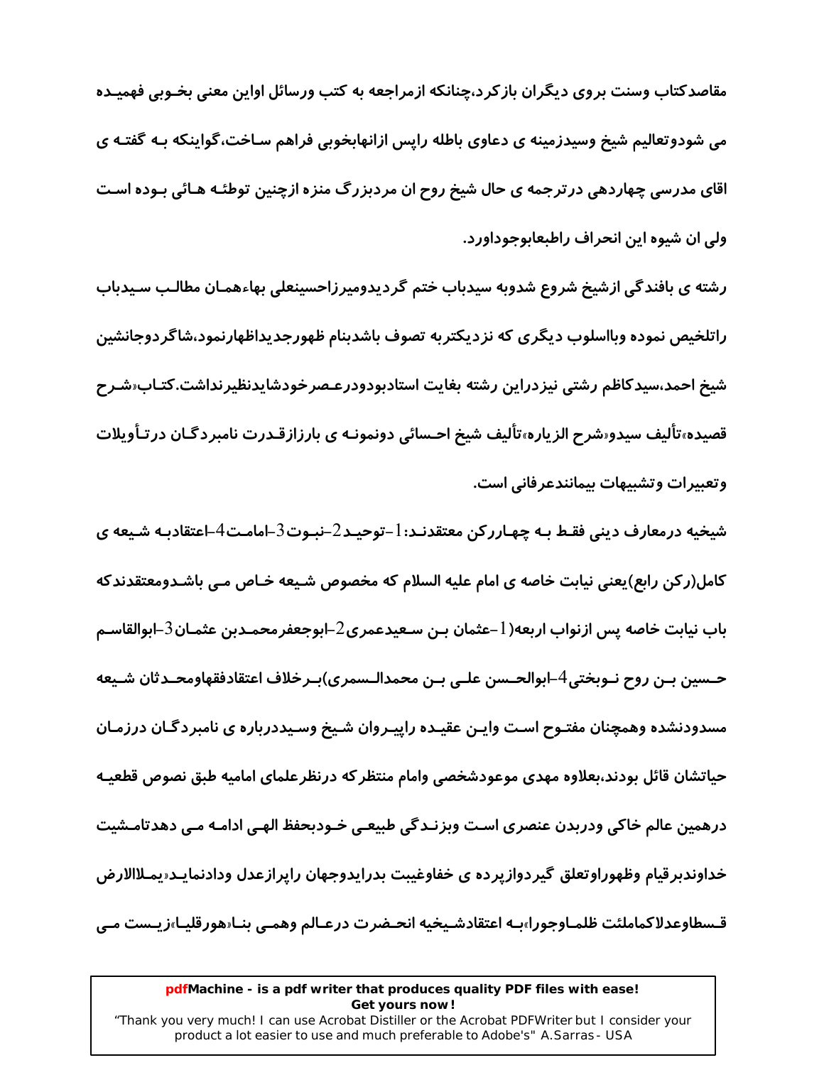مقاصدکتاب وسنت بروی دیگران بازکرد،چنانکه ازمراجعه به کتب ورسائل اواین معنی بخوبی فهمیده می شودوتعالیم شیخ وسیدزمینه ی دعاوی باطله راپس ازانهابخوبی فراهم ساخت،گواینکه به گفته ی اقای مدرسی چهاردهی درترجمه ی حال شیخ روح ان مردبزرگ منزه ازچنین توطئه هائی بوده است ولی ان شیوه این انحراف راطبعابوجوداورد.

رشته ی بافندگی ازشیخ شروع شدوبه سیدباب ختم گردیدومیرزاحسینعلی بهاءهمان مطالب سیدباب راتلخیص نموده وبااسلوب دیگری که نزدیکتربه تصوف باشدبنام ظهورجدیداظهارنمود،شاگردوجانشین شیخ احمد،سیدکاظم رشتی نیزدراین رشته بغایت استادبودودرعصرخودشایدنظیرنداشت.کتاب«شرح قصیده»تألیف سیدو«شرح الزیاره»تألیف شیخ احسائی دونمونه ی بارزازقدرت نامبردگان درتأویلات وتعبیرات وتشبیهات بیمانندعرفانی است.

شیخیه درمعارف دینی فقط به چهاررکن معتقدند:1-توحید2-نبوت3-امامت4-اعتقادبه شیعه ی کامل(رکن رابع)یعنی نیابت خاصه ی امام علیه السلام که مخصوص شیعه خاص می باشدومعتقدندکه باب نیابت خاصه پس ازنواب اربعه(1-عثمان بن سعیدعمری2-ابوجعفرمحمدبن عثمان3-ابوالقاسم حسین بن روح نوبختی4-ابوالحسن علی بن محمدالسمری)برخلاف اعتقادفقهاومحدثان شیعه مسدودنشده وهمچنان مفتوح است واین عقیده راپیروان شیخ وسیددرباره ی نامبردگان درزمان حیاتشان قائل بودند،بعلاوه مهدی موعودشخصی وامام منتظرکه درنظرعلمای امامیه طبق نصوص قطعیه درهمین عالم خاکی ودربدن عنصری است وبزندگی طبیعی خودبحفظ الهی ادامه می دهدتامشیت خداوندبرقیام وظهوراوتعلق گیردوازپرده ی خفاوغیبت بدرایدوجهان راپرازعدل ودادنماید«یملاالارض قسطاوعدلاکماملئت ظلماوجورا»به اعتقادشیخیه انحضرت درعالم وهمی بنا«هورقلیا»زیست می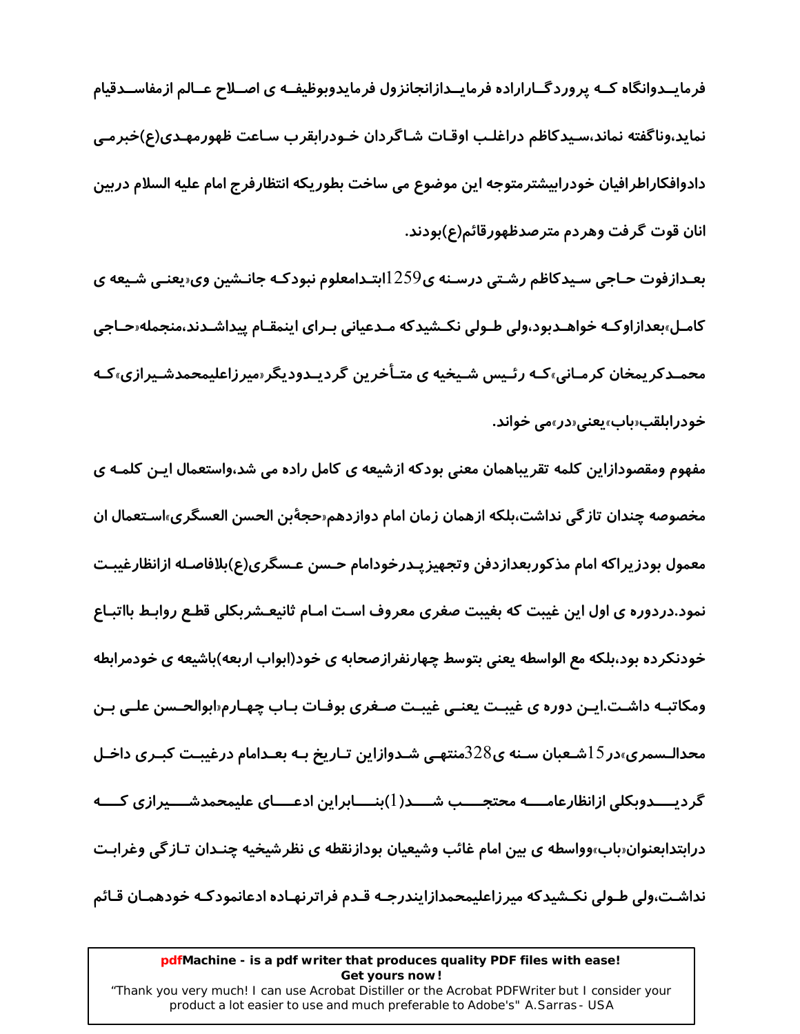فرمایـدوانگاه کـه پروردگـاراراده فرمایـدازانجانزول فرمایدوبوظیفـه ی اصـلاح عـالم ازمفاسـدقیام نماید،وناگفته نماند،سیدکاظم دراغلب اوقات شاگردان خـودرابقرب ساعت ظهورمهـدی(ع)خبرمـی دادوافکاراطرافیان خودرابیشترمتوجه این موضوع می ساخت بطوریکه انتظارفرج امام علیه السلام دربین انان قوت گرفت وهردم مترصدظهورقائم(ع)بودند.

بعـدازفوت حـاجی سیدکاظم رشـتی درسنه ی1259ابتـدامعلوم نبودکـه جانـشین وی«یعنـی شـیعه ی کامـل»بعدازاوکـه خواهـدبود،ولی طـولی نکـشیدکه مـدعیانی بـرای اینمقـام پیداشـدند،منجمله«حـاجی محمـدکریمخان کرمـانی»کـه رئـیس شـیخیه ی متـأخرین گردیـدودیگر«میرزاعلیمحمدشـیرازی»کـه خودرابلقب«باب»یعنی«در»می خواند.

مفهوم ومقصودازاین کلمه تقریباهمان معنی بودکه ازشیعه ی کامل راده می شد،واستعمال ایـن کلمـه ی مخصوصه چندان تازگی نداشت،بلکه ازهمان زمان امام دوازدهم«حجةبن الحسن العسگری»استعمال ان معمول بودزیراکه امام مذکوربعدازدفن وتجهیزپـدرخودامام حـسن عـسگری(ع)بلافاصـله ازانظارغیبـت نمود.دردوره ی اول این غیبت که بغیبت صغری معروف است امـام ثانیعـشربکلی قطـع روابـط بااتبـاع خودنکرده بود،بلکه مع الواسطه یعنی بتوسط چهارنفرازصحابه ی خود(ابواب اربعه)باشیعه ی خودمرابطه ومکاتبـه داشـت.ایـن دوره ی غیبـت یعنـی غیبـت صـغری بوفـات بـاب چهـارم«ابوالحـسن علـی بـن محدالـسمری»در15شـعبان سـنه ی328منتهـی شـدوازاین تـاریخ بـه بعـدامام درغیبـت کبـری داخـل گردیــدوبکلی ازانظارعامــه محتجــب شــد(1)بنــابراین ادعــای علیمحمدشــیرازی کــه درابتدابعنوان«باب»وواسطه ی بین امام غائب وشیعیان بودازنقطه ی نظرشیخیه چنـدان تـازگی وغرابـت نداشـت،ولی طـولی نکـشیدکه میرزاعلیمحمدازایندرجـه قـدم فراترنهـاده ادعانمودکـه خودهمـان قـائم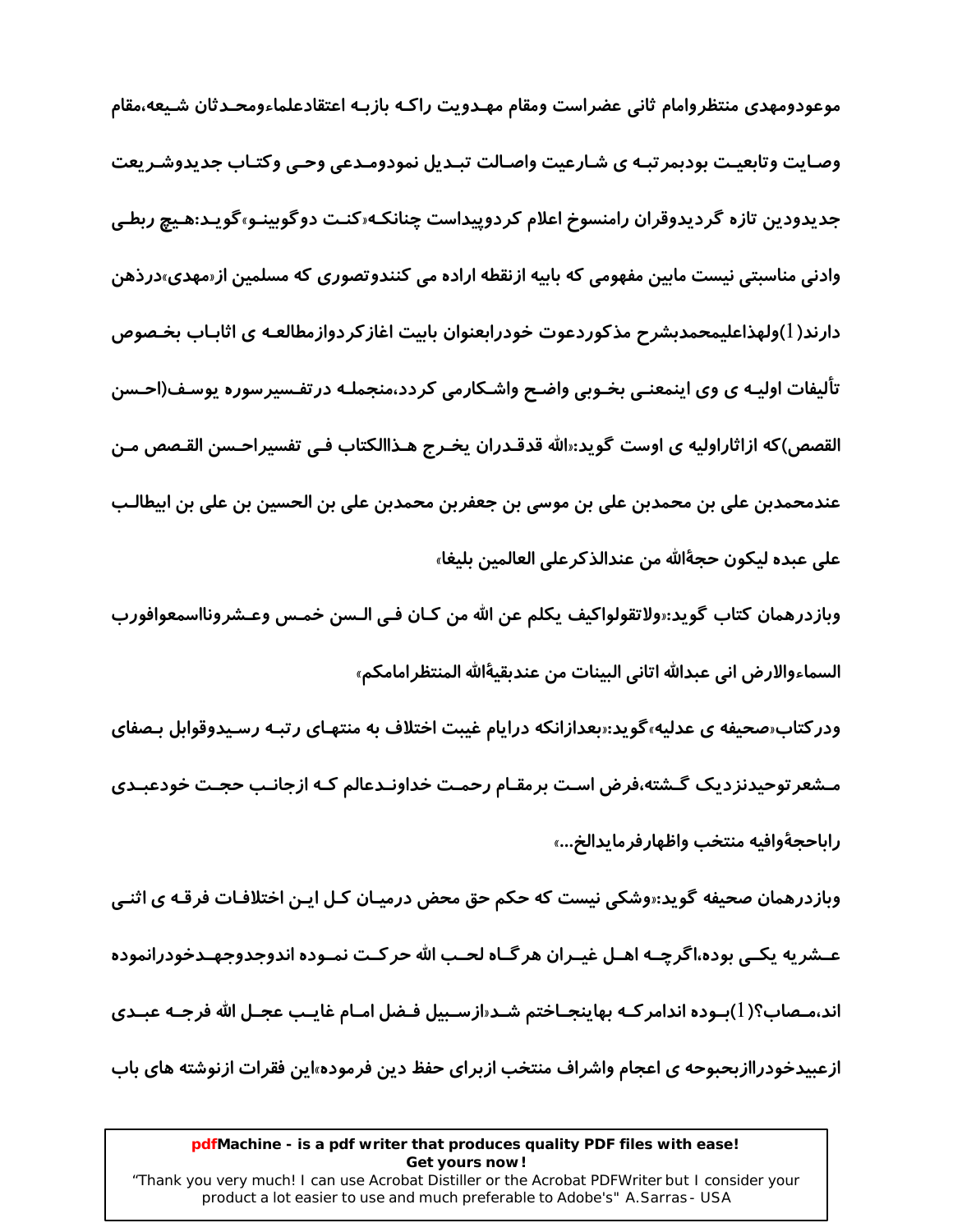موعودومهدی منتظروامام ثانی عضراست ومقام مهـدویت راکـه بازبـه اعتقادعلماءومحـدثان شـیعه،مقام وصـایت وتابعیـت بودبمرتبـه ی شـارعیت واصـالت تبـدیل نمودومـدعی وحـی وکتـاب جدیدوشـریعت جدیدودین تازه گردیدوقران رامنسوخ اعلام کردوپیداست چنانکـه«کنـت دوگوبینـو»گویـد:هـیچ ربطـی وادنی مناسبتی نیست مابین مفهومی که بابیه ازنقطه اراده می کنندوتصوری که مسلمین از«مهدی»درذهن دارند(1)ولهذاعلیمحمدبشرح مذکوردعوت خودرابعنوان بابیت اغازکردوازمطالعـه ی اثابـاب بخـصوص تألیفات اولیـه ی وی اینمعنـی بخـوبی واضـح واشـکارمی کردد،منجملـه درتفـسیرسوره یوسـف(احـسن القصص)که ازاثاراولیه ی اوست گوید:«الله قدقـدران یخـرج هـذاالکتاب فـی تفسیراحـسن القـصص مـن عندمحمدبن علی بن محمدبن علی بن موسی بن جعفربن محمدبن علی بن الحسین بن علی بن ابیطالـب علی عبده لیکون حجةالله من عندالذکرعلی العالمین بلیغا»

وبازدرهمان کتاب گوید:«ولاتقولواکیف یکلم عن الله من کـان فـی الـسن خمـس وعـشروناااسمعوافورب السماءوالارض انی عبدالله اتانی البینات من عندبقیةالله المنتظرامامکم»

ودرکتاب«صحیفه ی عدلیه»گوید:«بعدازانکه درایام غیبت اختلاف به منتهـای رتبـه رسـیدوقوابل بـصفای مـشعرتوحیدنزدیک گـشته،فرض اسـت برمقـام رحمـت خداونـدعالم کـه ازجانـب حجـت خودعبـدی راباحجةوافیه منتخب واظهارفرمایدالخ...»

وبازدرهمان صحیفه گوید:«وشکی نیست که حکم حق محض درمیـان کـل ایـن اختلافـات فرقـه ی اثنـی عـشریه یکـی بوده،اگرچـه اهـل غیـران هرگـاه لحـب الله حرکـت نمـوده اندوجدوجهـدخودرانموده اند،مـصاب؟(1)بـوده اندامرکـه بهاینجـاختم شـد«ازسـبیل فـضل امـام غایـب عجـل الله فرجـه عبـدی ازعبیدخودرااازبحبوحه ی اعجام واشراف منتخب ازبرای حفظ دین فرموده»این فقرات ازنوشته های باب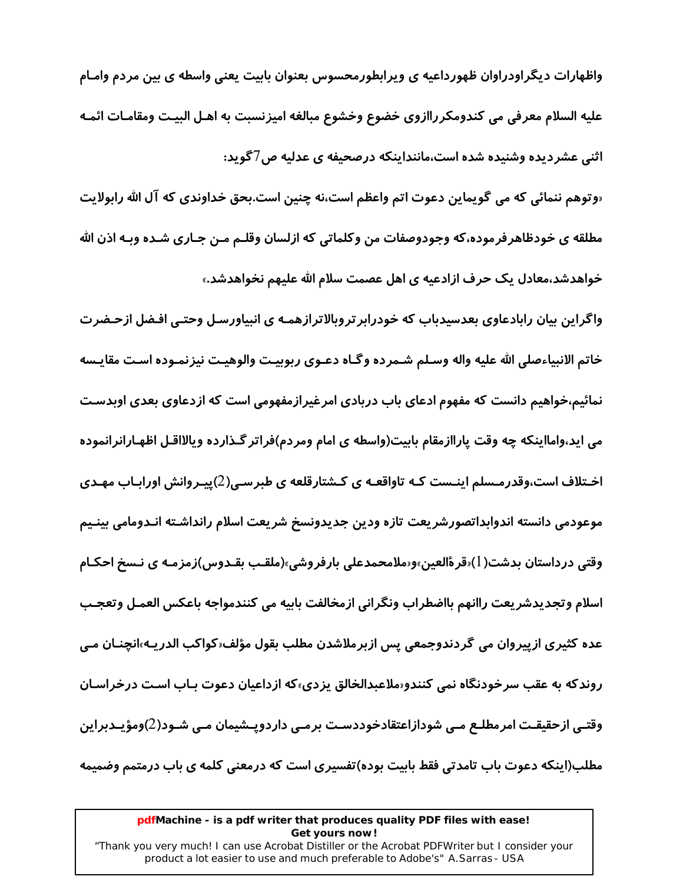واظهارات دیگراودراوان ظهورداعیه ی ویرابطورمحسوس بعنوان بابیت یعنی واسطه ی بین مردم وامـام علیه السلام معرفی می کندومکرراازوی خضوع وخشوع مبالغه امیزنسبت به اهـل البیـت ومقامـات ائمـه اثنی عشردیده وشنیده شده است،ماننداینکه درصحیفه ی عدلیه ص7گوید:

«وتوهم ننمائی که می گویماین دعوت اتم واعظم است،نه چنین است.بحق خداوندی که آل الله رابولایت مطلقه ی خودظاهرفرموده،که وجودوصفات من وکلماتی که ازلسان وقلـم مـن جـاری شـده وبـه اذن الله خواهدشد،معادل یک حرف ازادعیه ی اهل عصمت سلام الله علیهم نخواهدشد.»

واگراین بیان راباادعاوی بعدسیدباب که خودرابرتروبالاترازهمـه ی انبیاورسـل وحتـی افـضل ازحـضرت خاتم الانبیاءصلی الله علیه واله وسـلم شـمرده وگـاه دعـوی ربوبیـت والوهیـت نیزنمـوده اسـت مقایـسه نمائیم،خواهیم دانست که مفهوم ادعای باب دربادی امرغیرازمفهومی است که ازدعاوی بعدی اوبدسـت می اید،وامااینکه چه وقت پاراازمقام بابیت(واسطه ی امام ومردم)فراترگـذارده ویالااقـل اظهـارانرانموده اخـتلاف است،وقدرمـسلم اینـست کـه تاواقعـه ی کـشتارقلعه ی طبرسـی(2)پیـروانش اورابـاب مهـدی موعودمی دانسته اندوابداتصورشریعت تازه ودین جدیدونسخ شریعت اسلام رانداشـته انـدومامی بینـیم وقتی درداستان بدشت(1)«قرةالعین»و«ملامحمدعلی بارفروشی»(ملقـب بقـدوس)زمزمـه ی نـسخ احکـام اسلام وتجدیدشریعت راانهم بااضطراب ونگرانی ازمخالفت بابیه می کنندمواجه باعکس العمـل وتعجـب عده کثیری ازپیروان می گردندوجمعی پس ازبرملاشدن مطلب بقول مؤلف«کواکب الدریـه»انچنـان مـی روندکه به عقب سرخودنگاه نمی کنندو«ملاعبدالخالق یزدی»که ازداعیان دعوت بـاب اسـت درخراسـان وقتـی ازحقیقـت امرمطلـع مـی شودازاعتقادخوددسـت برمـی داردوپـشیمان مـی شـود(2)ومؤیـدبراین مطلب(اینکه دعوت باب تامدتی فقط بابیت بوده)تفسیری است که درمعنی کلمه ی باب درمتمم وضمیمه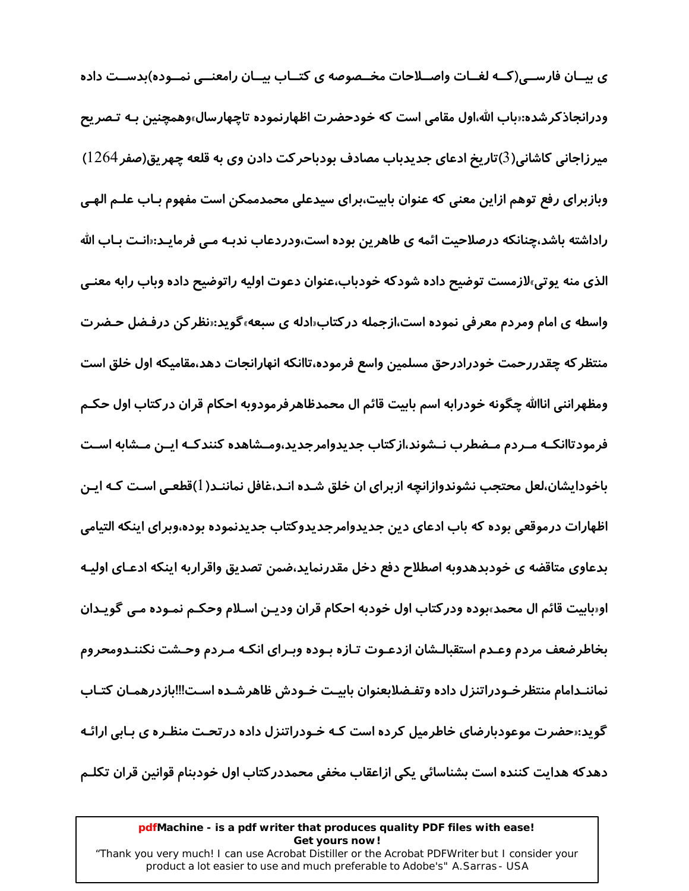ی بیـان فارسـی(کـه لغـات واصـلاحات مخـصوصه ی کتـاب بیـان رامعنـی نمـوده)بدسـت داده ودرانجاذکرشده:«باب الله،اول مقامی است که خودحضرت اظهارنموده تاچهارسال»وهمچنین بـه تـصریح میرزاجانی کاشانی(3)تاریخ ادعای جدیدباب مصادف بودباحرکت دادن وی به قلعه چهریق(صفر1264) وبازبرای رفع توهم ازاین معنی که عنوان بابیت،برای سیدعلی محمدممکن است مفهوم بـاب علـم الهـی راداشته باشد،چنانکه درصلاحیت ائمه ی طاهرین بوده است،ودردعاب ندبـه مـی فرمایـد:«انـت بـاب الله الذی منه یوتی»لازمست توضیح داده شودکه خودباب،عنوان دعوت اولیه راتوضیح داده وباب رابه معنـی واسطه ی امام ومردم معرفی نموده است،ازجمله درکتاب«ادله ی سبعه»گوید:«نظرکن درفـضل حـضرت منتظرکه چقدررحمت خودرادرحق مسلمین واسع فرموده،تاانکه انهارانجات دهد،مقامیکه اول خلق است ومظهراننی انالله چگونه خودرابه اسم بابیت قائم ال محمدظاهرفرمودوبه احکام قران درکتاب اول حکـم فرمودتاانکـه مـردم مـضطرب نـشوند،ازکتاب جدیدوامرجدید،ومـشاهده کنندکـه ایـن مـشابه اسـت باخودایشان،لعل محتجب نشوندوازانچه ازبرای ان خلق شـده انـد،غافل نماننـد(1)قطعـی اسـت کـه ایـن اظهارات درموقعی بوده که باب ادعای دین جدیدوامرجدیدوکتاب جدیدنموده بوده،وبرای اینکه التیامی بدعاوی متاقضه ی خودبدهدوبه اصطلاح دفع دخل مقدرنماید،ضمن تصدیق واقراربه اینکه ادعـای اولیـه او«بابیت قائم ال محمد»بوده ودرکتاب اول خودبه احکام قران ودیـن اسـلام وحکـم نمـوده مـی گویـدان بخاطرضعف مردم وعـدم استقبالـشان ازدعـوت تـازه بـوده وبـرای انکـه مـردم وحـشت نکننـدومحروم نماننـدامام منتظرخـودراتنزل داده وتفـضلابعنوان بابیـت خـودش ظاهرشـده اسـت!!!بازدرهمـان کتـاب گوید:«حضرت موعودبارضای خاطرمیل کرده است کـه خـودراتنزل داده درتحـت منظـره ی بـابی ارائـه دهدکه هدایت کننده است بشناسائی یکی ازاعقاب مخفی محمددرکتاب اول خودبنام قوانین قران تکلـم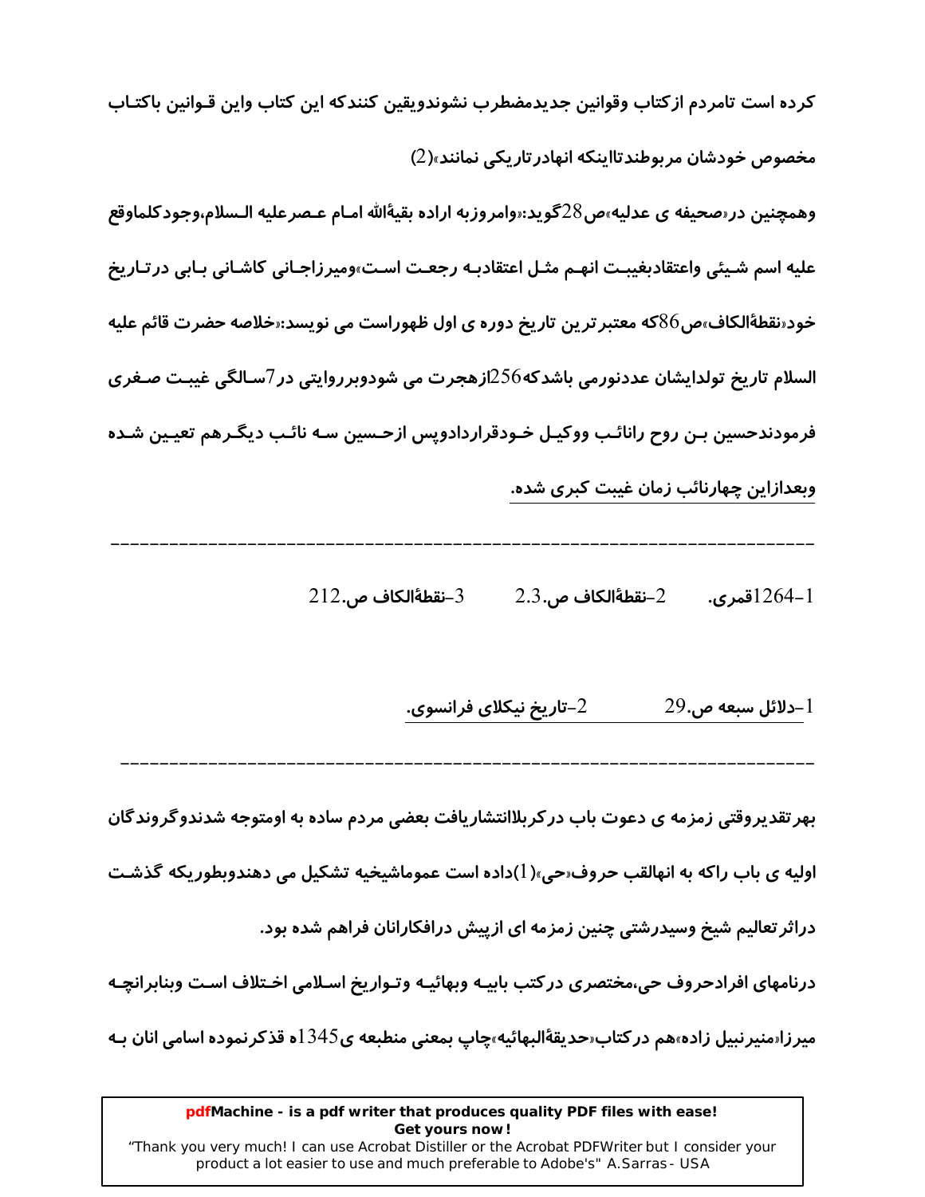کرده است تامردم ازکتاب وقوانین جدیدمضطرب نشوندویقین کنندکه این کتاب واین قـوانین باکتـاب مخصوص خودشان مربوطندتااینکه انهادرتاریکی نمانند»(2)

وهمچنین در«صحیفه ی عدلیه»ص28گوید:«وامروزبه اراده بقیةالله امـام عـصرعلیه الـسلام،وجودکلماوقع علیه اسم شـیئی واعتقادبغیبـت انهـم مثـل اعتقادبـه رجعـت اسـت»ومیرزاجـانی کاشـانی بـابی درتـاریخ خود«نقطةالکاف»ص86که معتبرترین تاریخ دوره ی اول ظهوراست می نویسد:«خلاصه حضرت قائم علیه السلام تاریخ تولدایشان عددنورمی باشدکه256ازهجرت می شودوبرروایتی در7سـالگی غیبـت صـغری فرمودندحسین بـن روح رانائـب ووکیـل خـودقراردادوپس ازحـسین سـه نائـب دیگـرهم تعیـین شـده وبعدازاین چهارنائب زمان غیبت کبری شده.

---

1-1264قمری. 2-نقطةالکاف ص.2.3 3-نقطةالکاف ص.212

1-دلائل سبعه ص.29 2-تاریخ نیکلای فرانسوی.

---

بهرتقدیروقتی زمزمه ی دعوت باب درکربلاانتشاریافت بعضی مردم ساده به اومتوجه شدندوگروندگان اولیه ی باب راکه به انهالقب حروف«حی»(1)داده است عموماشیخیه تشکیل می دهندوبطوریکه گذشـت دراثرتعالیم شیخ وسیدرشتی چنین زمزمه ای ازپیش درافکارانان فراهم شده بود.

درنامهای افرادحروف حی،مختصری درکتب بابیـه وبهائیـه وتـواریخ اسـلامی اخـتلاف اسـت وبنابرانچـه میرزا«منیرنبیل زاده»هم درکتاب«حدیقةالبهائیه»چاپ بمعنی منطبعه ی1345ه قذکرنموده اسامی انان بـه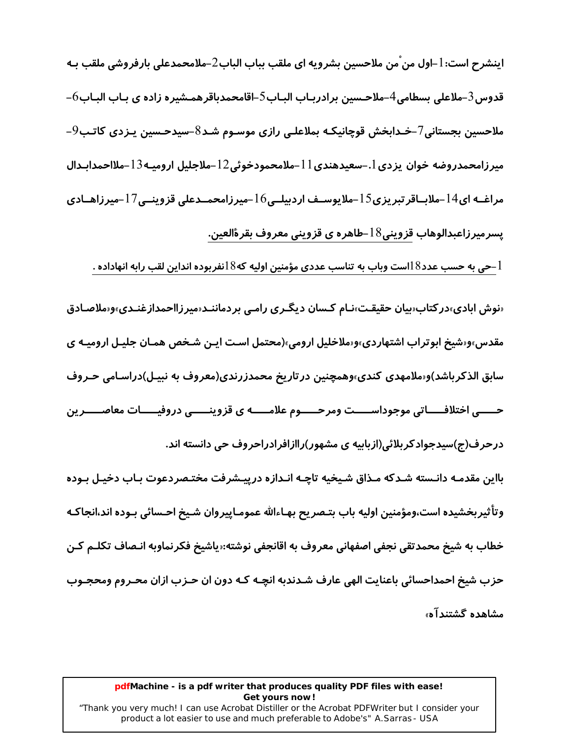اینشرح است:1-اول منْ من ملاحسین بشرویه ای ملقب بباب الباب2-ملامحمدعلی بارفروشی ملقب به قدوس3-ملاعلی بسطامی4-ملاحسین برادرباب الباب5-اقامحمدباقرهمشیره زاده ی باب الباب6-ملاحسین بجستانی7-خدابخش قوچانیکه بملاعلی رازی موسوم شد8-سیدحسین یزدی کاتب9-میرزامحمدروضه خوان یزدی1.-سعیدهندی11-ملامحمودخوئی12-ملاجلیل ارومیه13-ملااحمدابدال مراغه ای14-ملاباقر تبریزی15-ملایوسف اردبیلی16-میرزامحمدعلی قزوینی17-میرزاهادی پسرمیرزاعبدالوهاب قزوینی18-طاهره ی قزوینی معروف بقرةالعین.

1-حی به حسب عدد18است وباب به تناسب عددی مؤمنین اولیه که18نفربوده انداین لقب رابه انهاداده .

«نوش ابادی»درکتاب«بیان حقیقت»نام کسان دیگری رامی بردمانند«میرزااحمدازغندی»و«ملاصادق مقدس»و«شیخ ابوتراب اشتهاردی»و«ملاخلیل ارومی»(محتمل است این شخص همان جلیل ارومیه ی سابق الذکرباشد)و«ملامهدی کندی»وهمچنین درتاریخ محمدزرندی(معروف به نبیل)دراسامی حروف حی اختلافاتی موجوداست ومرحوم علامه ی قزوینی دروفیات معاصرین درحرف(ج)سیدجوادکربلائی(ازبابیه ی مشهور)راازافرادراحروف حی دانسته اند.

بااین مقدمه دانسته شدکه مذاق شیخیه تاچه اندازه درپیشرفت مختصردعوت باب دخیل بوده وتأثیربخشیده است،ومؤمنین اولیه باب بتصریح بهاءالله عموماپیروان شیخ احسائی بوده اند،انجاکه خطاب به شیخ محمدتقی نجفی اصفهانی معروف به اقانجفی نوشته:«یاشیخ فکرنماوبه انصاف تکلم کن حزب شیخ احمداحسائی باعنایت الهی عارف شدندبه انچه که دون ان حزب ازان محروم ومحجوب مشاهده گشتندآه»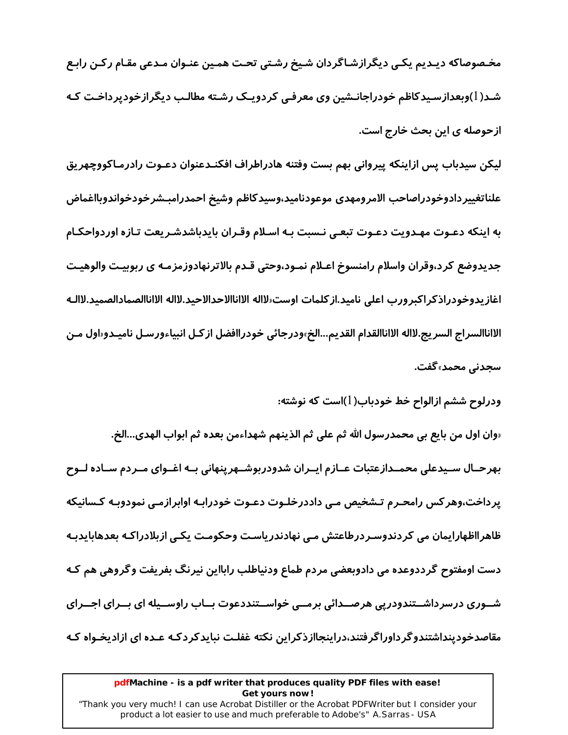مخصوصاکه دیدیم یکی دیگرازشاگردان شیخ رشتی تحت همین عنوان مدعی مقام رکن رابع شد(1)وبعدازسیدکاظم خودراجانشین وی معرفی کردویک رشته مطالب دیگرازخودپرداخت که ازحوصله ی این بحث خارج است.

لیکن سیدباب پس ازاینکه پیروانی بهم بست وفتنه هادراطراف افکندعنوان دعوت رادرماکووچهریق علناتغییردادوخودراصاحب الامرومهدی موعودنامید،وسیدکاظم وشیخ احمدرامبشرخودخواندوبااغماض به اینکه دعوت مهدویت دعوت تبعی نسبت به اسلام وقران بایدباشدشریعت تازه اوردواحکام جدیدوضع کرد،وقران واسلام رامنسوخ اعلام نمود،وحتی قدم بالاترنهادوزمزمه ی ربوبیت والوهیت اغازیدوخودراذکراکبرورب اعلی نامید.ازکلمات اوست«لااله الاانالاحدالاحید.لااله الاانالصمادالصمید.لااله الاانالسراج السریج.لااله الاانالقدام القدیم...الخ»ودرجائی خودراافضل ازکل انبیاءورسل نامیدو«اول من سجدنی محمد»گفت.

ودرلوح ششم ازالواح خط خودباب(1)است که نوشته:

«وان اول من بایع بی محمدرسول الله ثم علی ثم الذینهم شهداءمن بعده ثم ابواب الهدی...الخ.

بهرحال سیدعلی محمدازعتبات عازم ایران شدودربوشهرپنهانی به اغوای مردم ساده لوح پرداخت،وهرکس رامحرم تشخیص می داددرخلوت دعوت خودرابه اوابرازمی نمودوبه کسانیکه ظاهرااظهارایمان می کردندوسردرطاعتش می نهادندریاست وحکومت یکی ازبلادراکه بعدهابایدبه دست اومفتوح گرددوعده می دادوبعضی مردم طماع ودنیاطلب رابااین نیرنگ بفریفت وگروهی هم که شوری درسرداشتندودرپی هرصدائی برمی خواستنددعوت باب راوسیله ای برای اجرای مقاصدخودپنداشتندوگرداوراگرفتند،دراینجاازذکراین نکته غفلت نبایدکردکه عده ای ازادیخواه که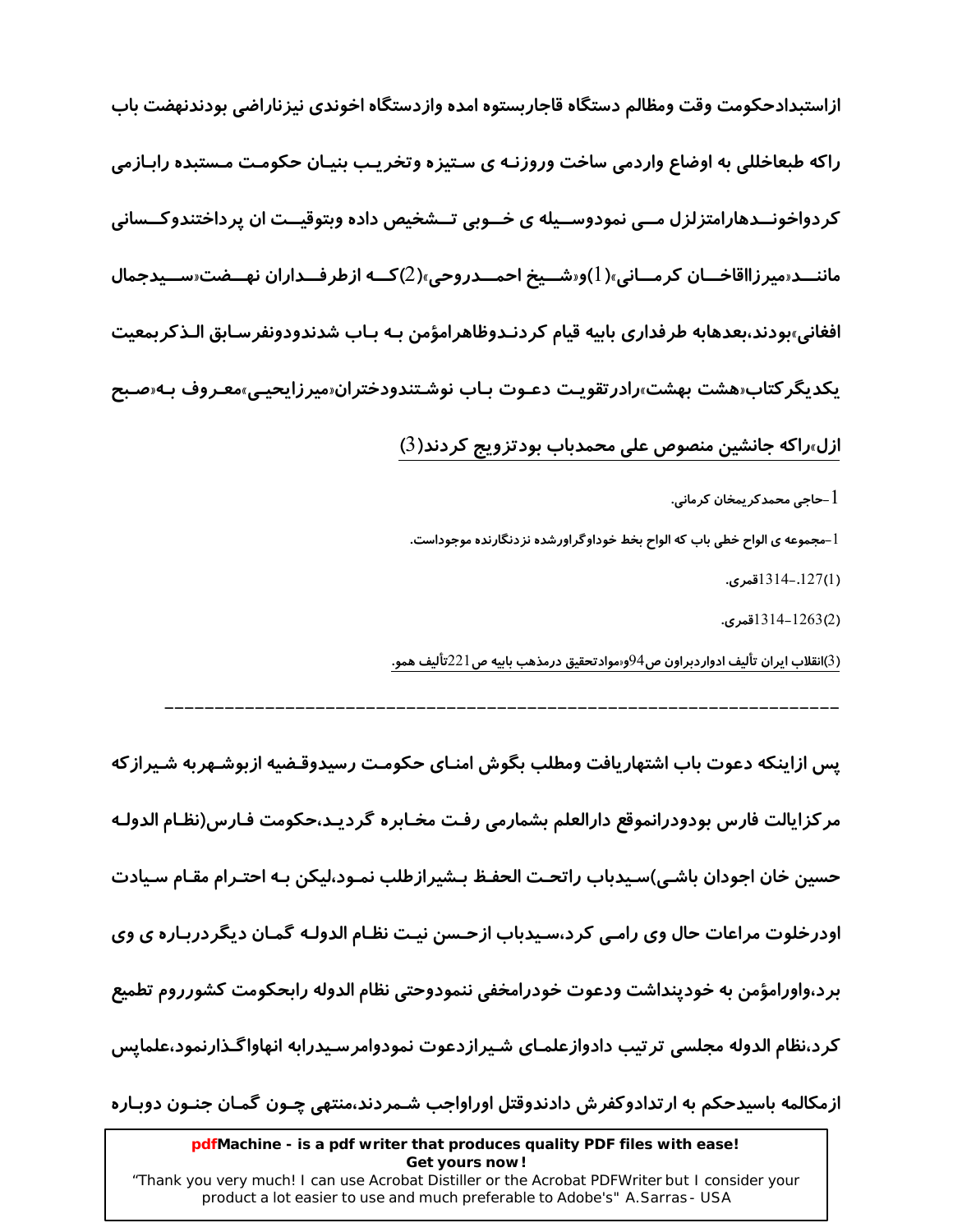ازاستبدادحکومت وقت ومظالم دستگاه قاجاربستوه امده وازدستگاه اخوندی نیزناراضی بودندنهضت باب راکه طبعاخللی به اوضاع واردمی ساخت وروزنـه ی سـتیزه وتخریـب بنیـان حکومـت مـستبده رابـازمی کردواخونــدهارامتزلزل مــی نمودوســیله ی خــوبی تــشخیص داده وبتوقیــت ان پرداختندوکــسانی ماننــد«میرزااقاخــان کرمــانی»(1)و«شــیخ احمــدروحی»(2)کــه ازطرفــداران نهــضت«ســیدجمال افغانی»بودند،بعدهابه طرفداری بابیه قیام کردنـدوظاهرامؤمن بـه بـاب شدندودونفرسـابق الـذکربمعیت یکدیگرکتاب«هشت بهشت»رادرتقویـت دعـوت بـاب نوشـتندودختران«میرزایحیـی»معـروف بـه«صـبح ازل»راکه جانشین منصوص علی محمدباب بودتزویج کردند(3)

1-حاجی محمدکریمخان کرمانی.

1-مجموعه ی الواح خطی باب که الواح بخط خوداوگراورشده نزدنگارنده موجوداست.

(1)127.-1314قمری.

(2)1263-1314قمری.

(3)انقلاب ایران تألیف ادواردبراون ص94و«موادتحقیق درمذهب بابیه ص221تألیف همو.

---

پس ازاینکه دعوت باب اشتهاریافت ومطلب بگوش امنـای حکومـت رسیدوقـضیه ازبوشـهربه شـیرازکه مرکزایالت فارس بودودرانموقع دارالعلم بشمارمی رفـت مخـابره گردیـد،حکومت فـارس(نظـام الدولـه حسین خان اجودان باشـی)سـیدباب راتحـت الحفـظ بـشیرازطلب نمـود،لیکن بـه احتـرام مقـام سـیادت اودرخلوت مراعات حال وی رامـی کرد،سـیدباب ازحـسن نیـت نظـام الدولـه گمـان دیگردربـاره ی وی برد،واورامؤمن به خودپنداشت ودعوت خودرامخفی ننمودوحتی نظام الدوله رابحکومت کشورروم تطمیع کرد،نظام الدوله مجلسی ترتیب دادوازعلمـای شـیرازدعوت نمودوامرسـیدرابه انهاواگـذارنمود،علماپس ازمکالمه باسیدحکم به ارتدادوکفرش دادندوقتل اوراواجب شـمردند،منتهی چـون گمـان جنـون دوبـاره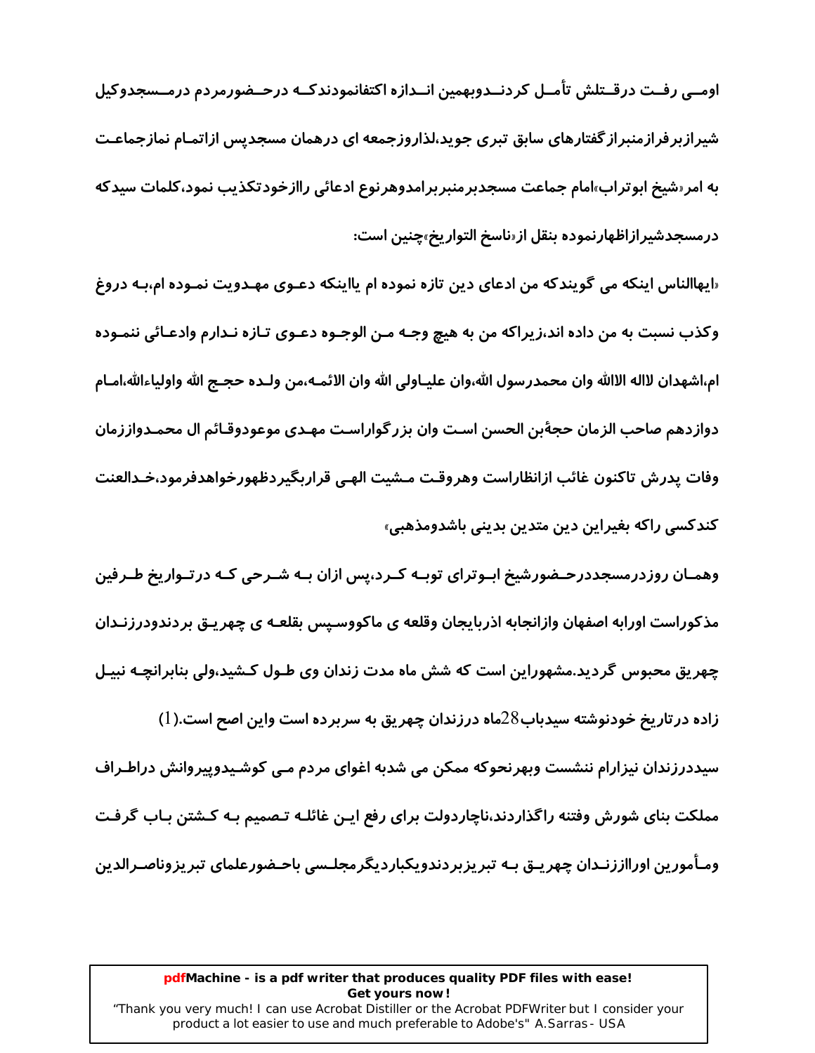اومی رفت درقتلش تأمل کردندوبهمین اندازه اکتفانمودندکه درحضورمردم درمسجدوکیل شیرازبرفرازمنبرازگفتارهای سابق تبری جوید،لذاروزجمعه ای درهمان مسجدپس ازاتمام نمازجماعت به امر«شیخ ابوتراب»امام جماعت مسجدبرمنبربرامدوهرنوع ادعائی راازخودتکذیب نمود،کلمات سیدکه درمسجدشیرازاظهارنموده بنقل از«ناسخ التواریخ»چنین است:

«ایهاالناس اینکه می گویندکه من ادعای دین تازه نموده ام یااینکه دعوی مهدویت نموده ام،به دروغ وکذب نسبت به من داده اند،زیراکه من به هیچ وجه من الوجوه دعوی تازه ندارم وادعائی ننموده ام،اشهدان لااله الاالله وان محمدرسول الله،وان علیاولی الله وان الائمه،من ولده حجج الله واولیاءالله،امام دوازدهم صاحب الزمان حجةبن الحسن است وان بزرگواراست مهدی موعودوقائم ال محمدوازرمان وفات پدرش تاکنون غائب ازانظاراست وهروقت مشیت الهی قراربگیردظهورخواهدفرمود،خدالعنت کندکسی راکه بغیراین دین متدین بدینی باشدومذهبی»

وهمان روزدرمسجددرحضورشیخ ابوترای توبه کرد،پس ازان به شرحی که درتواریخ طرفین مذکوراست اورابه اصفهان وازانجابه اذربایجان وقلعه ی ماکووسپس بقلعه ی چهریق بردندودرزندان چهریق محبوس گردید.مشهوراین است که شش ماه مدت زندان وی طول کشید،ولی بنابرانچه نبیل زاده درتاریخ خودنوشته سیدباب28ماه درزندان چهریق به سربرده است واین اصح است.(1)

سیددرزندان نیزارام ننشست وبهرنحوکه ممکن می شدبه اغوای مردم می کوشیدوپیروانش دراطراف مملکت بنای شورش وفتنه راگذاردند،ناچاردولت برای رفع این غائله تصمیم به کشتن باب گرفت ومأمورین اورااززندان چهریق به تبریزبردندویکباردیگرمجلسی باحضورعلمای تبریزوناصرالدین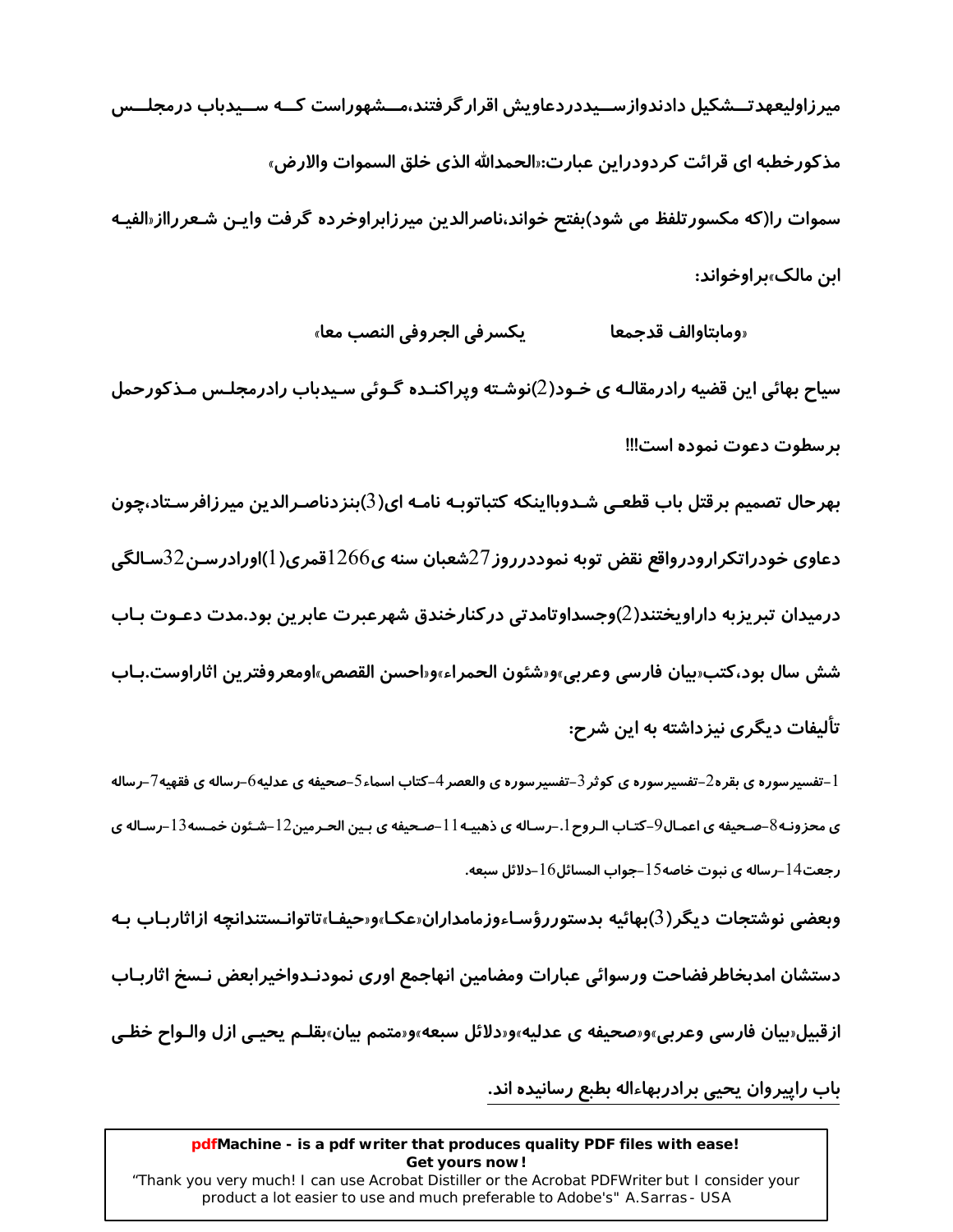میرزاولیعهدتشکیل دادندوازسیددردعاویش اقرارگرفتند،مشهوراست که سیدباب درمجلس مذکورخطبه ای قرائت کردودراین عبارت:«الحمدالله الذی خلق السموات والارض»

سموات را(که مکسورتلفظ می شود)بفتح خواند،ناصرالدین میرزابراوخرده گرفت واین شعررااز«الفیه ابن مالک»براوخواند:

«ومابتاوالف قدجمعا　　　　یکسرفی الجروفی النصب معا»

سیاح بهائی این قضیه رادرمقاله ی خود(2)نوشته وپراکنده گوئی سیدباب رادرمجلس مذکورحمل برسطوت دعوت نموده است!!!

بهرحال تصمیم برقتل باب قطعی شدوبااینکه کتباتوبه نامه ای(3)بنزدناصرالدین میرزافرستاد،چون دعاوی خودراتکرارودرواقع نقض توبه نموددرروز27شعبان سنه ی1266قمری(1)اورادرسن32سالگی درمیدان تبریزبه داراویختند(2)وجسداوتامدتی درکنارخندق شهرعبرت عابرین بود.مدت دعوت باب شش سال بود،کتب«بیان فارسی وعربی»و«شئون الحمراء»و«احسن القصص»اومعروفترین اثاراوست.باب تألیفات دیگری نیزداشته به این شرح:

1-تفسیرسوره ی بقره2-تفسیرسوره ی کوثر3-تفسیرسوره ی والعصر4-کتاب اسماء5-صحیفه ی عدلیه6-رساله ی فقهیه7-رساله ی محزونه8-صحیفه ی اعمال9-کتاب الروح1.-رساله ی ذهبیه11-صحیفه ی بین الحرمین12-شئون خمسه13-رساله ی رجعت14-رساله ی نبوت خاصه15-جواب المسائل16-دلائل سبعه.

وبعضی نوشتجات دیگر(3)بهائیه بدستوررؤساءوزمامداران«عکا»و«حیفا»تاتوانستندانچه ازاثارباب به دستشان امدبخاطرفضاحت ورسوائی عبارات ومضامین انهاجمع اوری نمودندواخیرابعض نسخ اثارباب ازقبیل«بیان فارسی وعربی»و«صحیفه ی عدلیه»و«دلائل سبعه»و«متمم بیان»بقلم یحیی ازل والواح خظی باب راپیروان یحیی برادربهاءاله بطبع رسانیده اند.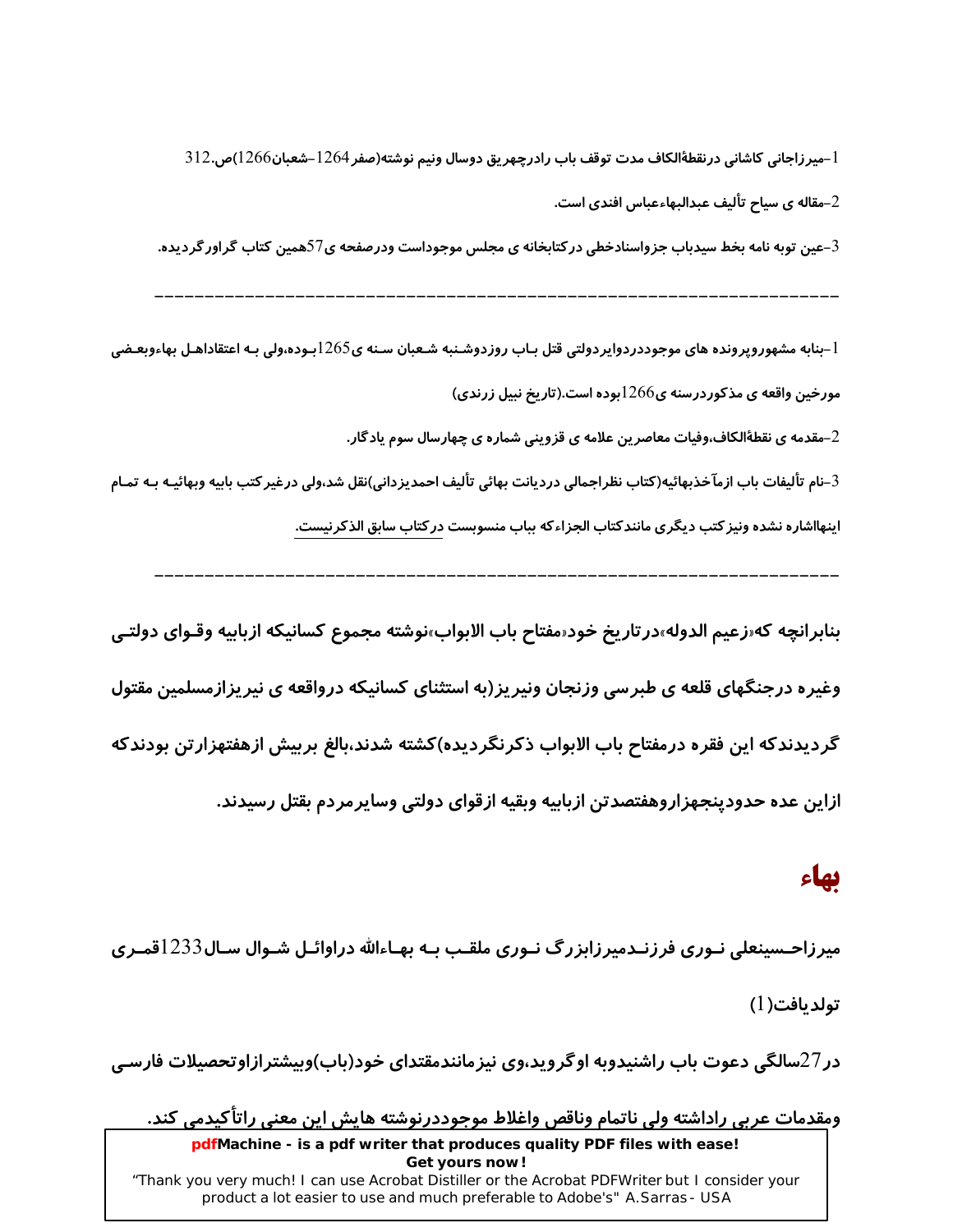1-میرزاجانی کاشانی درنقطةالکاف مدت توقف باب رادرچهریق دوسال ونیم نوشته(صفر1264-شعبان1266)ص.312

2-مقاله ی سیاح تألیف عبدالبهاءعباس افندی است.

3-عین توبه نامه بخط سیدباب جزواسنادخطی درکتابخانه ی مجلس موجوداست ودرصفحه ی57همین کتاب گراورگردیده.

---

1-بنابه مشهوروپرونده های موجوددردوایردولتی قتل باب روزدوشنبه شعبان سنه ی1265بوده،ولی به اعتقاداهل بهاءوبعضی مورخین واقعه ی مذکوردرسنه ی1266بوده است.(تاریخ نبیل زرندی)

2-مقدمه ی نقطةالکاف،وفیات معاصرین علامه ی قزوینی شماره ی چهارسال سوم یادگار.

3-نام تألیفات باب ازمآخذبهائیه(کتاب نظراجمالی دردیانت بهائی تألیف احمدیزدانی)نقل شد،ولی درغیرکتب بابیه وبهائیه به تمام اینهااشاره نشده ونیزکتب دیگری مانندکتاب الجزاءکه بباب منسوبست درکتاب سابق الذکرنیست.

---

بنابرانچه که«زعیم الدوله»درتاریخ خود«مفتاح باب الابواب»نوشته مجموع کسانیکه ازبابیه وقوای دولتی وغیره درجنگهای قلعه ی طبرسی وزنجان ونیریز(به استثنای کسانیکه درواقعه ی نیریزازمسلمین مقتول گردیدندکه این فقره درمفتاح باب الابواب ذکرنگردیده)کشته شدند،بالغ بربیش ازهفتهزارتن بودندکه ازاین عده حدودپنجهزاروهفتصدتن ازبابیه وبقیه ازقوای دولتی وسایرمردم بقتل رسیدند.

## بهاء

میرزاحسینعلی نوری فرزندمیرزابزرگ نوری ملقب به بهاءالله دراوائل شوال سال1233قمری تولدیافت(1)

در27سالگی دعوت باب راشنیدوبه اوگروید،وی نیزمانندمقتدای خود(باب)وبیشترازاوتحصیلات فارسی ومقدمات عربی راداشته ولی ناتمام وناقص واغلاط موجوددرنوشته هایش این معنی راتأکیدمی کند.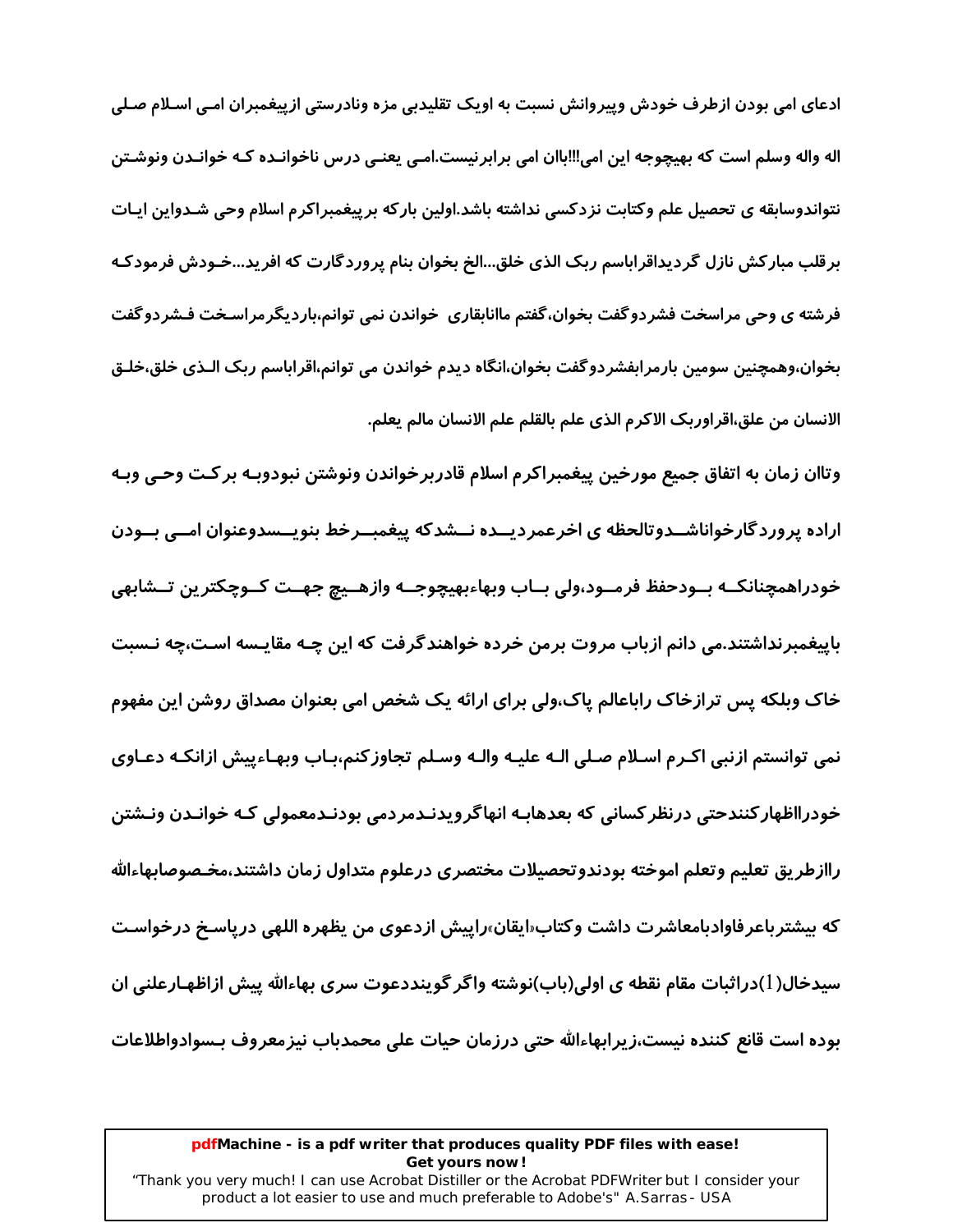ادعای امی بودن ازطرف خودش وپیروانش نسبت به اویک تقلیدبی مزه ونادرستی ازپیغمبران امی اسلام صلی اله واله وسلم است که بهیچوجه این امی!!!باان امی برابرنیست.امی یعنی درس ناخوانده که خواندن ونوشتن نتواندوسابقه ی تحصیل علم وکتابت نزدکسی نداشته باشد.اولین بارکه برپیغمبراکرم اسلام وحی شدواین ایات برقلب مبارکش نازل گردیداقراباسم ربک الذی خلق...الخ بخوان بنام پروردگارت که افرید...خودش فرمودکه فرشته ی وحی مراسخت فشردوگفت بخوان،گفتم ماانابقاری خواندن نمی توانم،باردیگرمراسخت فشردوگفت بخوان،وهمچنین سومین بارمرابفشردوگفت بخوان،انگاه دیدم خواندن می توانم،اقراباسم ربک الذی خلق،خلق الانسان من علق،اقراوربک الاکرم الذی علم بالقلم علم الانسان مالم یعلم.

وتاان زمان به اتفاق جمیع مورخین پیغمبراکرم اسلام قادربرخواندن ونوشتن نبودوبه برکت وحی وبه اراده پروردگارخواناشدوتالحظه ی اخرعمردیده نشدکه پیغمبرخط بنویسدوعنوان امی بودن خودراهمچنانکه بودحفظ فرمود،ولی باب وبهاءبهیچوجه وازهیچ جهت کوچکترین تشابهی باپیغمبرنداشتند.می دانم ازباب مروت برمن خرده خواهندگرفت که این چه مقایسه است،چه نسبت خاک وبلکه پس ترازخاک راباعالم پاک،ولی برای ارائه یک شخص امی بعنوان مصداق روشن این مفهوم نمی توانستم ازنبی اکرم اسلام صلی اله علیه واله وسلم تجاوزکنم،باب وبهاءپیش ازانکه دعاوی خودرااظهارکنندحتی درنظرکسانی که بعدهابه انهاگرویدندمردمی بودندمعمولی که خواندن ونشتن راازطریق تعلیم وتعلم اموخته بودندوتحصیلات مختصری درعلوم متداول زمان داشتند،مخصوصابهاءالله که بیشترباعرفاوادبامعاشرت داشت وکتاب«ایقان»راپیش ازدعوی من یظهره اللهی درپاسخ درخواست سیدخال(1)دراثبات مقام نقطه ی اولی(باب)نوشته واگرگوینددعوت سری بهاءالله پیش ازاظهارعلنی ان بوده است قانع کننده نیست،زیرابهاءالله حتی درزمان حیات علی محمدباب نیزمعروف بسوادواطلاعات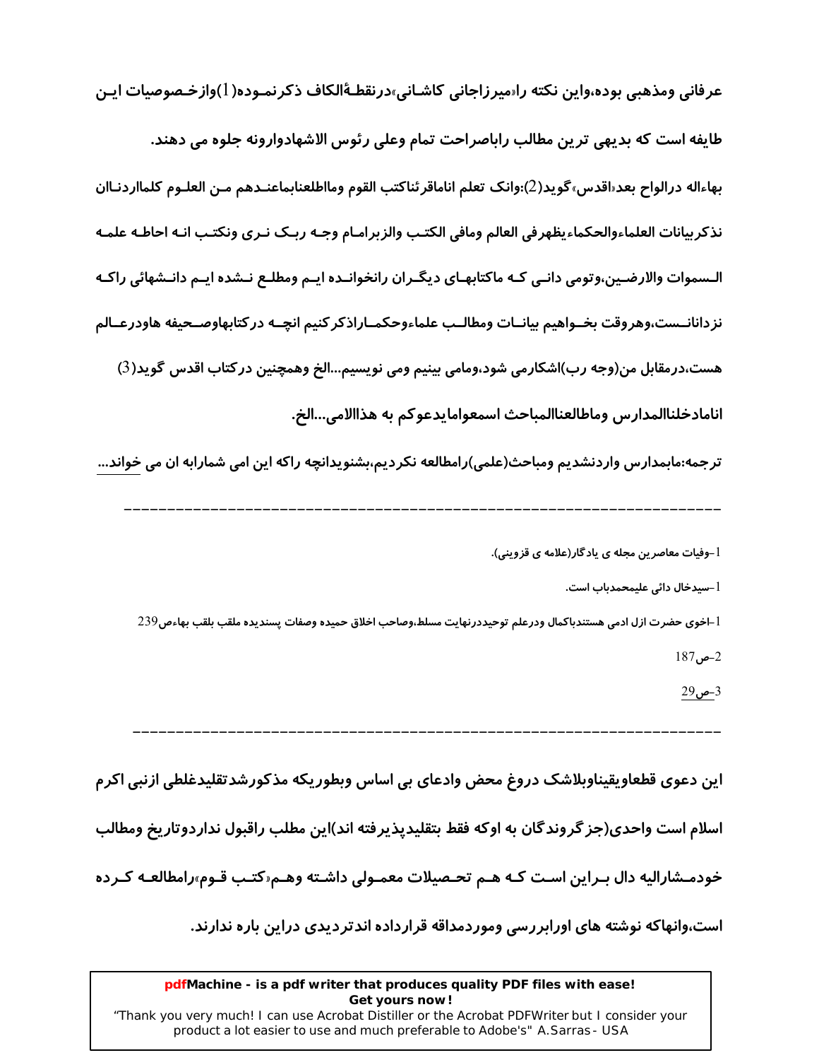عرفانی ومذهبی بوده،واین نکته را«میرزاجانی کاشانی»درنقطةالکاف ذکرنموده(1)وازخصوصیات این طایفه است که بدیهی ترین مطالب راباصراحت تمام وعلی رئوس الاشهادوارونه جلوه می دهند.

بهاءاله درالواح بعد«اقدس»گوید(2):وانک تعلم انامااقرئناکتب القوم ومااطلعنابماعندهم من العلوم کلمااردناان نذکربیانات العلماءوالحکماءیظهرفی العالم ومافی الکتب والزبرامام وجه ربک نری ونکتب انه احاطه علمه السموات والارضین،وتومی دانی که ماکتابهای دیگران رانخوانده ایم ومطلع نشده ایم دانشهائی راکه نزدانانست،وهروقت بخواهیم بیانات ومطالب علماءوحکماراذکرکنیم انچه درکتابهاوصحیفه هاودرعالم هست،درمقابل من(وجه رب)اشکارمی شود،ومامی بینیم ومی نویسیم...الخ وهمچنین درکتاب اقدس گوید(3) انامادخلناالمدارس وماطالعناالمباحث اسمعوامایدعوکم به هذاالامی...الخ.

ترجمه:مابمدارس واردنشدیم ومباحث(علمی)رامطالعه نکردیم،بشنویدانچه راکه این امی شمارابه ان می خواند...

---

1-وفیات معاصرین مجله ی یادگار(علامه ی قزوینی).

1-سیدخال دائی علیمحمدباب است.

1-اخوی حضرت ازل ادمی هستندباکمال ودرعلم توحیددرنهایت مسلط،وصاحب اخلاق حمیده وصفات پسندیده ملقب بلقب بهاءص239

2-ص187

3-ص29

---

این دعوی قطعاویقیناوبلاشک دروغ محض وادعای بی اساس وبطوریکه مذکورشدتقلیدغلطی ازنبی اکرم اسلام است واحدی(جزگروندگان به اوکه فقط بتقلیدپذیرفته اند)این مطلب راقبول نداردوتاریخ ومطالب خودمشارالیه دال براین است که هم تحصیلات معمولی داشته وهم«کتب قوم»رامطالعه کرده است،وانهاکه نوشته های اورابررسی وموردمداقه قرارداده اندتردیدی دراین باره ندارند.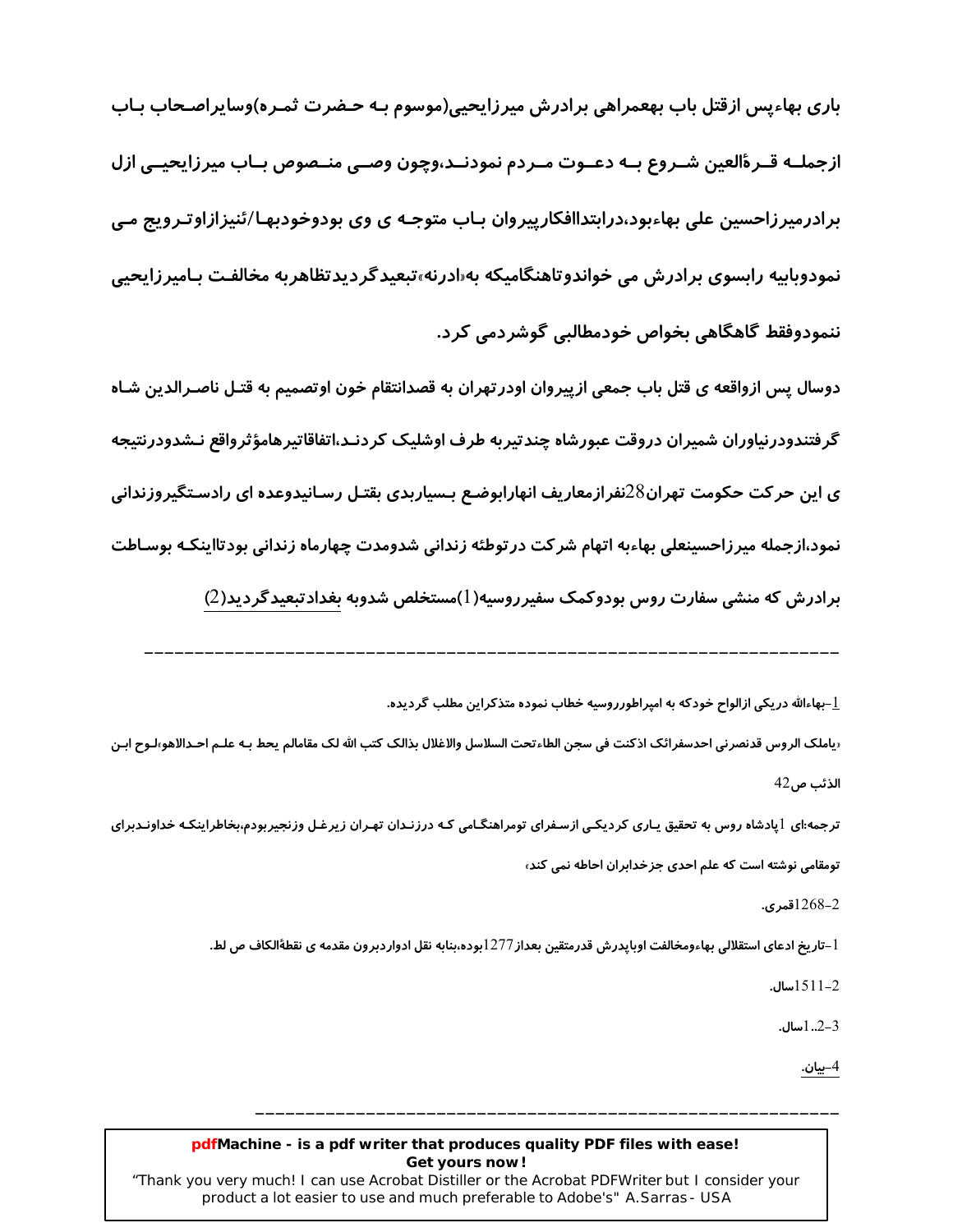باری بهاءپس ازقتل باب بهعمراهی برادرش میرزایحیی(موسوم بـه حـضرت ثمـره)وسایراصـحاب بـاب ازجملـه قـرةالعین شـروع بـه دعـوت مـردم نمودنـد،وچون وصـی منـصوص بـاب میرزایحیـی ازل برادرمیرزاحسین علی بهاءبود،درابتداافکارپیروان بـاب متوجـه ی وی بودوخودبهـا/ئنیزازاوتـرویج مـی نمودوبابیه رابسوی برادرش می خواندوتاهنگامیکه به«ادرنه»تبعیدگردیدتظاهربه مخالفـت بـامیرزایحیی ننمودوفقط گاهگاهی بخواص خودمطالبی گوشردمی کرد.

دوسال پس ازواقعه ی قتل باب جمعی ازپیروان اودرتهران به قصدانتقام خون اوتصمیم به قتـل ناصـرالدین شـاه گرفتنددرنیاوران شمیران دروقت عبورشاه چندتیربه طرف اوشلیک کردنـد،اتفاقاتیرهامؤثرواقع نـشدودرنتیجه ی این حرکت حکومت تهران28نفرازمعاریف انهارابوضـع بـسیاربدی بقتـل رسـانیدوعده ای رادسـتگیروزندانی نمود،ازجمله میرزاحسینعلی بهاءبه اتهام شرکت درتوطئه زندانی شدومدت چهارماه زندانی بودتااینکـه بوسـاطت برادرش که منشی سفارت روس بودوکمک سفیرروسیه(1)مستخلص شدوبه بغدادتبعیدگردید(2)

---

1-بهاءالله دریکی ازالواح خودکه به امپراطورروسیه خطاب نموده متذکراین مطلب گردیده.

«یاملک الروس قدنصرنی احدسفرائک اذکنت فی سجن الطاءتحت السلاسل والاغلال بذالک کتب الله لک مقامالم یحط بـه علـم احـدالاهو»لـوح ابـن الذئب ص42

ترجمه:ای 1پادشاه روس به تحقیق یـاری کردیکـی ازسـفرای تومراهنگـامی کـه درزنـدان تهـران زیرغـل وزنجیربودم،بخاطراینکـه خداونـدبرای تومقامی نوشته است که علم احدی جزخدابران احاطه نمی کند»

2-1268قمری.

1-تاریخ ادعای استقلالی بهاءومخالفت اوباپدرش قدرمتقین بعداز1277بوده،بنابه نقل ادواردبرون مقدمه ی نقطةالکاف ص لط.

2-1511سال.

3-..1سال.

4-بیان.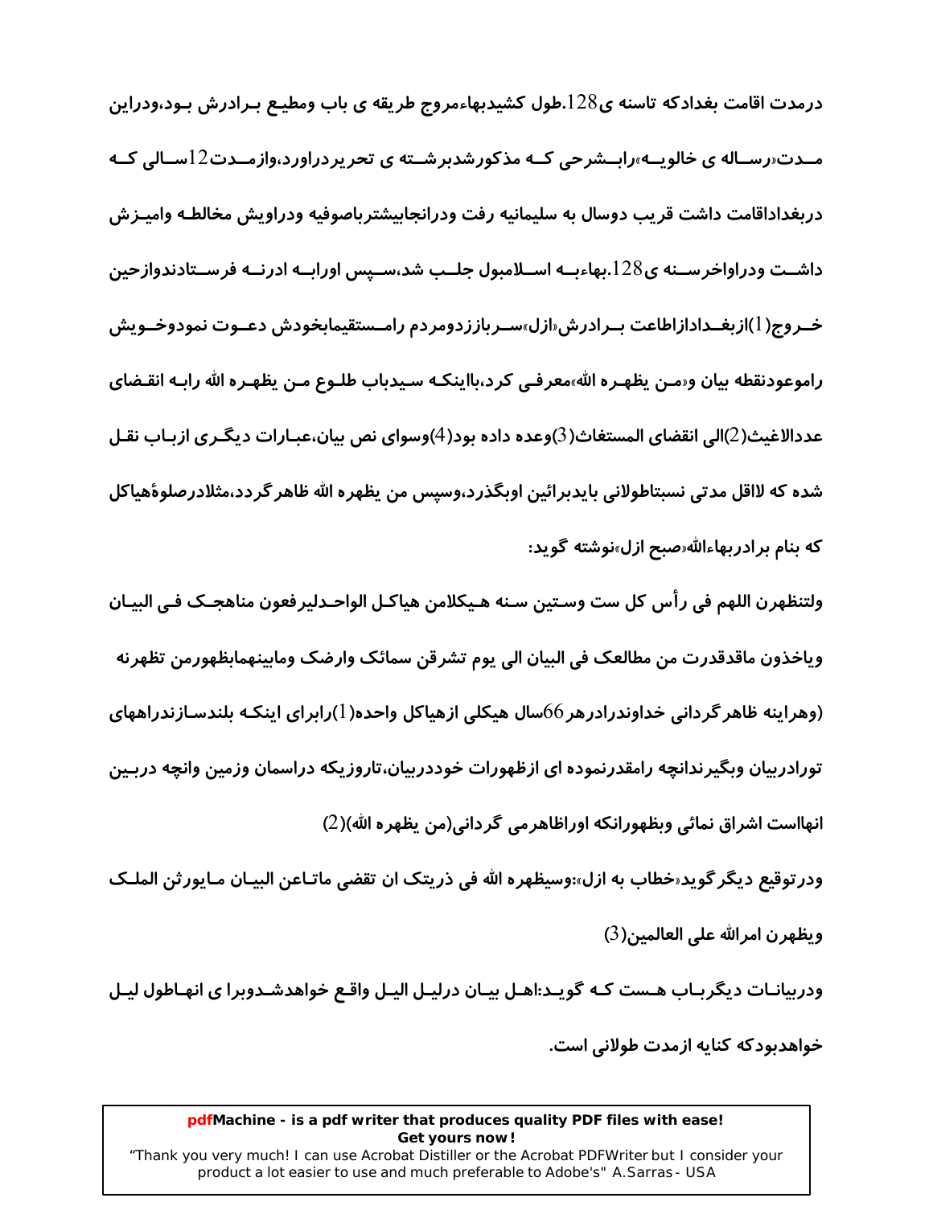درمدت اقامت بغدادکه تاسنه ی128.طول کشیدبهاءمروج طریقه ی باب ومطیع برادرش بود،ودراین مدت«رساله ی خالویه»رابشرحی که مذکورشدبرشته ی تحریردراورد،وازمدت12سالی که دربغداداقامت داشت قریب دوسال به سلیمانیه رفت ودرانجابیشترباصوفیه ودراویش مخالطه وامیزش داشت ودراواخرسنه ی128.بهاءبه اسلامبول جلب شد،سپس اورابه ادرنه فرستادندوازحین خروج(1)ازبغدادازاطاعت برادرش«ازل»سرباززدومردم رامستقیمابخودش دعوت نمودوخویش راموعودنقطه بیان و«من یظهره الله»معرفی کرد،بااینکه سیدباب طلوع من یظهره الله رابه انقضای عددالاغیث(2)الی انقضای المستغاث(3)وعده داده بود(4)وسوای نص بیان،عبارات دیگری ازباب نقل شده که لااقل مدتی نسبتاطولانی بایدبرائین اوبگذرد،وسپس من یظهره الله ظاهرگردد،مثلادرصلوةهیاکل که بنام برادربهاءالله«صبح ازل»نوشته گوید:

ولتنظهرن اللهم فی رأس کل ست وستین سنه هیکلامن هیاکل الواحدلیرفعون مناهجک فی البیان ویاخذون ماقدقدرت من مطالعک فی البیان الی یوم تشرقن سمائک وارضک ومابینهمابظهورمن تظهرنه (وهراینه ظاهرگردانی خداوندرادرهر66سال هیکلی ازهیاکل واحده(1)رابرای اینکه بلندسازندراههای توراددربیان وبگیرندانچه رامقدرنموده ای ازظهورات خوددربیان،تاروزیکه دراسمان وزمین وانچه دربین انهااست اشراق نمائی وبظهورانکه اوراظاهرمی گردانی(من یظهره الله)(2)

ودرتوقیع دیگرگوید«خطاب به ازل»:وسیظهره الله فی ذریتک ان تقضی ماتاعن البیان مایورثن الملک ویظهرن امرالله علی العالمین(3)

ودربیانات دیگرباب هست که گوید:اهل بیان درلیل الیل واقع خواهدشدوبرا ی انهاطول لیل خواهدبودکه کنایه ازمدت طولانی است.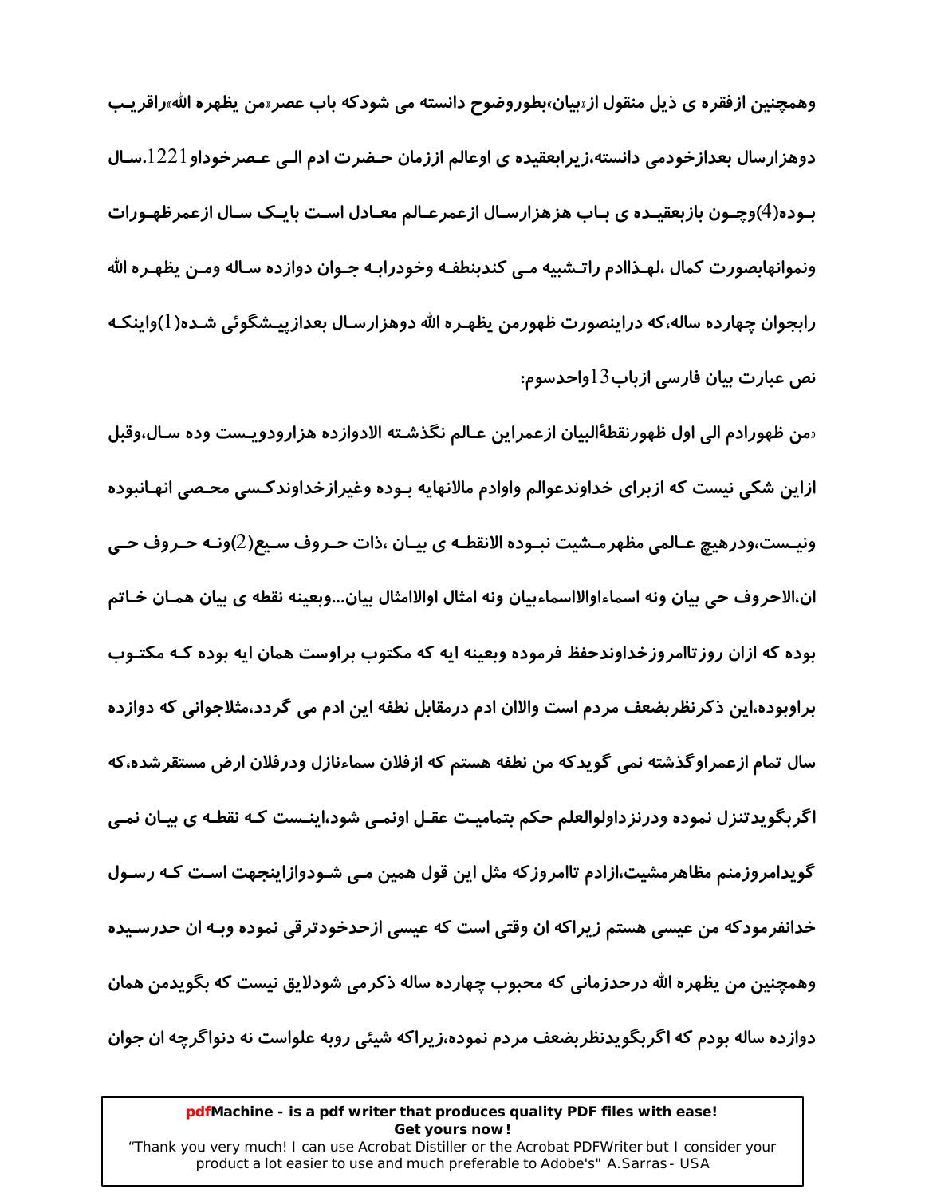وهمچنین ازفقره ی ذیل منقول از«بیان»بطوروضوح دانسته می شودکه باب عصر«من یظهره الله»راقریب دوهزارسال بعدازخودمی دانسته،زیرابعقیده ی اوعالم اززمان حضرت ادم الی عصرخوداو1221.سال بوده(4)وچون بازبعقیده ی باب هزهزارسال ازعمرعالم معادل است بایک سال ازعمرظهورات ونموانهابصورت کمال ،لهذاادم راتشبیه می کندبنطفه وخودرابه جوان دوازده ساله ومن یظهره الله رابجوان چهارده ساله،که دراینصورت ظهورمن یظهره الله دوهزارسال بعدازپیشگوئی شده(1)واینکه نص عبارت بیان فارسی ازباب13واحدسوم:

«من ظهورادم الی اول ظهورنقطةالبیان ازعمراین عالم نگذشته الادوازده هزارودویست وده سال،وقبل ازاین شکی نیست که ازبرای خداوندعوالم واوادم مالانهایه بوده وغیرازخداوندکسی محصی انهانبوده ونیست،ودرهیچ عالمی مظهرمشیت نبوده الانقطه ی بیان ،ذات حروف سبع(2)ونه حروف حی ان،الاحروف حی بیان ونه اسماءاوالاسماءبیان ونه امثال اوالاامثال بیان...وبعینه نقطه ی بیان همان خاتم بوده که ازان روزتاامروزخداوندحفظ فرموده وبعینه ایه که مکتوب براوست همان ایه بوده که مکتوب براوبوده،این ذکرنظربضعف مردم است والاان ادم درمقابل نطفه این ادم می گردد،مثلاجوانی که دوازده سال تمام ازعمراوگذشته نمی گویدکه من نطفه هستم که ازفلان سماءنازل ودرفلان ارض مستقرشده،که اگربگویدتنزل نموده ودرنزداولوالعلم حکم بتمامیت عقل اونمی شود،اینست که نقطه ی بیان نمی گویدامروزمنم مظاهرمشیت،ازادم تاامروزکه مثل این قول همین می شودوازاینجهت است که رسول خدانفرمودکه من عیسی هستم زیراکه ان وقتی است که عیسی ازحدخودترقی نموده وبه ان حدرسیده وهمچنین من یظهره الله درحدزمانی که محبوب چهارده ساله ذکرمی شودلایق نیست که بگویدمن همان دوازده ساله بودم که اگربگویدنظربضعف مردم نموده،زیراکه شیئی روبه علواست نه دنواگرچه ان جوان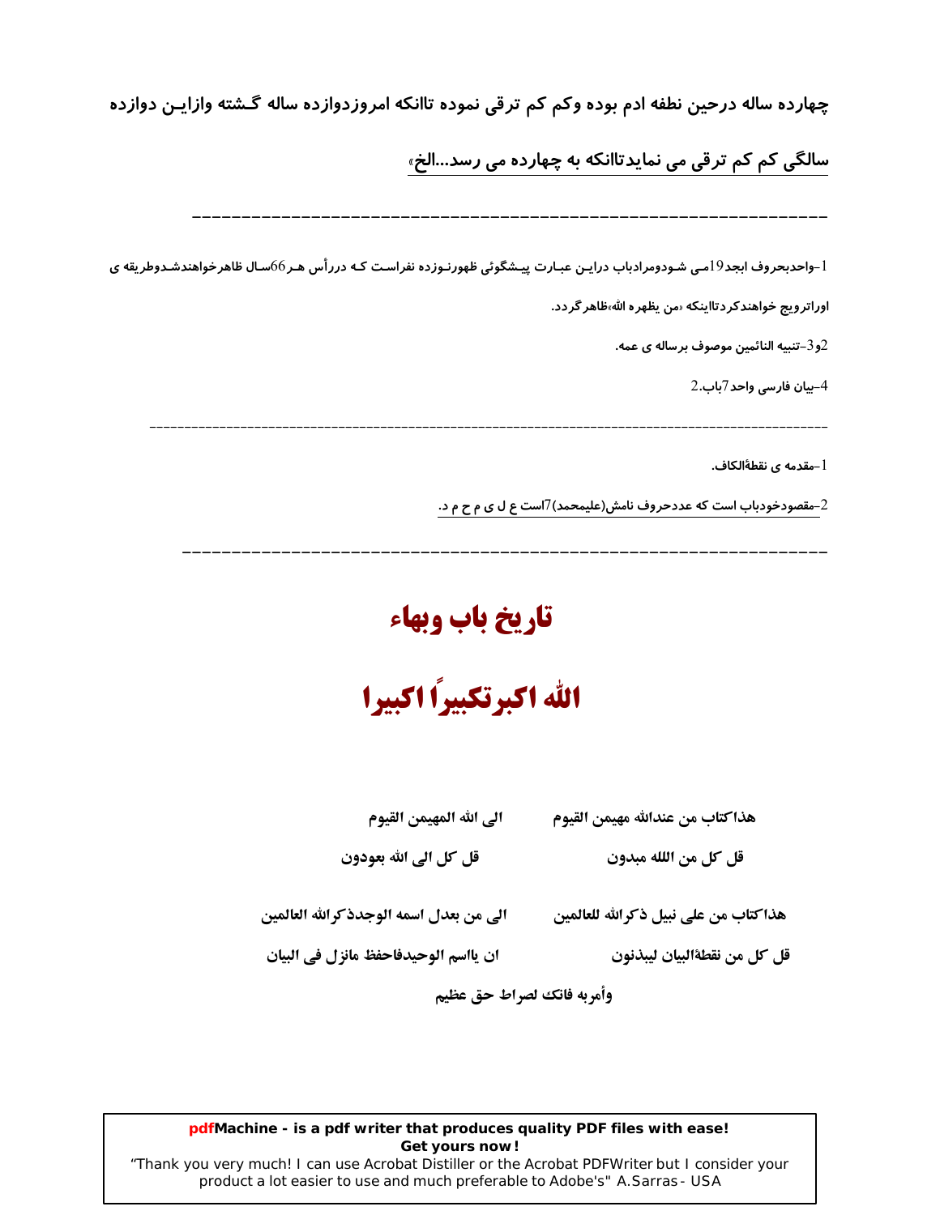چهارده ساله درحین نطفه ادم بوده وکم کم ترقی نموده تاانکه امروزدوازده ساله گشته وازاین دوازده سالگی کم کم ترقی می نمایدتاانکه به چهارده می رسد...الخ»

---

1-واحدبحروف ابجد19می شودومراد باب دراین عبارت پیشگوئی ظهورنوزده نفراست که دررأس هر66سال ظاهرخواهندشدوطریقه ی اوراترویج خواهندکردتااینکه «من یظهره الله»ظاهرگردد.

2و3-تنبیه النائمین موصوف برساله ی عمه.

4-بیان فارسی واحد7باب.2

---

1-مقدمه ی نقطةالکاف.

2-مقصودخودباب است که عددحروف نامش(علیمحمد)7است ع ل ی م ح م د.

---

# تاریخ باب وبهاء

## الله اکبرتکبیراً اکبیرا

هذاکتاب من عندالله مهیمن القیوم — الی الله المهیمن القیوم

قل کل من الله مبدون — قل کل الی الله یعودون

هذاکتاب من علی نبیل ذکرالله للعالمین — الی من یعدل اسمه الوجدذکرالله العالمین

قل کل من نقطةالبیان لیبذنون — ان یااسم الوحیدفاحفظ مانزل فی البیان

وأمربه فانک لصراط حق عظیم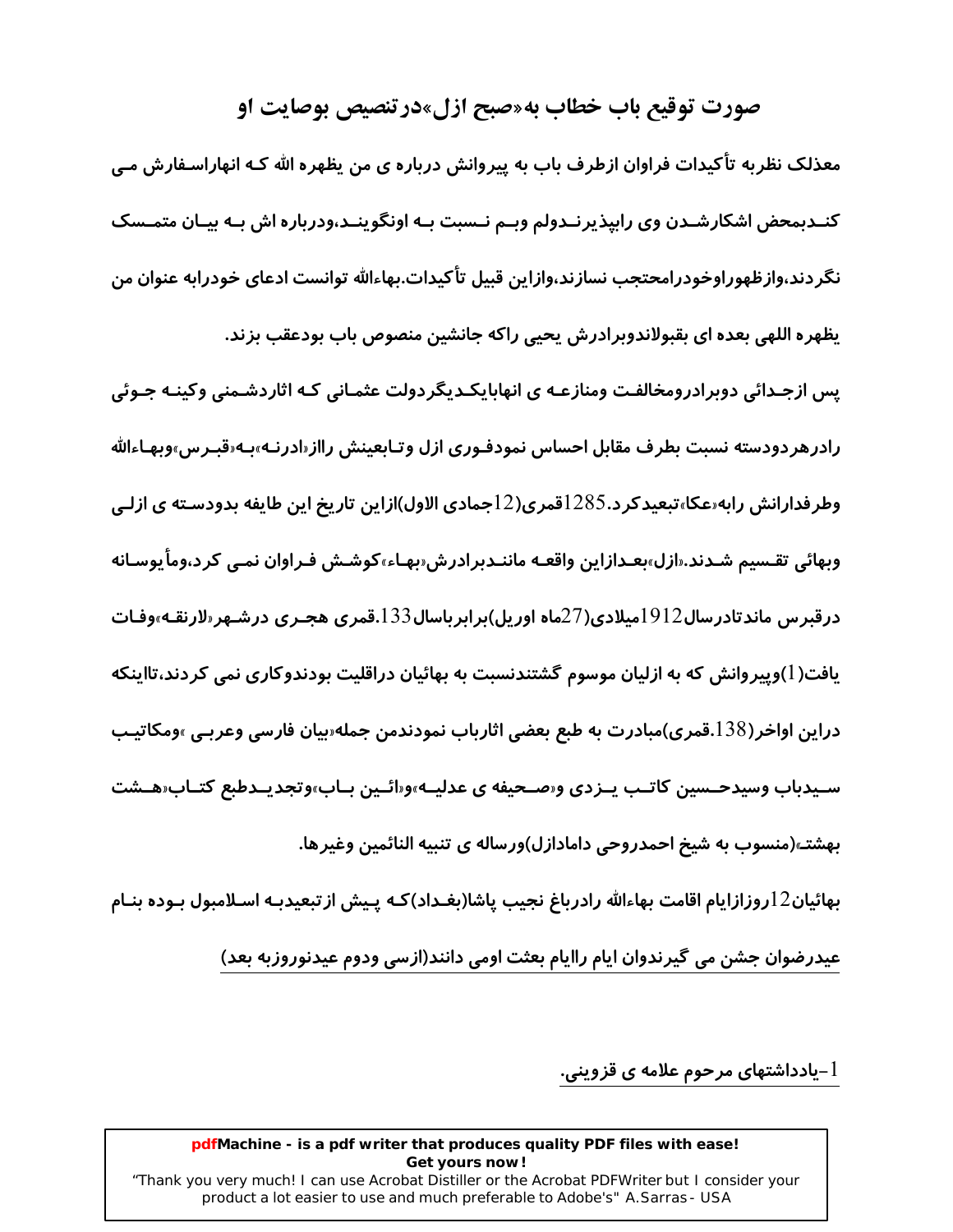## صورت توقیع باب خطاب به «صبح ازل» درتنصیص بوصایت او

معذلک نظربه تأکیدات فراوان ازطرف باب به پیروانش درباره ی من یظهره الله کـه انهاراسـفارش مـی کنـدبمحض اشکارشـدن وی راپذیرنـدولم وبـم نـسبت بـه اونگوینـد،ودرباره اش بـه بیـان متمـسک نگردند،وازظهوراوخودرامحتجب نسازند،وازاین قبیل تأکیدات.بهاءالله توانست ادعای خودرابه عنوان من یظهره اللهی بعده ای بقبولاندوبرادرش یحیی راکه جانشین منصوص باب بودعقب بزند.

پس ازجـدائی دوبرادرومخالفـت ومنازعـه ی انهابایکـدیگردولت عثمـانی کـه اثاردشـمنی وکینـه جـوئی رادرهردودسته نسبت بطرف مقابل احساس نمودفـوری ازل وتـابعینش رااز«ادرنـه»بـه«قبـرس»وبهـاءالله وطرفدارانش رابه«عکا»تبعیدکرد.1285قمری(12جمادی الاول)ازاین تاریخ این طایفه بدودسـته ی ازلـی وبهائی تقـسیم شـدند.«ازل»بعـدازاین واقعـهماننـدبرادرش«بهـاء»کوشـش فـراوان نمـی کرد،ومأیوسـانه درقبرس ماندتادرسال1912میلادی(27ماه اوریل)برابرباسال133.قمری هجـری درشـهر«لارنقـه»وفـات یافت(1)وپیروانش که به ازلیان موسوم گشتندنسبت به بهائیان دراقلیت بودندوکاری نمی کردند،تااینکه دراین اواخر(138.قمری)مبادرت به طبع بعضی اثارباب نمودندمن جمله«بیان فارسی وعربـی »ومکاتیـب سـیدباب وسیدحـسین کاتـب یـزدی و«صـحیفه ی عدلیـه»و«ائـین بـاب»وتجدیـدطبع کتـاب«هـشت بهشت»(منسوب به شیخ احمدروحی دامادازل)ورساله ی تنبیه النائمین وغیرها.

بهائیان12روزازایام اقامت بهاءالله رادرباغ نجیب پاشا(بغـداد)کـه پـیش ازتبعیدبـه اسـلامبول بـوده بنـام عیدرضوان جشن می گیرندوان ایام راایام بعثت اومی دانند(ازسی ودوم عیدنوروزبه بعد)

---

1-یادداشتهای مرحوم علامه ی قزوینی.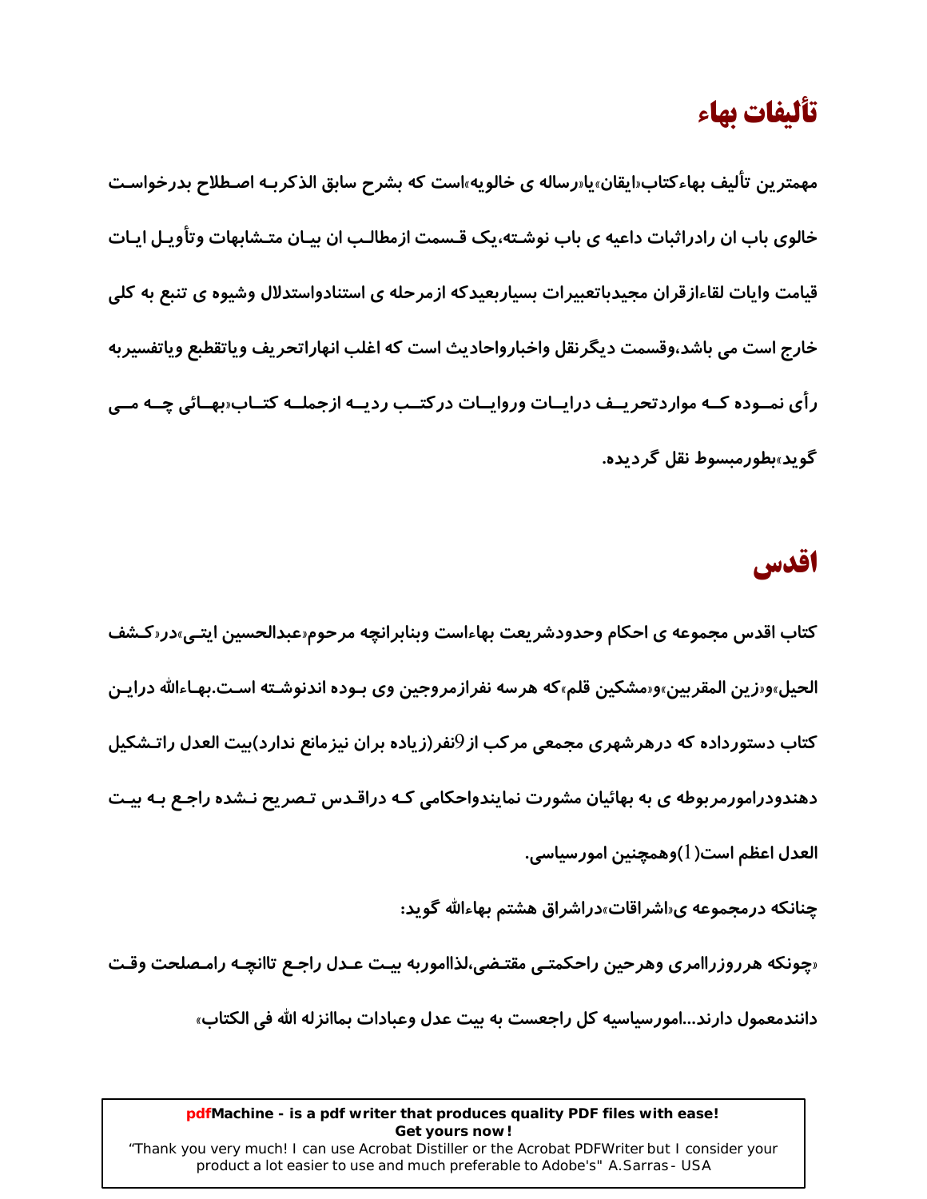## تألیفات بهاء

مهمترین تألیف بهاءکتاب«ایقان»یا«رساله ی خالویه»است که بشرح سابق الذکربـه اصـطلاح بدرخواسـت خالوی باب ان رادراثبات داعیه ی باب نوشـته،یک قـسمت ازمطالـب ان بیـان متـشابهات وتأویـل ایـات قیامت وایات لقاءازقران مجیدباتعبیرات بسیاربعیدکه ازمرحله ی استنادواستدلال وشیوه ی تتبع به کلی خارج است می باشد،وقسمت دیگرنقل واخبارواحادیث است که اغلب انهاراتحریف ویاتقطیع ویاتفسیربه رأی نمـوده کـه مواردتحریـف درایـات وروایـات درکتـب ردیـه ازجملـه کتـاب«بهـائی چـه مـی گوید»بطورمبسوط نقل گردیده.

## اقدس

کتاب اقدس مجموعه ی احکام وحدودشریعت بهاءاست وبنابرانچه مرحوم«عبدالحسین ایتـی»در«کـشف الحیل»و«زین المقربین»و«مشکین قلم»که هرسه نفرازمروجین وی بـوده اندنوشـته اسـت.بهـاءالله درایـن کتاب دستورداده که درهرشهری مجمعی مرکب از9نفر(زیاده بران نیزمانع ندارد)بیت العدل راتـشکیل دهندودرامورمربوطه ی به بهائیان مشورت نمایندواحکامی کـه دراقـدس تـصریح نـشده راجـع بـه بیـت العدل اعظم است(1)وهمچنین امورسیاسی.

چنانکه درمجموعه ی«اشراقات»دراشراق هشتم بهاءالله گوید:

«چونکه هرروزراامری وهرحین راحکمتـی مقتـضی،لذااموربه بیـت عـدل راجـع تاانچـه رامـصلحت وقـت دانندمعمول دارند...امورسیاسیه کل راجعست به بیت عدل وعبادات بماانزله الله فی الکتاب»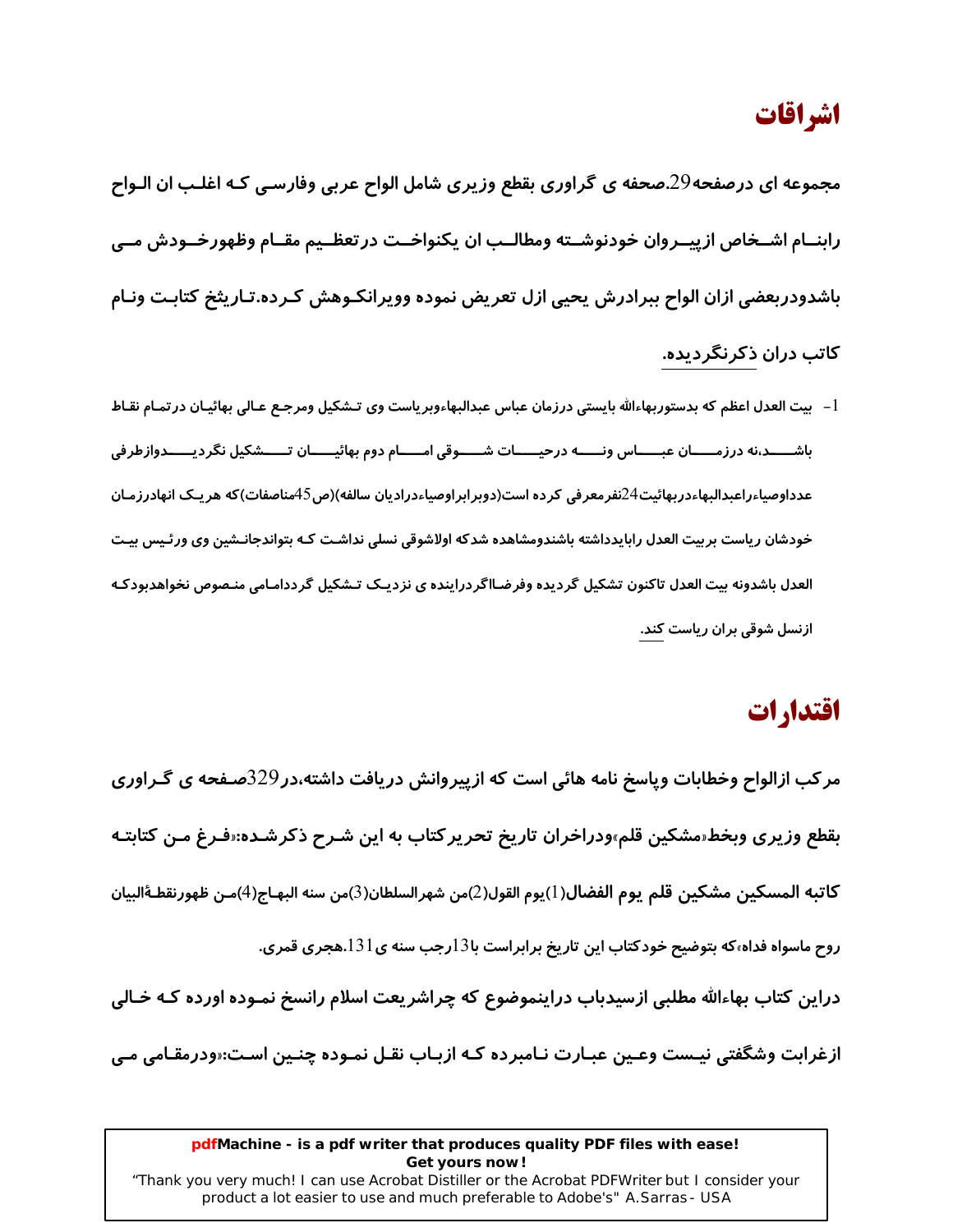# اشراقات

**مجموعه ای درصفحه29.صحفه ی گراوری بقطع وزیری شامل الواح عربی وفارسی که اغلب ان الواح رابنام اشخاص ازپیروان خودنوشته ومطالب ان یکنواخت درتعظیم مقام وظهورخودش می باشدودربعضی ازان الواح ببرادرش یحیی ازل تعریض نموده وویرانکوهش کرده.تاریخ کتابت ونام کاتب دران ذکرنگردیده.**

1- بیت العدل اعظم که بدستوربهاءالله بایستی درزمان عباس عبدالبهاءوبریاست وی تشکیل ومرجع عالی بهائیان درتمام نقاط باشد،نه درزمان عباس ونه درحیات شوقی امام دوم بهائیان تشکیل نگردیدوازطرفی عدداوصیاءراعبدالبهاءدربهائیت24نفرمعرفی کرده است(دوبرابراوصیاءدرادیان سالفه)(ص45مناصفات)که هریک انهادرزمان خودشان ریاست بربیت العدل رابایدداشته باشندومشاهده شدکه اولاشوقی نسلی نداشت که بتواندجانشین وی ورئیس بیت العدل باشدونه بیت العدل تاکنون تشکیل گردیده وفرضاًاگردراینده ی نزدیک تشکیل گرددامامی منصوص نخواهدبودکه ازنسل شوقی بران ریاست کند.

# اقتدارات

**مرکب ازالواح وخطابات وپاسخ نامه هائی است که ازپیروانش دریافت داشته،در329صفحه ی گراوری بقطع وزیری وبخط«مشکین قلم»ودراخران تاریخ تحریرکتاب به این شرح ذکرشده:«فرغ من کتابته کاتبه المسکین مشکین قلم یوم الفضال(1)یوم القول(2)من شهرالسلطان(3)من سنه البهاج(4)من ظهورنقطةالبیان روح ماسواه فداه»که بتوضیح خودکتاب این تاریخ برابراست با13رجب سنه ی131.هجری قمری.**

**دراین کتاب بهاءالله مطلبی ازسیدباب دراینموضوع که چراشریعت اسلام رانسخ نموده اورده که خالی ازغرابت وشگفتی نیست وعین عبارت نامبرده که ازباب نقل نموده چنین است:«ودرمقامی می**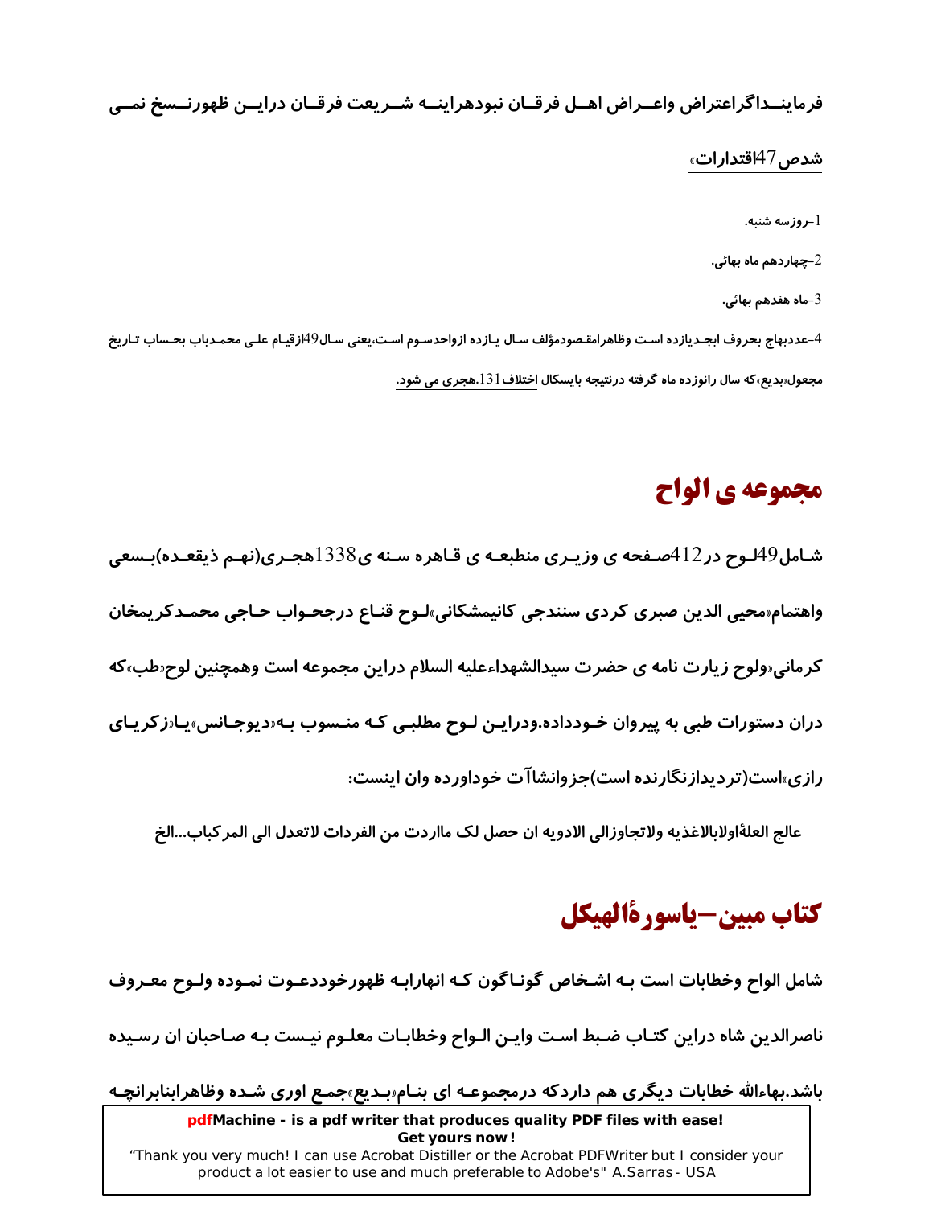فرماینــداگراعتراض واعــراض اهــل فرقــان نبودهراینــه شــریعت فرقــان درایــن ظهورنــسخ نمــی شدص47اقتدارات»

1–روزسه شنبه.

2–چهاردهم ماه بهائی.

3–ماه هفدهم بهائی.

4–عددبهاج بحروف ابجـدیازده است وظاهرامقـصودمؤلف سـال یـازده ازواحدسـوم اسـت،یعنی سـال49ازقیـام علـی محمـدباب بحـساب تـاریخ مجعول«بدیع»که سال رانوزده ماه گرفته درنتیجه بایسکال اختلاف131.هجری می شود.

## مجموعه ی الواح

شـامل49لـوح در412صـفحه ی وزیـری منطبعـه ی قـاهره سـنه ی1338هجـری(نهـم ذیقعـده)بـسعی واهتمام«محیی الدین صبری کردی سنندجی کانیمشکانی»لـوح قنـاع درجحـواب حـاجی محمـدکریمخان کرمانی«ولوح زیارت نامه ی حضرت سیدالشهداءعلیه السلام دراین مجموعه است وهمچنین لوح«طب»که دران دستورات طبی به پیروان خودداده.ودرایـن لـوح مطلبـی کـه منـسوب بـه«دیوجـانس»یـا«زکریـای رازی»است(تردیدازنگارنده است)جزوانشاآت خوداورده وان اینست:

عالج العلةاولابالاغذیه ولاتجاوزالی الادویه ان حصل لک مااردت من الفردات لاتعدل الی المرکباب...الخ

## کتاب مبین–یاسورةالهیکل

شامل الواح وخطابات است بـه اشـخاص گونـاگون کـه انهارابـه ظهورخوددعـوت نمـوده ولـوح معـروف ناصرالدین شاه دراین کتـاب ضـبط اسـت وایـن الـواح وخطابـات معلـوم نیـست بـه صـاحبان ان رسـیده باشد.بهاءالله خطابات دیگری هم داردکه درمجموعـه ای بنـام«بـدیع»جمـع اوری شـده وظاهرابنابرانچـه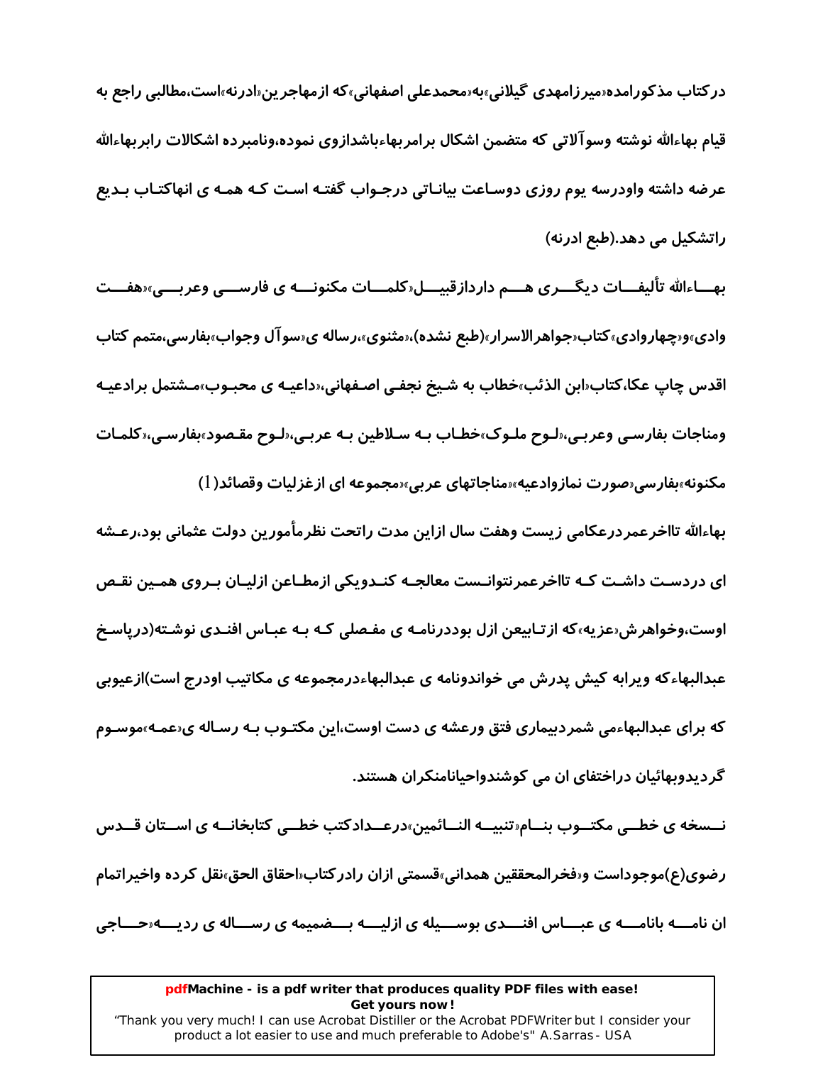درکتاب مذکورامده«میرزامهدی گیلانی»به«محمدعلی اصفهانی»که ازمهاجرین«ادرنه»است،مطالبی راجع به قیام بهاءالله نوشته وسوآلاتی که متضمن اشکال برامربهاءباشدازوی نموده،ونامبرده اشکالات رابربهاءالله عرضه داشته واودرسه یوم روزی دوساعت بیاناتی درجواب گفته است که همه ی انهاکتاب بدیع راتشکیل می دهد.(طبع ادرنه)

بهاءالله تألیفات دیگری هم داردازقبیل«کلمات مکنونه ی فارسی وعربی»«هفت وادی»و«چهاروادی»کتاب«جواهرالاسرار»(طبع نشده)،«مثنوی»،رساله ی«سوآل وجواب»بفارسی،متمم کتاب اقدس چاپ عکا،کتاب«ابن الذئب»خطاب به شیخ نجفی اصفهانی،«داعیه ی محبوب»مشتمل برادعیه ومناجات بفارسی وعربی،«لوح ملوک»خطاب به سلاطین به عربی،«لوح مقصود»بفارسی،«کلمات مکنونه»بفارسی«صورت نمازوادعیه»«مناجاتهای عربی»«مجموعه ای ازغزلیات وقصائد(1)

بهاءالله تااخرعمردرعکامی زیست وهفت سال ازاین مدت راتحت نظرمأمورین دولت عثمانی بود،رعشه ای دردست داشت که تااخرعمرنتوانست معالجه کندویکی ازمطاعن ازلیان بروی همین نقص اوست،وخواهرش«عزیه»که ازتابیعن ازل بوددرنامه ی مفصلی که به عباس افندی نوشته(درپاسخ عبدالبهاءکه ویرابه کیش پدرش می خواندونامه ی عبدالبهاءدرمجموعه ی مکاتیب اودرج است)ازعیوبی که برای عبدالبهاءمی شمردبیماری فتق ورعشه ی دست اوست،این مکتوب به رساله ی«عمه»موسوم گردیدوبهائیان دراختفای ان می کوشندواحیانامنکران هستند.

نسخه ی خطی مکتوب بنام«تنبیه النائمین»درعدادکتب خطی کتابخانه ی استان قدس رضوی(ع)موجوداست و«فخرالمحققین همدانی»قسمتی ازان رادرکتاب«احقاق الحق»نقل کرده واخیراتمام ان نامه بانامه ی عباس افندی بوسیله ی ازلیه بضمیمه ی رساله ی ردیه«حاجی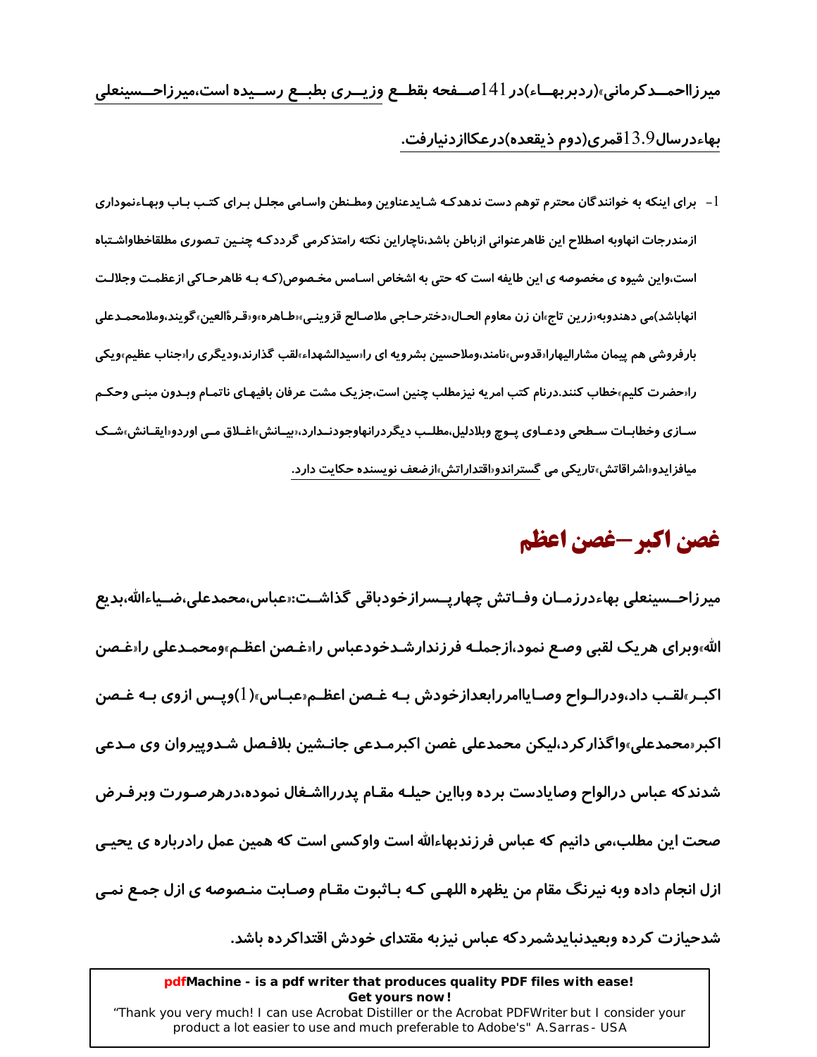میرزااحمدکرمانی»(ردبربهاء)در141صفحه بقطع وزیری بطبع رسیده است،میرزاحسینعلی بهاءدرسال13.9قمری(دوم ذیقعده)درعکاازدنیارفت.

1- برای اینکه به خوانندگان محترم توهم دست ندهدکه شایدعناوین ومطنطن واسامی مجلل برای کتب باب وبهاءنموداری ازمندرجات انهاوبه اصطلاح این ظاهرعنوانی ازباطن باشد،ناچاراین نکته رامتذکرمی گرددکه چنین تصوری مطلقاخطاواشتباه است،واین شیوه ی مخصوصه ی این طایفه است که حتی به اشخاص اسامس مخصوص(که به ظاهرحاکی ازعظمت وجلالت انهاباشد)می دهندوبه«زرین تاج»ان زن معاوم الحال«دخترحاجی ملاصالح قزوینی»«طاهره»و«قرةالعین»گویند،وملامحمدعلی بارفروشی هم پیمان مشارالیهارا«قدوس»نامند،وملاحسین بشرویه ای را«سیدالشهداء»لقب گذارند،ودیگری را«جناب عظیم»ویکی را«حضرت کلیم»خطاب کنند.درنام کتب امریه نیزمطلب چنین است،جزیک مشت عرفان بافیهای ناتمام وبدون مبنی وحکم سازی وخطابات سطحی ودعاوی پوچ وبلادلیل،مطلب دیگردرانهاوجودندارد،«بیانش»اغلاق می اوردو«ایقانش»شک میافزایدو«اشراقاتش»تاریکی می گستراندو«اقتداراتش»ازضعف نویسنده حکایت دارد.

# غصن اکبر –غصن اعظم

میرزاحسینعلی بهاءدرزمان وفاتش چهارپسرازخودباقی گذاشت:«عباس،محمدعلی،ضیاءالله،بدیع الله»وبرای هریک لقبی وصع نمود،ازجمله فرزندارشدخودعباس را«غصن اعظم»ومحمدعلی را«غصن اکبر»لقب داد،ودرالواح وصایاامررابعدازخودش به غصن اعظم«عباس»(1)وپس ازوی به غصن اکبر«محمدعلی»واگذارکرد،لیکن محمدعلی غصن اکبرمدعی جانشین بلافصل شدوپیروان وی مدعی شدندکه عباس درالواح وصایادست برده وبااین حیله مقام پدررااشغال نموده،درهرصورت وبرفرض صحت این مطلب،می دانیم که عباس فرزندبهاءالله است واوکسی است که همین عمل رادرباره ی یحیی ازل انجام داده وبه نیرنگ مقام من یظهره اللهی که باثبوت مقام وصابت منصوصه ی ازل جمع نمی شدحیازت کرده وبعیدنبایدشمردکه عباس نیزبه مقتدای خودش اقتداکرده باشد.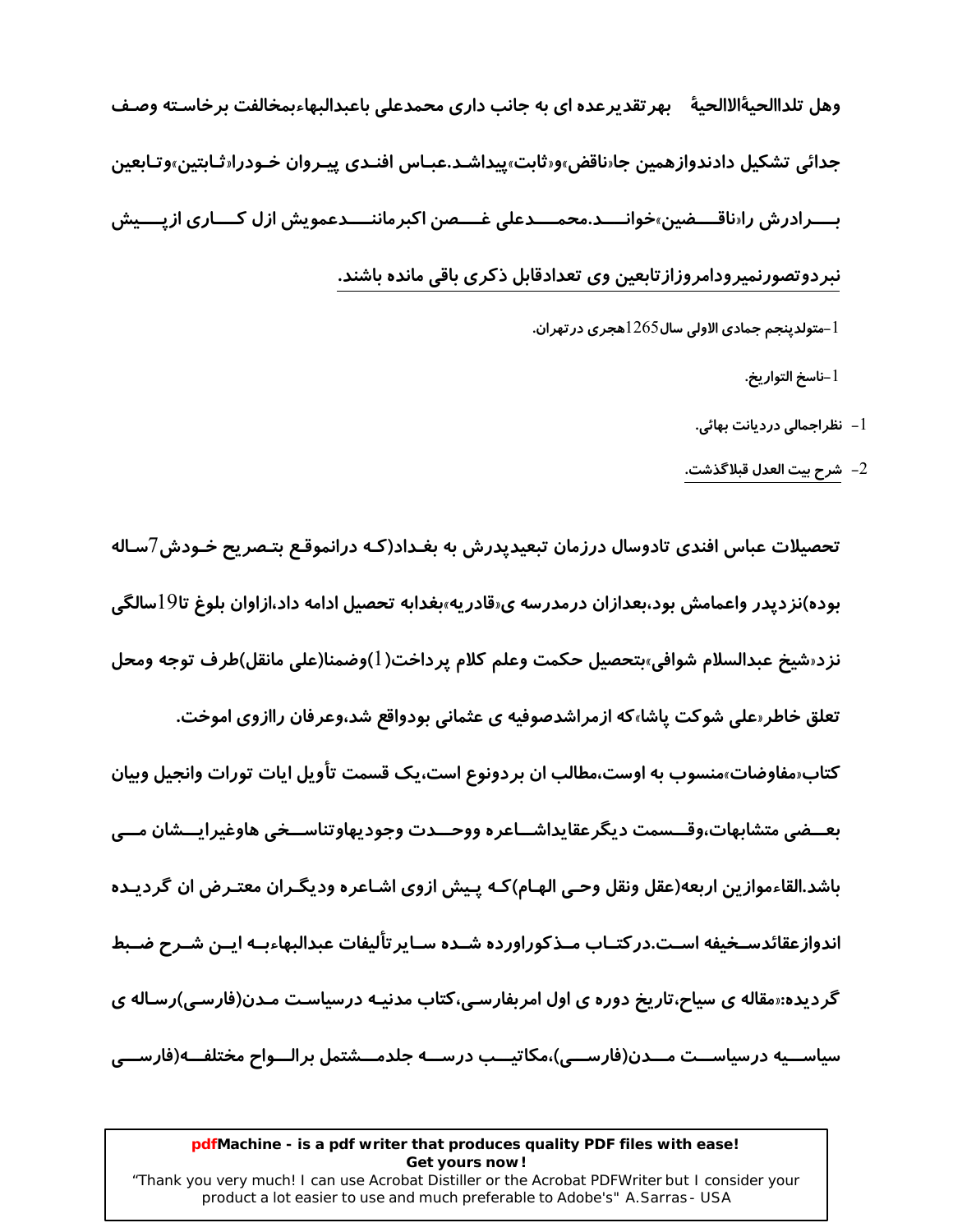وهل تلداالحیۀالاالحیۀ    بهرتقدیرعده ای به جانب داری محمدعلی باعبدالبهاءبمخالفت برخاسته وصف جدائی تشکیل دادندوازهمین جا«ناقض»و«ثابت»پیداشد.عباس افندی پیروان خودرا«ثابتین»وتابعین برادرش را«ناقضین»خواند.محمدعلی غصن اکبرمانندعمویش ازل کاری ازپیش نبردوتصورنمیرودامروزازتابعین وی تعدادقابل ذکری باقی مانده باشند.

1-متولدپنجم جمادی الاولی سال1265هجری درتهران.

1-ناسخ التواریخ.

1- نظراجمالی دردیانت بهائی.

2- شرح بیت العدل قبلاگذشت.

تحصیلات عباس افندی تادوسال درزمان تبعیدپدرش به بغداد(که درانموقع بتصریح خودش7ساله بوده)نزدپدر واعمامش بود،بعدازان درمدرسه ی«قادریه»بغدابه تحصیل ادامه داد،ازاوان بلوغ تا19سالگی نزد«شیخ عبدالسلام شوافی»بتحصیل حکمت وعلم کلام پرداخت(1)وضمنا(علی مانقل)طرف توجه ومحل تعلق خاطر«علی شوکت پاشا»که ازمراشدصوفیه ی عثمانی بودواقع شد،وعرفان راازوی اموخت.

کتاب«مفاوضات»منسوب به اوست،مطالب ان بردونوع است،یک قسمت تأویل ایات تورات وانجیل وبیان بعضی متشابهات،وقسمت دیگرعقایداشاعره ووحدت وجودیهاوتناسخی هاوغیرایشان می باشد.القاءموازین اربعه(عقل ونقل وحی الهام)که پیش ازوی اشاعره ودیگران معترض ان گردیده اندوازعقائدسخیفه است.درکتاب مذکوراورده شده سایرتألیفات عبدالبهاءبه این شرح ضبط گردیده:«مقاله ی سیاح،تاریخ دوره ی اول امربفارسی،کتاب مدنیه درسیاست مدن(فارسی)رساله ی سیاسیه درسیاست مدن(فارسی)،مکاتیب درسه جلدمشتمل برالواح مختلفه(فارسی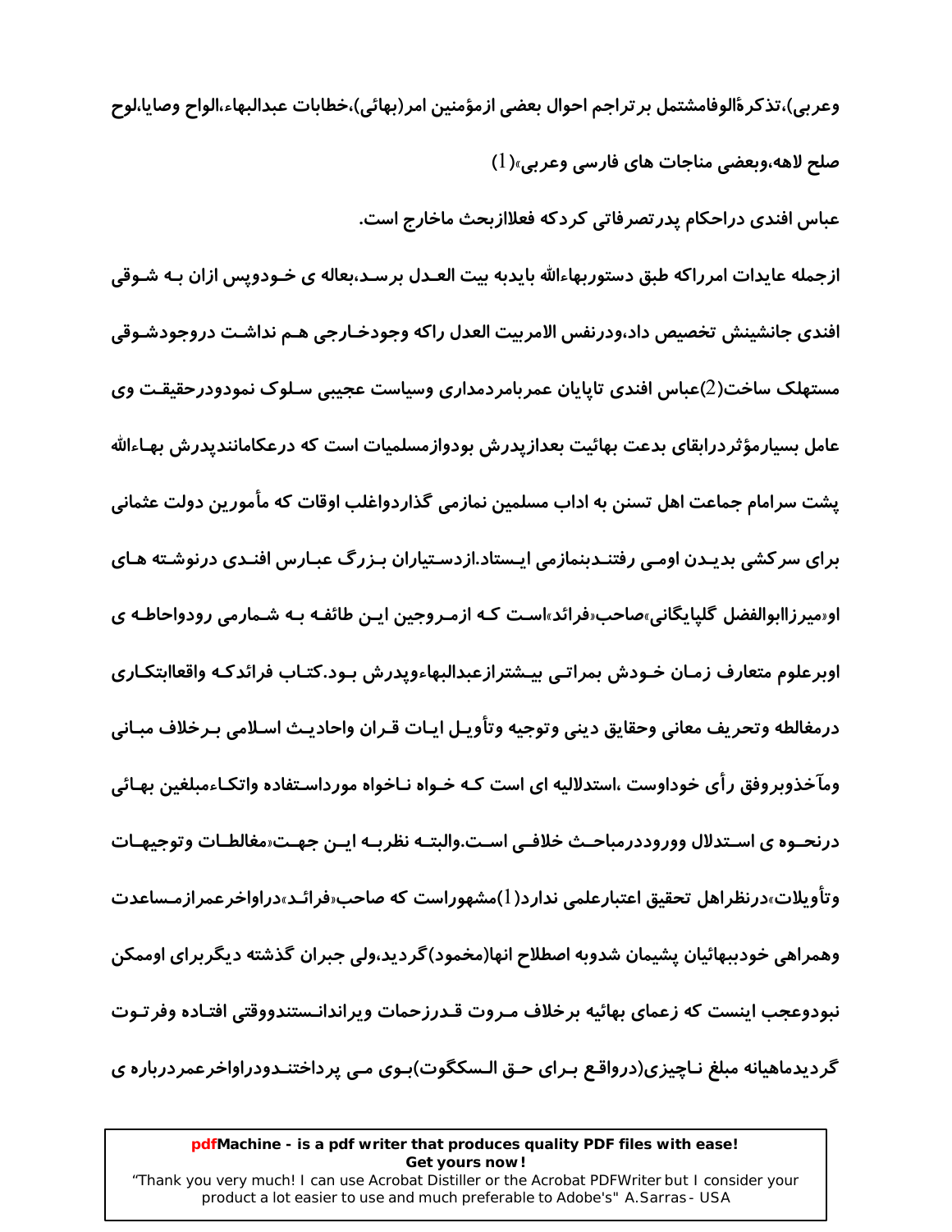وعربی)،تذکرةالوفامشتمل برتراجم احوال بعضی ازمؤمنین امر(بهائی)،خطابات عبدالبهاء،الواح وصایا،لوح صلح لاهه،وبعضی مناجات های فارسی وعربی»(1)

عباس افندی دراحکام پدرتصرفاتی کردکه فعلاازبحث ماخارج است.

ازجمله عایدات امرراکه طبق دستوربهاءالله بایدبه بیت العدل برسد،بعاله ی خودوپس ازان بـه شـوقی افندی جانشینش تخصیص داد،ودرنفس الامربیت العدل راکه وجودخارجی هم نداشت دروجودشوقی مستهلک ساخت(2)عباس افندی تاپایان عمربامردمداری وسیاست عجیبی سلوک نمودودرحقیقت وی عامل بسیارمؤثردرابقای بدعت بهائیت بعدازپدرش بودوازمسلمیات است که درعکامانندپدرش بهاءالله پشت سرامام جماعت اهل تسنن به اداب مسلمین نمازمی گذاردواغلب اوقات که مأمورین دولت عثمانی برای سرکشی بدیدن اومی رفتندبنمازمی ایستاد.ازدستیاران بزرگ عبارس افندی درنوشته های او«میرزاابوالفضل گلپایگانی»صاحب«فرائد»است که ازمروجین این طائفه به شمارمی رودواحاطه ی اوبرعلوم متعارف زمان خودش بمراتی بیشترازعبدالبهاءوپدرش بود.کتاب فرائدکه واقعاابتکاری درمغالطه وتحریف معانی وحقایق دینی وتوجیه وتأویل ایات قران واحادیث اسلامی برخلاف مبانی ومآخذوبروفق رأی خوداوست ،استدلالیه ای است که خواه ناخواه مورداستفاده واتکاءمبلغین بهائی درنحوه ی استدلال ووروددرمباحث خلافی است.والبته نظربه این جهت«مغالطات وتوجیهات وتأویلات»درنظراهل تحقیق اعتبارعلمی ندارد(1)مشهوراست که صاحب«فرائد»دراواخرعمرازمساعدت وهمراهی خودببهائیان پشیمان شدوبه اصطلاح انها(مخمود)گردید،ولی جبران گذشته دیگربرای اوممکن نبودوعجب اینست که زعمای بهائیه برخلاف مروت قدرزحمات ویراندانستندووقتی افتاده وفرتوت گردیدماهیانه مبلغ ناچیزی(درواقع برای حق السکگوت)بوی می پرداختندودراواخرعمردرباره ی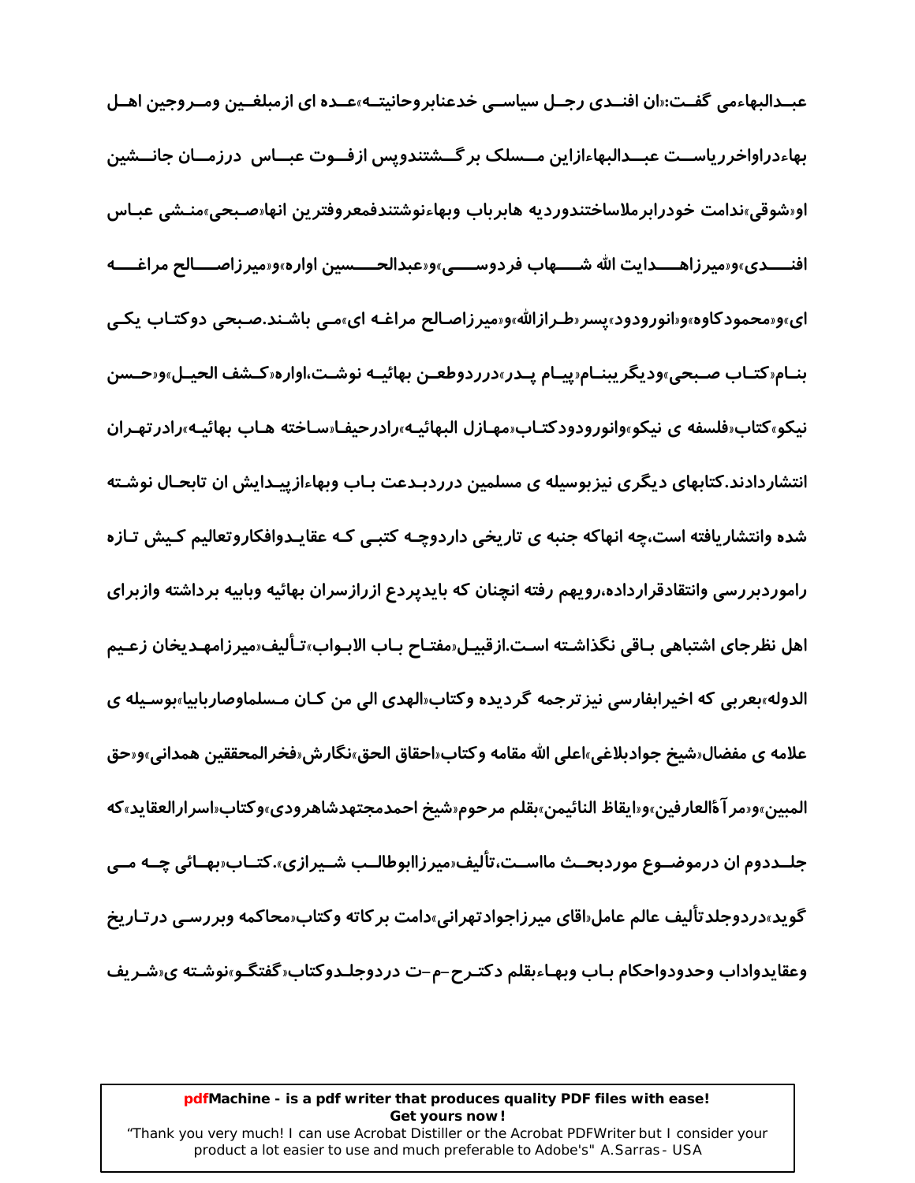عبـدالبهاءمی گفـت:«ان افنـدی رجـل سیاسـی خدعنابروحانیتـه»عـده ای ازمبلغـین ومـروجین اهـل بهاءدراواخرریاسـت عبـدالبهاءازاین مـسلک برگـشتندوپس ازفـوت عبـاس درزمـان جانـشین او«شوقی»ندامت خودرابرملاساختندوردیه هابرباب وبهاءنوشتندفمعروفترین انها«صبحی»منـشی عبـاس افنـدی»و«میرزاهـدایت الله شـهاب فردوسـی»و«عبدالحـسین اواره»و«میرزاصـالح مراغـه ای»و«محمودکاوه»و«انورودود»پسر«طـرازالله»و«میرزاصـالح مراغـه ای»مـی باشـند.صـبحی دوکتـاب یکـی بنـام«کتـاب صـبحی»ودیگرینـام«پیـام پـدر»درردوطعـن بهائیـه نوشـت،اواره«کـشف الحیـل»و«حـسن نیکو»کتاب«فلسفه ی نیکو»وانورودودکتـاب«مهـازل البهائیـه»رادرحیفـا«سـاخته هـاب بهائیـه»رادرتهـران انتشاردادند.کتابهای دیگری نیزبوسیله ی مسلمین درردبـدعت بـاب وبهاءازپیـدایش ان تابحـال نوشـته شده وانتشاریافته است،چه انهاکه جنبه ی تاریخی داردوچـه کتبـی کـه عقایـدوافکاروتعالیم کـیش تـازه راموردبررسی وانتقادقرارداده،رویهم رفته انچنان که بایدپردع ازرازسران بهائیه وبابیه برداشته وازبرای اهل نظرجای اشتباهی بـاقی نگذاشـته اسـت.ازقبیـل«مفتـاح بـاب الابـواب»تـألیف«میرزامهـدیخان زعـیم الدوله»بعربی که اخیرابفارسی نیزترجمه گردیده وکتاب«الهدی الی من کـان مـسلماوصاربابیا»بوسـیله ی علامه ی مفضال«شیخ جوادبلاغی»اعلی الله مقامه وکتاب«احقاق الحق»نگارش«فخرالمحققین همدانی»و«حق المبین»و«مرآةالعارفین»و«ایقاظ النائیمن»بقلم مرحوم«شیخ احمدمجتهدشاهرودی»وکتاب«اسرارالعقاید»که جلـددوم ان درموضـوع موردبحـث مااسـت،تألیف«میرزاابوطالـب شـیرازی».کتـاب«بهـائی چـه مـی گوید»درردوجلدتألیف عالم عامل«اقای میرزاجوادتهرانی»دامت برکاته وکتاب«محاکمه وبررسـی درتـاریخ وعقایدواداب وحدودواحکام بـاب وبهـاءبقلم دکتـرح-م-ت درردوجلـدوکتاب«گفتگـو»نوشـته ی«شـریف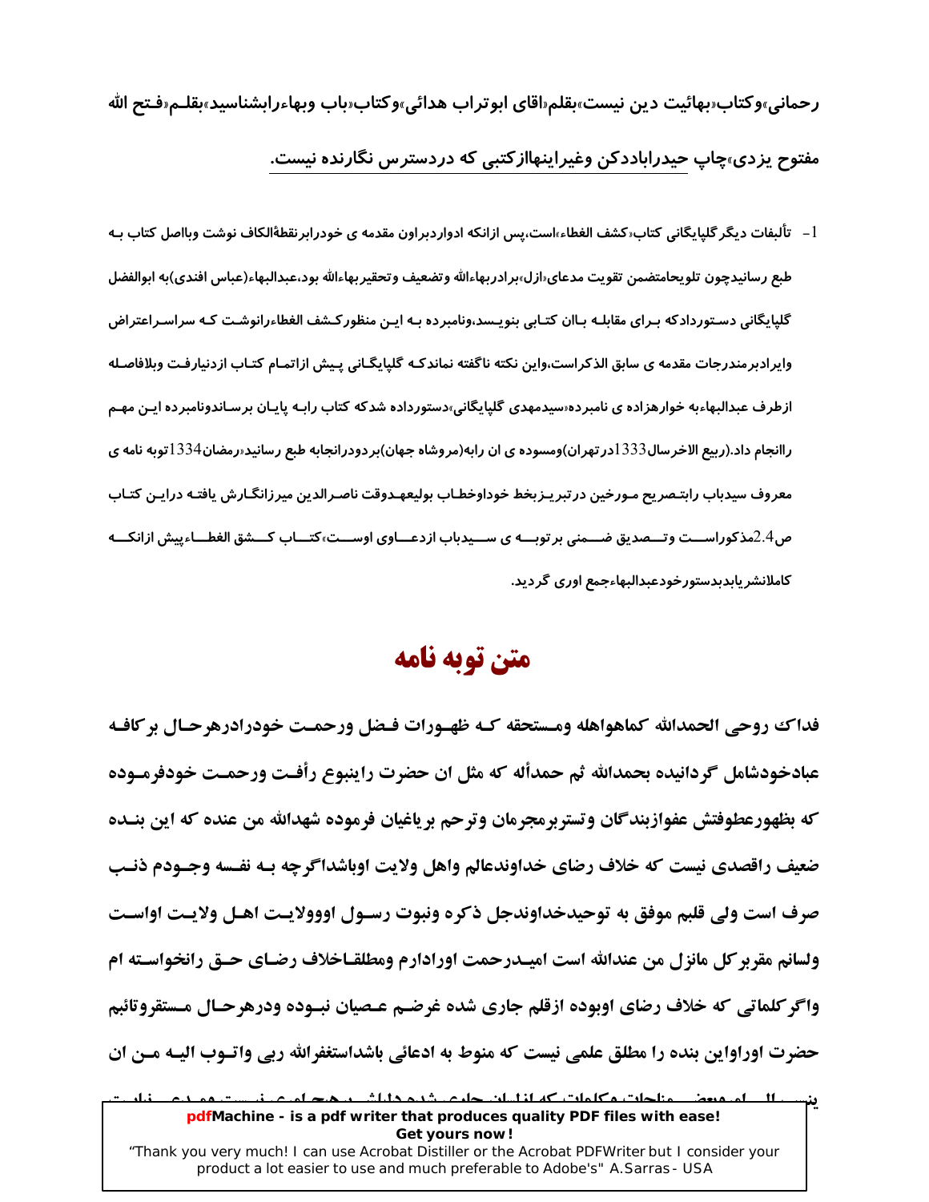رحمانی»وکتاب«بهائیت دین نیست»بقلم«اقای ابوتراب هدائی»وکتاب«باب وبهاءرابشناسید»بقلم«فتح الله مفتوح یزدی»چاپ حیدراباددکن وغیراینهاازکتبی که دردسترس نگارنده نیست.

1- تألیفات دیگرگلپایگانی کتاب«کشف الغطاء»است،پس ازانکه ادواردبراون مقدمه ی خودرابرنقطةالکاف نوشت وبااصل کتاب به طبع رسانیدچون تلویحامتضمن تقویت مدعای«ازل»برادربهاءالله وتضعیف وتحقیربهاءالله بود،عبدالبهاء(عباس افندی)به ابوالفضل گلپایگانی دستورداد که برای مقابله باان کتابی بنویسد،ونامبرده به این منظورکشف الغطاءرانوشت که سراسراعتراض وایرادبرمندرجات مقدمه ی سابق الذکراست،واین نکته ناگفته نماندکه گلپایگانی پیش ازاتمام کتاب ازدنیارفت وبلافاصله ازطرف عبدالبهاءبه خوارهزاده ی نامبرده«سیدمهدی گلپایگانی»دستورداده شدکه کتاب رابه پایان برساندونامبرده این مهم راانجام داد.(ربیع الاخرسال1333درتهران)ومسوده ی ان رابه(مروشاه جهان)بردودرانجابه طبع رسانید«رمضان1334توبه نامه ی معروف سیدباب رابتصریح مورخین درتبریزبخط خوداوخطاب بولیعهدوقت ناصرالدین میرزانگارش یافته دراین کتاب ص2.4مذکوراست وتصدیق ضمنی برتوبه ی سیدباب ازدعاوی اوست»کتاب کشق الغطاءپیش ازانکه کاملانشریابدبدستورخودعبدالبهاءجمع اوری گردید.

# متن توبه نامه

فداک روحی الحمدالله کماهواهله ومستحقه که ظهورات فضل ورحمت خودرادرهرحال برکافه عبادخودشامل گردانیده بحمدالله ثم حمدأله که مثل ان حضرت راینبوع رأفت ورحمت خودفرموده که بظهورعطوفتش عفوازبندگان وتستربرمجرمان وترحم برپاغیان فرموده شهدالله من عنده که این بنده ضعیف راقصدی نیست که خلاف رضای خداوندعالم واهل ولایت اوباشداگرچه به نفسه وجودم ذنب صرف است ولی قلبم موفق به توحیدخداوندجل ذکره ونبوت رسول اوووولایت اهل ولایت اواست ولسانم مقربرکل مانزل من عندالله است امیدرحمت اورادارم ومطلقاخلاف رضای حق رانخواسته ام واگرکلماتی که خلاف رضای اوبوده ازقلم جاری شده غرضم عصیان نبوده ودرهرحال مستقروتائبم حضرت اوراواین بنده را مطلق علمی نیست که منوط به ادعائی باشداستغفرالله ربی واتوب الیه من ان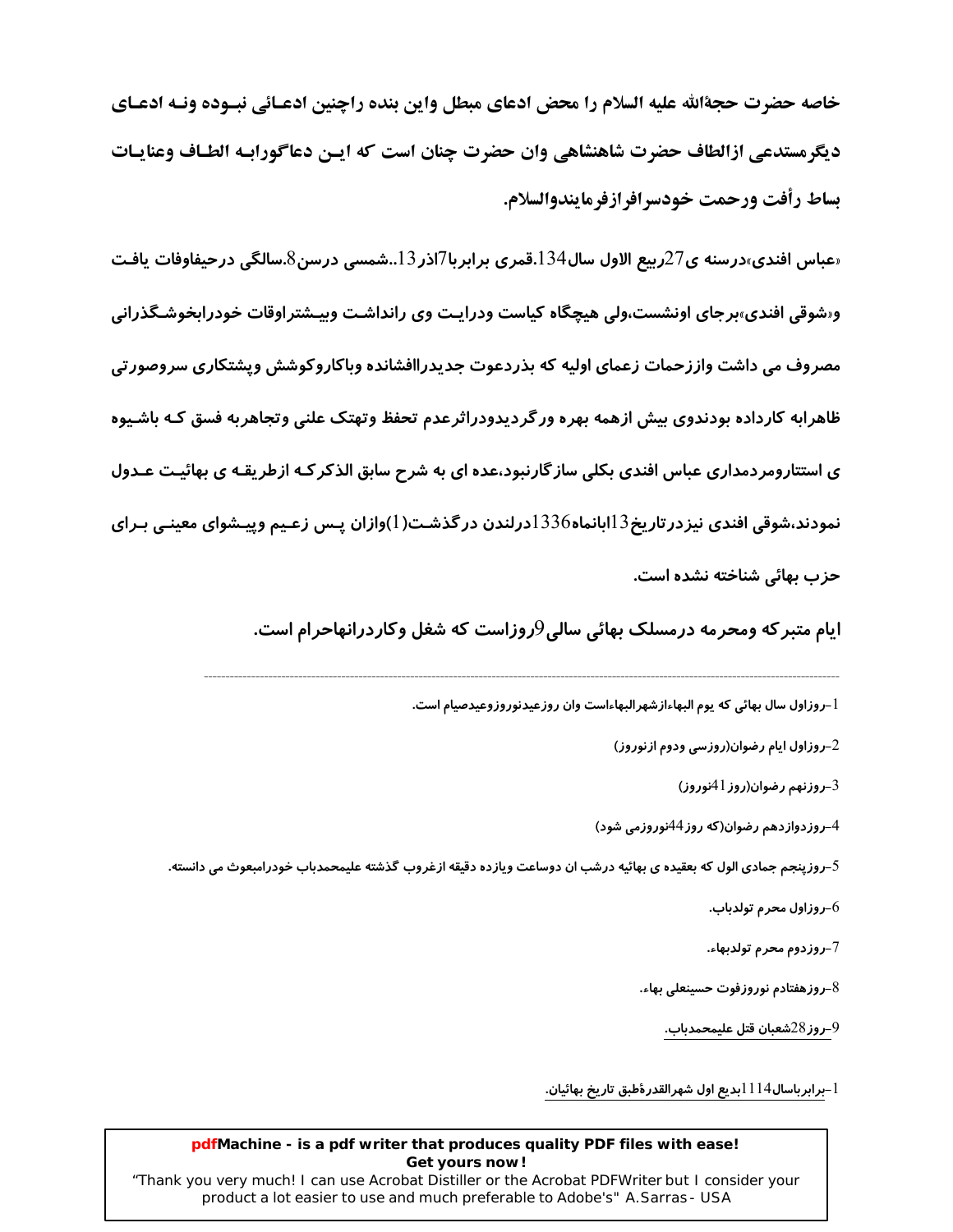**خاصه حضرت حجةالله علیه السلام را محض ادعای مبطل واین بنده راچنین ادعائی نبوده ونه ادعای دیگرمستدعی ازالطاف حضرت شاهنشاهی وان حضرت چنان است که این دعاگورابه الطاف وعنایات بساط رأفت ورحمت خودسرافرازفرمایندوالسلام.**

**«عباس افندی»درسنه ی27ربیع الاول سال134.قمری برابربا7اذر13..شمسی درسن8.سالگی درحیفاوفات یافت و«شوقی افندی»برجای اونشست،ولی هیچگاه کیاست ودرایت وی رانداشت وبیشتراوقات خودرابخوشگذرانی مصروف می داشت واززحمات زعمای اولیه که بذردعوت جدیدراافشانده وباکاروکوشش وپشتکاری سروصورتی ظاهرابه کارداده بودندوی بیش ازهمه بهره ورگردیدودراثرعدم تحفظ وتهتک علنی وتجاهربه فسق که باشیوه ی استتارومردمداری عباس افندی بکلی سازگارنبود،عده ای به شرح سابق الذکرکه ازطریقه ی بهائیت عدول نمودند،شوقی افندی نیزدرتاریخ13ابانماه1336درلندن درگذشت(1)وازان پس زعیم وپیشوای معینی برای حزب بهائی شناخته نشده است.**

**ایام متبرکه ومحرمه درمسلک بهائی سالی9روزاست که شغل وکاردرانهاحرام است.**

---

1-روزاول سال بهائی که یوم البهاءازشهرالبهاءاست وان روزعیدنوروزوعیدصیام است.

2-روزاول ایام رضوان(روزسی ودوم ازنوروز)

3-روزنهم رضوان(روز41نوروز)

4-روزدوازدهم رضوان(که روز44نوروزمی شود)

5-روزپنجم جمادی الول که بعقیده ی بهائیه درشب ان دوساعت ویازده دقیقه ازغروب گذشته علیمحمدباب خودرامبعوث می دانسته.

6-روزاول محرم تولدباب.

7-روزدوم محرم تولدبهاء.

8-روزهفتادم نوروزفوت حسینعلی بهاء.

9-روز28شعبان قتل علیمحمدباب.

1-برابرباسال1114بدیع اول شهرالقدرةطبق تاریخ بهائیان.

**pdfMachine - is a pdf writer that produces quality PDF files with ease!**
**Get yours now!**
"Thank you very much! I can use Acrobat Distiller or the Acrobat PDFWriter but I consider your product a lot easier to use and much preferable to Adobe's" A.Sarras - USA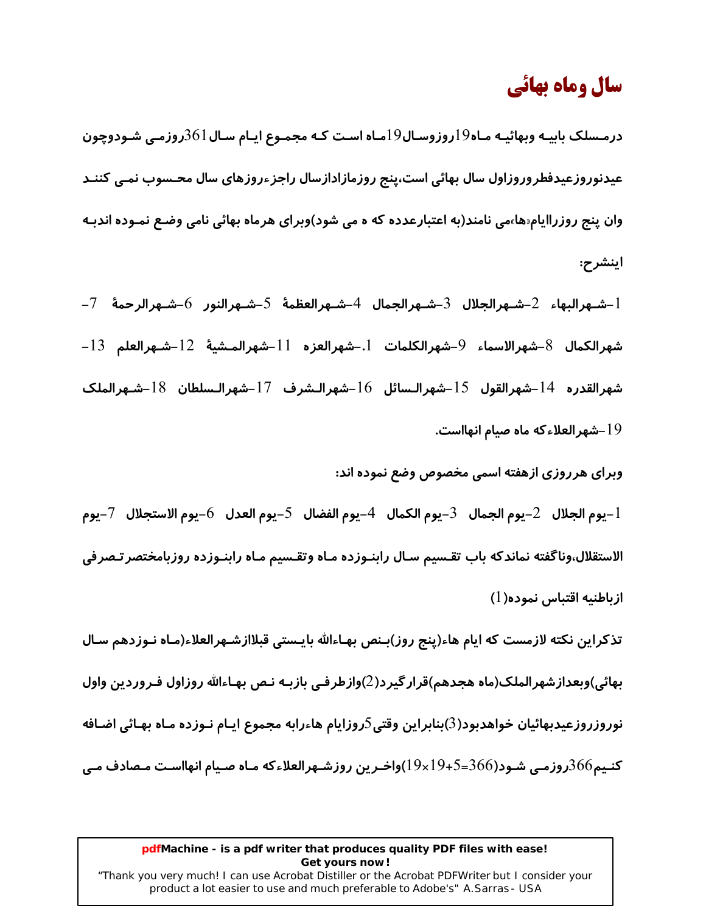# سال وماه بهائی

درمسلک بابیه وبهائیه ماه19روزوسال19ماه است که مجموع ایام سال361روزمی شودوچون عیدنوروزعیدفطروروزاول سال بهائی است،پنج روزمازادازسال راجزءروزهای سال محسوب نمی کنند وان پنج روزراایام«ها»می نامند(به اعتبارعدده که ه می شود)وبرای هرماه بهائی نامی وضع نموده اندبه اینشرح:

1-شهرالبهاء 2-شهرالجلال 3-شهرالجمال 4-شهرالعظمهٔ 5-شهرالنور 6-شهرالرحمهٔ 7-شهرالکمال 8-شهرالاسماء 9-شهرالکلمات 1.-شهرالعزه 11-شهرالمشیهٔ 12-شهرالعلم 13-شهرالقدره 14-شهرالقول 15-شهرالسائل 16-شهرالشرف 17-شهرالسلطان 18-شهرالملک 19-شهرالعلاءکه ماه صیام انهااست.

وبرای هرروزی ازهفته اسمی مخصوص وضع نموده اند:

1-یوم الجلال 2-یوم الجمال 3-یوم الکمال 4-یوم الفضال 5-یوم العدل 6-یوم الاستجلال 7-یوم الاستقلال،وناگفته نماندکه باب تقسیم سال رابنوزده ماه وتقسیم ماه رابنوزده روزبامختصرتصرفی ازباطنیه اقتباس نموده(1)

تذکراین نکته لازمست که ایام هاء(پنج روز)بنص بهاءالله بایستی قبلاازشهرالعلاء(ماه نوزدهم سال بهائی)وبعدازشهرالملک(ماه هجدهم)قرارگیرد(2)وازطرفی بازبه نص بهاءالله روزاول فروردین واول نوروزروزعیدبهائیان خواهدبود(3)بنابراین وقتی5روزایام هاءرابه مجموع ایام نوزده ماه بهائی اضافه کنیم366روزمی شود(19×19+5=366)واخرین روزشهرالعلاءکه ماه صیام انهااست مصادف می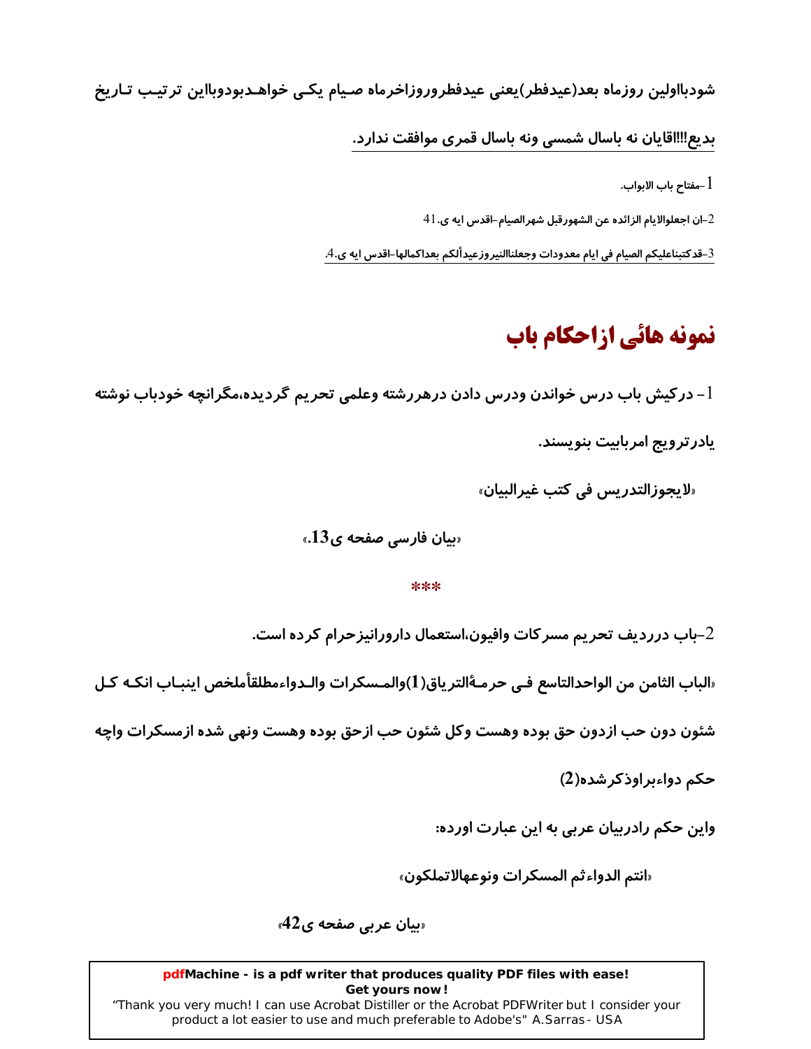**شودبااولین روزماه بعد(عیدفطر)یعنی عیدفطرورزاخرماه صیام یکی خواهدبودوبااین ترتیب تاریخ بدیع!!!اقایان نه باسال شمسی ونه باسال قمری موافقت ندارد.**

1-مفتاح باب الابواب.

2-ان اجعلواالایام الزائده عن الشهورقبل شهرالصیام-اقدس ایه ی.41

3-قدکتبناعلیکم الصیام فی ایام معدودات وجعلناالنیروزعیدألکم بعداکمالها-اقدس ایه ی.4.

# نمونه هائی ازاحکام باب

**1- درکیش باب درس خواندن ودرس دادن درهررشته وعلمی تحریم گردیده،مگرانچه خودباب نوشته یادرترویج امربابیت بنویسند.**

**«لایجوزالتدریس فی کتب غیرالبیان»**

**«بیان فارسی صفحه ی13.»**

***

**2-باب درردیف تحریم مسرکات وافیون،استعمال دارورانیزحرام کرده است.**

**«الباب الثامن من الواحدالتاسع فی حرمةالتریاق(1)والمسکرات والدواءمطلقأملخص اینباب انکه کل شئون دون حب ازدون حق بوده وهست وکل شئون حب ازحق بوده وهست ونهی شده ازمسکرات واچه حکم دواءبراوذکرشده(2)**

**واین حکم رادربیان عربی به این عبارت اورده:**

**«انتم الدواءثم المسکرات ونوعهالاتملکون»**

**«بیان عربی صفحه ی42»**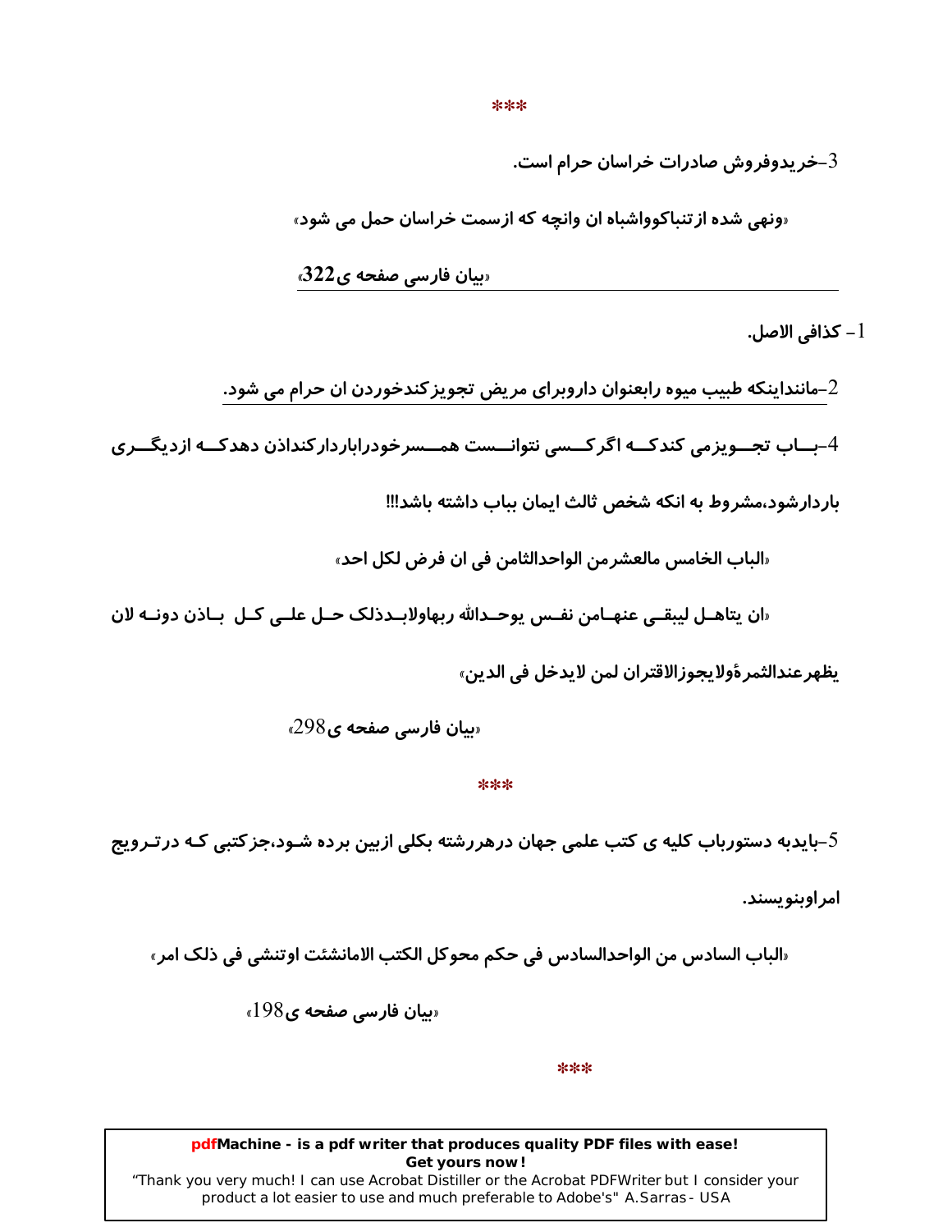***

3-خریدوفروش صادرات خراسان حرام است.

«ونهی شده ازتنباکوواشباه ان وانچه که ازسمت خراسان حمل می شود»

«بیان فارسی صفحه ی322»

1- کذافی الاصل.

2-مانند اینکه طبیب میوه رابعنوان داروبرای مریض تجویزکندخوردن ان حرام می شود.

4-بـــاب تجـــویزمی کندکـــه اگرکـــسی نتوانـــست همـــسرخودراباردارکنداذن دهدکـــه ازدیگـــری باردارشود،مشروط به انکه شخص ثالث ایمان بباب داشته باشد!!!

«الباب الخامس مالعشرمن الواحدالثامن فی ان فرض لکل احد»

«ان یتاهــل لیبقــی عنهــامن نفــس یوحــدالله ربهاولابــدذلک حــل علــی کــل بــاذن دونــه لان یظهرعندالثمرةولایجوزالاقتران لمن لایدخل فی الدین»

«بیان فارسی صفحه ی298»

***

5-بایدبه دستورباب کلیه ی کتب علمی جهان درهررشته بکلی ازبین برده شـود،جزکتبی کـه درتـرویج امراوبنویسند.

«الباب السادس من الواحدالسادس فی حکم محوکل الکتب الامانشئت اوتنشی فی ذلک امر»

«بیان فارسی صفحه ی198»

***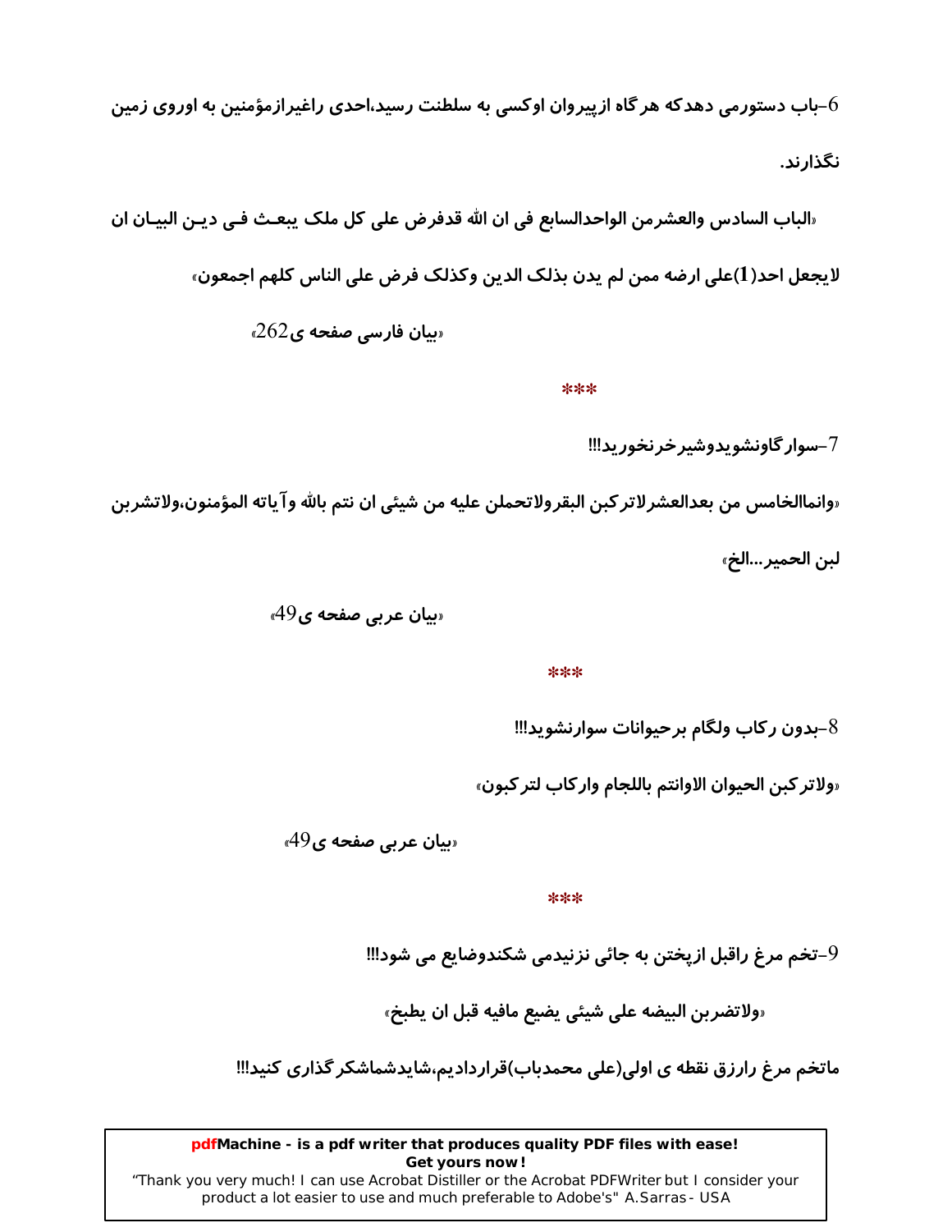**6-باب دستورمی دهدکه هرگاه ازپیروان اوکسی به سلطنت رسید،احدی راغیرازمؤمنین به اوروی زمین نگذارند.**

**«الباب السادس والعشرمن الواحدالسابع فی ان الله قدفرض علی کل ملک یبعث فی دین البیان ان لایجعل احد(1)علی ارضه ممن لم یدن بذلک الدین وکذلک فرض علی الناس کلهم اجمعون»**

**«بیان فارسی صفحه ی262»**

***

**7-سوارگاونشویدوشیرخرنخورید!!!**

**«وانماالخامس من بعدالعشرلاترکبن البقرولاتحملن علیه من شیئی ان نتم بالله وآیاته المؤمنون،ولاتشربن لبن الحمیر...الخ»**

**«بیان عربی صفحه ی49»**

***

**8-بدون رکاب ولگام برحیوانات سوارنشوید!!!**

**«ولاترکبن الحیوان الاوانتم باللجام وارکاب لترکبون»**

**«بیان عربی صفحه ی49»**

***

**9-تخم مرغ راقبل ازپختن به جائی نزنیدمی شکندوضایع می شود!!!**

**«ولاتضربن البیضه علی شیئی یضیع مافیه قبل ان یطبخ»**

**ماتخم مرغ رارزق نقطه ی اولی(علی محمدباب)قرارداديم،شایدشماشکرگذاری کنید!!!**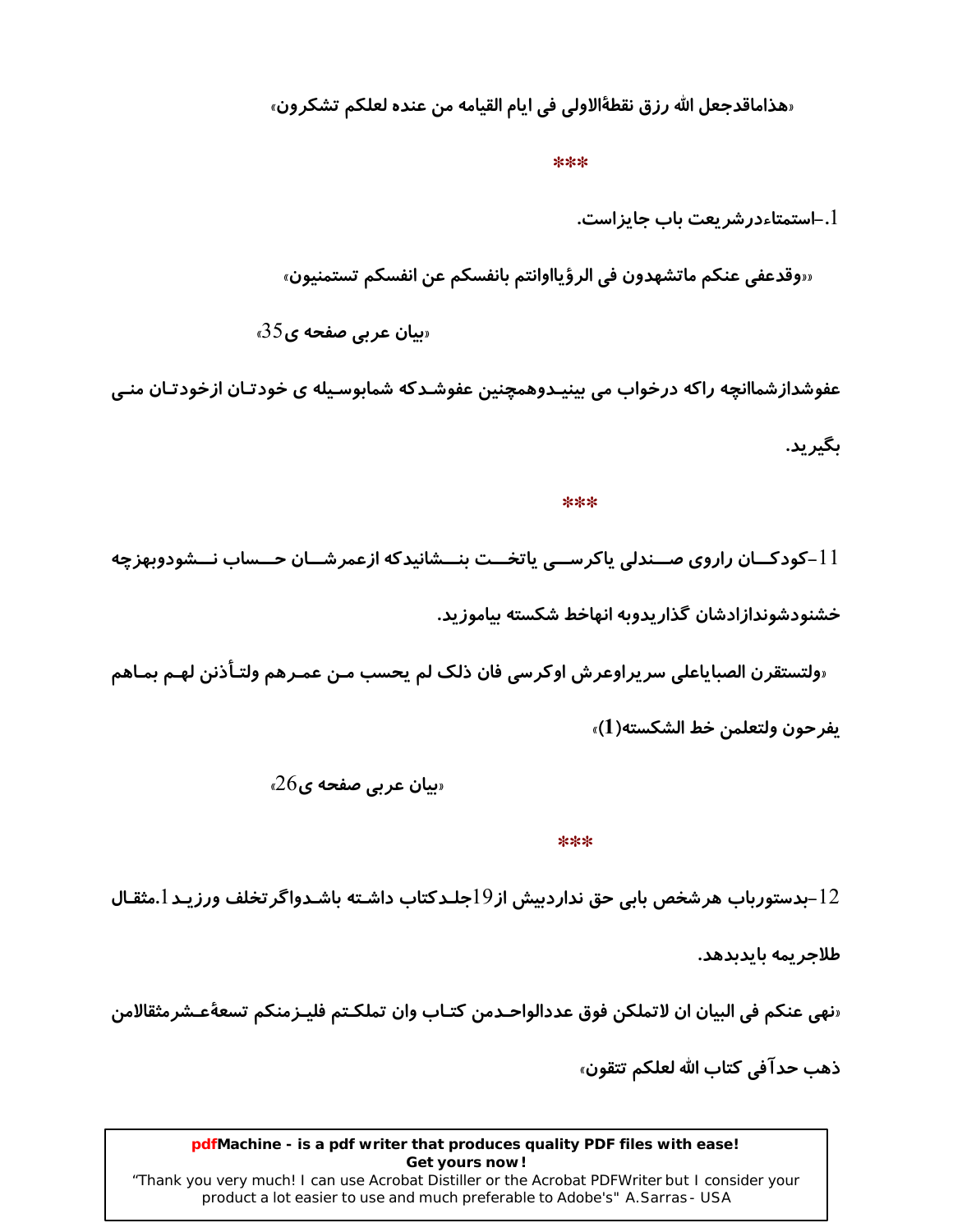«هذاماقدجعل الله رزق نقطةالاولی فی ایام القیامه من عنده لعلکم تشکرون»

***

1.-استمناءدرشریعت باب جایزاست.

««وقدعفی عنکم ماتشهدون فی الرؤیااوانتم بانفسکم عن انفسکم تستمنیون»

«بیان عربی صفحه ی35»

عفوشدازشماانچه راکه درخواب می بینیدوهمچنین عفوشدکه شمابوسیله ی خودتان ازخودتان منی بگیرید.

***

11-کودکان راروی صندلی یاکرسی یاتخت بنشانیدکه ازعمرشان حساب نشودوبهزچه خشنودشوندازادشان گذاریدوبه انهاخط شکسته بیاموزید.

«ولتستقرن الصبایاعلی سریراوعرش اوکرسی فان ذلک لم یحسب من عمرهم ولتأذنن لهم بماهم یفرحون ولتعلمن خط الشکسته(1)»

«بیان عربی صفحه ی26»

***

12-بدستورباب هرشخص بابی حق نداردبیش از19جلدکتاب داشته باشدواگرتخلف ورزید1.مثقال طلاجریمه بایدبدهد.

«نهی عنکم فی البیان ان لاتملکن فوق عددالواحدمن کتاب وان تملکتم فلیزمنکم تسعةعشرمثقالامن ذهب حدآفی کتاب الله لعلکم تتقون»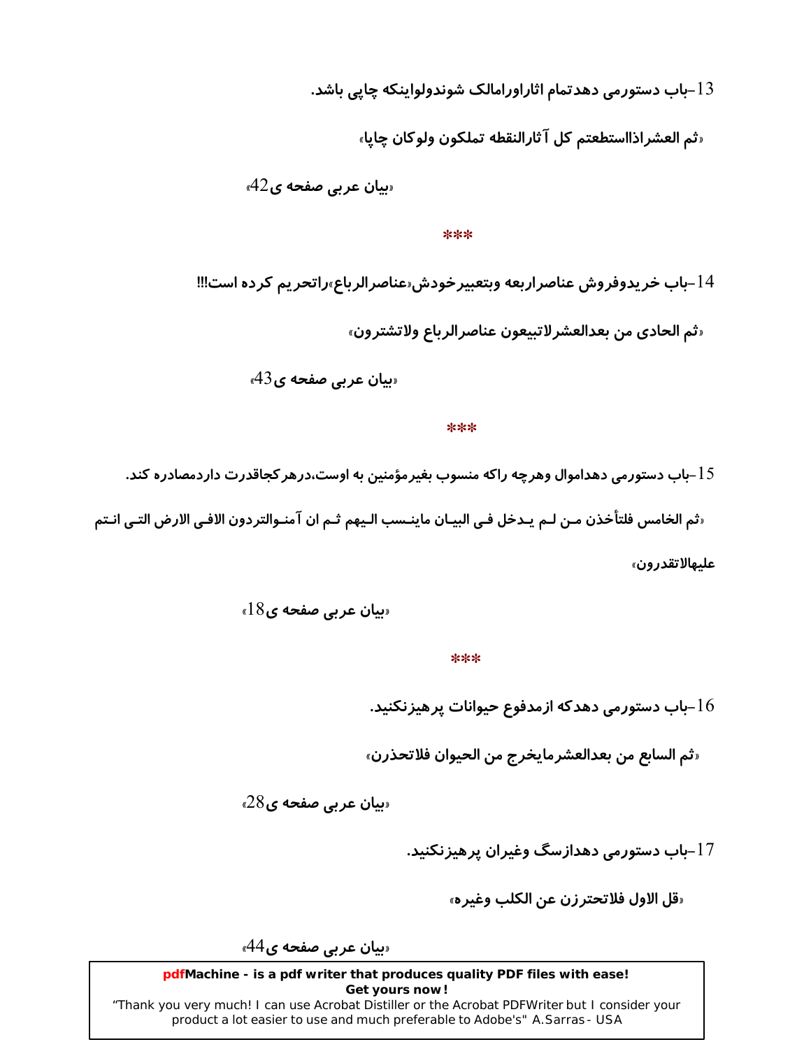13-باب دستورمی دهدتمام اثاراورامالک شوندولواینکه چاپی باشد.

«ثم العشراذااستطعتم کل آثارالنقطه تملکون ولوکان چاپا»

«بیان عربی صفحه ی42»

***

14-باب خریدوفروش عناصراربعه وبتعبیرخودش«عناصرالرباع»راتحریم کرده است!!!

«ثم الحادی من بعدالعشرلاتبیعون عناصرالرباع ولاتشترون»

«بیان عربی صفحه ی43»

***

15-باب دستورمی دهداموال وهرچه راکه منسوب بغیرمؤمنین به اوست،درهرکجاقدرت داردمصادره کند.

«ثم الخامس فلتأخذن من لم یدخل فی البیان ماینسب الیهم ثم ان آمنوالتردون الافی الارض التی انتم علیهالاتقدرون»

«بیان عربی صفحه ی18»

***

16-باب دستورمی دهدکه ازمدفوع حیوانات پرهیزنکنید.

«ثم السابع من بعدالعشرمایخرج من الحیوان فلاتحذرن»

«بیان عربی صفحه ی28»

17-باب دستورمی دهدازسگ وغیران پرهیزنکنید.

«قل الاول فلاتحترزن عن الکلب وغیره»

«بیان عربی صفحه ی44»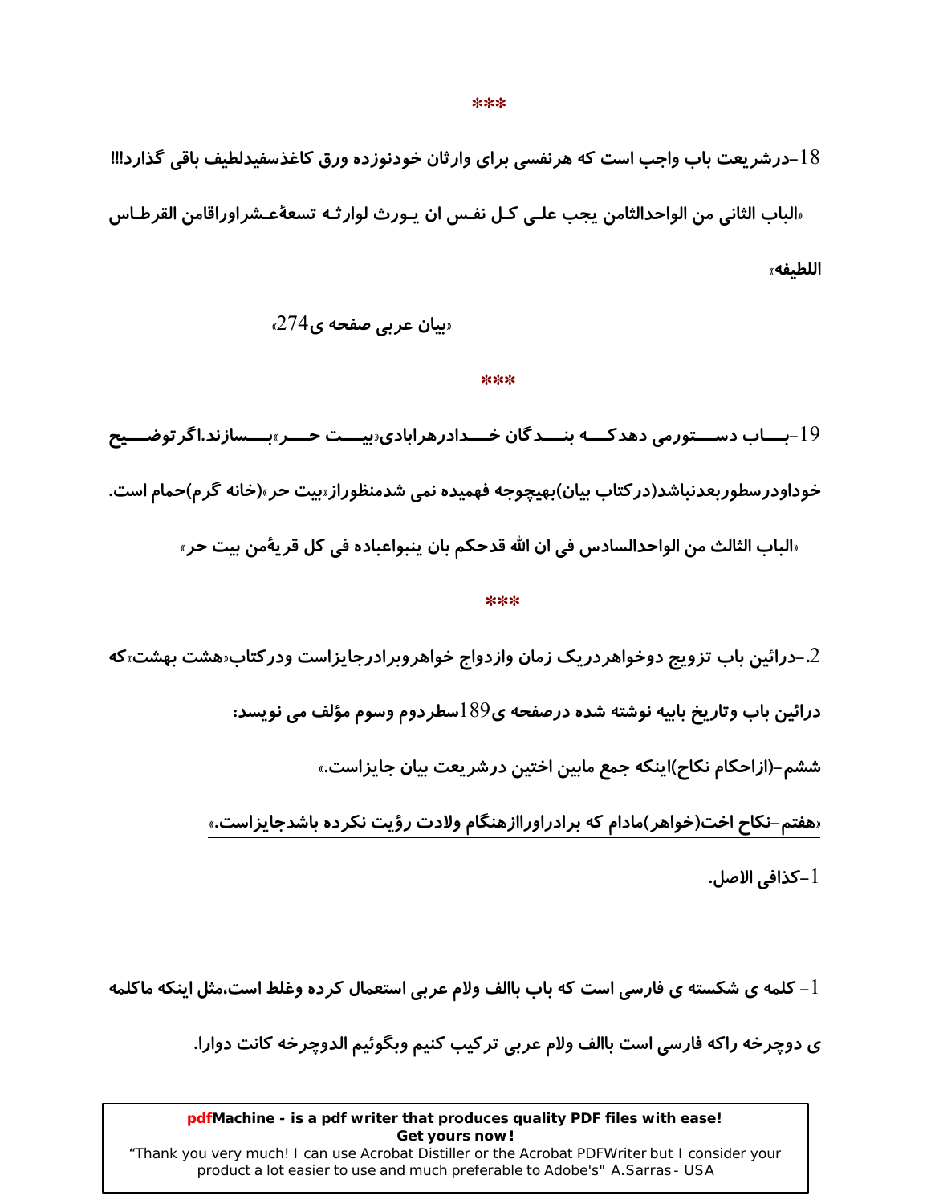***

18–درشریعت باب واجب است که هرنفسی برای وارثان خودنوزده ورق کاغذسفیدلطیف باقی گذارد!!!

«الباب الثانی من الواحدالثامن یجب علی کل نفس ان یورث لوارثه تسعةعشراوراقامن القرطاس اللطیفه»

«بیان عربی صفحه ی274»

***

19–باب دستورمی دهدکه بندگان خدادرهرابادی«بیت حر»بسازند.اگرتوضیح خوداودرسطوربعدنباشد(درکتاب بیان)بهیچوجه فهمیده نمی شدمنظوراز«بیت حر»(خانه گرم)حمام است.

«الباب الثالث من الواحدالسادس فی ان الله قدحکم بان ینبواعباده فی کل قریةمن بیت حر»

***

2.–درائین باب تزویج دوخواهردریک زمان وازدواج خواهروبرادرجایزاست ودرکتاب«هشت بهشت»که درائین باب وتاریخ بابیه نوشته شده درصفحه ی189سطردوم وسوم مؤلف می نویسد:

ششم–(ازاحکام نکاح)اینکه جمع مابین اختین درشریعت بیان جایزاست.»

«هفتم–نکاح اخت(خواهر)مادام که برادراوراازهنگام ولادت رؤیت نکرده باشدجایزاست.»

1–کذافی الاصل.

---

1– کلمه ی شکسته ی فارسی است که باب باالف ولام عربی استعمال کرده وغلط است،مثل اینکه ماکلمه ی دوچرخه راکه فارسی است باالف ولام عربی ترکیب کنیم وبگوئیم الدوچرخه کانت دوارا.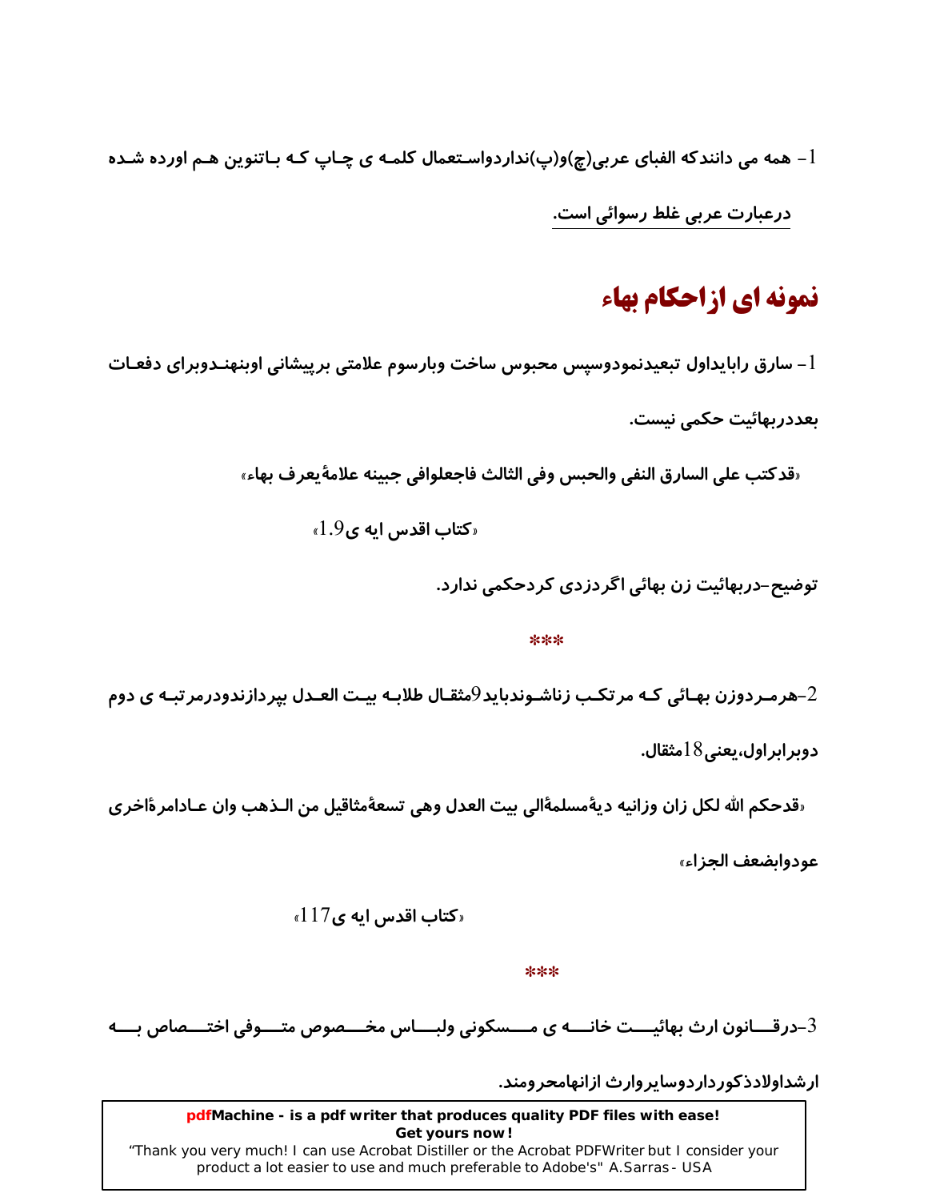1- همه می دانندکه الفبای عربی(چ)و(پ)نداردواستعمال کلمه ی چاپ که باتنوین هم اورده شده درعبارت عربی غلط رسوائی است.

## نمونه ای ازاحکام بهاء

1- سارق رابایداول تبعیدنمودوسپس محبوس ساخت وبارسوم علامتی برپیشانی اوبنهندوبرای دفعات بعددربهائیت حکمی نیست.

«قدکتب علی السارق النفی والحبس وفی الثالث فاجعلوافی جبینه علامةیعرف بهاء»

«کتاب اقدس ایه ی1.9»

توضیح-دربهائیت زن بهائی اگردزدی کردحکمی ندارد.

***

2-هرمردوزن بهائی که مرتکب زناشوندباید9مثقال طلابه بیت العدل بپردازندودرمرتبه ی دوم دوبرابراول،یعنی18مثقال.

«قدحکم الله لکل زان وزانیه دیةمسلمةالی بیت العدل وهی تسعةمثاقیل من الذهب وان عادامرةاخری عودوابضعف الجزاء»

«کتاب اقدس ایه ی117»

***

3-درقانون ارث بهائیت خانه ی مسکونی ولباس مخصوص متوفی اختصاص به ارشداولادذکورداردوسایروارث ازانهامحرومند.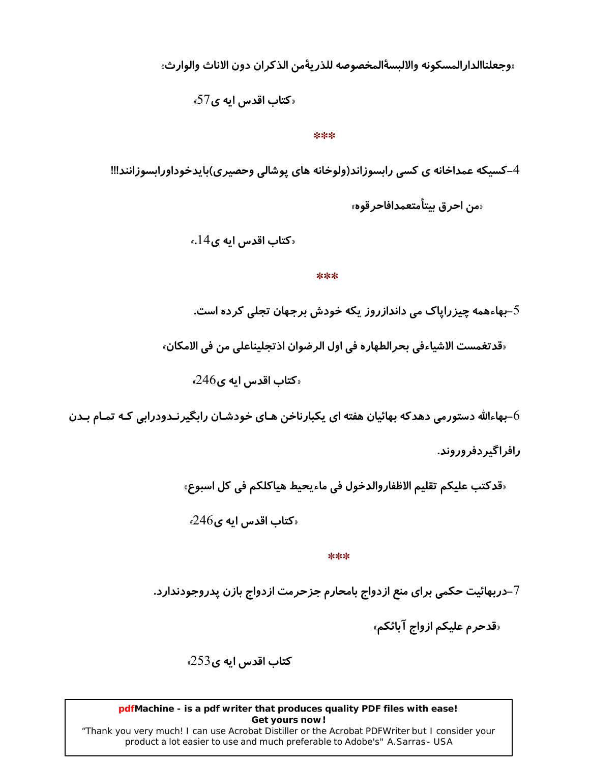«وجعلناالدارالمسکونه والالبسةالمخصوصه للذریةمن الذکران دون الاناث والوارث»

«کتاب اقدس ایه ی57»

***

4-کسیکه عمداخانه ی کسی رابسوزاند(ولوخانه های پوشالی وحصیری)بایدخوداورابسوزانند!!!

«من احرق بیتأمتعمدافاحرقوه»

«کتاب اقدس ایه ی14.»

***

5-بهاءهمه چیزراپاک می داندازروز یکه خودش برجهان تجلی کرده است.

«قدتغمست الاشیاءفی بحرالطهاره فی اول الرضوان اذتجلیناعلی من فی الامکان»

«کتاب اقدس ایه ی246»

6-بهاءالله دستورمی دهدکه بهائیان هفته ای یکبارناخن هـای خودشـان رابگیرنـدودرابی کـه تمـام بـدن رافراگیردفروروند.

«قدکتب علیکم تقلیم الاظفاروالدخول فی ماءیحیط هیاکلکم فی کل اسبوع»

«کتاب اقدس ایه ی246»

***

7-دربهائیت حکمی برای منع ازدواج بامحارم جزحرمت ازدواج بازن پدروجودندارد.

«قدحرم علیکم ازواج آبائکم»

کتاب اقدس ایه ی253»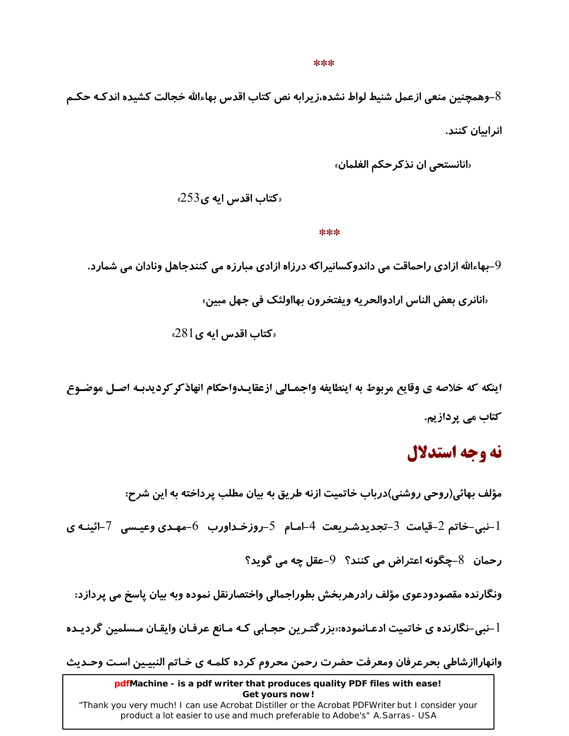\*\*\*

8-وهمچنین منعی ازعمل شنیط لواط نشده،زیرابه نص کتاب اقدس بهاءالله خجالت کشیده اندکـه حکـم انرابیان کنند.

«انانستحی ان نذکرحکم الغلمان»

«کتاب اقدس ایه ی253»

\*\*\*

9-بهاءالله ازادی راحماقت می داندوکسانیراکه درزاه ازادی مبارزه می کنندجاهل ونادان می شمارد.

«انانری بعض الناس ارادوالحریه ویفتخرون بهااولئک فی جهل مبین»

«کتاب اقدس ایه ی281»

اینکه که خلاصه ی وقایع مربوط به اینطایفه واجمـالی ازعقایـدواحکام انهاذکرکردیدبـه اصـل موضـوع کتاب می پردازیم.

## نه وجه استدلال

مؤلف بهائی(روحی روشنی)درباب خاتمیت ازنه طریق به بیان مطلب پرداخته به این شرح:

1-نبی-خاتم 2-قیامت 3-تجدیدشـریعت 4-امـام 5-روزخـداورب 6-مهـدی وعیـسی 7-ائینـه ی رحمان 8-چگونه اعتراض می کنند؟ 9-عقل چه می گوید؟

ونگارنده مقصودودعوی مؤلف رادرهربخش بطوراجمالی واختصارنقل نموده وبه بیان پاسخ می پردازد:

1-نبی-نگارنده ی خاتمیت ادعـانموده:«بزرگتـرین حجـابی کـه مـانع عرفـان وایقـان مـسلمین گردیـده وانهاراازشاطی بحرعرفان ومعرفت حضرت رحمن محروم کرده کلمـه ی خـاتم النبیـین اسـت وحـدیث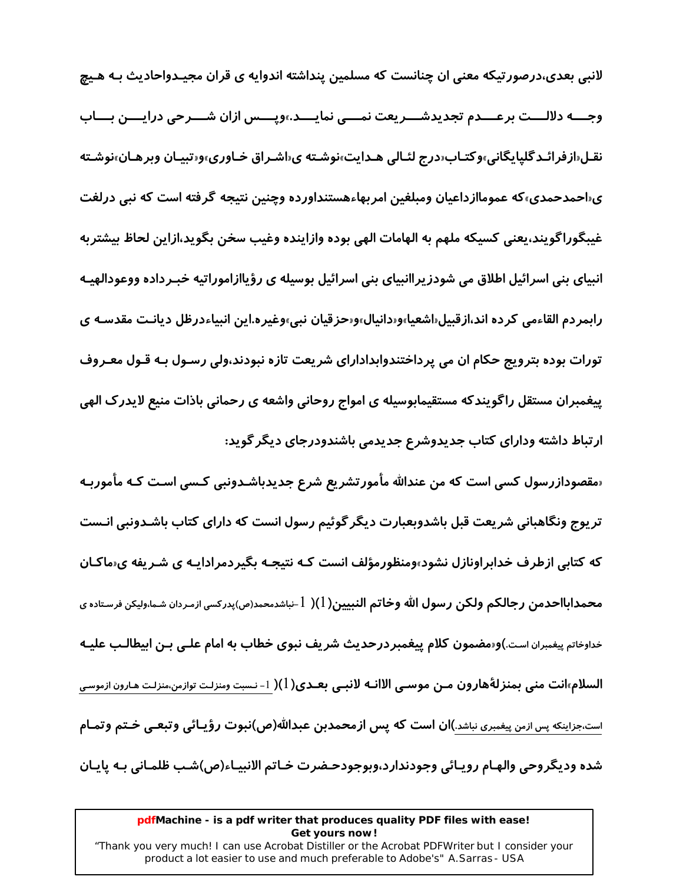**لانبی بعدی،درصورتیکه معنی ان چنانست که مسلمین پنداشته اندوایه ی قران مجیدواحادیث بـه هـیچ وجـه دلالـت برعـدم تجدیدشـریعت نمـی نمایـد.»وپـس ازان شـرحی درایـن بـاب نقـل«ازفرائـدگلپایگانی»وکتـاب«درج لئـالی هـدایت»نوشـته ی«اشـراق خـاوری»و«تبیـان وبرهـان»نوشـته ی«احمدحمدی»که عموماازداعیان ومبلغین امربهاءهستنداورده وچنین نتیجه گرفته است که نبی درلغت غیبگوراگویند،یعنی کسیکه ملهم به الهامات الهی بوده وازاینده وغیب سخن بگوید،ازاین لحاظ بیشتربه انبیای بنی اسرائیل اطلاق می شودزیراانبیای بنی اسرائیل بوسیله ی رؤیاازاموراتیه خبـرداده ووعودالهیـه رابمردم القاءمی کرده اند،ازقبیل«اشعیا»و«دانیال»و«حزقیان نبی»وغیره.این انبیاءدرظل دیانـت مقدسـه ی تورات بوده بترویج حکام ان می پرداختندوابدادارای شریعت تازه نبودند،ولی رسـول بـه قـول معـروف پیغمبران مستقل راگویندکه مستقیمابوسیله ی امواج روحانی واشعه ی رحمانی باذات منیع لایدرک الهی ارتباط داشته ودارای کتاب جدیدوشرع جدیدمی باشندودرجای دیگرگوید:**

**«مقصودازرسول کسی است که من عندالله مأمورتشریع شرع جدیدباشـدونبی کـسی اسـت کـه مأموربـه تریوج ونگاهبانی شریعت قبل باشدوبعبارت دیگرگوئیم رسول انست که دارای کتاب باشـدونبی انـست که کتابی ازطرف خدابراونازل نشود»ومنظورمؤلف انست کـه نتیجـه بگیردمرادایـه ی شـریفه ی«ماکـان محمداباااحدمن رجالکم ولکن رسول الله وخاتم النبیین**(1)( 1-نباشدمحمد(ص)پدرکسی ازمـردان شـما،ولیکن فرسـتاده ی خداوخاتم پیغمبران اسـت.)**و«مضمون کلام پیغمبردرحدیث شریف نبوی خطاب به امام علـی بـن ابیطالـب علیـه السلام»انت منی بمنزلةهارون مـن موسـی الاانـه لانبـی بعـدی**(1)( 1- نـسبت ومنزلـت توازمن،منزلـت هـارون ازموسـی است،جزاینکه پس ازمن پیغمبری نباشد.)**ان است که پس ازمحمدبن عبدالله(ص)نبوت رؤیـائی وتبعـی خـتم وتمـام شده ودیگروحی والهـام رویـائی وجودندارد،وبوجودحـضرت خـاتم الانبیـاء(ص)شـب ظلمـانی بـه پایـان**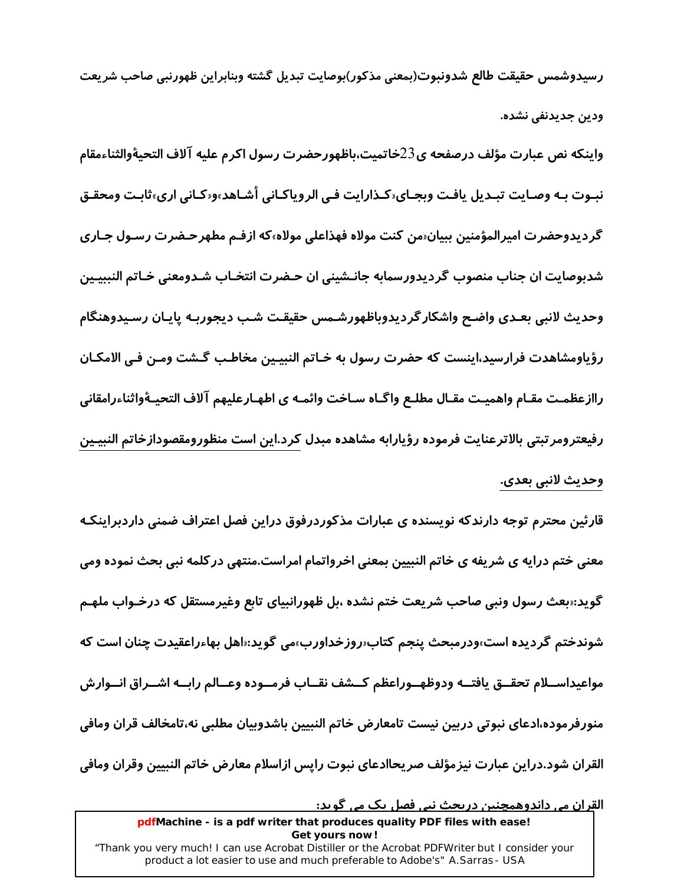رسیدوشمس حقیقت طالع شدونبوت(بمعنی مذکور)بوصایت تبدیل گشته وبنابراین ظهورنبی صاحب شریعت ودین جدیدنفی نشده.

واینکه نص عبارت مؤلف درصفحه ی23خاتمیت،باظهورحضرت رسول اکرم علیه آلاف التحیةوالثناءمقام نبـوت بـه وصـایت تبـدیل یافـت وبجـای«کـذارایت فـی الرویاکـانی أشـاهد»و«کـانی اری»ثابـت ومحقـق گردیدوحضرت امیرالمؤمنین ببیان«من کنت مولاه فهذاعلی مولاه»که ازفـم مطهرحـضرت رسـول جـاری شدبوصایت ان جناب منصوب گردیدورسمابه جانـشینی ان حـضرت انتخـاب شـدومعنی خـاتم النبییـن وحدیث لانبی بعـدی واضـح واشکارگردیدوباظهورشـمس حقیقـت شـب دیجوربـه پایـان رسـیدوهنگام رؤیاومشاهدت فرارسید،اینست که حضرت رسول به خـاتم النبیـین مخاطـب گـشت ومـن فـی الامکـان راازعظمـت مقـام واهمیـت مقـال مطلـع واگـاه سـاخت وائمـه ی اطهـارعلیهم آلاف التحیـةواثناءرامقانی رفیعترومرتبتی بالاترعنایت فرموده رؤیارابه مشاهده مبدل کرد.این است منظورومقصودازخاتم النبیـین وحدیث لانبی بعدی.

قارئین محترم توجه دارندکه نویسنده ی عبارات مذکوردرفوق دراین فصل اعتراف ضمنی داردبراینکـه معنی ختم درایه ی شریفه ی خاتم النبیین بمعنی اخرواتمام امراست.منتهی درکلمه نبی بحث نموده ومی گوید:«بعث رسول ونبی صاحب شریعت ختم نشده ،بل ظهورانبیای تابع وغیرمستقل که درخـواب ملهـم شوندختم گردیده است»ودرمبحث پنجم کتاب«روزخداورب»می گوید:«اهل بهاءراعقیدت چنان است که مواعیداســلام تحقــق یافتــه ودوظهــوراعظم کــشف نقــاب فرمــوده وعــالم رابــه اشــراق انــوارش منورفرموده،ادعای نبوتی دربین نیست تامعارض خاتم النبیین باشدوبیان مطلبی نه،تامخالف قران ومافی القران شود.دراین عبارت نیزمؤلف صریحاادعای نبوت راپس ازاسلام معارض خاتم النبیین وقران ومافی القران می داندوهمچنین دربحث نبی فصل یک می گوید: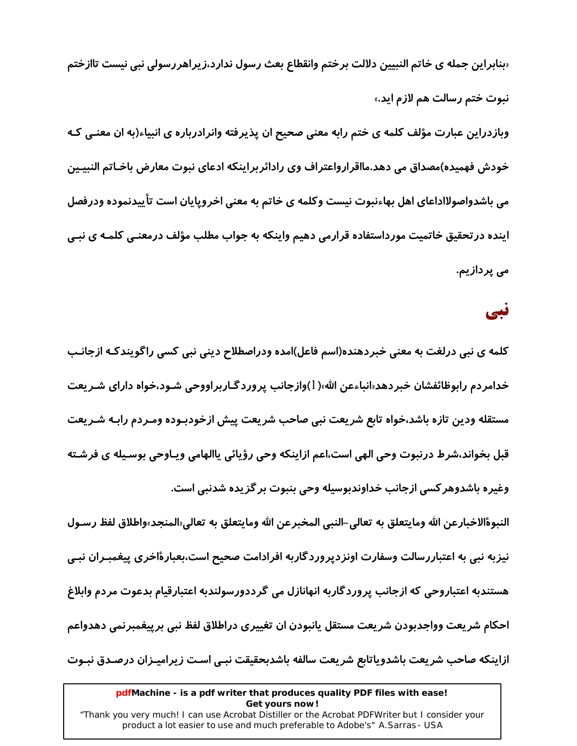«بنابراین جمله ی خاتم النبیین دلالت برختم وانقطاع بعث رسول ندارد،زیراهررسولی نبی نیست تاازختم نبوت ختم رسالت هم لازم اید.»

وبازدراین عبارت مؤلف کلمه ی ختم رابه معنی صحیح ان پذیرفته وانرادرباره ی انبیاء(به ان معنـی کـه خودش فهمیده)مصداق می دهد.مااقراراعتراف وی رادائربراینکه ادعای نبوت معارض باخـاتم النبیـین می باشدواصولاادعای اهل بهاءنبوت نیست وکلمه ی خاتم به معنی اخروپایان است تأییدنموده ودرفصل اینده درتحقیق خاتمیت مورداستفاده قرارمی دهیم واینکه به جواب مطلب مؤلف درمعنـی کلمـه ی نبـی می پردازیم.

## نبی

کلمه ی نبی درلغت به معنی خبردهنده(اسم فاعل)امده ودراصطلاح دینی نبی کسی راگویندکـه ازجانـب خدامردم رابوظائفشان خبردهد«انباءعن الله»(1)وازجانب پروردگـاربراووحی شـود،خواه دارای شـریعت مستقله ودین تازه باشد،خواه تابع شریعت نبی صاحب شریعت پیش ازخودبـوده ومـردم رابـه شـریعت قبل بخواند،شرط درنبوت وحی الهی است،اعم ازاینکه وحی رؤیائی یاالهامی ویـاوحی بوسـیله ی فرشـته وغیره باشدوهرکسی ازجانب خداوندبوسیله وحی بنبوت برگزیده شدنبی است.

النبوةالاخبارعن الله ومایتعلق به تعالی-النبی المخبرعن الله ومایتعلق به تعالی«المنجد»واطلاق لفظ رسـول نیزبه نبی به اعتباررسالت وسفارت اونزدپروردگاربه افرادامت صحیح است،بعبارةاخری پیغمبـران نبـی هستندبه اعتباروحی که ازجانب پروردگاربه انهانازل می گرددورسولندبه اعتبارقیام بدعوت مردم وابلاغ احکام شریعت وواجدبودن شریعت مستقل یانبودن ان تغییری دراطلاق لفظ نبی برپیغمبرنمی دهدواعم ازاینکه صاحب شریعت باشدویاتابع شریعت سالفه باشدبحقیقت نبـی اسـت زیرامیـزان درصـدق نبـوت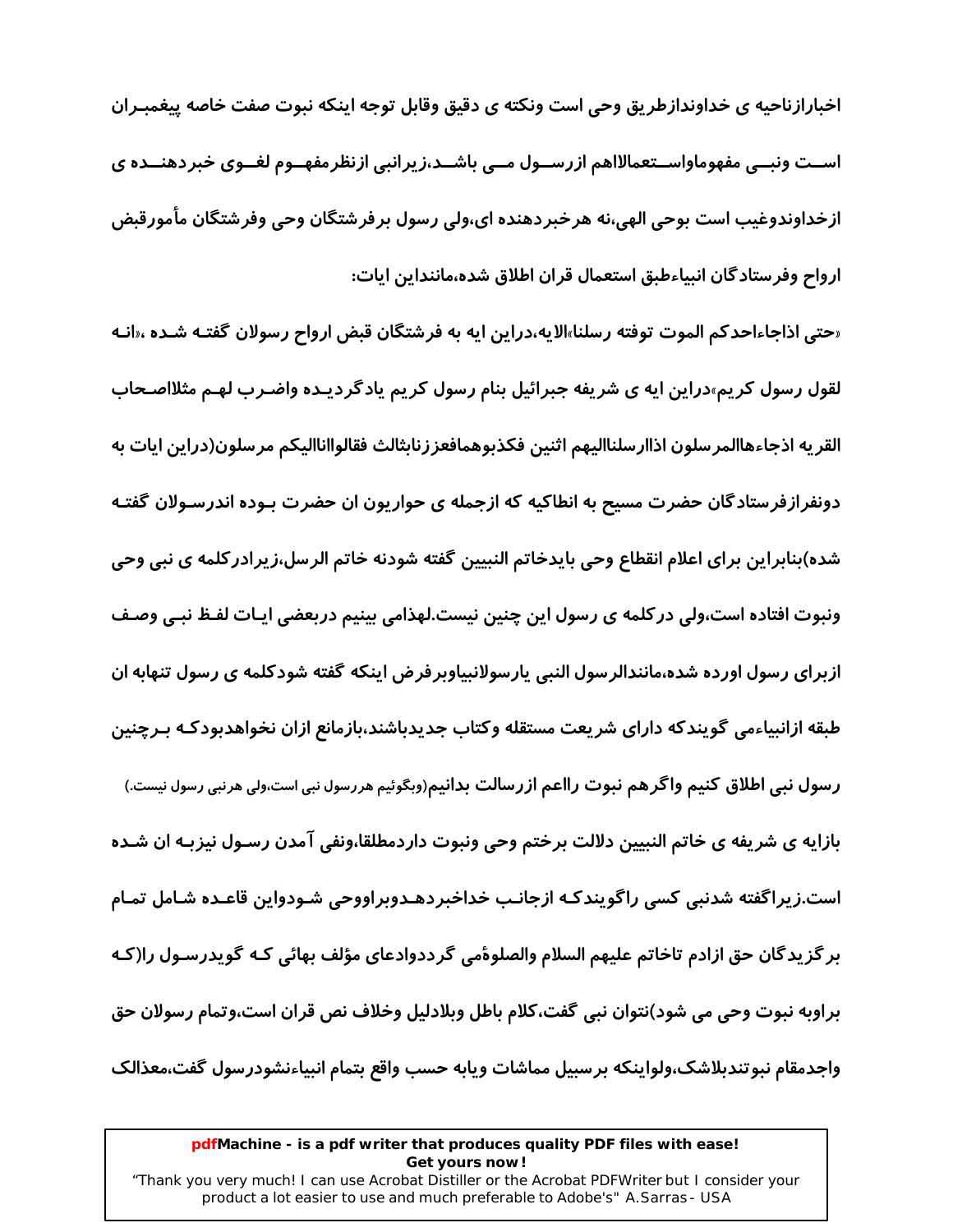اخبارازناحیه ی خداوندازطریق وحی است ونکته ی دقیق وقابل توجه اینکه نبوت صفت خاصه پیغمبـران اسـت ونبـی مفهوماواسـتعمالااهم ازرسـول مـی باشـد،زیرانبی ازنظرمفهـوم لغـوی خبردهنـده ی ازخداوندوغیب است بوحی الهی،نه هرخبردهنده ای،ولی رسول برفرشتگان وحی وفرشتگان مأمورقبض ارواح وفرستادگان انبیاءطبق استعمال قران اطلاق شده،مانندااین ایات:

«حتی اذاجاءاحدکم الموت توفته رسلنا»الایه،دراین ایه به فرشتگان قبض ارواح رسولان گفتـه شـده ،«انـه لقول رسول کریم»دراین ایه ی شریفه جبرائیل بنام رسول کریم یادگردیـده واضـرب لهـم مثلااصـحاب القریه اذجاءهاالمرسلون اذاارسلناالیهم اثنین فکذبوهمافعززناثالث فقالوااناالیکم مرسلون(دراین ایات به دونفرازفرستادگان حضرت مسیح به انطاکیه که ازجمله ی حواریون ان حضرت بـوده اندرسـولان گفتـه شده)بنابراین برای اعلام انقطاع وحی بایدخاتم النبیین گفته شودنه خاتم الرسل،زیرادرکلمه ی نبی وحی ونبوت افتاده است،ولی درکلمه ی رسول این چنین نیست.لهذامی بینیم دربعضی ایـات لفـظ نبـی وصـف ازبرای رسول اورده شده،مانندالرسول النبی یارسولانبیاوبرفرض اینکه گفته شودکلمه ی رسول تنهابه ان طبقه ازانبیاءمی گویندکه دارای شریعت مستقله وکتاب جدیدباشند،بازمانع ازان نخواهدبودکـه بـرچنین رسول نبی اطلاق کنیم واگرهم نبوت رااعم ازرسالت بدانیم(وبگوئیم هررسول نبی است،ولی هرنبی رسول نیست.)

بازایه ی شریفه ی خاتم النبیین دلالت برختم وحی ونبوت داردمطلقا،ونفی آمدن رسـول نیزبـه ان شـده است.زیراگفته شدنبی کسی راگویندکـه ازجانـب خداخبردهـدوبراووحی شـودواین قاعـده شـامل تمـام برگزیدگان حق ازادم تاخاتم علیهم السلام والصلوۀمی گرددوادعای مؤلف بهائی کـه گویدرسـول را(کـه براوبه نبوت وحی می شود)نتوان نبی گفت،کلام باطل وبلادلیل وخلاف نص قران است،وتمام رسولان حق واجدمقام نبوتندبلاشک،ولواینکه برسبیل مماشات ویابه حسب واقع بتمام انبیاءنشودرسول گفت،معذالک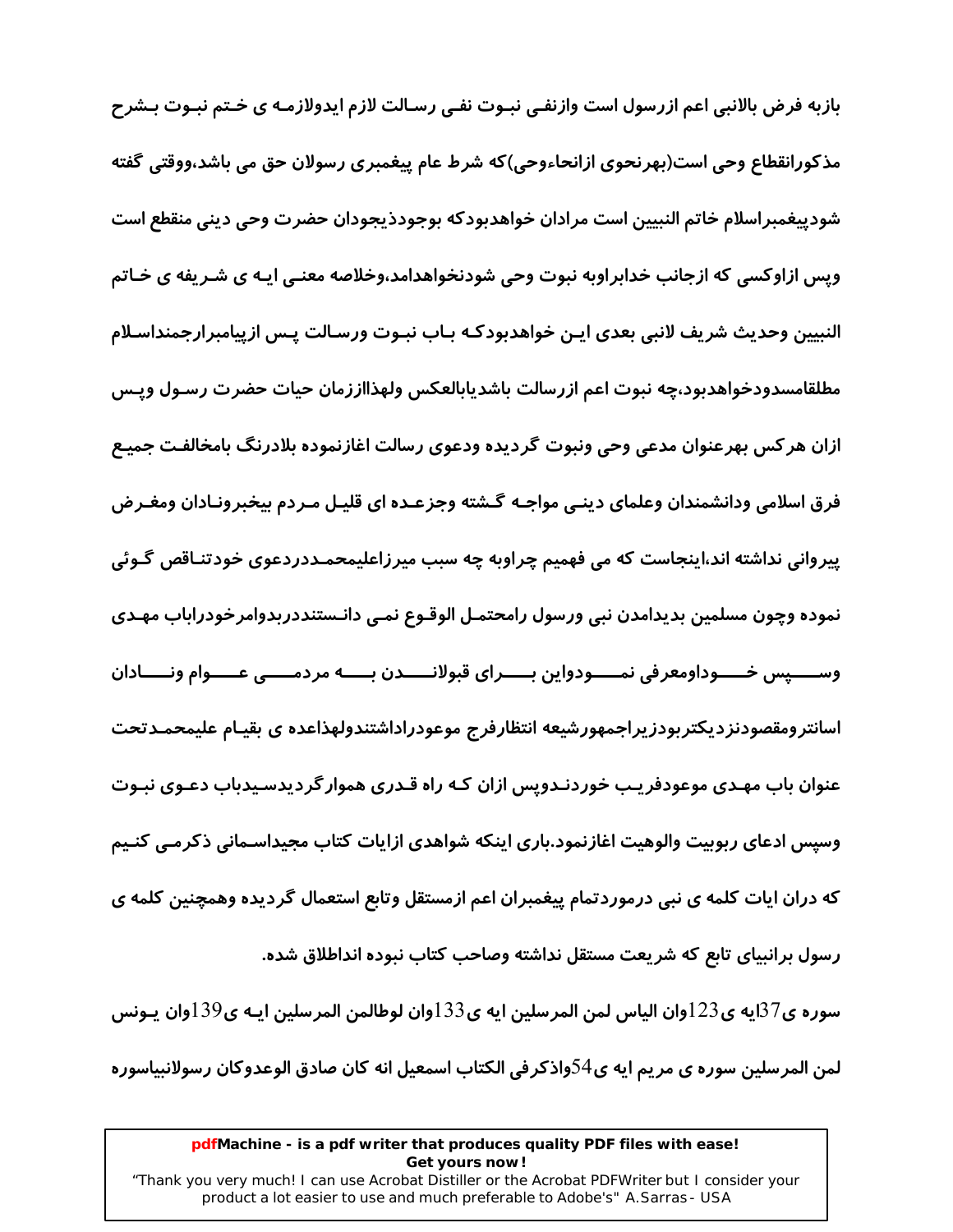بازبه فرض بالانبی اعم ازرسول است وازنفی نبوت نفی رسالت لازم ایدولازمه ی ختم نبوت بشرح مذکورانقطاع وحی است(بهرنحوی ازانحاءوحی)که شرط عام پیغمبری رسولان حق می باشد،ووقتی گفته شودپیغمبراسلام خاتم النبیین است مراداش خواهدبودکه بوجودذیجودان حضرت وحی دینی منقطع است وپس ازاوکسی که ازجانب خدابراوبه نبوت وحی شودنخواهدامد،وخلاصه معنی ایه ی شریفه ی خاتم النبیین وحدیث شریف لانبی بعدی این خواهدبودکه باب نبوت ورسالت پس ازپیامبرارجمنداسلام مطلقامسدودخواهدبود،چه نبوت اعم ازرسالت باشدیابالعکس ولهذاازرمان حیات حضرت رسول وپس ازان هرکس بهرعنوان مدعی وحی ونبوت گردیده ودعوی رسالت اغازنموده بلادرنگ بامخالفت جمیع فرق اسلامی ودانشمندان وعلمای دینی مواجه گشته وجزعده ای قلیل مردم بیخبرونادان ومغرض پیروانی نداشته اند،اینجاست که می فهمیم چراوبه چه سبب میرزاعلیمحمددردعوی خودتناقص گوئی نموده وچون مسلمین بدیامدن نبی ورسول رامحتمل الوقوع نمی دانستنددربدوامرخودراباب مهدی وسپس خوداومعرفی نمودواین برای قبولاندن به مردمی عوام ونادان اسانترومقصودنزدیکتربودزیراجمهورشیعه انتظارفرج موعودراداشتندولهذاعده ی بقیام علیمحمدتحت عنوان باب مهدی موعودفریب خوردندوپس ازان که راه قدری هموارگردیدسیدباب دعوی نبوت وسپس ادعای ربوبیت والوهیت اغازنمود.باری اینکه شواهدی ازایات کتاب مجیداسمانی ذکرمی کنیم که دران ایات کلمه ی نبی درموردتمام پیغمبران اعم ازمستقل وتابع استعمال گردیده وهمچنین کلمه ی رسول برانبیای تابع که شریعت مستقل نداشته وصاحب کتاب نبوده انداطلاق شده.

سوره ی37ایه ی123وان الیاس لمن المرسلین ایه ی133وان لوطالمن المرسلین ایه ی139وان یونس لمن المرسلین سوره ی مریم ایه ی54واذکرفی الکتاب اسمعیل انه کان صادق الوعدوکان رسولانبیاسوره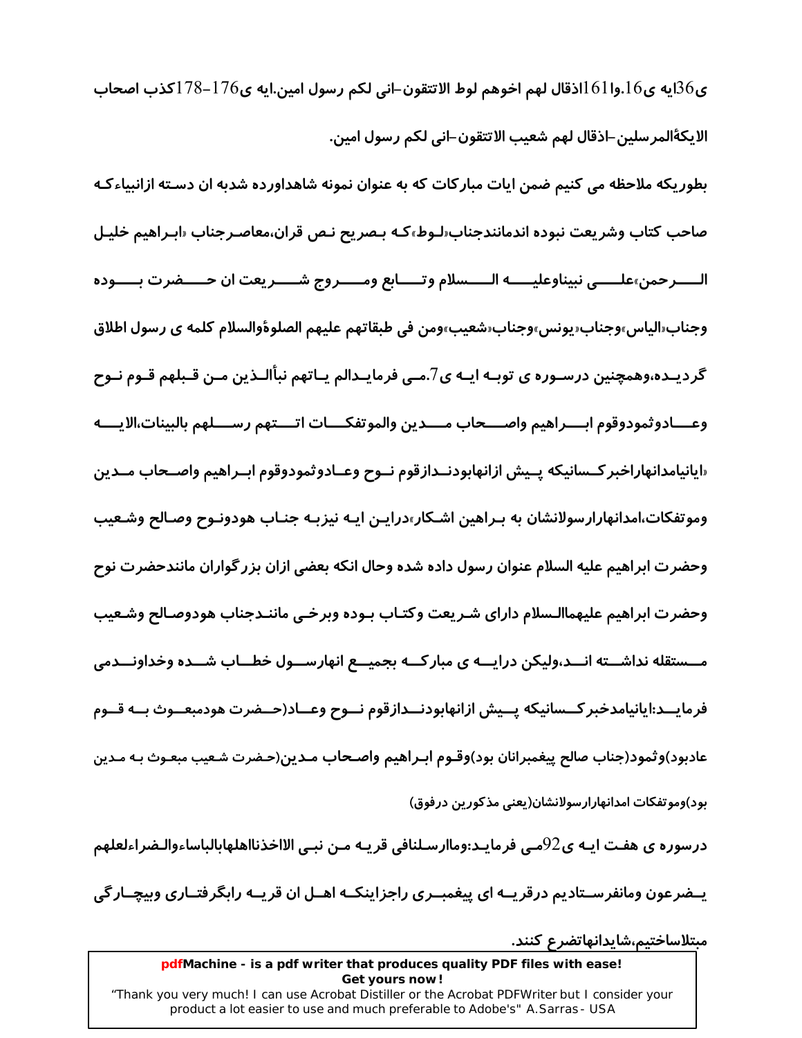ی36ایه ی16.وا161اذقال لهم اخوهم لوط الاتتقون-انی لکم رسول امین.ایه ی176-178کذب اصحاب الایکۀالمرسلین-اذقال لهم شعیب الاتتقون-انی لکم رسول امین.

بطوریکه ملاحظه می کنیم ضمن ایات مبارکات که به عنوان نمونه شاهداورده شدبه ان دسته ازانبیاءکه صاحب کتاب وشریعت نبوده اندمانندجناب«لوط»که بصریح نص قران،معاصرجناب «ابراهیم خلیل الرحمن»علی نبیناوعلیه السلام وتابع ومروج شریعت ان حضرت بوده وجناب«الیاس»وجناب«یونس»وجناب«شعیب»ومن فی طبقاتهم علیهم الصلوۀوالسلام کلمه ی رسول اطلاق گردیده،وهمچنین درسوره ی توبه ایه ی7.می فرمایدالم یاتهم نبأالذین من قبلهم قوم نوح وعادوثمودوقوم ابراهیم واصحاب مدین والموتفکات اتتهم رسلهم بالبینات،الایه «ایانیامدانهاراخبرکسانیکه پیش ازانهابودندازقوم نوح وعادوثمودوقوم ابراهیم واصحاب مدین وموتفکات،امدانهارارسولانشان به براهین اشکار»دراین ایه نیزبه جناب هودونوح وصالح وشعیب وحضرت ابراهیم علیه السلام عنوان رسول داده شده وحال انکه بعضی ازان بزرگواران مانندحضرت نوح وحضرت ابراهیم علیهماالسلام دارای شریعت وکتاب بوده وبرخی مانندجناب هودوصالح وشعیب مستقله نداشته اند،ولیکن درایه ی مبارکه بجمیع انهارسول خطاب شده وخداوندمی فرماید:ایانیامدخبرکسانیکه پیش ازانهابودندازقوم نوح وعاد(حضرت هودمبعوث به قوم عادبود)وثمود(جناب صالح پیغمبرانان بود)وقوم ابراهیم واصحاب مدین(حضرت شعیب مبعوث به مدین بود)وموتفکات امدانهارارسولانشان(یعنی مذکورین درفوق)

درسوره ی هفت ایه ی92می فرماید:وماارسلنافی قریه من نبی الااخذنااهلهابالباساءوالضراءلعلهم یضرعون ومانفرستادیم درقریه ای پیغمبری راجزاینکه اهل ان قریه رابگرفتاری وبیچارگی مبتلاساختیم،شایدانهاتضرع کنند.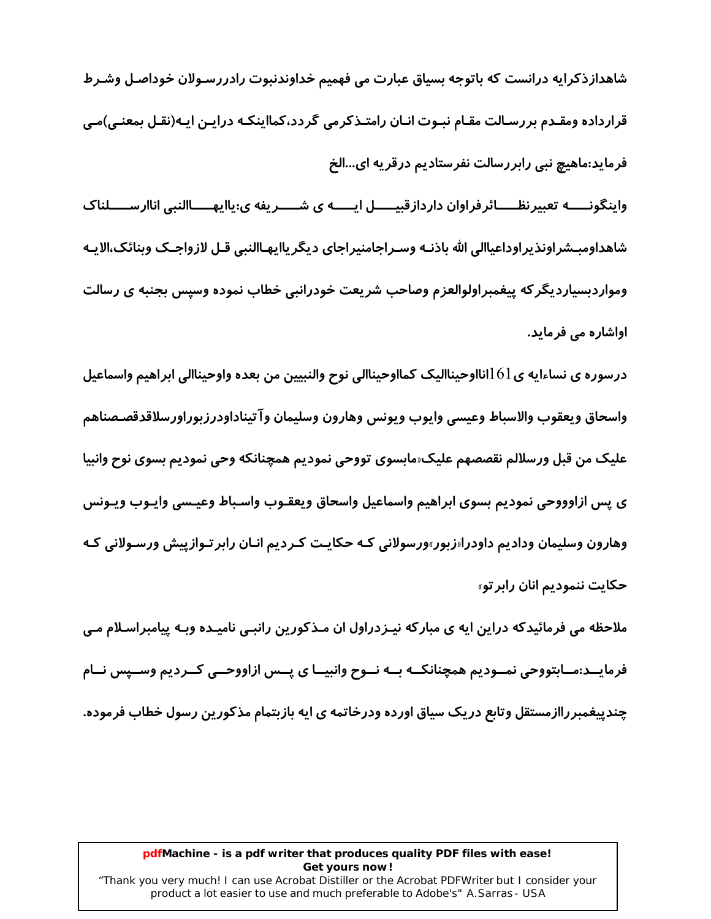شاهدازذکرایه درانست که باتوجه بسیاق عبارت می فهمیم خداوندنبوت رادررسولان خوداصل وشرط قرارداده ومقدم بررسالت مقام نبوت انان رامتذکرمی گردد،کمااینکه دراین ایه(نقل بمعنی)می فرماید:ماهیچ نبی رابررسالت نفرستادیم درقریه ای...الخ

واینگونه تعبیرنظائرفراوان داردازقبیل ایه ی شریفه ی:یاایهاالنبی اناارسلناک شاهداومبشراونذیراوداعیاالی الله باذنه وسراجامنیراجای دیگریاایهاالنبی قل لازواجک وبنائک،الایه ومواردبسیاردیگرکه پیغمبراولوالعزم وصاحب شریعت خودرانبی خطاب نموده وسپس بجنبه ی رسالت اواشاره می فرماید.

درسوره ی نساءایه ی161انااوحینااليک کمااوحینا الی نوح والنبيين من بعده واوحینا الی ابراهیم واسماعیل واسحاق ویعقوب والاسباط وعیسی وایوب ویونس وهارون وسلیمان وآتیناداودرزبوراورسلاقدقصصناهم علیک من قبل ورسلالم نقصصهم علیک«مابسوی تووحی نمودیم همچنانکه وحی نمودیم بسوی نوح وانبیا ی پس ازاووحی نمودیم بسوی ابراهیم واسماعیل واسحاق ویعقوب واسباط وعیسی وایوب ویونس وهارون وسلیمان ودادیم داودرا«زبور»ورسولانی که حکایت کردیم انان رابرتوازپیش ورسولانی که حکایت ننمودیم انان رابرتو»

ملاحظه می فرمائیدکه دراین ایه ی مبارکه نیزدراول ان مذکورین رانبی نامیده وبه پیامبراسلام می فرماید:مابتووحی نمودیم همچنانکه به نوح وانبیا ی پس ازاووحی کردیم وسپس نام چندپیغمبررااز مستقل وتابع دریک سیاق اورده ودرخاتمه ی ایه بازبتمام مذکورین رسول خطاب فرموده.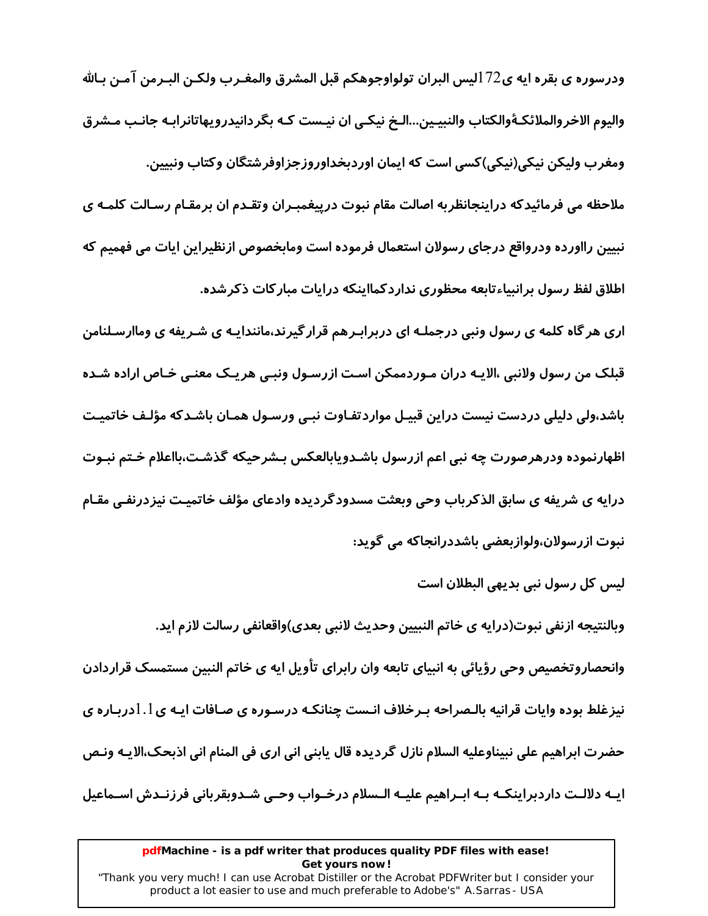ودرسوره ی بقره ایه ی172لیس البران تولواوجوهکم قبل المشرق والمغـرب ولکـن البـرمن آمـن بـالله والیوم الاخروالملائکـۀوالکتاب والنبیـین...الـخ نیکـی ان نیـست کـه بگردانیدرویهاتانرابـه جانـب مـشرق ومغرب ولیکن نیکی(نیکی)کسی است که ایمان اوردبخداوروزجزاوفرشتگان وکتاب ونبیین.

ملاحظه می فرمائیدکه دراینجانظربه اصالت مقام نبوت درپیغمبـران وتقـدم ان برمقـام رسـالت کلمـه ی نبیین رااورده ودرواقع درجای رسولان استعمال فرموده است ومابخصوص ازنظیراین ایات می فهمیم که اطلاق لفظ رسول برانبیاءتابعه محظوری نداردکمااینکه درایات مبارکات ذکرشده.

اری هرگاه کلمه ی رسول ونبی درجملـه ای دربرابـرهم قرارگیرند،ماننددایـه ی شـریفه ی ومـاارسـلنامن قبلک من رسول ولانبی ،الایـه دران مـوردممکن اسـت ازرسـول ونبـی هریـک معنـی خـاص اراده شـده باشد،ولی دلیلی دردست نیست دراین قبیـل مواردتفـاوت نبـی ورسـول همـان باشـدکه مؤلـف خاتمیـت اظهارنموده ودرهرصورت چه نبی اعم ازرسول باشـدویابالعکس بـشرحیکه گذشـت،بااعلام خـتم نبـوت درایه ی شریفه ی سابق الذکرباب وحی وبعثت مسدودگردیده وادعای مؤلف خاتمیـت نیزدرنفـی مقـام نبوت ازرسولان،ولوازبعضی باشددرانجاکه می گوید:

لیس کل رسول نبی بدیهی البطلان است

وبالنتیجه ازنفی نبوت(درایه ی خاتم النبیین وحدیث لانبی بعدی)واقعانفی رسالت لازم اید.

وانحصاروتخصیص وحی رؤیائی به انبیای تابعه وان رابرای تأویل ایه ی خاتم النبین مستمسک قراردادن نیزغلط بوده وایات قرانیه بالـصراحه بـرخلاف انـست چنانکـه درسـوره ی صـافات ایـه ی1.1دربـاره ی حضرت ابراهیم علی نبیناوعلیه السلام نازل گردیده قال یابنی انی اری فی المنام انی اذبحک،الایـه ونـص ایـه دلالـت داردبراینکـه بـه ابـراهیم علیـه الـسلام درخـواب وحـی شـدوبقربانی فرزنـدش اسـماعیل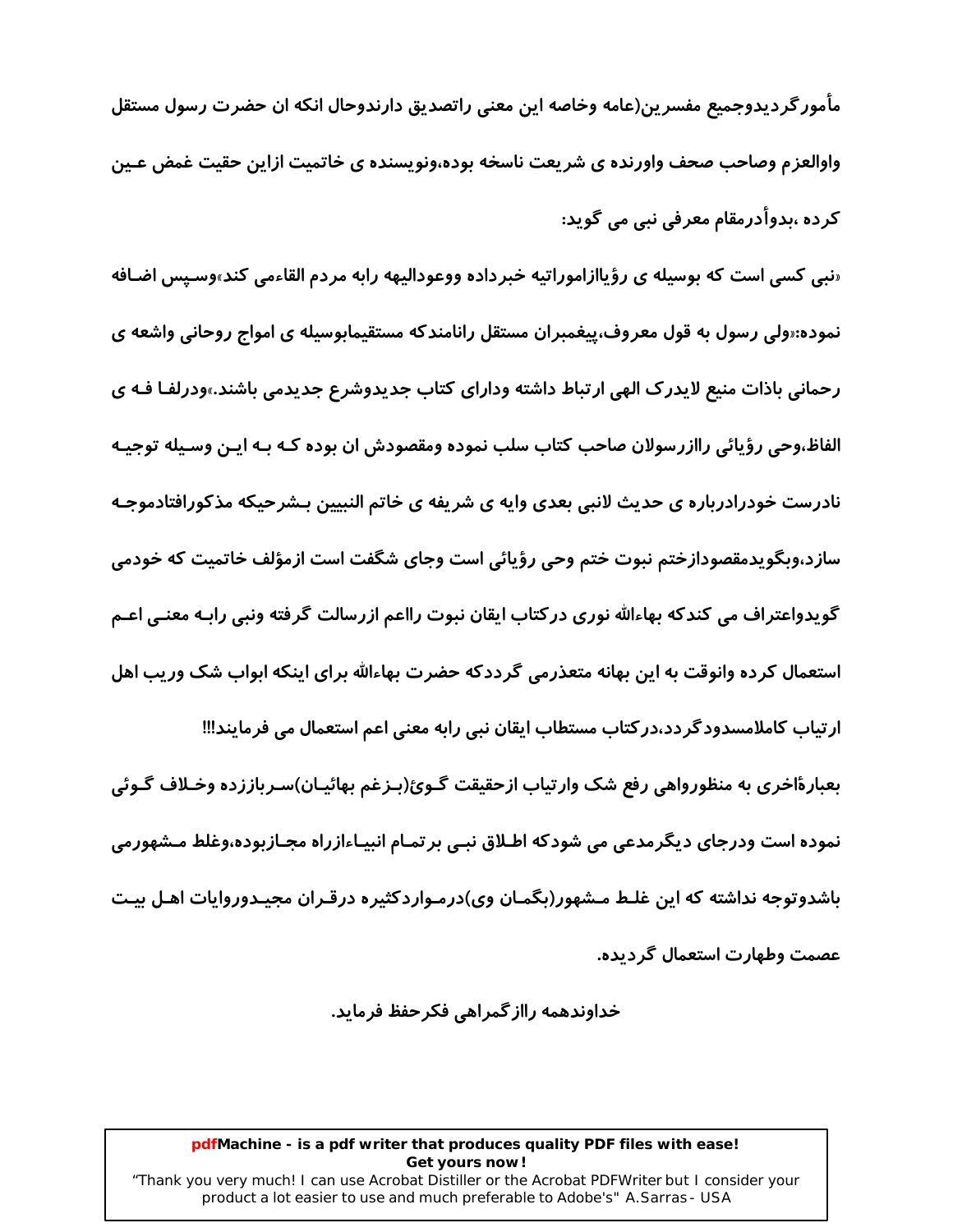**مأمورگردیدوجمیع مفسرین(عامه وخاصه این معنی راتصدیق دارندوحال انکه ان حضرت رسول مستقل واوالعزم وصاحب صحف واورنده ی شریعت ناسخه بوده،ونویسنده ی خاتمیت ازاین حقیت غمض عـین کرده ،بدوأدرمقام معرفی نبی می گوید:**

**«نبی کسی است که بوسیله ی رؤیاازاموراتیه خبرداده ووعودالیهه رابه مردم القاءمی کند»وسـپس اضـافه نموده:«ولی رسول به قول معروف،پیغمبران مستقل رانامندکه مستقیمابوسیله ی امواج روحانی واشعه ی رحمانی باذات منیع لایدرک الهی ارتباط داشته ودارای کتاب جدیدوشرع جدیدمی باشند.»ودرلفـا فـه ی الفاظ،وحی رؤیائی راازرسولان صاحب کتاب سلب نموده ومقصودش ان بوده کـه بـه ایـن وسـیله توجیـه نادرست خودرادرباره ی حدیث لانبی بعدی وایه ی شریفه ی خاتم النبیین بـشرحیکه مذکورافتادموجـه سازد،وبگویدمقصودازختم نبوت ختم وحی رؤیائی است وجای شگفت است ازمؤلف خاتمیت که خودمی گویدواعتراف می کندکه بهاءالله نوری درکتاب ایقان نبوت رااعم ازرسالت گرفته ونبی رابـه معنـی اعـم استعمال کرده وانوقت به این بهانه متعذرمی گرددکه حضرت بهاءالله برای اینکه ابواب شک وریب اهل ارتیاب کاملامسدودگردد،درکتاب مستطاب ایقان نبی رابه معنی اعم استعمال می فرمایند!!!**

**بعبارةاخری به منظورواهی رفع شک وارتیاب ازحقیقت گـوئ(بـزغم بهائیـان)سـرباززده وخـلاف گـوئی نموده است ودرجای دیگرمدعی می شودکه اطـلاق نبـی برتمـام انبیـاءازراه مجـازبوده،وغلط مـشهورمی باشدوتوجه نداشته که این غلـط مـشهور(بگمـان وی)درمـواردکثیره درقـران مجیـدوروایات اهـل بیـت عصمت وطهارت استعمال گردیده.**

**خداوندهمه راازگمراهی فکرحفظ فرماید.**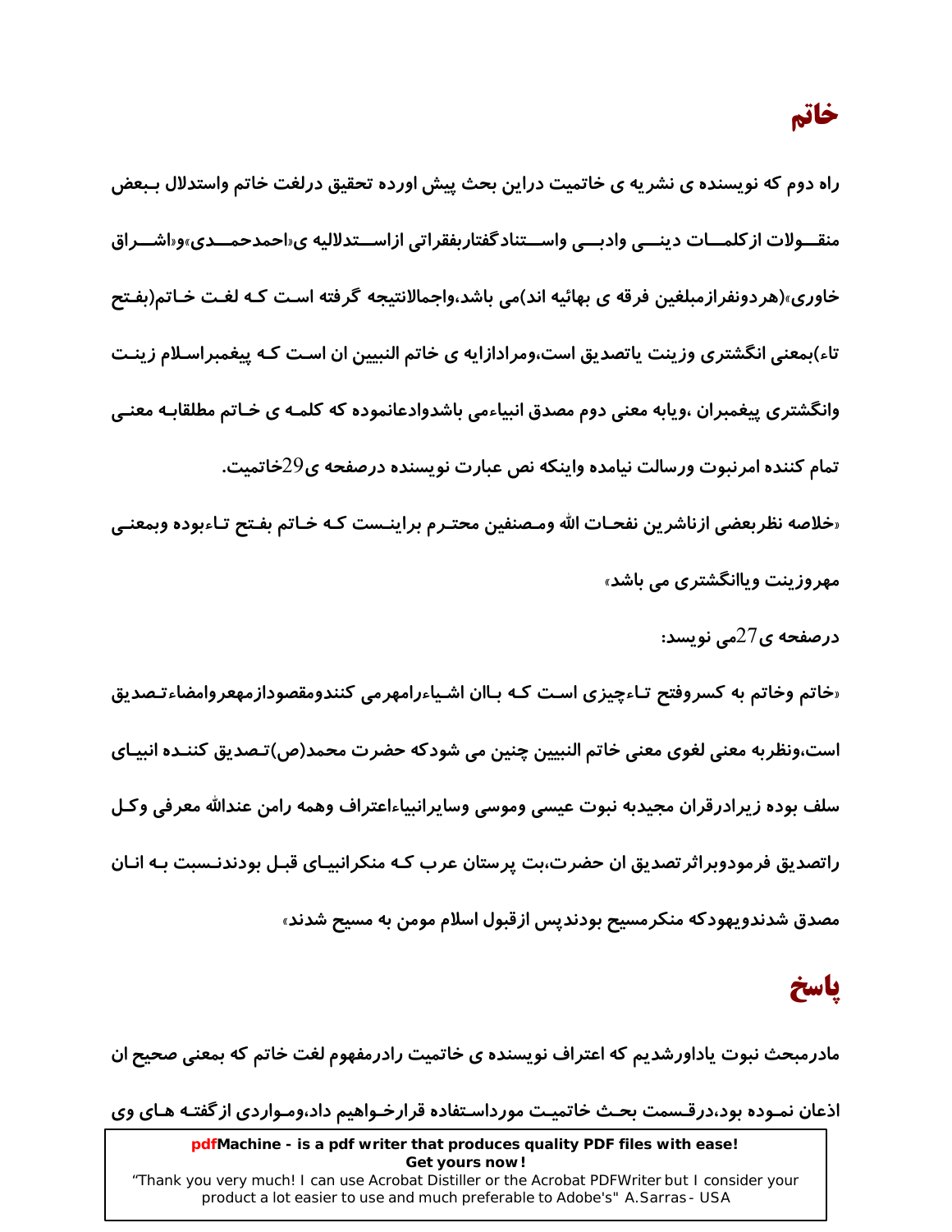## خاتم

راه دوم که نویسنده ی نشریه ی خاتمیت دراین بحث پیش اورده تحقیق درلغت خاتم واستدلال ببعض منقولات ازکلمات دینی وادبی واستنادگفتاربفقراتی ازاستدلالیه ی«احمدحمدی»و«اشراق خاوری»(هردونفرازمبلغین فرقه ی بهائیه اند)می باشد،واجمالاانتیجه گرفته است که لغت خاتم(بفتح تاء)بمعنی انگشتری وزینت یاتصدیق است،ومرادازایه ی خاتم النبیین ان است که پیغمبراسلام زینت وانگشتری پیغمبران ،ویابه معنی دوم مصدق انبیاءمی باشدوادعانموده که کلمه ی خاتم مطلقابه معنی تمام کننده امرنبوت ورسالت نیامده واینکه نص عبارت نویسنده درصفحه ی29خاتمیت.

«خلاصه نظربعضی ازناشرین نفحات الله ومصنفین محترم براینست که خاتم بفتح تاءبوده وبمعنی مهروزینت ویاانگشتری می باشد»

درصفحه ی27می نویسد:

«خاتم وخاتم به کسروفتح تاءچیزی است که باان اشیاءرامهرمی کنندومقصودازمهروامضاءتصدیق است،ونظربه معنی لغوی معنی خاتم النبیین چنین می شودکه حضرت محمد(ص)تصدیق کننده انبیای سلف بوده زیرادرقران مجیدبه نبوت عیسی وموسی وسایرانبیاءاعتراف وهمه رامن عندالله معرفی وکل راتصدیق فرمودوبراثرتصدیق ان حضرت،بت پرستان عرب که منکرانبیای قبل بودندنسبت به انان مصدق شدندویهودکه منکرمسیح بودندپس ازقبول اسلام مومن به مسیح شدند»

## پاسخ

مادرمبحث نبوت یاداورشدیم که اعتراف نویسنده ی خاتمیت رادرمفهوم لغت خاتم که بمعنی صحیح ان اذعان نموده بود،درقسمت بحث خاتمیت مورداستفاده قرارخواهیم داد،ومواردی ازگفته های وی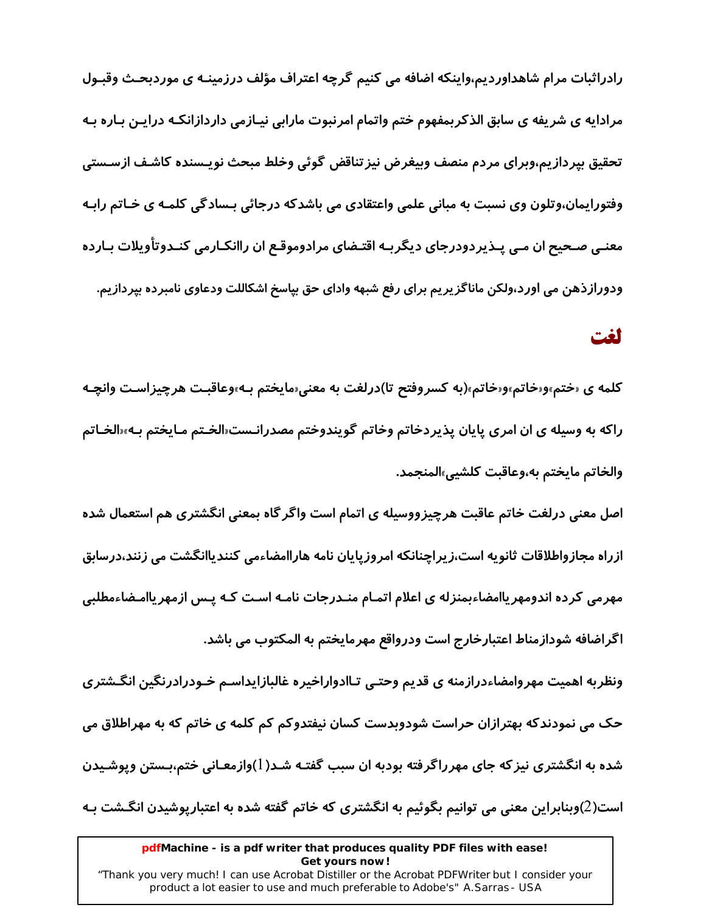رادراثبات مرام شاهداوردیم،واینکه اضافه می کنیم گرچه اعتراف مؤلف درزمینه ی موردبحث وقبول مرادایه ی شریفه ی سابق الذکربمفهوم ختم واتمام امرنبوت مارابی نیازمی داردازانکه دراین باره به تحقیق بپردازیم،وبرای مردم منصف وبیغرض نیزتناقض گوئی وخلط مبحث نویسنده کاشف ازسستی وفتورایمان،وتلون وی نسبت به مبانی علمی واعتقادی می باشدکه درجائی بسادگی کلمه ی خاتم رابه معنی صحیح ان می پذیردودرجای دیگربه اقتضای مرادوموقع ان راانکارمی کندوتأویلات بارده ودورازذهن می اورد،ولکن ماناگزیریم برای رفع شبهه وادای حق بپاسخ اشکاللت ودعاوی نامبرده بپردازیم.

## لغت

کلمه ی «ختم»و«خاتم»و«خاتم»(به کسروفتح تا)درلغت به معنی«مایختم به»وعاقبت هرچیزاست وانچه راکه به وسیله ی ان امری پایان پذیردخاتم وخاتم گویندوختم مصدرانست«الختم مایختم به»«الخاتم والخاتم مایختم به،وعاقبت کلشیی»المنجمد.

اصل معنی درلغت خاتم عاقبت هرچیزووسیله ی اتمام است واگرگاه بمعنی انگشتری هم استعمال شده ازراه مجازواطلاقات ثانویه است،زیراچنانکه امروزپایان نامه هاراامضاءمی کنندیاانگشت می زنند،درسابق مهرمی کرده اندومهریاامضاءبمنزله ی اعلام اتمام مندرجات نامه است که پس ازمهریاامضاءمطلبی اگراضافه شودازمناط اعتبارخارج است ودرواقع مهرمایختم به المکتوب می باشد.

ونظربه اهمیت مهروامضاءدرازمنه ی قدیم وحتی تاادوارِاخیره غالبازایداسم خودرادرنگین انگشتری حک می نمودندکه بهترازان حراست شودوبدست کسان نیفتدوکم کم کلمه ی خاتم که به مهراطلاق می شده به انگشتری نیزکه جای مهرراگرفته بودبه ان سبب گفته شد(1)وازمعانی ختم،بستن وپوشیدن است(2)وبنابراین معنی می توانیم بگوئیم به انگشتری که خاتم گفته شده به اعتبارپوشیدن انگشت به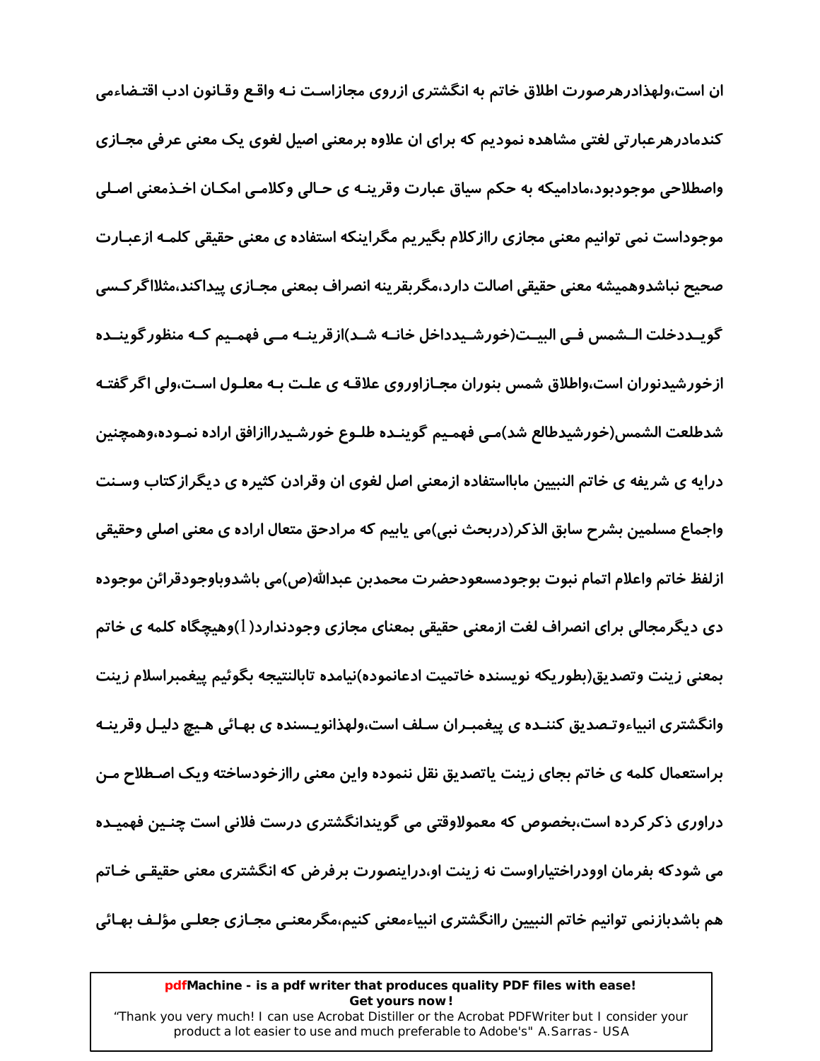ان است،ولهذادرهرصورت اطلاق خاتم به انگشتری ازروی مجازاست نه واقع وقانون ادب اقتضاءمی کندمادرهرعبارتی لغتی مشاهده نموديم كه برای ان علاوه برمعنی اصیل لغوی یک معنی عرفی مجازی واصطلاحی موجودبود،مادامیکه به حکم سیاق عبارت وقرینه ی حالی وکلامی امکان اخذمعنی اصلی موجوداست نمی توانیم معنی مجازی راازکلام بگیریم مگراینکه استفاده ی معنی حقیقی کلمه ازعبارت صحیح نباشدوهمیشه معنی حقیقی اصالت دارد،مگربقرینه انصراف بمعنی مجازی پیداکند،مثلااگرکسی گویددخلت الشمس فی البیت(خورشیدداخل خانه شد)ازقرینه می فهمیم که منظورگوینده ازخورشیدنوران است،واطلاق شمس بنوران مجازاوروی علاقه ی علت به معلول است،ولی اگرگفته شدطلعت الشمس(خورشیدطالع شد)می فهمیم گوینده طلوع خورشیدراازافق اراده نموده،وهمچنین درایه ی شریفه ی خاتم النبیین مابااستفاده ازمعنی اصل لغوی ان وقرادن کثیره ی دیگرازکتاب وسنت واجماع مسلمین بشرح سابق الذکر(دربحث نبی)می یابیم که مرادحق متعال اراده ی معنی اصلی وحقیقی ازلفظ خاتم واعلام اتمام نبوت بوجودمسعودحضرت محمدبن عبدالله(ص)می باشدوباوجودقرائن موجوده دی دیگرمجالی برای انصراف لغت ازمعنی حقیقی بمعنای مجازی وجودندارد(1)وهیچگاه کلمه ی خاتم بمعنی زینت وتصدیق(بطوریکه نویسنده خاتمیت ادعانموده)نیامده تابالنتیجه بگوئیم پیغمبراسلام زینت وانگشتری انبیاءوتصدیق کننده ی پیغمبران سلف است،ولهذانویسنده ی بهائی هیچ دلیل وقرینه براستعمال کلمه ی خاتم بجای زینت یاتصدیق نقل ننموده واین معنی راازخودساخته ویک اصطلاح من دراوری ذکرکرده است،بخصوص که معمولاوقتی می گویندانگشتری درست فلانی است چنین فهمیده می شودکه بفرمان اوودراختیاراوست نه زینت او،دراینصورت برفرض که انگشتری معنی حقیقی خاتم هم باشدبازنمی توانیم خاتم النبیین راانگشتری انبیاءمعنی کنیم،مگرمعنی مجازی جعلی مؤلف بهائی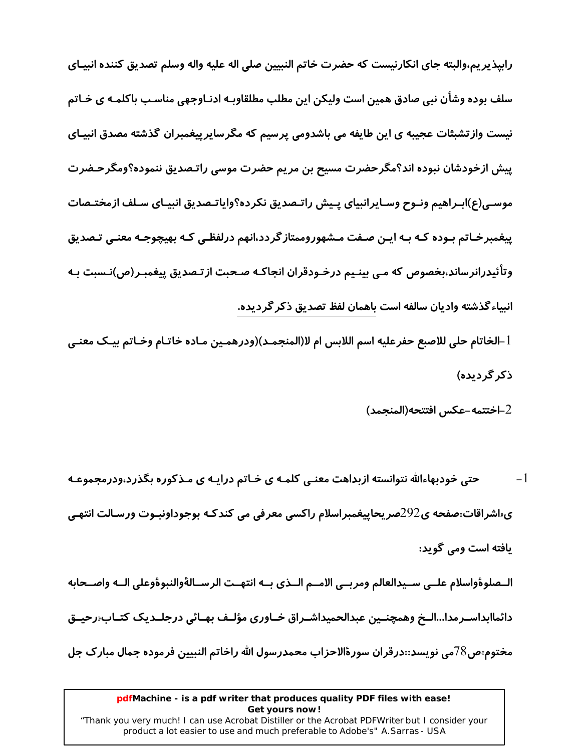راپبذیریم،والبته جای انکارنیست که حضرت خاتم النبیین صلی اله علیه واله وسلم تصدیق کننده انبیای سلف بوده وشأن نبی صادق همین است ولیکن این مطلب مطلقاوبه ادناوجهی مناسب باکلمه ی خاتم نیست وازتشبثات عجیبه ی این طایفه می باشدومی پرسیم که مگرسایرپیغمبران گذشته مصدق انبیای پیش ازخودشان نبوده اند؟مگرحضرت مسیح بن مریم حضرت موسی راتصدیق ننموده؟ومگرحضرت موسی(ع)ابراهیم ونوح وسایرانبیای پیش راتصدیق نکرده؟وایاتصدیق انبیای سلف ازمختصات پیغمبرخاتم بوده که به این صفت مشهوروممتازگردد،انهم درلفظی که بهیچوجه معنی تصدیق وتأئیدرانرساند،بخصوص که می بینیم درخودقران انجاکه صحبت ازتصدیق پیغمبر(ص)نسبت به انبیاء گذشته وادیان سالفه است <u>باهمان لفظ تصدیق ذکرگردیده.</u>

1-الخاتم حلی للاصبع حفرعلیه اسم اللابس ام لا(المنجمد)(ودرهمین ماده خاتام وخاتم بیک معنی ذکرگردیده)

2-اختتمه-عکس افتتحه(المنجمد)

---

1- حتی خودبهاءالله نتوانسته ازبداهت معنی کلمه ی خاتم درایه ی مذکوره بگذرد،ودرمجموعه ی«اشراقات»صفحه ی292صریحاپیغمبراسلام راکسی معرفی می کندکه بوجوداونبوت ورسالت انتهی یافته است ومی گوید:

الصلوةواسلام علی سیدالعالم ومربی الامم الذی به انتهت الرسالةوالنبوةوعلی اله واصحابه دائماابداسرمدا...الخ وهمچنین عبدالحمیداشراق خاوری مؤلف بهائی درجلدیک کتاب«رحیق مختوم»ص78می نویسد:«درقران سورةالاحزاب محمدرسول الله راخاتم النبیین فرموده جمال مبارک جل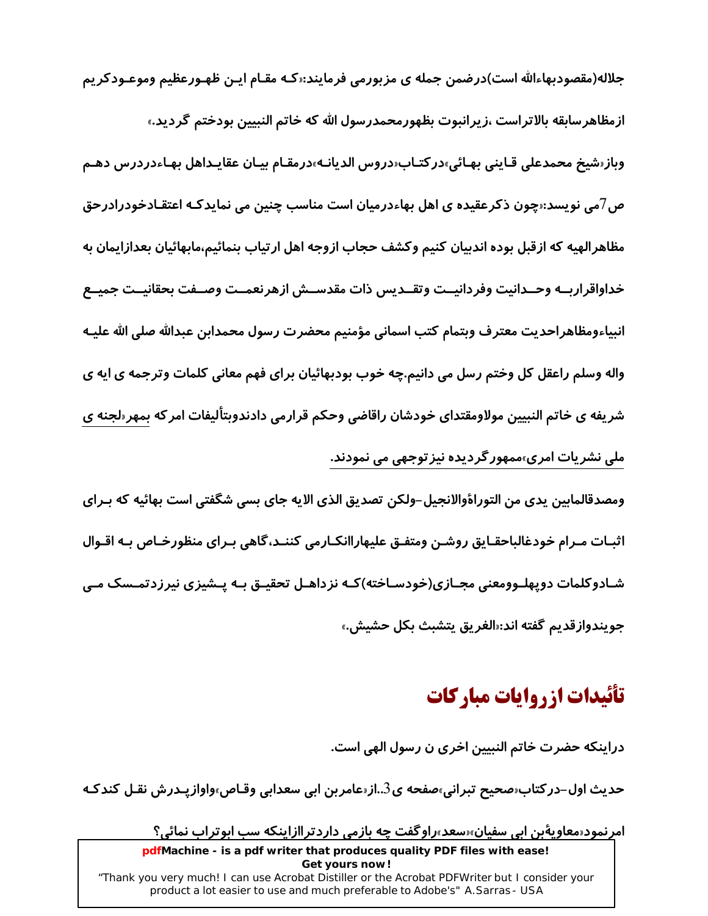جلاله(مقصودبهاءالله است)درضمن جمله ی مزبورمی فرمایند:«کـه مقـام ایـن ظهـورعظیم وموعـودکریم ازمظاهرسابقه بالاتراست ،زیرانبوت بظهورمحمدرسول الله که خاتم النبیین بودختم گردید.»

وباز«شیخ محمدعلی قـاینی بهـائی»درکتـاب«دروس الدیانـه»درمقـام بیـان عقایـداهل بهـاءدردرس دهـم ص7می نویسد:«چون ذکرعقیده ی اهل بهاءدرمیان است مناسب چنین می نمایدکـه اعتقـادخودرادرحق مظاهرالهیه که ازقبل بوده اندبیان کنیم وکشف حجاب ازوجه اهل ارتیاب بنمائیم،مابهائیان بعدازایمان به خداواقراربـه وحـدانیت وفردانیـت وتقـدیس ذات مقدسـش ازهرنعمـت وصـفت بحقانیـت جمیـع انبیاءومظاهراحدیت معترف وبتمام کتب اسمانی مؤمنیم محضرت رسول محمدابن عبدالله صلی الله علیـه واله وسلم راعقل کل وختم رسل می دانیم.چه خوب بودبهائیان برای فهم معانی کلمات وترجمه ی ایه ی شریفه ی خاتم النبیین مولاومقتدای خودشان راقاضی وحکم قرارمی دادندوبتألیفات امرکه بمهر«لجنه ی ملی نشریات امری»ممهورگردیده نیزتوجهی می نمودند.

ومصدقالمابین یدی من التوراۀوالانجیل–ولکن تصدیق الذی الایه جای بسی شگفتی است بهائیه که بـرای اثبـات مـرام خودغالباحقـایق روشـن ومتفـق علیهاراانکـارمی کننـد،گاهی بـرای منظورخـاص بـه اقـوال شـادوکلمات دوپهلـوومعنی مجـازی(خودسـاخته)کـه نزداهـل تحقیـق بـه پـشیزی نیرزدتمـسک مـی جویندوازقدیم گفته اند:«الغریق یتشبث بکل حشیش.»

## تأئیدات ازروایات مبارکات

دراینکه حضرت خاتم النبیین اخری ن رسول الهی است.

حدیث اول–درکتاب«صحیح تبرانی»صفحه ی3..از«عامربن ابی سعدابی وقـاص»واوازپـدرش نقـل کندکـه امرنمود«معاویۀبن ابی سفیان»«سعد»راوگفت چه بازمی داردتراازاینکه سب ابوتراب نمائی؟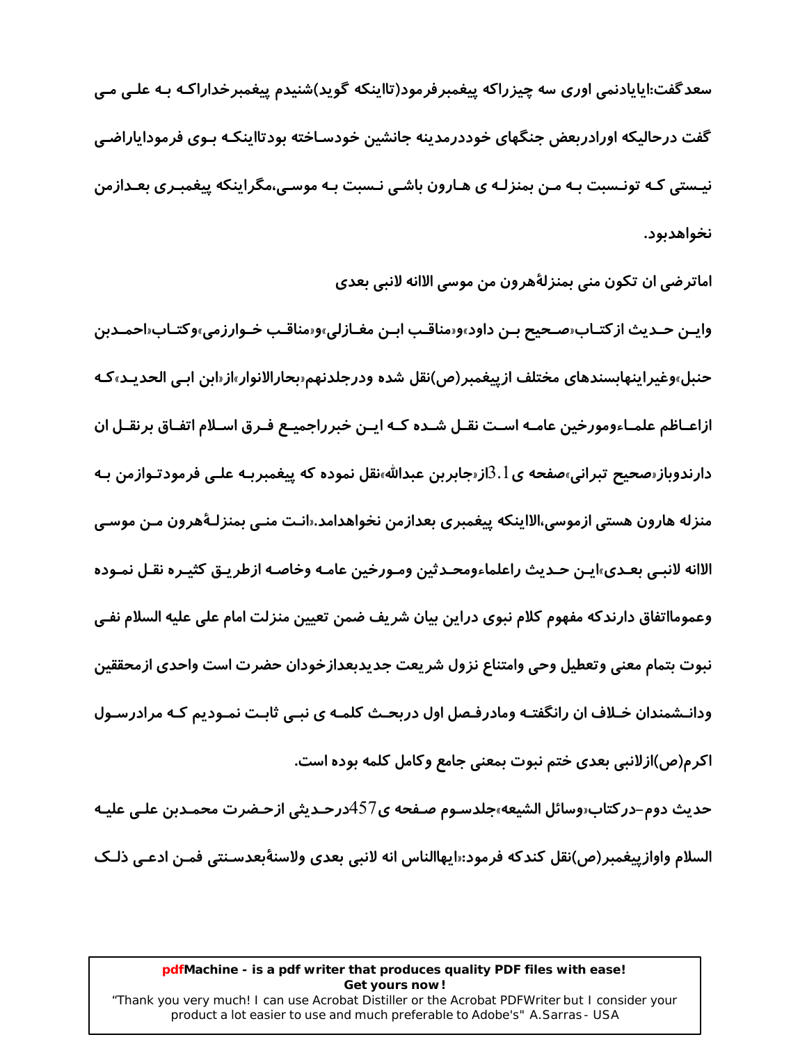سعدگفت:ایایادنمی اوری سه چیزراکه پیغمبرفرمود(تااینکه گوید)شنیدم پیغمبرخداراکه به علی می گفت درحالیکه اورادربعض جنگهای خوددرمدینه جانشین خودساخته بودتااینکه بوی فرمودایاراضی نیستی که تونسبت به من بمنزله ی هارون باشی نسبت به موسی،مگراینکه پیغمبری بعدازمن نخواهدبود.

اماترضی ان تکون منی بمنزلةهرون من موسی الاانه لانبی بعدی

واین حدیث ازکتاب«صحیح بن داود»و«مناقب ابن مغازلی»و«مناقب خوارزمی»وکتاب«احمدبن حنبل»وغیراینهابسندهای مختلف ازپیغمبر(ص)نقل شده ودرجلدنهم«بحارالانوار»از«ابن ابی الحدید»که ازاعاظم علماءومورخین عامه است نقل شده که این خبرراجمیع فرق اسلام اتفاق برنقل ان دارندوباز«صحیح تبرانی»صفحه ی 3.1از«جابربن عبدالله»نقل نموده که پیغمبربه علی فرمودتوازمن به منزله هارون هستی ازموسی،الااینکه پیغمبری بعدازمن نخواهدامد.«انت منی بمنزلةهرون من موسی الاانه لانبی بعدی»این حدیث راعلماءومحدثین ومورخین عامه وخاصه ازطریق کثیره نقل نموده وعموماًاتفاق دارندکه مفهوم کلام نبوی دراین بیان شریف ضمن تعیین منزلت امام علی علیه السلام نفی نبوت بتمام معنی وتعطیل وحی وامتناع نزول شریعت جدیدبعدازخودان حضرت است واحدی ازمحققین ودانشمندان خلاف ان رانگفته ومادرفصل اول دربحث کلمه ی نبی ثابت نمودیم که مرادرسول اکرم(ص)ازلانبی بعدی ختم نبوت بمعنی جامع وکامل کلمه بوده است.

حدیث دوم-درکتاب«وسائل الشیعه»جلدسوم صفحه ی457درحدیثی ازحضرت محمدبن علی علیه السلام واوازپیغمبر(ص)نقل کندکه فرمود:«ایهاالناس انه لانبی بعدی ولاسنةبعدسنتی فمن ادعی ذلک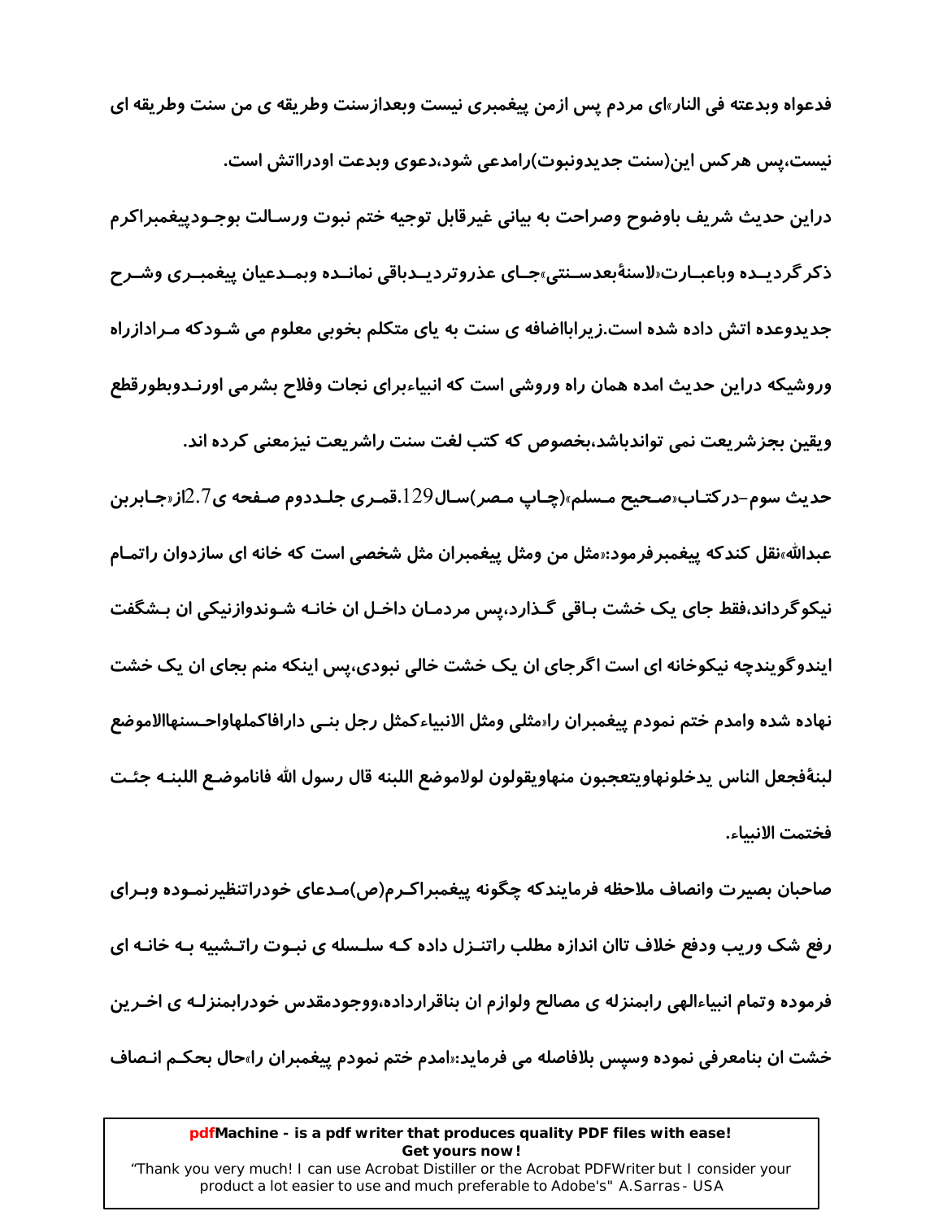فدعواه وبدعته فی النار»ای مردم پس ازمن پیغمبری نیست وبعدازسنت وطریقه ی من سنت وطریقه ای نیست،پس هرکس این(سنت جدیدونبوت)رامدعی شود،دعوی وبدعت اودراتش است.

دراین حدیث شریف باوضوح وصراحت به بیانی غیرقابل توجیه ختم نبوت ورسالت بوجودپیغمبراکرم ذکرگردیده وباعبارت«لاسنةبعدسنتی»جای عذروتردیدباقی نمانده وبمدعیان پیغمبری وشرح جدیدوعده اتش داده شده است.زیراباضافه ی سنت به یای متکلم بخوبی معلوم می شودکه مرادازراه وروشیکه دراین حدیث امده همان راه وروشی است که انبیاءبرای نجات وفلاح بشرمی اورندوبطورقطع ویقین بجزشریعت نمی تواندباشد،بخصوص که کتب لغت سنت راشریعت نیزمعنی کرده اند.

حدیث سوم-درکتاب«صحیح مسلم»(چاپ مصر)سال129.قمری جلددوم صفحه ی2.7از«جابربن عبدالله»نقل کندکه پیغمبرفرمود:«مثل من ومثل پیغمبران مثل شخصی است که خانه ای سازدوان راتمام نیکوگرداند،فقط جای یک خشت باقی گذارد،پس مردمان داخل ان خانه شوندوازنیکی ان بشگفت ایندوگویندچه نیکوخانه ای است اگرجای ان یک خشت خالی نبودی،پس اینکه منم بجای ان یک خشت نهاده شده وامدم ختم نمودم پیغمبران را«مثلی ومثل الانبیاءکمثل رجل بنی دارافاکملهاواحسنهاالاموضع لبنةفجعل الناس یدخلونهاویتعجبون منهاویقولون لولاموضع اللبنه قال رسول الله فاناموضع اللبنه جئت فختمت الانبیاء.

صاحبان بصیرت وانصاف ملاحظه فرمایندکه چگونه پیغمبراکرم(ص)مدعای خودراتنظیرنموده وبرای رفع شک وریب ودفع خلاف تاان اندازه مطلب راتنزل داده که سلسله ی نبوت راتشبیه به خانه ای فرموده وتمام انبیاءالهی رابمنزله ی مصالح ولوازم ان بناقرارداده،ووجودمقدس خودرابمنزله ی اخرین خشت ان بنامعرفی نموده وسپس بلافاصله می فرماید:«امدم ختم نمودم پیغمبران را»حال بحکم انصاف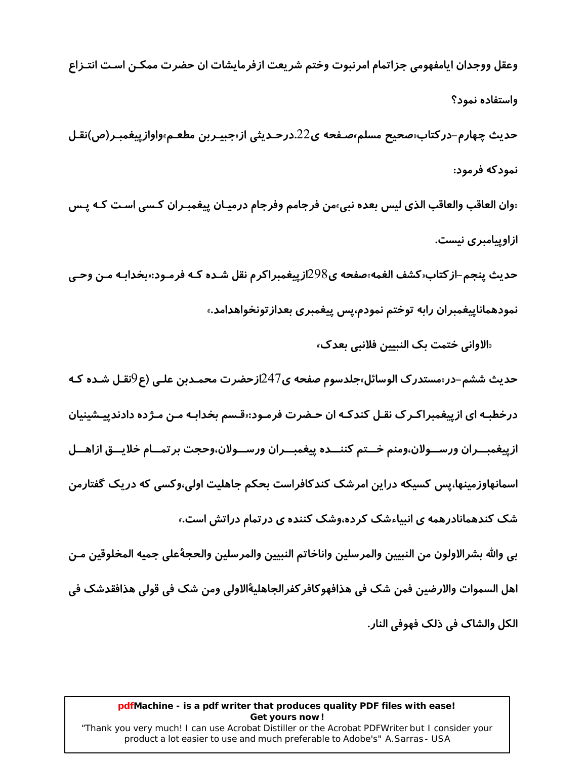وعقل ووجدان ایامفهومی جزاتمام امرنبوت وختم شریعت ازفرمایشات ان حضرت ممکن است انتزاع واستفاده نمود؟

حدیث چهارم-درکتاب«صحیح مسلم»صفحه ی22.درحدیثی از«جبیربن مطعم»واوازپیغمبر(ص)نقل نمودکه فرمود:

«وان العاقب والعاقب الذی لیس بعده نبی»من فرجامم وفرجام درمیان پیغمبران کسی است که پس ازاوپیامبری نیست.

حدیث پنجم-ازکتاب«کشف الغمه»صفحه ی298ازپیغمبراکرم نقل شده که فرمود:«بخدابه من وحی نمودهماناپیغمبران رابه توختم نمودم،پس پیغمبری بعدازتونخواهدامد.»

«الاوانی ختمت بک النبیین فلانبی بعدک»

حدیث ششم-در«مستدرک الوسائل»جلدسوم صفحه ی247ازحضرت محمدبن علی (ع9نقل شده که درخطبه ای ازپیغمبراکرک نقل کندکه ان حضرت فرمود:«قسم بخدابه من مژده دادندپیشینیان ازپیغمبران ورسولان،ومنم ختم کننده پیغمبران ورسولان،وحجت برتمام خلایق ازاهل اسمانهاوزمینها،پس کسیکه دراین امرشک کندکافراست بحکم جاهلیت اولی،وکسی که دریک گفتارمن شک کندهمانادرهمه ی انبیاءشک کرده،وشک کننده ی درتمام دراتش است.»

بی والله بشرالاولون من النبیین والمرسلین واناخاتم النبیین والمرسلین والحجةعلی جمیه المخلوقین من اهل السموات والارضین فمن شک فی هذافهوکافرکفرالجاهلیةالاولی ومن شک فی قولی هذافقدشک فی الکل والشاک فی ذلک فهوفی النار.

**pdfMachine - is a pdf writer that produces quality PDF files with ease!**
**Get yours now!**
"Thank you very much! I can use Acrobat Distiller or the Acrobat PDFWriter but I consider your product a lot easier to use and much preferable to Adobe's" A.Sarras - USA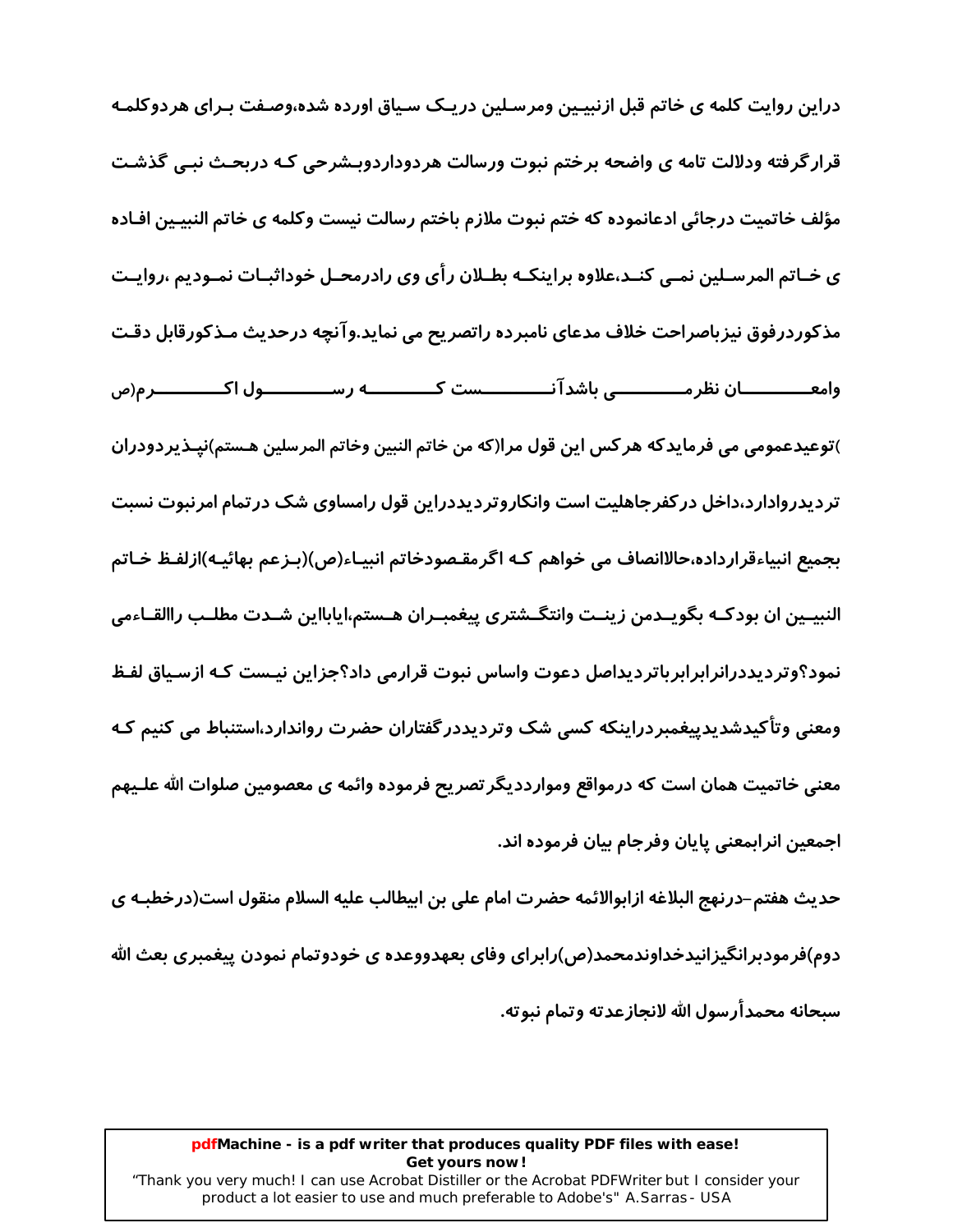دراین روایت کلمه ی خاتم قبل ازنبیین ومرسلین دریک سیاق اورده شده،وصفت برای هردوکلمه قرارگرفته ودلالت تامه ی واضحه برختم نبوت ورسالت هردوداردوبشرحی که دربحث نبی گذشت مؤلف خاتمیت درجائی ادعانموده که ختم نبوت ملازم باختم رسالت نیست وکلمه ی خاتم النبیین افاده ی خاتم المرسلین نمی کند،علاوه براینکه بطلان رأی وی رادرمحل خوداثبات نمودیم ،روایت مذکوردرفوق نیزباصراحت خلاف مدعای نامبرده راتصریح می نماید.وآنچه درحدیث مذکورقابل دقت وامعان نظرمی باشدآنست که رسول اکرم(ص)توعیدعمومی می فرمایدکه هرکس این قول مرا(که من خاتم النبین وخاتم المرسلین هستم)نپذیردودران تردیدروادارد،داخل درکفرجاهلیت است وانکاروتردیددراین قول رامساوی شک درتمام امرنبوت نسبت بجمیع انبیاءقرارداده،حالاانصاف می خواهم که اگرمقصودخاتم انبیاء(ص)(بزعم بهائیه)ازلفظ خاتم النبیین ان بودکه بگویدمن زینت وانتگشتری پیغمبران هستم،ایااین شدت مطلب راالقاءمی نمود؟وتردیددرانرابرابرباتردیداصل دعوت واساس نبوت قرارمی داد؟جزاین نیست که ازسیاق لفظ ومعنی وتأکیدشدیدپیغمبردراینکه کسی شک وتردیددرگفتاران حضرت رواندارد،استنباط می کنیم که معنی خاتمیت همان است که درمواقع وموارددیگرتصریح فرموده وائمه ی معصومین صلوات الله علیهم اجمعین انرابمعنی پایان وفرجام بیان فرموده اند.

حدیث هفتم-درنهج البلاغه ازابوالائمه حضرت امام علی بن ابیطالب علیه السلام منقول است(درخطبه ی دوم)فرمودبرانگیزانیدخداوندمحمد(ص)رابرای وفای بعهدووعده ی خودوتمام نمودن پیغمبری بعث الله سبحانه محمدأرسول الله لانجازعدته وتمام نبوته.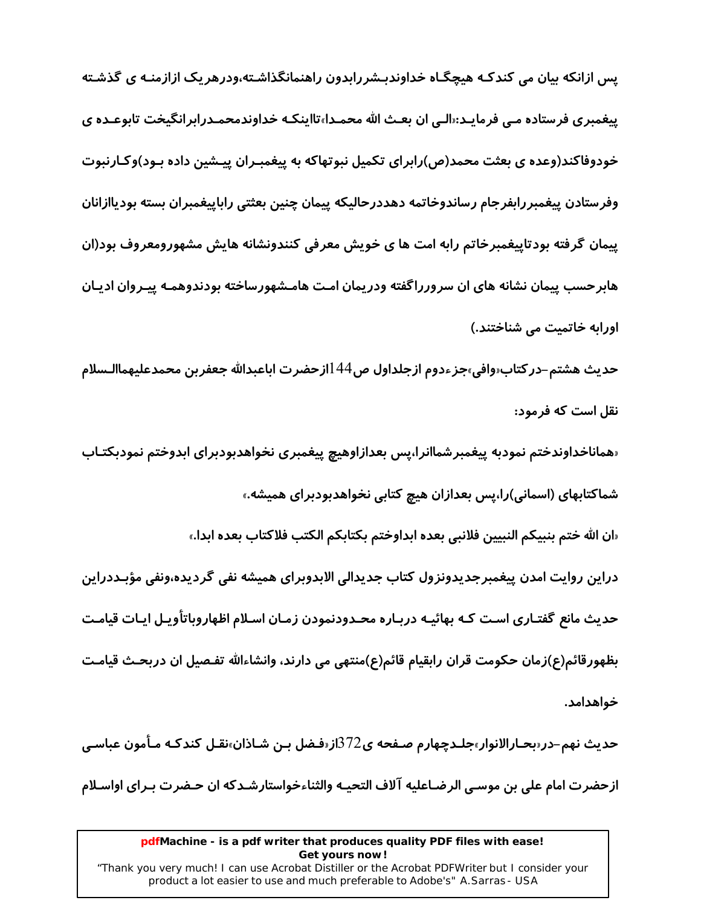**پس ازانکه بیان می کندکه هیچگاه خداوندبشررابدون راهنمانگذاشته،ودرهریک ازازمنه ی گذشته پیغمبری فرستاده می فرماید:«الی ان بعث الله محمدا»تااینکه خداوندمحمدرابرانگیخت تابوعده ی خودوفاکند(وعده ی بعثت محمد(ص)رابرای تکمیل نبوتهاکه به پیغمبران پیشین داده بود)وکارنبوت وفرستادن پیغمبررابفرجام رساندوخاتمه دهددرحالیکه پیمان چنین بعثتی راباپیغمبران بسته بودیاازانان پیمان گرفته بودتاپیغمبرخاتم رابه امت ها ی خویش معرفی کنندونشانه هایش مشهورومعروف بود(ان هابرحسب پیمان نشانه های ان سروررا گفته ودریمان امت هامشهورساخته بودندوهمه پیروان ادیان اورابه خاتمیت می شناختند.)**

**حدیث هشتم-درکتاب«وافی»جزءدوم ازجلداول ص144ازحضرت اباعبدالله جعفربن محمدعلیهماالسلام نقل است که فرمود:**

**«هماناخداوندختم نمودبه پیغمبرشماانرا،پس بعدازاوهیچ پیغمبری نخواهدبودبرای ابدوختم نمودبکتاب شماکتابهای (اسمانی)را،پس بعدازان هیچ کتابی نخواهدبودبرای همیشه.»**

**«ان الله ختم بنبیکم النبیین فلانبی بعده ابداوختم بکتابکم الکتب فلاکتاب بعده ابدا.»**

**دراین روایت امدن پیغمبرجدیدونزول کتاب جدیدالی الابدوبرای همیشه نفی گردیده،ونفی مؤبددراین حدیث مانع گفتاری است که بهائیه درباره محدودنمودن زمان اسلام اظهاروباتأویل ایات قیامت بظهورقائم(ع)زمان حکومت قران رابقیام قائم(ع)منتهی می دارند، وانشاءالله تفصیل ان دربحث قیامت خواهدامد.**

**حدیث نهم-در«بحارالانوار»جلدچهارم صفحه ی372از«فضل بن شاذان»نقل کندکه مأمون عباسی ازحضرت امام علی بن موسی الرضاعلیه آلاف التحیه والثناءخواستارشدکه ان حضرت برای اواسلام**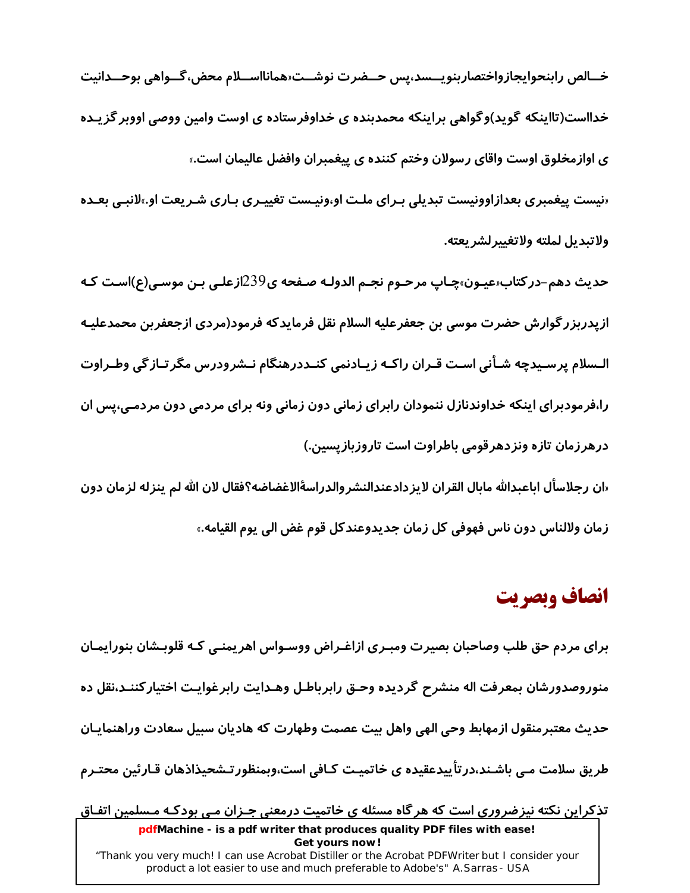**خــالص رابنحوايجازواختصاربنويــسد،پس حــضرت نوشــت«همانااســلام محض،گــواهی بوحــدانيت خدااست(تااينكه گويد)وگواهی براينكه محمدبنده ی خداوفرستاده ی اوست وامين ووصی اووبرگزيـده ی اوازمخلوق اوست واقای رسولان وختم كننده ی پيغمبران وافضل عاليمان است.»**

**«نيست پيغمبری بعدازاوونيست تبديلی بـرای ملـت او،ونيـست تغييـری بـاری شـريعت او.»لانبـی بعـده ولاتبديل لملته ولاتغييرلشريعته.**

**حديث دهم-دركتاب«عيـون»چـاپ مرحـوم نجـم الدولـه صـفحه ی239ازعلـی بـن موسـی(ع)اسـت كـه ازپدربزرگوارش حضرت موسی بن جعفرعليه السلام نقل فرمايدكه فرمود(مردی ازجعفربن محمدعليـه الـسلام پرسـيدچه شـأنی اسـت قـران راكـه زيـادنمی كنـددرهنگام نـشرودرس مگرتـازگی وطـراوت را،فرمودبرای اينكه خداوندنازل ننمودان رابرای زمانی دون زمانی ونه برای مردمی دون مردمـی،پس ان درهرزمان تازه ونزدهرقومی باطراوت است تاروزبازپسين.)**

**«ان رجلاسأل اباعبدالله مابال القران لايزدادعندالنشروالدراسةالاغضاضه؟فقال لان الله لم ينزله لزمان دون زمان ولالناس دون ناس فهوفی كل زمان جديدوعندكل قوم غض الی يوم القيامه.»**

## انصاف وبصريت

**برای مردم حق طلب وصاحبان بصيرت ومبـری ازاغـراض ووسـواس اهريمنـی كـه قلوبـشان بنورايمـان منوروصدورشان بمعرفت اله منشرح گرديده وحـق رابرباطـل وهـدايت رابرغوايـت اختياركننـد،نقل ده حديث معتبرمنقول ازمهابط وحی الهی واهل بيت عصمت وطهارت كه هاديان سبيل سعادت وراهنمايـان طريق سلامت مـی باشـند،درتأييدعقيده ی خاتميـت كـافی است،وبمنظورتـشحيذاذهان قـارئين محتـرم تذكراين نكته نيزضروری است كه هرگاه مسئله ی خاتميت درمعنی جـزان مـی بودكـه مـسلمين اتفـاق**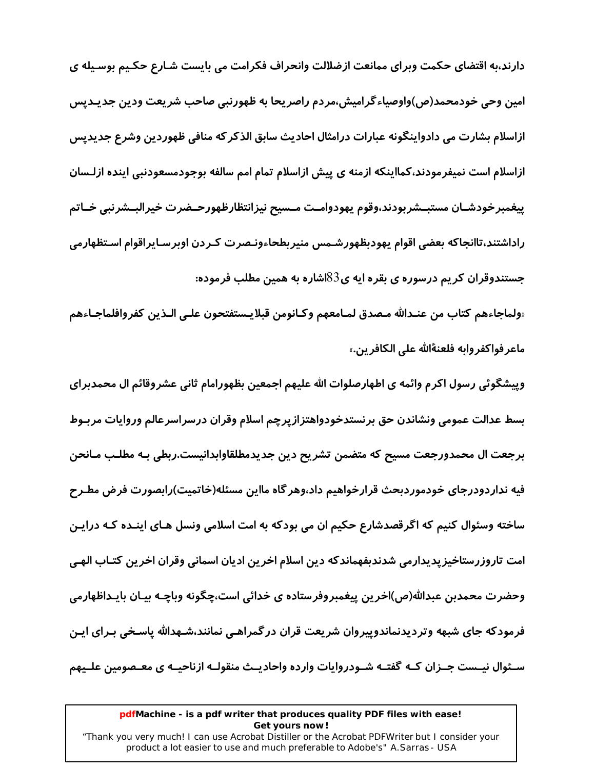دارند،به اقتضای حکمت وبرای ممانعت ازضلالت وانحراف فکرامت می بایست شارع حکیم بوسیله ی امین وحی خودمحمد(ص)واوصیاء گرامیش،مردم راصریحا به ظهورنبی صاحب شریعت ودین جدیدپس ازاسلام بشارت می دادواینگونه عبارات درامثال احادیث سابق الذکرکه منافی ظهوردین وشرع جدیدپس ازاسلام است نمیفرمودند،کمااینکه ازمنه ی پیش ازاسلام تمام امم سالفه بوجودمسعودنبی اینده ازلسان پیغمبرخودشان مستبشربودند،وقوم یهودوامت مسیح نیزانتظارظهورحضرت خیرالبشرنبی خاتم راداشتند،تاانجاکه بعضی اقوام یهودبظهورشمس منیربطحاءونصرت کردن اوبرسایراقوام استظهارمی جستندوقران کریم درسوره ی بقره ایه ی83اشاره به همین مطلب فرموده:

«ولماجاءهم کتاب من عندالله مصدق لمامعهم وکانومن قبلایستفتحون علی الذین کفروافلماجاءهم ماعرفواکفروابه فلعنةالله علی الکافرین.»

وپیشگوئی رسول اکرم وائمه ی اطهارصلوات الله علیهم اجمعین بظهورامام ثانی عشروقائم ال محمدبرای بسط عدالت عمومی ونشاندن حق برنستدخودواهتزازپرچم اسلام وقران درسراسرعالم وروایات مربوط برجعت ال محمدورجعت مسیح که متضمن تشریح دین جدیدمطلقاوابدانیست.ربطی به مطلب مانحن فیه نداردودرجای خودموردبحث قرارخواهیم داد،وهرگاه مااین مسئله(خاتمیت)رابصورت فرض مطرح ساخته وسئوال کنیم که اگرقصدشارع حکیم ان می بودکه به امت اسلامی ونسل های اینده که دراین امت تاروزرستاخیزپدیدارمی شدندبفهماندکه دین اسلام اخرین ادیان اسمانی وقران اخرین کتاب الهی وحضرت محمدبن عبدالله(ص)اخرین پیغمبروفرستاده ی خدائی است،چگونه وباچه بیان بایداظهارمی فرمودکه جای شبهه وتردیدنماندوپیروان شریعت قران درگمراهی نمانند،شهدالله پاسخی برای این سئوال نیست جزان که گفته شودروایات وارده واحادیث منقوله ازناحیه ی معصومین علیهم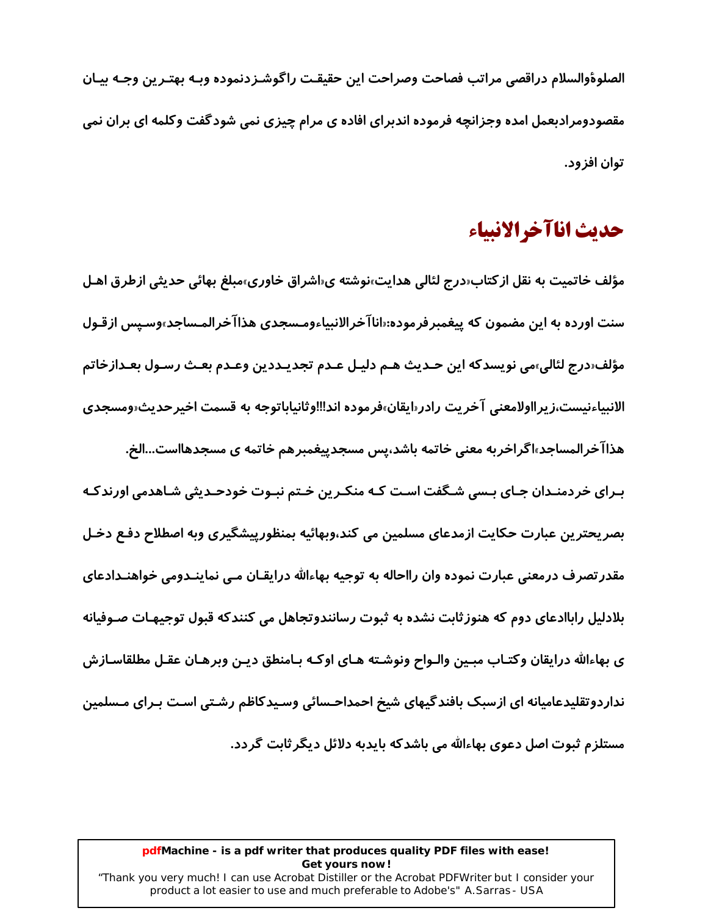الصلوةوالسلام دراقصی مراتب فصاحت وصراحت این حقیقت راگوشـزدنموده وبـه بهتـرین وجـه بیـان مقصودومرادبعمل امده وجزانچه فرموده اندبرای افاده ی مرام چیزی نمی شودگفت وکلمه ای بران نمی توان افزود.

## حدیث اناآخرالانبیاء

مؤلف خاتمیت به نقل ازکتاب«درج لئالی هدایت»نوشته ی«اشراق خاوری»مبلغ بهائی حدیثی ازطرق اهـل سنت اورده به این مضمون که پیغمبرفرموده:«اناآخرالانبیاءومـسجدی هذاآخرالمـساجد»وسـپس ازقـول مؤلف«درج لئالی»می نویسدکه این حـدیث هـم دلیـل عـدم تجدیـددین وعـدم بعـث رسـول بعـدازخاتم الانبیاءنیست،زیرااولامعنی آخریت رادر«ایقان»فرموده اند!!!وثانیاباتوجه به قسمت اخیرحدیث«ومسجدی هذاآخرالمساجد»اگراخربه معنی خاتمه باشد،پس مسجدپیغمبرهم خاتمه ی مسجدهااست...الخ.

بـرای خردمنـدان جـای بـسی شـگفت اسـت کـه منکـرین خـتم نبـوت خودحـدیثی شـاهدمی اورندکـه بصریحترین عبارت حکایت ازمدعای مسلمین می کند،وبهائیه بمنظورپیشگیری وبه اصطلاح دفـع دخـل مقدرتصرف درمعنی عبارت نموده وان رااحاله به توجیه بهاءالله درایقـان مـی نماینـدومی خواهنـدادعای بلادلیل رابااِدعای دوم که هنوزثابت نشده به ثبوت رسانندوتجاهل می کنندکه قبول توجیهـات صـوفیانه ی بهاءالله درایقان وکتـاب مبـین والـواح ونوشـته هـای اوکـه بـامنطق دیـن وبرهـان عقـل مطلقاسـازش نداردوتقلیدعامیانه ای ازسبک بافندگیهای شیخ احمداحـسائی وسـیدکاظم رشـتی اسـت بـرای مـسلمین مستلزم ثبوت اصل دعوی بهاءالله می باشدکه بایدبه دلائل دیگرثابت گردد.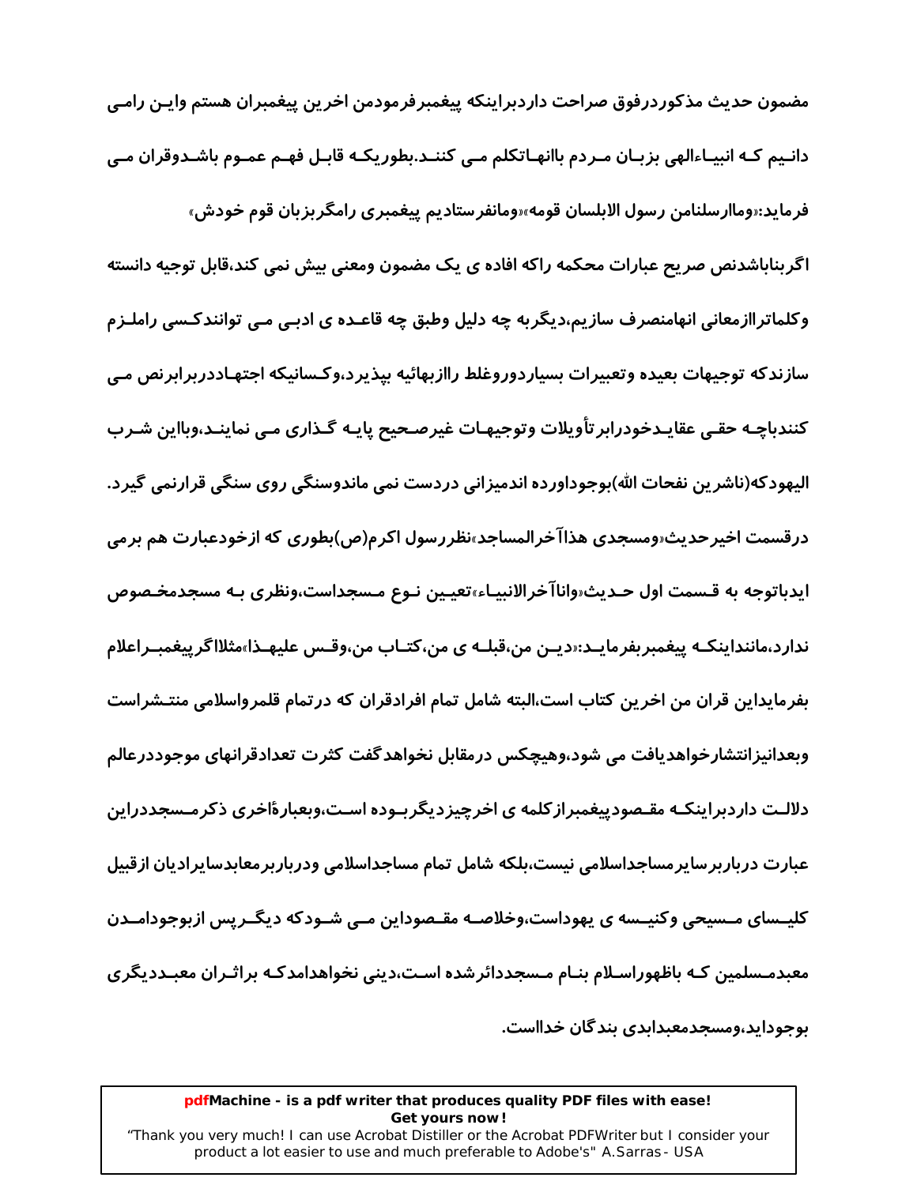مضمون حدیث مذکوردرفوق صراحت داردبراینکه پیغمبرفرمودمن اخرین پیغمبران هستم واین رامی دانیم که انبیاءالهی بزبان مردم باانهاتکلم می کنند.بطوریکه قابل فهم عموم باشدوقران می فرماید:«وماارسلنامن رسول الابلسان قومه»«ومانفرستادیم پیغمبری رامگربزبان قوم خودش»

اگربناباشدنص صریح عبارات محکمه راکه افاده ی یک مضمون ومعنی بیش نمی کند،قابل توجیه دانسته وکلماتراازمعانی انهامنصرف سازیم،دیگربه چه دلیل وطبق چه قاعده ی ادبی می توانندکسی راملزم سازندکه توجیهات بعیده وتعبیرات بسیاردوروغلط راازبهائیه بپذیرد،وکسانیکه اجتهاددربرابرنص می کنندباچه حقی عقایدخودرابرتأویلات وتوجیهات غیرصحیح پایه گذاری می نمایند،وبااین شرب الیهودکه(ناشرین نفحات الله)بوجوداورده اندمیزانی دردست نمی ماندوسنگی روی سنگی قرارنمی گیرد.

درقسمت اخیرحدیث«ومسجدی هذاآخرالمساجد»نظررسول اکرم(ص)بطوری که ازخودعبارت هم برمی ایدباتوجه به قسمت اول حدیث«واناآخرالانبیاء»تعیین نوع مسجداست،ونظری به مسجدمخصوص ندارد،مانننداینکه پیغمبربفرماید:«دین من،قبله ی من،کتاب من،وقس علیهذا»مثلااگرپیغمبراعلام بفرمایداین قران من اخرین کتاب است،البته شامل تمام افرادقران که درتمام قلمرواسلامی منتشراست وبعدانیزانتشارخواهدیافت می شود،وهیچکس درمقابل نخواهدگفت کثرت تعدادقرانهای موجوددرعالم دلالت داردبراینکه مقصودپیغمبرازکلمه ی اخرچیزدیگربوده است،وبعبارةاخری ذکرمسجددراین عبارت درباربرسایرمساجداسلامی نیست،بلکه شامل تمام مساجداسلامی ودرباربرمعابدسایرادیان ازقبیل کلیسای مسیحی وکنیسه ی یهوداست،وخلاصه مقصوداین می شودکه دیگرپس ازبوجودامدن معبدمسلمین که باظهوراسلام بنام مسجددائرشده است،دینی نخواهدامدکه براثران معبددیگری بوجوداید،ومسجدمعبدابدی بندگان خدااست.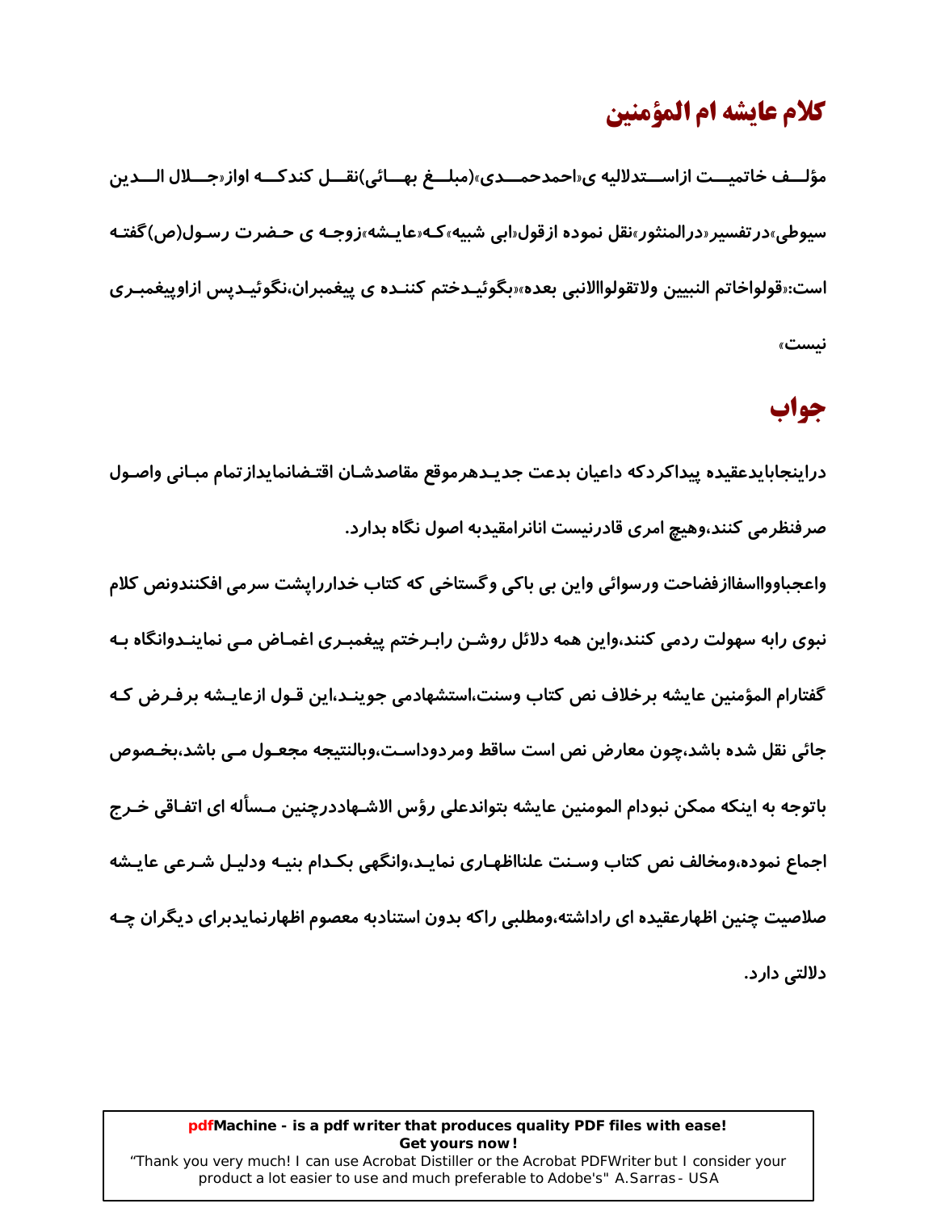## کلام عایشه ام المؤمنین

**مؤلف خاتمیت ازاستدلالیه ی«احمدحمدی»(مبلغ بهائی)نقل کندکه اواز«جلال الدین سیوطی»درتفسیر«درالمنثور»نقل نموده ازقول«ابی شبیه»که«عایشه»زوجه ی حضرت رسول(ص)گفته است:«قولواخاتم النبیین ولاتقولواالانبی بعده»«بگوئیدختم کننده ی پیغمبران،نگوئیدپس ازاوپیغمبری نیست»**

## جواب

**دراینجابایدعقیده پیداکردکه داعیان بدعت جدیدهرموقع مقاصدشان اقتضانمایدازتمام مبانی واصول صرفنظرمی کنند،وهیچ امری قادرنیست انانرامقیدبه اصول نگاه بدارد.**

**واعجباوواسفاازفضاحت ورسوائی واین بی باکی وگستاخی که کتاب خدارراپشت سرمی افکنندونص کلام نبوی رابه سهولت ردمی کنند،واین همه دلائل روشن رابرختم پیغمبری اغماض می نمایندوانگاه به گفتارام المؤمنین عایشه برخلاف نص کتاب وسنت،استشهادمی جویند،این قول ازعایشه برفرض که جائی نقل شده باشد،چون معارض نص است ساقط ومردوداست،وبالنتیجه مجعول می باشد،بخصوص باتوجه به اینکه ممکن نبودام المومنین عایشه بتواندعلی رؤس الاشهاددرچنین مسأله ای اتفاقی خرج اجماع نموده،ومخالف نص کتاب وسنت علنااظهاری نماید،وانگهی بکدام بنیه ودلیل شرعی عایشه صلاصیت چنین اظهارعقیده ای راداشته،ومطلبی راکه بدون استنادبه معصوم اظهارنمایدبرای دیگران چه دلالتی دارد.**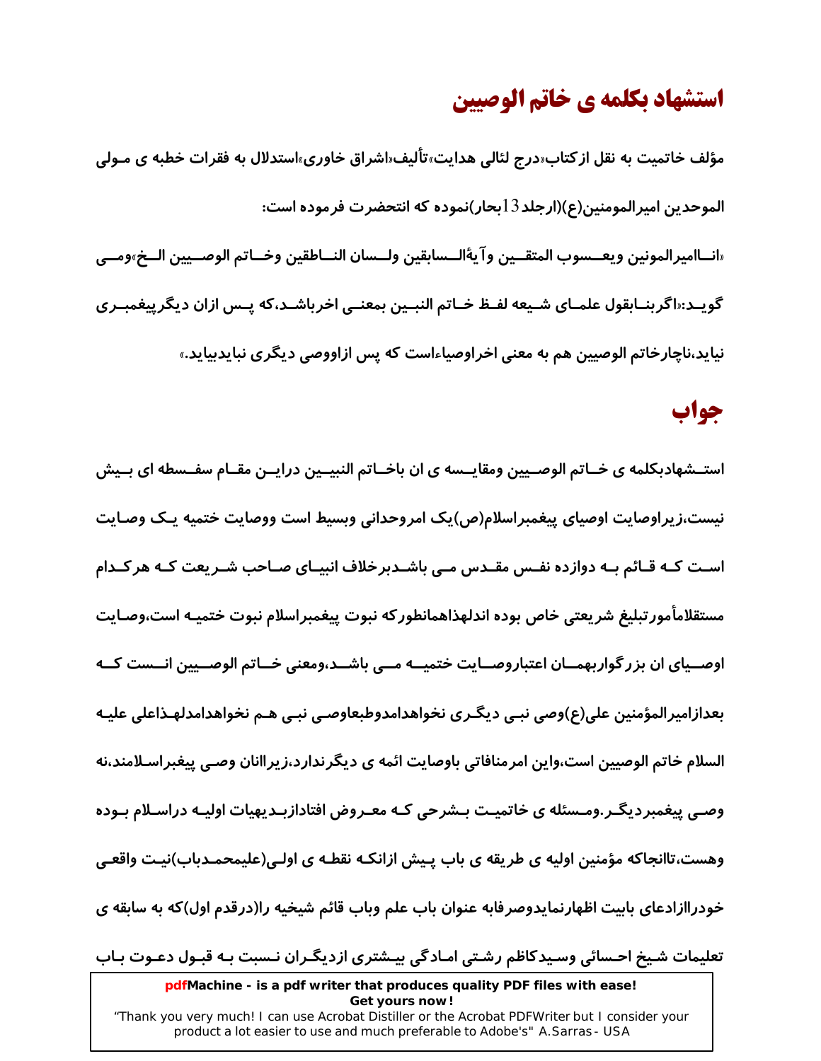# استشهاد بکلمه ی خاتم الوصیین

مؤلف خاتمیت به نقل ازکتاب«درج لئالی هدایت»تألیف«اشراق خاوری»استدلال به فقرات خطبه ی مولی الموحدین امیرالمومنین(ع)(ارجلد 13بحار)نموده که انحضرت فرموده است:

«اناامیرالمونین ویعسوب المتقین وآیةالسابقین ولسان الناطقین وخاتم الوصیین الخ»ومی گوید:«اگربنابقول علمای شیعه لفظ خاتم النبین بمعنی اخرباشد،که پس ازان دیگرپیغمبری نیاید،ناچارخاتم الوصیین هم به معنی اخراوصیاءاست که پس ازاووصی دیگری نبایدبیاید.»

# جواب

استشهادبکلمه ی خاتم الوصیین ومقایسه ی ان باخاتم النبیین دراین مقام سفسطه ای بیش نیست،زیراوصایت اوصیای پیغمبراسلام(ص)یک امروحدانی وبسیط است ووصایت ختمیه یک وصایت است که قائم به دوازده نفس مقدس می باشدبرخلاف انبیای صاحب شریعت که هرکدام مستقلاًمأمورتبلیغ شریعتی خاص بوده اندلهذاهمانطورکه نبوت پیغمبراسلام نبوت ختمیه است،وصایت اوصیای ان بزرگواربهمان اعتباروصایت ختمیه می باشد،ومعنی خاتم الوصیین انست که بعدازامیرالمؤمنین علی(ع)وصی نبی دیگری نخواهدامدوطبعاوصی نبی هم نخواهدامدلهذاعلی علیه السلام خاتم الوصیین است،واین امرمنافاتی باوصایت ائمه ی دیگرندارد،زیراانان وصی پیغبراسلامند،نه وصی پیغمبردیگر.ومسئله ی خاتمیت بشرحی که معروض افتادازبدیهیات اولیه دراسلام بوده وهست،تاانجاکه مؤمنین اولیه ی طریقه ی باب پیش ازانکه نقطه ی اولی(علیمحمدباب)نیت واقعی خودراازادعای بابیت اظهارنمایدوصرفابه عنوان باب علم وباب قائم شیخیه را(درقدم اول)که به سابقه ی تعلیمات شیخ احسائی وسیدکاظم رشتی امادگی بیشتری ازدیگران نسبت به قبول دعوت باب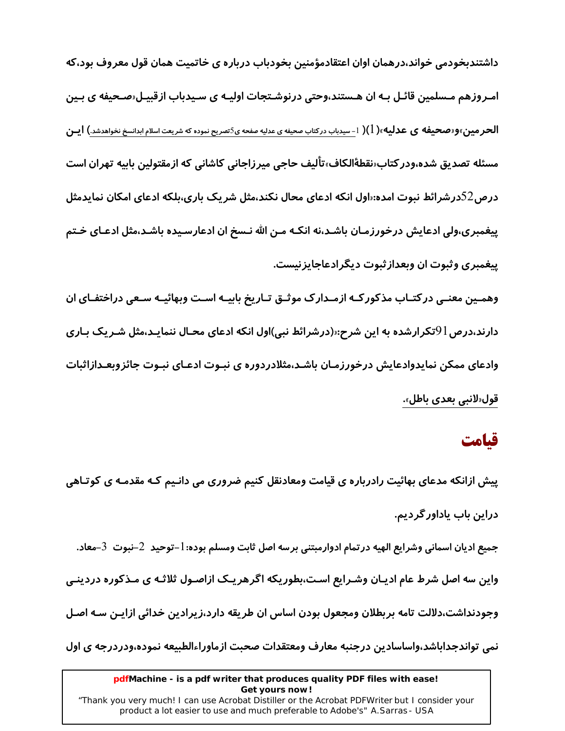داشتندبخودمی خواند،درهمان اوان اعتقادمؤمنین بخودباب درباره ی خاتمیت همان قول معروف بود،که امروزهم مسلمین قائل به ان هستند،وحتی درنوشتجات اولیه ی سیدباب ازقبیل«صحیفه ی بین الحرمین»و«صحیفه ی عدلیه»(1)( 1- سیدباب درکتاب صحیفه ی عدلیه صفحه ی5تصریح نموده که شریعت اسلام ابدانسخ نخواهدشد.) این مسئله تصدیق شده،ودرکتاب«نقطةالکاف»تألیف حاجی میرزاجانی کاشانی که ازمقتولین بابیه تهران است درص52درشرائط نبوت امده:«اول انکه ادعای محال نکند،مثل شریک باری،بلکه ادعای امکان نمایدمثل پیغمبری،ولی ادعایش درخورزمان باشد،نه انکه من الله نسخ ان ادعارسیده باشد،مثل ادعای ختم پیغمبری وثبوت ان وبعدازثبوت دیگرادعاجایزنیست.

وهمین معنی درکتاب مذکورکه ازمدارک موثق تاریخ بابیه است وبهائیه سعی دراختفای ان دارند،درص91تکرارشده به این شرح:«(درشرائط نبی)اول انکه ادعای محال ننماید،مثل شریک باری وادعای ممکن نمایدوادعایش درخورزمان باشد،مثلادردوره ی نبوت ادعای نبوت جائزوبعدازاثبات قول«لانبی بعدی باطل».

## قیامت

پیش ازانکه مدعای بهائیت رادرباره ی قیامت ومعادنقل کنیم ضروری می دانیم که مقدمه ی کوتاهی دراین باب یاداورگردیم.

جمیع ادیان اسمانی وشرایع الهیه درتمام ادوارمبتنی برسه اصل ثابت ومسلم بوده:1-توحید 2-نبوت 3-معاد. واین سه اصل شرط عام ادیان وشرایع است،بطوریکه اگرهریک ازاصول ثلاثه ی مذکوره دردینی وجودنداشت،دلالت تامه بربطلان ومجعول بودن اساس ان طریقه دارد،زیرادین خدائی ازاین سه اصل نمی تواندجداباشد،واساسادین درجنبه معارف ومعتقدات صحبت ازماوراءالطبیعه نموده،ودردرجه ی اول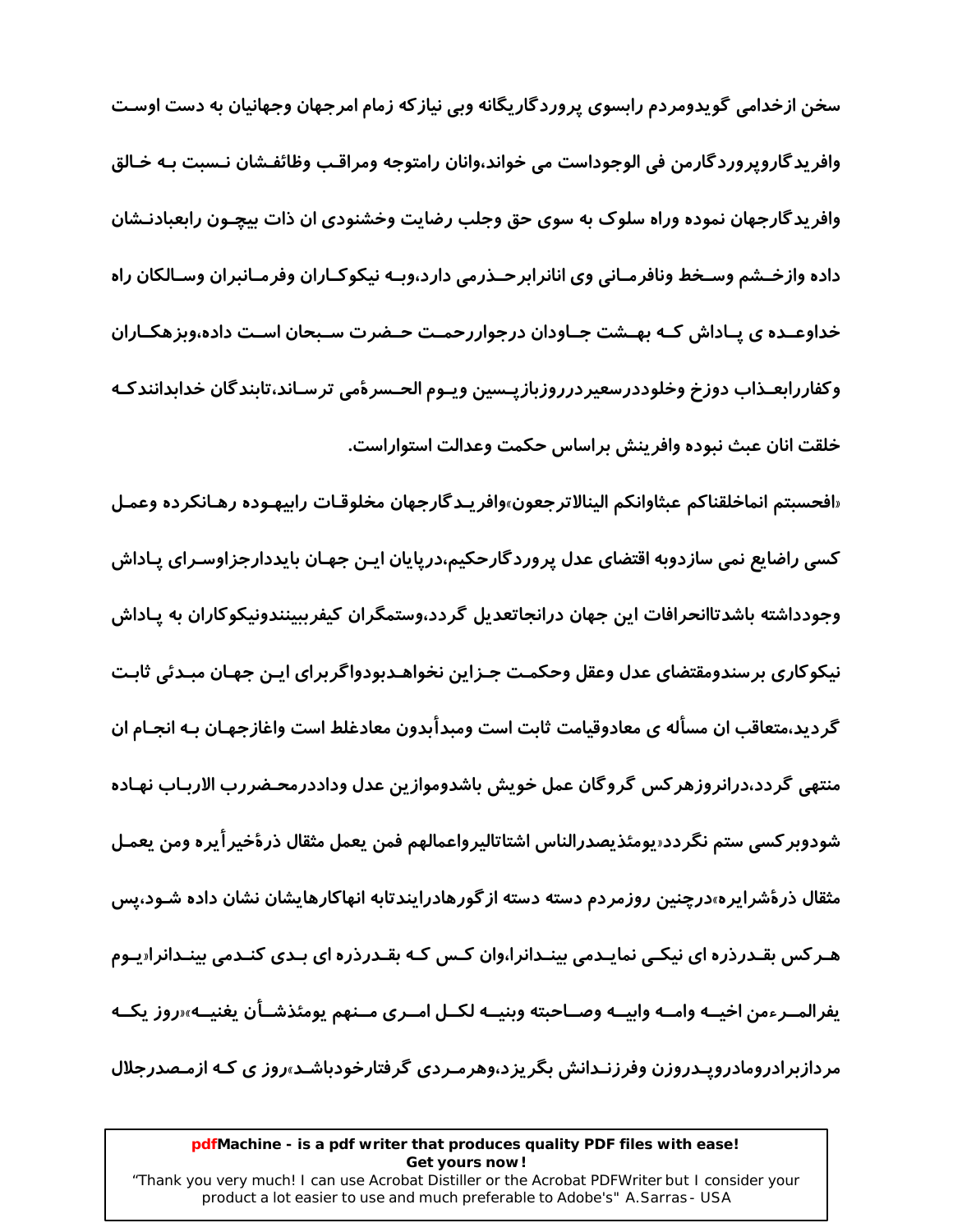**سخن ازخدامی گویدومردم رابسوی پروردگاریگانه وبی نیازکه زمام امرجهان وجهانیان به دست اوست وافریدگاروپروردگارمن فی الوجوداست می خواند،وانان رامتوجه ومراقب وظائفشان نسبت به خالق وافریدگارجهان نموده وراه سلوک به سوی حق وجلب رضایت وخشنودی ان ذات بیچون رابعبادنشان داده وازخشم وسخط ونافرمانی وی انانرابرحذرمی دارد،وبه نیکوکاران وفرمانبران وسالکان راه خداوعده ی پاداش که بهشت جاودان درجواررحمت حضرت سبحان است داده،وبزهکاران وکفاررابعذاب دوزخ وخلوددرسعیردرروزبازپسین ویوم الحسرةمی ترساند،تابندگان خدابدانندکه خلقت انان عبث نبوده وافرینش براساس حکمت وعدالت استواراست.**

**«افحسبتم انماخلقناکم عبثاوانکم الینالاترجعون»وافریدگارجهان مخلوقات رابیهوده رهانکرده وعمل کسی راضایع نمی سازدوبه اقتضای عدل پروردگارحکیم،درپایان این جهان بایددارجزاوسرای پاداش وجودداشته باشدتاانحرافات این جهان درانجاتعدیل گردد،وستمگران کیفرببینندونیکوکاران به پاداش نیکوکاری برسندومقتضای عدل وعقل وحکمت جزاین نخواهدبودواگربرای این جهان مبدئی ثابت گردید،متعاقب ان مسأله ی معادوقیامت ثابت است ومبدأبدون معادغلط است واغازجهان به انجام ان منتهی گردد،درانروزهرکس گروگان عمل خویش باشدوموازین عدل وداددرمحضررب الارباب نهاده شودوبرکسی ستم نگردد«یومئذیصدرالناس اشتاتالیرواعمالهم فمن یعمل مثقال ذرةخیرأیره ومن یعمل مثقال ذرةشرایره»درچنین روزمردم دسته دسته ازگورهادرایندتابه انهاکارهایشان نشان داده شود،پس هرکس بقدرذره ای نیکی نمایدمی بیندانرا،وان کس که بقدرذره ای بدی کندمی بیندانرا«یوم یفرالمرءمن اخیه وامه وابیه وصاحبته وبنیه لکل امری منهم یومئذشأن یغنیه»«روز یکه مردازبرادرومادروپدروزن وفرزندانش بگریزد،وهرمردی گرفتارخودباشد»روز ی که ازمصدرجلال**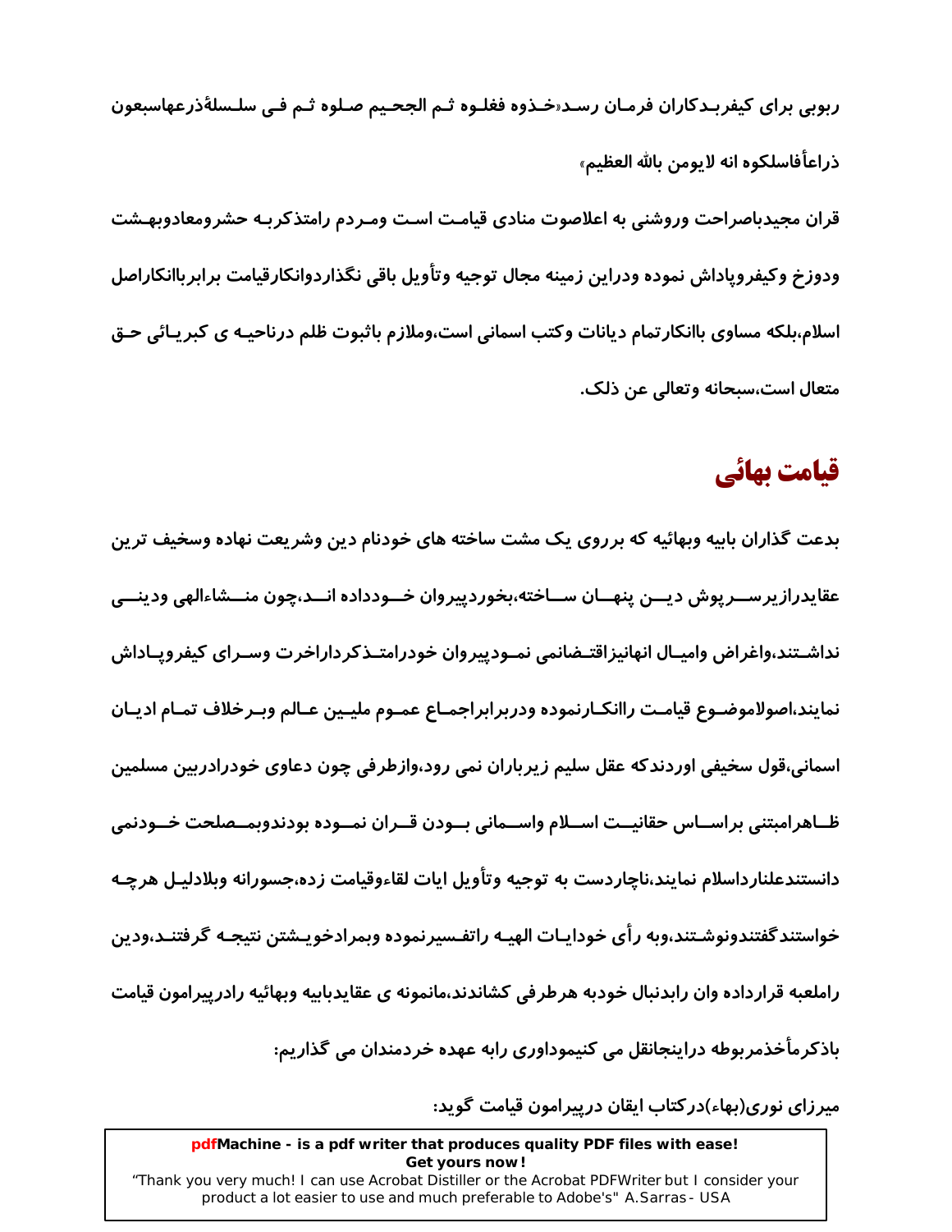ربوبی برای کیفربدکاران فرمان رسد«خذوه فغلوه ثم الجحیم صلوه ثم فی سلسلةذرعهاسبعون ذراعأفاسلکوه انه لایومن بالله العظیم»

قران مجیدباصراحت وروشنی به اعلاصوت منادی قیامت است ومردم رامتذکربه حشرومعادوبهشت ودوزخ وکیفروپاداش نموده ودراین زمینه مجال توجیه وتأویل باقی نگذاردوانکارقیامت برابربا انکاراصل اسلام،بلکه مساوی باانکارتمام دیانات وکتب اسمانی است،وملازم باثبوت ظلم درناحیه ی کبریائی حق متعال است،سبحانه وتعالی عن ذلک.

## قیامت بهائی

بدعت گذاران بابیه وبهائیه که برروی یک مشت ساخته های خودنام دین وشریعت نهاده وسخیف ترین عقایدرازیرسرپوش دین پنهان ساخته،بخوردپیروان خودداده اند،چون منشاءالهی ودینی نداشتند،واغراض وامیال انهانیزاقتضانمی نمودپیروان خودرامتذکرداراخرت وسرای کیفروپاداش نمایند،اصولاموضوع قیامت راانکارنموده ودربرابراجماع عموم ملیین عالم وبرخلاف تمام ادیان اسمانی،قول سخیفی اوردندکه عقل سلیم زیرباران نمی رود،وازطرفی چون دعاوی خودرادربین مسلمین ظاهرامبتنی براساس حقانیت اسلام واسمانی بودن قران نموده بودندوبمصلحت خودنمی دانستندعلناردااسلام نمایند،ناچاردست به توجیه وتأویل ایات لقاءوقیامت زده،جسورانه وبلادلیل هرچه خواستندگفتندونوشتند،وبه رأی خودایات الهیه راتفسیرنموده وبمرادخویشتن نتیجه گرفتند،ودین راملعبه قرارداده وان رابدنبال خودبه هرطرفی کشاندند،مانمونه ی عقایدبابیه وبهائیه رادرپیرامون قیامت باذکرمأخذمربوطه دراینجانقل می کنیموداوری رابه عهده خردمندان می گذاریم:

میرزای نوری(بهاء)درکتاب ایقان درپیرامون قیامت گوید: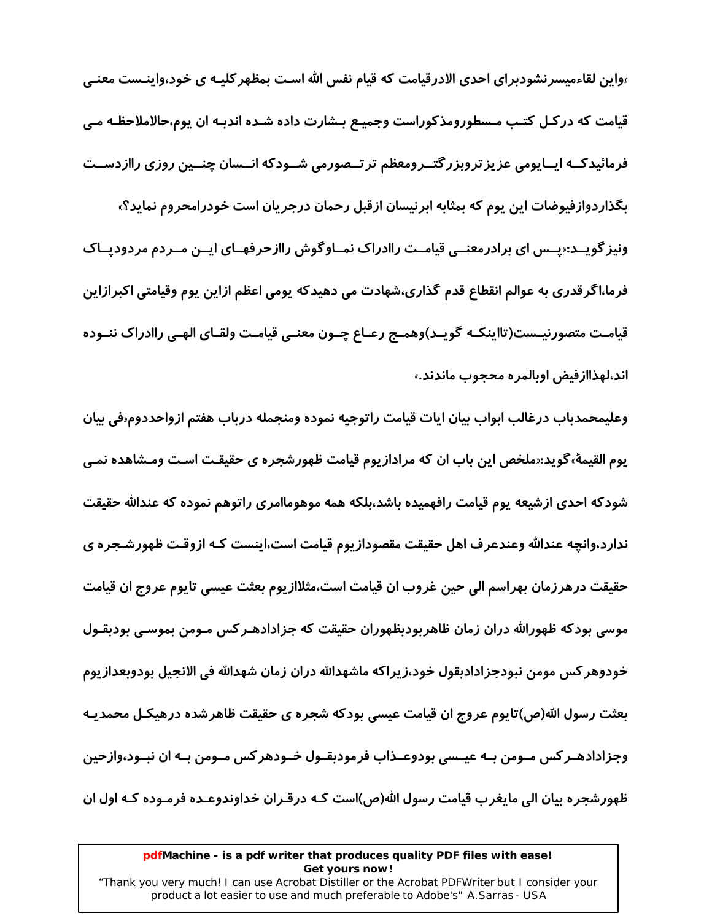«واین لقاءمیسرنشودبرای احدی الادرقیامت که قیام نفس الله است بمظهرکلیه ی خود،واینست معنی قیامت که درکل کتب مسطورومذکوراست وجمیع بشارت داده شده اندبه ان یوم،حالاملاحظه می فرمائیدکه ایایومی عزیزتروبزرگترومعظم ترتصورمی شودکه انسان چنین روزی راازدست بگذاردوازفیوضات این یوم که بمثابه ابرنیسان ازقبل رحمان درجریان است خودرامحروم نماید؟»

ونیزگوید:«پس ای برادرمعنی قیامت راادراک نماوگوش راازحرفهای این مردم مردودپاک فرما،اگرقدری به عوالم انقطاع قدم گذاری،شهادت می دهیدکه یومی اعظم ازاین یوم وقیامتی اکبرازاین قیامت متصورنیست(تااینکه گوید)وهمج رعاع چون معنی قیامت ولقای الهی راادراک ننوده اند،لهذاازفیض اوبالمره محجوب ماندند.»

وعلیمحمدباب درغالب ابواب بیان ایات قیامت راتوجیه نموده ومنجمله درباب هفتم ازواحددوم«فی بیان یوم القیمهٔ»گوید:«ملخص این باب ان که مرادازیوم قیامت ظهورشجره ی حقیقت است ومشاهده نمی شودکه احدی ازشیعه یوم قیامت رافهمیده باشد،بلکه همه موهوماامری راتوهم نموده که عندالله حقیقت ندارد،وانچه عندالله وعندعرف اهل حقیقت مقصودازیوم قیامت است،اینست که ازوقت ظهورشجره ی حقیقت درهرزمان بهراسم الی حین غروب ان قیامت است،مثلاازیوم بعثت عیسی تایوم عروج ان قیامت موسی بودکه ظهورالله دران زمان ظاهربودبظهوران حقیقت که جزادادهرکس مومن بموسی بودبقول خودوهرکس مومن نبودجزادادبقول خود،زیراکه ماشهدالله دران زمان شهدالله فی الانجیل بودوبعدازیوم بعثت رسول الله(ص)تایوم عروج ان قیامت عیسی بودکه شجره ی حقیقت ظاهرشده درهیکل محمدیه وجزادادهرکس مومن به عیسی بودوعذاب فرمودبقول خودهرکس مومن به ان نبود،وازحین ظهورشجره بیان الی مایغرب قیامت رسول الله(ص)است که درقران خداوندوعده فرموده که اول ان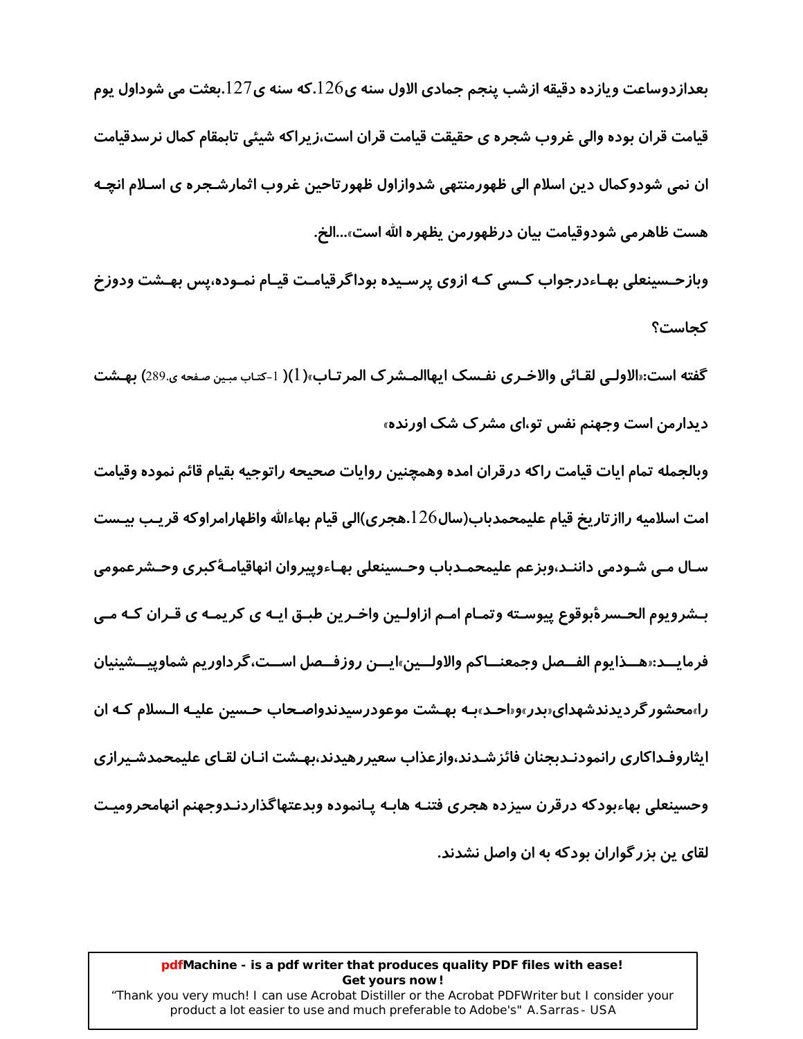**بعدازدوساعت ویازده دقیقه ازشب پنجم جمادی الاول سنه ی126.که سنه ی127.بعثت می شوداول یوم قیامت قران بوده والی غروب شجره ی حقیقت قیامت قران است،زیراکه شیئی تابمقام کمال نرسدقیامت ان نمی شودوکمال دین اسلام الی ظهورمنتهی شدوازاول ظهورتاحین غروب اثمارشجره ی اسلام انچه هست ظاهرمی شودوقیامت بیان درظهورمن یظهره الله است»...الخ.**

**وبازحسینعلی بهاءدرجواب کسی که ازوی پرسیده بوداگرقیامت قیام نموده،پس بهشت ودوزخ کجاست؟**

**گفته است:«الاولی لقائی والاخری نفسک ایهاالمشرک المرتاب»(1)** (1-کتاب مبین صفحه ی.289) **بهشت دیدارمن است وجهنم نفس تو،ای مشرک شک اورنده»**

**وبالجمله تمام ایات قیامت راکه درقران امده وهمچنین روایات صحیحه راتوجیه بقیام قائم نموده وقیامت امت اسلامیه راازتاریخ قیام علیمحمدباب(سال126.هجری)الی قیام بهاءالله واظهارامراوکه قریب بیست سال می شودمی دانند،وبزعم علیمحمدباب وحسینعلی بهاءوپیروان انهاقیامۀکبری وحشرعمومی بشرویوم الحسرۀبوقوع پیوسته وتمام امم ازاولین واخرین طبق ایه ی کریمه ی قران که می فرماید:«هذایوم الفصل وجمعناکم والاولین»این روزفصل است،گرداوریم شماوپیشینیان را»محشورگردیدندشهدای«بدر»و«احد»به بهشت موعودرسیدندواصحاب حسین علیه السلام که ان ایثاروفداکاری رانمودندبجنان فائزشدند،وازعذاب سعیررهیدند،بهشت انان لقای علیمحمدشیرازی وحسینعلی بهاءبودکه درقرن سیزده هجری فتنه هابه پانموده وبدعتهاگذاردندوجهنم انهامحرومیت لقای ین بزرگواران بودکه به ان واصل نشدند.**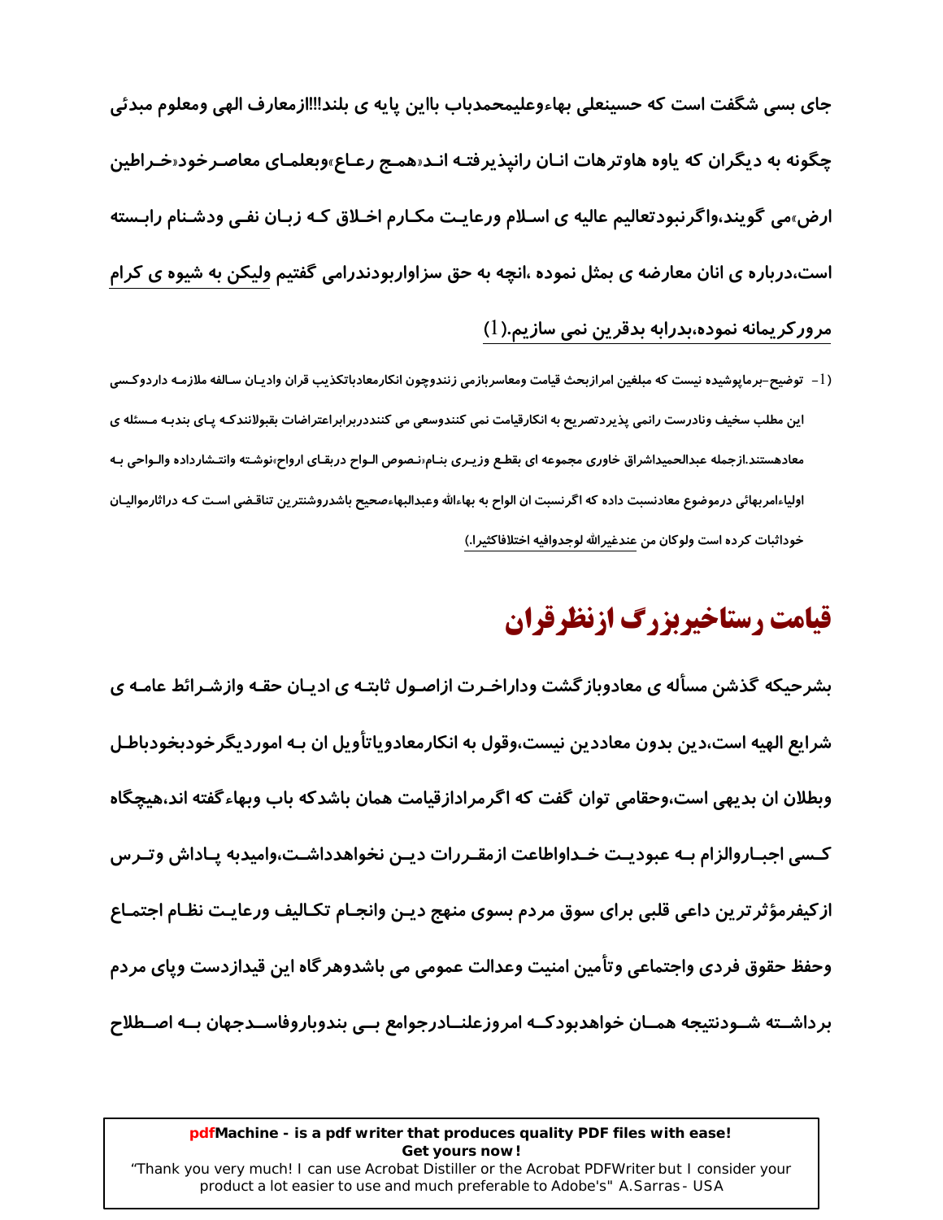جای بسی شگفت است که حسینعلی بهاءوعلیمحمدباب بااین پایه ی بلند!!!ازمعارف الهی ومعلوم مبدئی چگونه به دیگران که یاوه هاوترهات انان رانپذیرفته اند«همج رعاع»وبعلمای معاصرخود«خراطین ارض»می گویند،واگرنبودتعالیم عالیه ی اسلام ورعایت مکارم اخلاق که زبان نفی ودشنام رابسته است،درباره ی انان معارضه ی بمثل نموده ،انچه به حق سزاواربودندرامی گفتیم ولیکن به شیوه ی کرام مرورکریمانه نموده،بدرابه بدقرین نمی سازیم.(1)

(1- توضیح-برماپوشیده نیست که مبلغین امرازبحث قیامت ومعاسربازمی زنندوچون انکارمعادباتکذیب قران وادیان سالفه ملازمه داردوکسی این مطلب سخیف ونادرست رانمی پذیردتصریح به انکارقیامت نمی کنندوسعی می کننددربرابراعتراضات بقبولانندکه پای بندبه مسئله ی معادهستند.ازجمله عبدالحمیداشراق خاوری مجموعه ای بقطع وزیری بنام«نصوص الواح دربقای ارواح»نوشته وانتشارداده والواحی به اولیاءامربهائی درموضوع معادنسبت داده که اگرنسبت ان الواح به بهاءالله وعبدالبهاءصحیح باشدروشنترین تناقضی است که دراثارموالیان خوداثبات کرده است ولوکان من عندغیرالله لوجدوافیه اختلافاکثیرا.)

# قیامت رستاخیربزرگ ازنظرقران

بشرحیکه گذشن مسأله ی معادوبازگشت وداراخرت ازاصول ثابته ی ادیان حقه وازشرائط عامه ی شرایع الهیه است،دین بدون معاددین نیست،وقول به انکارمعادویاتأویل ان به اموردیگرخودبخودباطل وبطلان ان بدیهی است،وحقامی توان گفت که اگرمرادازقیامت همان باشدکه باب وبهاءگفته اند،هیچگاه کسی اجباروالزام به عبودیت خداواطاعت ازمقررات دین نخواهدداشت،وامیدبه پاداش وترس ازکیفرمؤثرترین داعی قلبی برای سوق مردم بسوی منهج دین وانجام تکالیف ورعایت نظام اجتماع وحفظ حقوق فردی واجتماعی وتأمین امنیت وعدالت عمومی می باشدوهرگاه این قیدازدست وپای مردم برداشته شودنتیجه همان خواهدبودکه امروزعلنادرجوامع بی بندوباروفاسدجهان به اصطلاح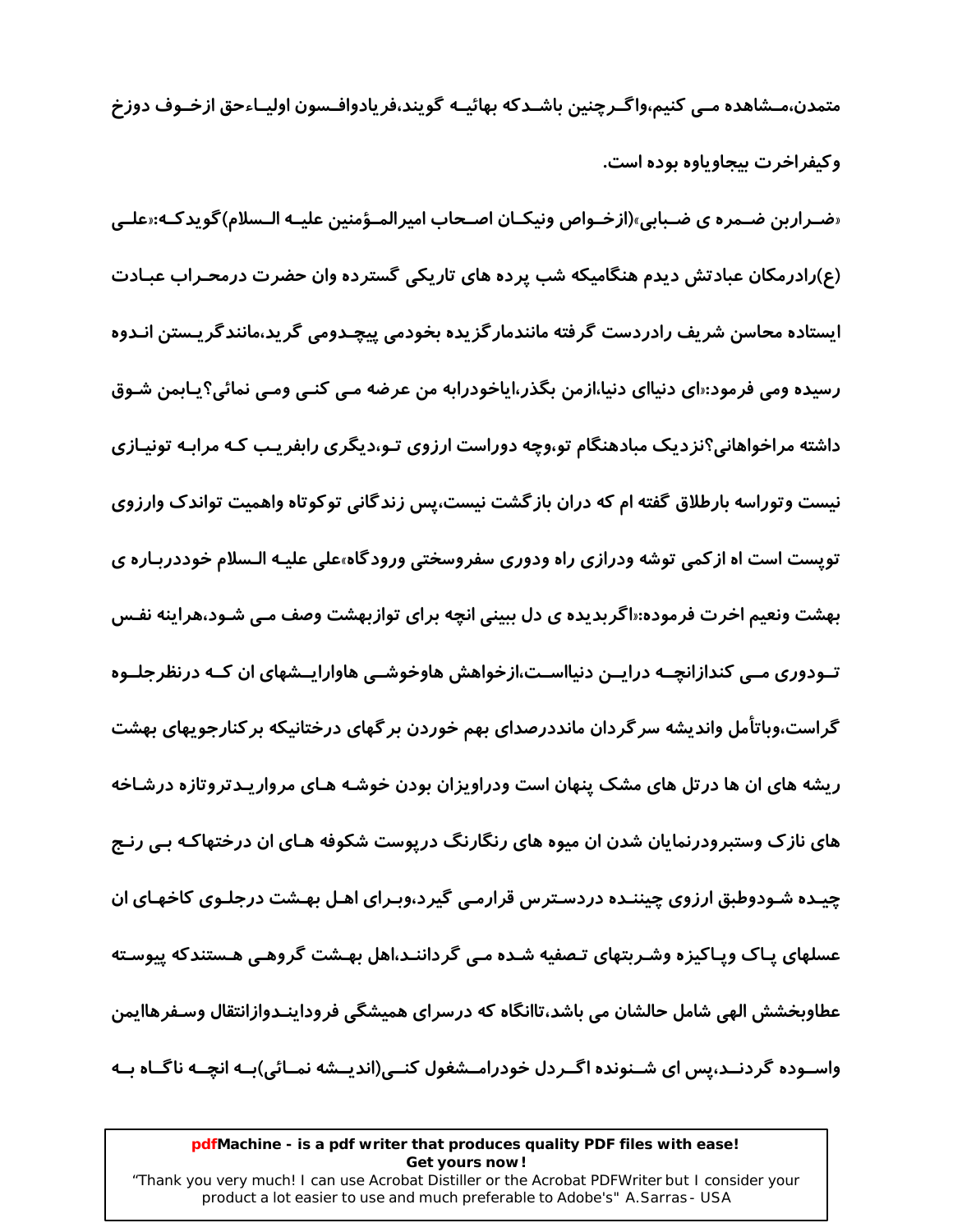متمدن،مشاهده می کنیم،واگرچنین باشدکه بهائیه گویند،فریادوافسون اولیاءحق ازخوف دوزخ وکیفراخرت بیجاویاوه بوده است.

«ضراربن ضمره ی ضبابی»(ازخواص ونیکان اصحاب امیرالمؤمنین علیه السلام)گویدکه:«علی (ع)رادرمکان عبادتش دیدم هنگامیکه شب پرده های تاریکی گسترده وان حضرت درمحراب عبادت ایستاده محاسن شریف رادردست گرفته ماننده‌مارگزیده بخودمی پیچدومی گرید،ماننده‌گریستن اندوه رسیده ومی فرمود:«ای دنیاای دنیا،ازمن بگذر،ایاخودرابه من عرضه می کنی ومی نمائی؟یابمن شوق داشته مراخواهانی؟نزدیک مبادهنگام تو،وچه دوراست ارزوی تو،دیگری رابفریب که مرابه تونیازی نیست وتوراسه بارطلاق گفته ام که دران بازگشت نیست،پس زندگانی توکوتاه واهمیت تواندک وارزوی توپست است اه ازکمی توشه ودرازی راه ودوری سفروسختی ورودگاه»علی علیه السلام خوددرباره ی بهشت ونعیم اخرت فرموده:«اگربدیده ی دل ببینی انچه برای توازبهشت وصف می شود،هراینه نفس تودوری می کنداز‌انچه دراین دنیااست،ازخواهش هاوخوشی هاوارایشهای ان که درنظرجلوه گراست،وباتأمل واندیشه سرگردان مانددرصدای بهم خوردن برگهای درختانیکه برکنارجویهای بهشت ریشه های ان ها درتل های مشک پنهان است ودراویزان بودن خوشه های مرواریدتروتازه درشاخه های نازک وستبرودرنمایان شدن ان میوه های رنگارنگ درپوست شکوفه های ان درختهاکه بی رنج چیده شودوطبق ارزوی چیننده دردسترس قرارمی گیرد،وبرای اهل بهشت درجلوی کاخهای ان عسلهای پاک وپاکیزه وشربتهای تصفیه شده می گردانند،اهل بهشت گروهی هستندکه پیوسته عطاوبخشش الهی شامل حالشان می باشد،تاانگاه که درسرای همیشگی فرودایندوازانتقال وسفرهاایمن واسوده گردند،پس ای شنونده اگردل خودرامشغول کنی(اندیشه نمائی)به انچه ناگاه به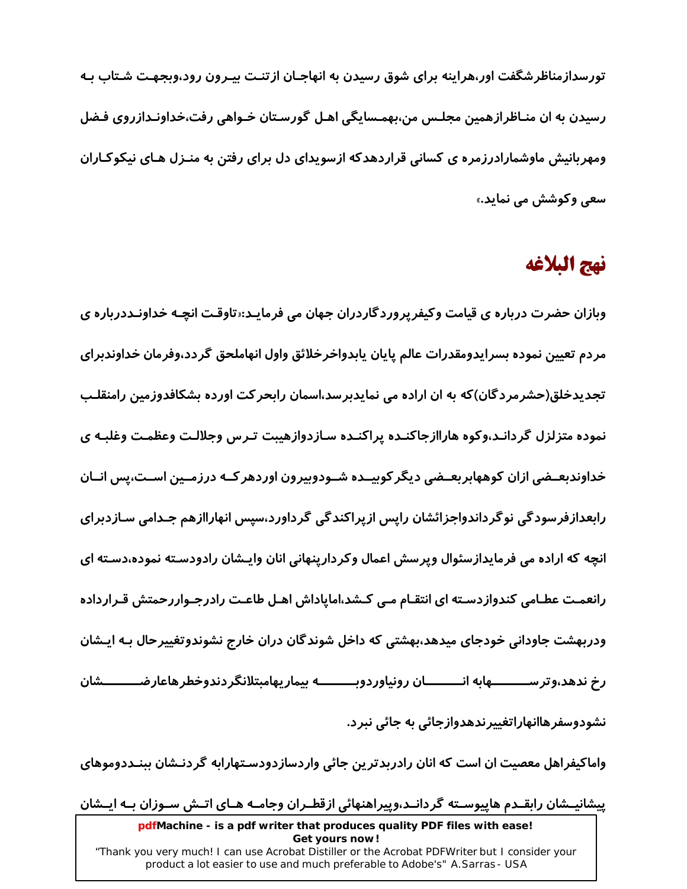تورسدازمناظرشگفت اور،هراینه برای شوق رسیدن به انهاجـان ازتنـت بیـرون رود،وبجهـت شـتاب بـه رسیدن به ان منـاظرازهمین مجلـس من،بهمـسایگی اهـل گورسـتان خـواهی رفت،خداونـدازروی فـضل ومهربانیش ماوشمارادرزمره ی کسانی قراردهدکه ازسویدای دل برای رفتن به منـزل هـای نیکوکـاران سعی وکوشش می نماید.»

## نهج البلاغه

وبازان حضرت درباره ی قیامت وکیفرپروردگاردران جهان می فرمایـد:«تاوقـت انچـه خداونـددرباره ی مردم تعیین نموده بسرایدومقدرات عالم پایان یابدواخرخلائق واول انهاملحق گردد،وفرمان خداوندبرای تجدیدخلق(حشرمردگان)که به ان اراده می نمایدبرسد،اسمان رابحرکت اورده بشکافدوزمین رامنقلـب نموده متزلزل گردانـد،وکوه هاراازجاکنـده پراکنـده سـازدوازهیبت تـرس وجلالـت وعظمـت وغلبـه ی خداوندبعـضی ازان کوههابربعـضی دیگرکوبیـده شـودوبیرون اوردهرکـه درزمـین اسـت،پس انـان رابعدازفرسودگی نوگرداندواجزائشان راپس ازپراکندگی گرداورد،سپس انهاراازهم جـدامی سـازدبرای انچه که اراده می فرمایدازسئوال وپرسش اعمال وکردارپنهانی انان وایـشان رادودسـته نموده،دسـته ای رانعمـت عطـامی کندوازدسـته ای انتقـام مـی کـشد،اماپاداش اهـل طاعـت رادرجـواررحمتش قـرارداده ودربهشت جاودانی خودجای میدهد،بهشتی که داخل شوندگان دران خارج نشوندوتغییرحال بـه ایـشان رخ ندهد،وترسـهابه انـان رونیاوردوبـه بیماریهامبتلانگردندوخطرهاعارضـشان نشودوسفرهاانهاراتغییرندهدوازجائی به جائی نبرد.

واماکیفراهل معصیت ان است که انان رادربدترین جائی واردسازدودسـتهارابه گردنـشان ببنـددوموهای پیشانیـشان رابقـدم هاپیوسـته گردانـد،وپیراهنهائی ازقطـران وجامـه هـای اتـش سـوزان بـه ایـشان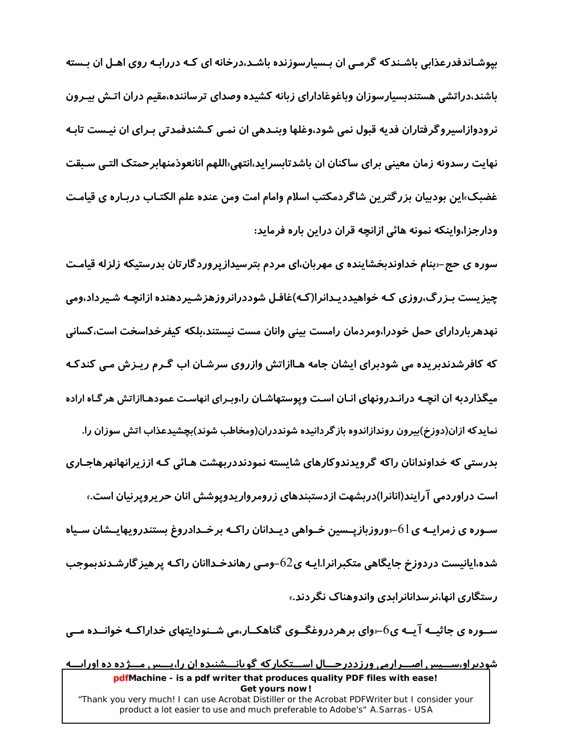بپوشـاندفدرعذابی باشـندکه گرمـی ان بـسیارسوزنده باشـد،درخانه ای کـه دررابـه روی اهـل ان بـسته باشند،دراتشی هستندبسیارسوزان وباغوغادارای زبانه کشیده وصدای ترساننده،مقیم دران اتـش بیـرون نرودوازاسیروگرفتاران فدیه قبول نمی شود،وغلها وبنـدهی ان نمـی کـشندفمدتی بـرای ان نیـست تابـه نهایت رسدونه زمان معینی برای ساکنان ان باشدتابسراید،انتهی«اللهم انانعوذمنهابرحمتک التـی سـبقت غضبک»این بودبیان بزرگترین شاگردمکتب اسلام وامام امت ومن عنده علم الکتـاب دربـاره ی قیامـت ودارجزا،واینکه نمونه هائی ازانچه قران دراین باره فرماید:

سوره ی حج-«بنام خداوندبخشاینده ی مهربان،ای مردم بترسیدازپروردگارتان بدرستیکه زلزله قیامـت چیزیست بـزرگ،روزی کـه خواهیددیـدانرا(کـه)غافـل شوددرانروزهزشیـردهنده ازانچـه شـیرداد،ومی نهدهرباردارای حمل خودرا،ومردمان رامست بینی وانان مست نیستند،بلکه کیفرخداسخت است،کسانی که کافرشدندبریده می شودبرای ایشان جامه هـاازاتش وازروی سرشـان اب گـرم ریـزش مـی کندکـه میگذاردبه ان انچـه درانـدرونهای انـان اسـت وپوستهاشـان را،وبـرای انهاسـت عمودهـاازاتش هرگـاه اراده نمایدکه ازان(دوزخ)بیرون روندازاندوه بازگردانیده شونددران(ومخاطب شوند)بچشیدعذاب اتش سوزان را. بدرستی که خاوندانان راکه گرویدندوکارهای شایسته نمودنددربهشت هـائی کـه اززیرانهانهرهاجـاری است دراوردمی آرایند(انانرا)دربشهت ازدستبندهای زرومرواریدوپوشش انان حریروپرنیان است.»

سـوره ی زمرایـه ی 61-«وروزبازپـسین خـواهی دیـدانان راکـه برخـدادروغ بستندرویهایـشان سـیاه شده،ایانیست دردوزخ جایگاهی متکبرانرا.ایـه ی62-ومـی رهاندخـداانان راکـه پرهیزگارشـدندبموجب رستگاری انها،نرسدانانرابدی واندوهناک نگردند.»

سـوره ی جاثیـه آیـه ی6-«وای برهردروغگـوی گناهکـار،می شـنودایتهای خداراکـه خوانـده مـی شودبراو،سـپس اصـرارمی ورزددرحـال اسـتکبارکه گوبانـشنیده ان را،پـس مـژده ده اورابـه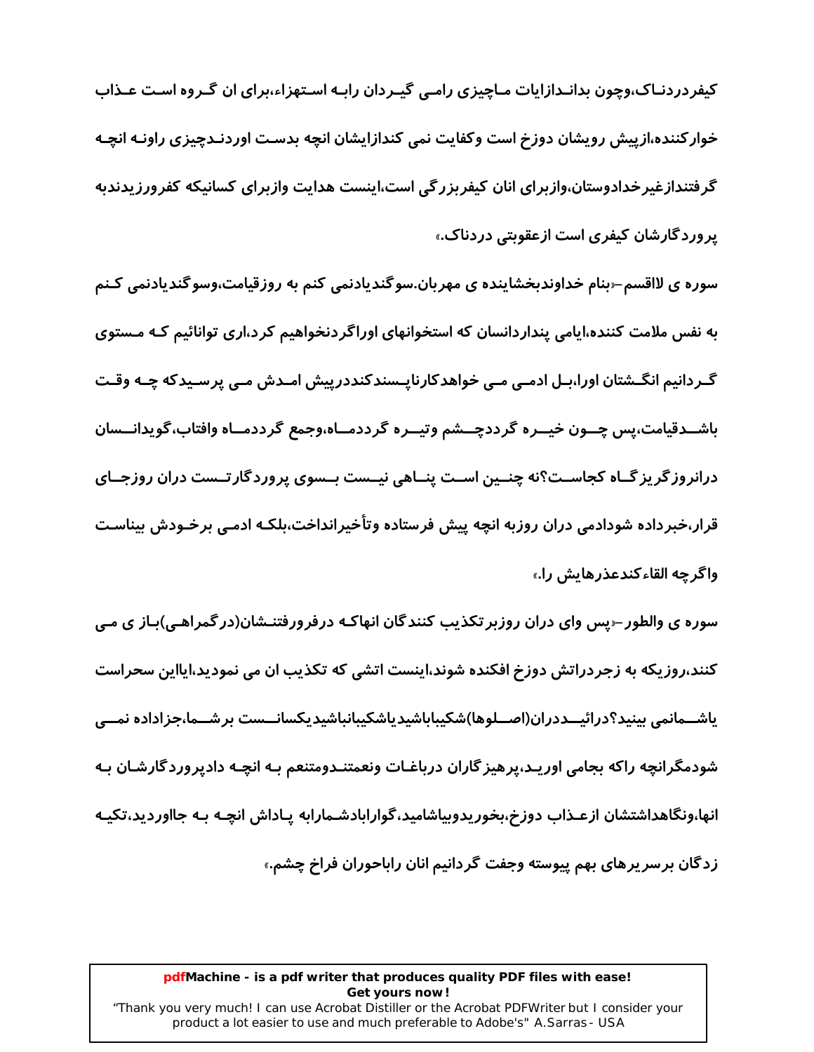کیفردردناک،وچون بدانددازایات ماچیزی رامی گیردان رابه استهزاء،برای ان گروه است عذاب خوارکننده،ازپیش رویشان دوزخ است وکفایت نمی کندازایشان انچه بدست اوردندچیزی راونه انچه گرفتندازغیرخدادوستان،وازبرای انان کیفربزرگی است،اینست هدایت وازبرای کسانیکه کفرورزیدندبه پروردگارشان کیفری است ازعقوبتی دردناک.»

سوره ی لااقسم–«بنام خداوندبخشاینده ی مهربان.سوگندیادنمی کنم به روزقیامت،وسوگندیادنمی کنم به نفس ملامت کننده،ایامی پنداردانسان که استخوانهای اوراگردنخواهیم کرد،اری توانائیم که مستوی گردانیم انگشتان اورا،بل ادمی می خواهدکارناپسندکنددرپیش امدش می پرسیدکه چه وقت باشدقیامت،پس چون خیره گرددچشم وتیره گرددماه،وجمع گرددماه وافتاب،گویدانسان درانروزگریزگاه کجاست؟نه چنین است پناهی نیست بسوی پروردگارتست دران روزجای قرار،خبرداده شودادمی دران روزبه انچه پیش فرستاده وتأخیرانداخت،بلکه ادمی برخودش بیناست واگرچه القاءکندعذرهایش را.»

سوره ی والطور–«پس وای دران روزبرتکذیب کنندگان انهاکه درفرورفتنشان(درگمراهی)باز ی می کنند،روزیکه به زجردراتش دوزخ افکنده شوند،اینست اتشی که تکذیب ان می نمودید،ایااین سحراست یاشمانمی بینید؟درائیددران(اصلوها)شکیباباشیدیاشکیبانباشیدیکسانست برشما،جزاداده نمی شودمگرانچه راکه بجامی اوریدءپرهیزگاران درباغات ونعمتندومتنعم به انچه دادپروردگارشان به انها،ونگاهداشتشان ازعذاب دوزخ،بخوریدوبیاشامید،گواراباد‌شمارابه پاداش انچه به جااوردید،تکیه زدگان برسریرهای بهم پیوسته وجفت گردانیم انان راباحوران فراخ چشم.»

**pdfMachine - is a pdf writer that produces quality PDF files with ease!**
**Get yours now!**
"Thank you very much! I can use Acrobat Distiller or the Acrobat PDFWriter but I consider your product a lot easier to use and much preferable to Adobe's" A.Sarras - USA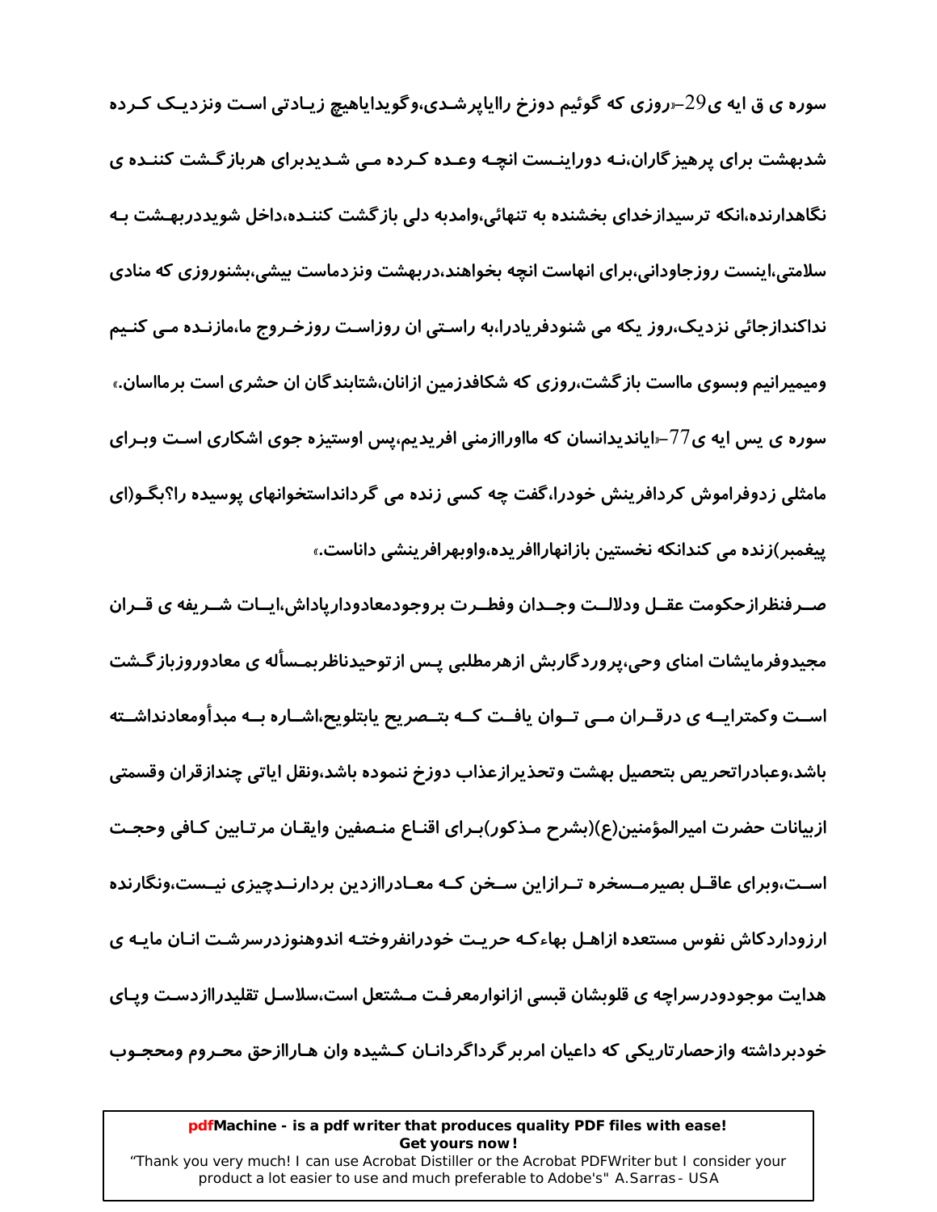سوره ی ق ایه ی29–«روزی که گوئیم دوزخ رااياپرشدی،وگویدایاهیچ زیادتی است ونزدیک کرده شدبهشت برای پرهیزگاران،نه دوراینست انچه وعده کرده می شدیدبرای هربازگشت کننده ی نگاهدارنده،انکه ترسیدازخدای بخشنده به تنهائی،وامدبه دلی بازگشت کننده،داخل شویددربهشت به سلامتی،اینست روزجاودانی،برای انهاست انچه بخواهند،دربهشت ونزدماست بیشی،بشنوروزی که منادی نداکندازجائی نزدیک،روز یکه می شنودفریادرا،به راستی ان روزاست روزخروج ما،مازنده می کنیم ومیمیرانیم وبسوی مااست بازگشت،روزی که شکافدزمین ازانان،شتابندگان ان حشری است برمااسان.»

سوره ی یس ایه ی77–«اياندیدانسان که مااورااززمنی افریدیم،پس اوستیزه جوی اشکاری است وبرای مامثلی زدوفراموش کردافرینش خودرا،گفت چه کسی زنده می گرداننداستخوانهای پوسیده را؟بگو(ای پیغمبر)زنده می کندانکه نخستین بازانهارااافریده،واوبهرافرینشی داناست.»

صرفنظرازحکومت عقل ودلالت وجدان وفطرت بروجودمعادودارپاداش،ایات شریفه ی قران مجیدوفرمایشات امنای وحی،پروردگاربش ازهرمطلبی پس ازتوحیدناظربمسأله ی معادوروزبازگشت است وکمترایه ی درقران می توان یافت که بتصریح یابتلویح،اشاره به مبدأومعادنداشته باشد،وعبادراتحریص بتحصیل بهشت وتحذیرازعذاب دوزخ ننموده باشد،ونقل ایاتی چندازقران وقسمتی ازبیانات حضرت امیرالمؤمنین(ع)(بشرح مذکور)برای اقناع منصفین وایقان مرتابین کافی وحجت است،وبرای عاقل بصیرمسخره ترازاین سخن که معادراازدین بردارندچیزی نیست،ونگارنده ارزوداردکاش نفوس مستعده ازاهل بهاءکه حریت خودرانفروخته اندوهنوزدرسرشت انان مایه ی هدایت موجودودرسراچه ی قلوبشان قبسی ازانوارمعرفت مشتعل است،سلاسل تقلیدراازدست وپای خودبرداشته وازحصارتاریکی که داعیان امربرگرداگردانان کشیده وان هاراازحق محروم ومحجوب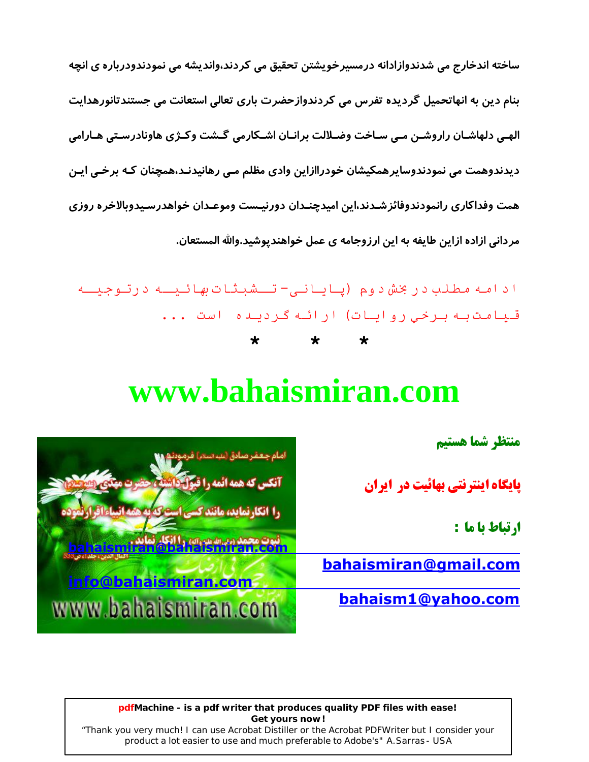ساخته اندخارج می شدندوازادانه درمسیرخویشتن تحقیق می کردند،واندیشه می نمودندودرباره ی انچه بنام دین به انهاتحمیل گردیده تفرس می کردندوازحضرت باری تعالی استعانت می جستندتانورهدایت الهی دلهاشان راروشن می ساخت وضلالت برانان اشکارمی گشت وکژی هاونادرستی هارامی دیدندوهمت می نمودندوسایرهمکیشان خودراازاین وادی مظلم می رهانیدند،همچنان که برخی این همت وفداکاری رانمودندوفائزشدند،این امیدچندان دورنیست وموعدان خواهدرسیدوبالاخره روزی مردانی ازاده ازاین طایفه به این ارزوجامه ی عمل خواهندپوشید.والله المستعان.

ادامه مطلب در بخش دوم (پایانی- تشبثات بهائیه درتوجیه قیامت به برخي روايات) ارائه گرديده است ...

\*　　\*　　\*

# www.bahaismiran.com

**منتظر شما هستیم**

**پایگاه اینترنتی بهائیت در ایران**

**ارتباط با ما :**

bahaismiran@gmail.com

bahaism1@yahoo.com

bahaismiran@bahaismiran.com

info@bahaismiran.com

pdfMachine - is a pdf writer that produces quality PDF files with ease!
Get yours now!
"Thank you very much! I can use Acrobat Distiller or the Acrobat PDFWriter but I consider your product a lot easier to use and much preferable to Adobe's" A.Sarras - USA